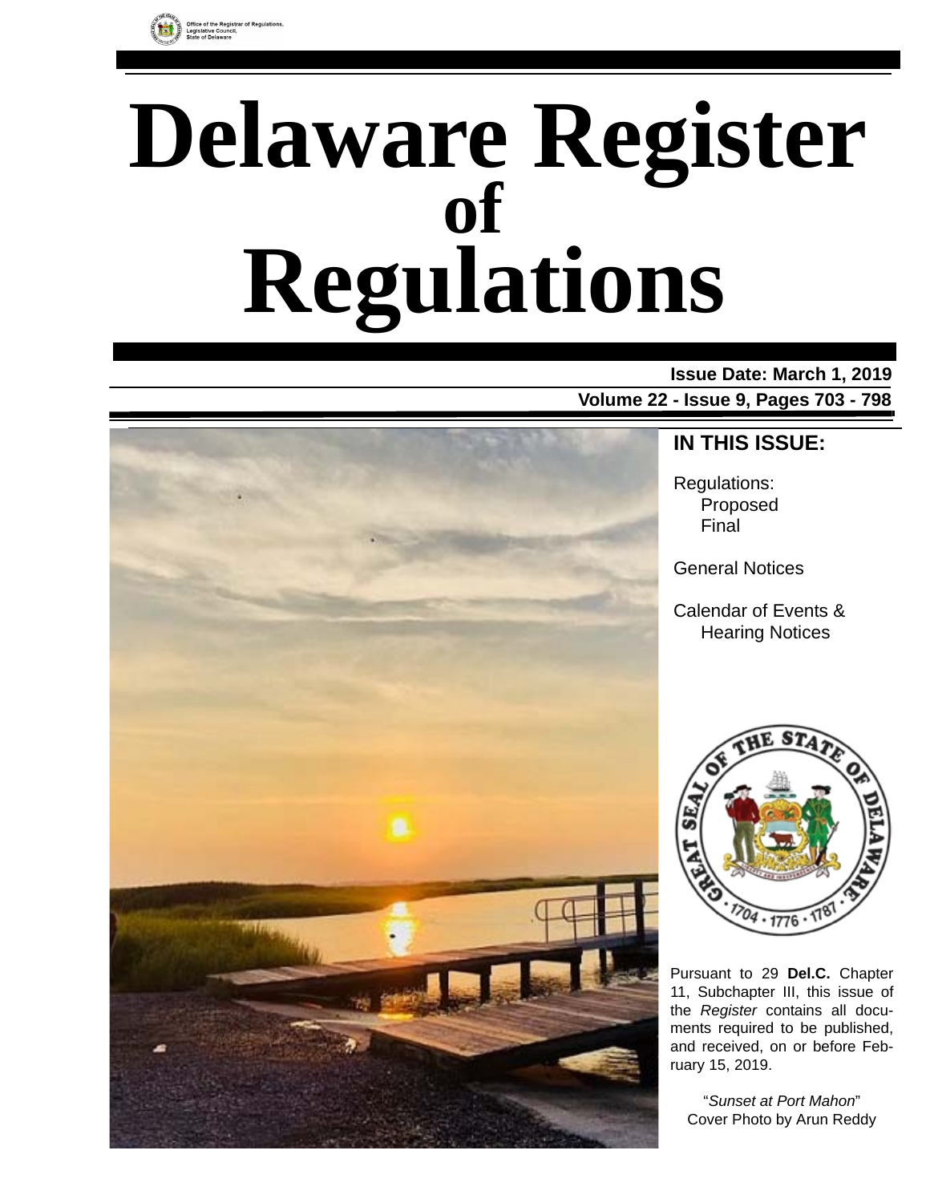Office of the Registrar of Regulations, Legislative Council, State of Delaware

# Delaware Register of Regulations

**Issue Date: March 1, 2019**

**Volume 22 - Issue 9, Pages 703 - 798**

## IN THIS ISSUE:

Regulations:
- Proposed
- Final

General Notices

Calendar of Events & Hearing Notices

Pursuant to 29 **Del.C.** Chapter 11, Subchapter III, this issue of the *Register* contains all documents required to be published, and received, on or before February 15, 2019.

"*Sunset at Port Mahon*"
Cover Photo by Arun Reddy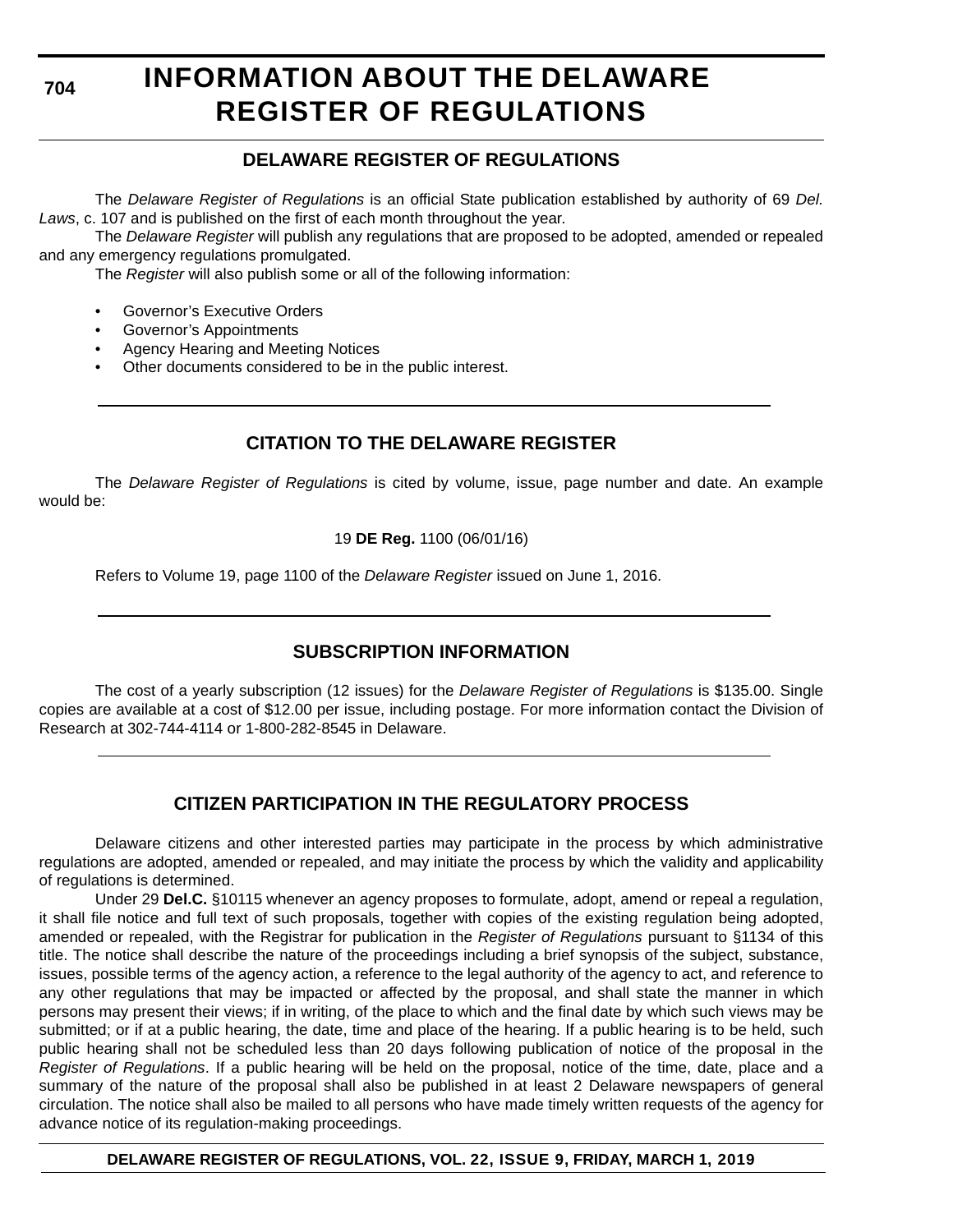# INFORMATION ABOUT THE DELAWARE REGISTER OF REGULATIONS

## DELAWARE REGISTER OF REGULATIONS

The *Delaware Register of Regulations* is an official State publication established by authority of 69 *Del. Laws*, c. 107 and is published on the first of each month throughout the year.

The *Delaware Register* will publish any regulations that are proposed to be adopted, amended or repealed and any emergency regulations promulgated.

The *Register* will also publish some or all of the following information:

- Governor's Executive Orders
- Governor's Appointments
- Agency Hearing and Meeting Notices
- Other documents considered to be in the public interest.

## CITATION TO THE DELAWARE REGISTER

The *Delaware Register of Regulations* is cited by volume, issue, page number and date. An example would be:

19 **DE Reg.** 1100 (06/01/16)

Refers to Volume 19, page 1100 of the *Delaware Register* issued on June 1, 2016.

## SUBSCRIPTION INFORMATION

The cost of a yearly subscription (12 issues) for the *Delaware Register of Regulations* is $135.00. Single copies are available at a cost of $12.00 per issue, including postage. For more information contact the Division of Research at 302-744-4114 or 1-800-282-8545 in Delaware.

## CITIZEN PARTICIPATION IN THE REGULATORY PROCESS

Delaware citizens and other interested parties may participate in the process by which administrative regulations are adopted, amended or repealed, and may initiate the process by which the validity and applicability of regulations is determined.

Under 29 **Del.C.** §10115 whenever an agency proposes to formulate, adopt, amend or repeal a regulation, it shall file notice and full text of such proposals, together with copies of the existing regulation being adopted, amended or repealed, with the Registrar for publication in the *Register of Regulations* pursuant to §1134 of this title. The notice shall describe the nature of the proceedings including a brief synopsis of the subject, substance, issues, possible terms of the agency action, a reference to the legal authority of the agency to act, and reference to any other regulations that may be impacted or affected by the proposal, and shall state the manner in which persons may present their views; if in writing, of the place to which and the final date by which such views may be submitted; or if at a public hearing, the date, time and place of the hearing. If a public hearing is to be held, such public hearing shall not be scheduled less than 20 days following publication of notice of the proposal in the *Register of Regulations*. If a public hearing will be held on the proposal, notice of the time, date, place and a summary of the nature of the proposal shall also be published in at least 2 Delaware newspapers of general circulation. The notice shall also be mailed to all persons who have made timely written requests of the agency for advance notice of its regulation-making proceedings.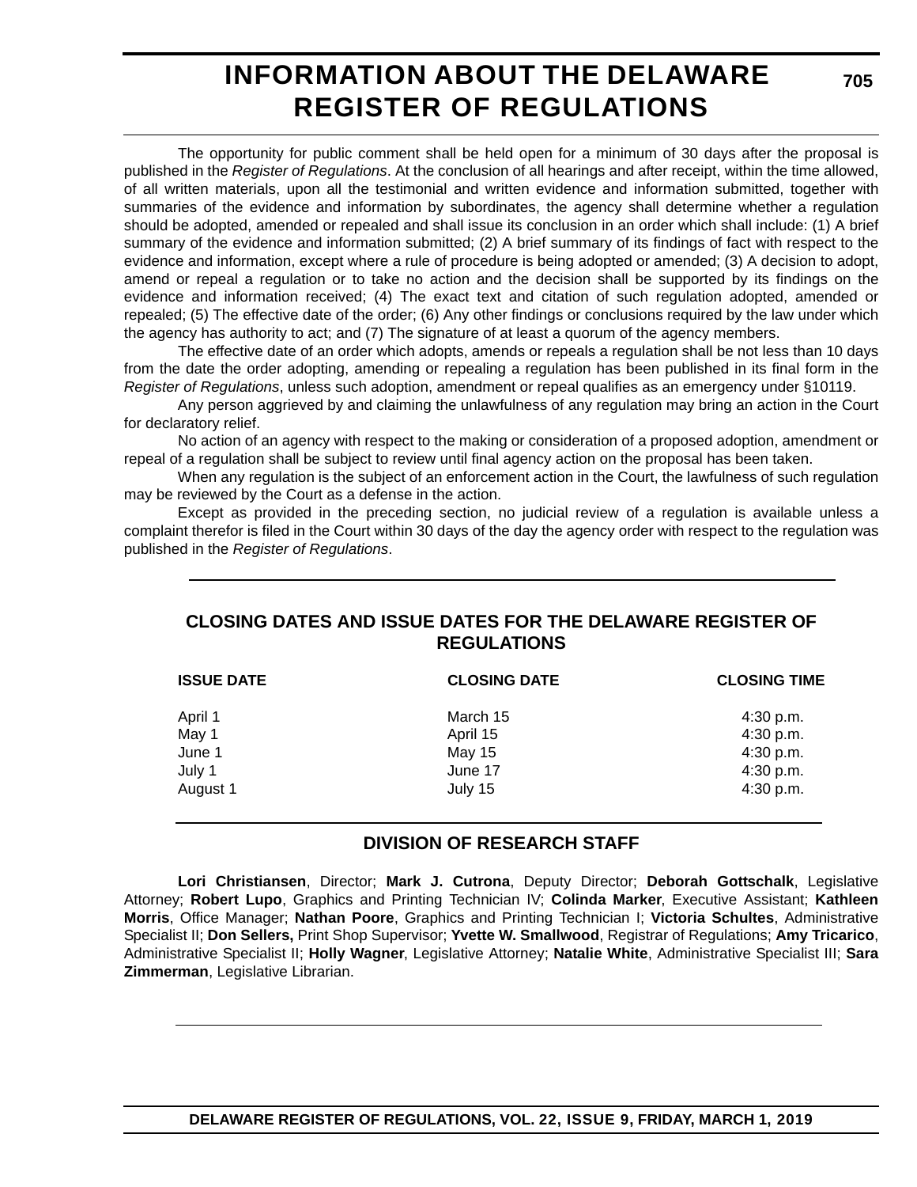# INFORMATION ABOUT THE DELAWARE REGISTER OF REGULATIONS

The opportunity for public comment shall be held open for a minimum of 30 days after the proposal is published in the *Register of Regulations*. At the conclusion of all hearings and after receipt, within the time allowed, of all written materials, upon all the testimonial and written evidence and information submitted, together with summaries of the evidence and information by subordinates, the agency shall determine whether a regulation should be adopted, amended or repealed and shall issue its conclusion in an order which shall include: (1) A brief summary of the evidence and information submitted; (2) A brief summary of its findings of fact with respect to the evidence and information, except where a rule of procedure is being adopted or amended; (3) A decision to adopt, amend or repeal a regulation or to take no action and the decision shall be supported by its findings on the evidence and information received; (4) The exact text and citation of such regulation adopted, amended or repealed; (5) The effective date of the order; (6) Any other findings or conclusions required by the law under which the agency has authority to act; and (7) The signature of at least a quorum of the agency members.

The effective date of an order which adopts, amends or repeals a regulation shall be not less than 10 days from the date the order adopting, amending or repealing a regulation has been published in its final form in the *Register of Regulations*, unless such adoption, amendment or repeal qualifies as an emergency under §10119.

Any person aggrieved by and claiming the unlawfulness of any regulation may bring an action in the Court for declaratory relief.

No action of an agency with respect to the making or consideration of a proposed adoption, amendment or repeal of a regulation shall be subject to review until final agency action on the proposal has been taken.

When any regulation is the subject of an enforcement action in the Court, the lawfulness of such regulation may be reviewed by the Court as a defense in the action.

Except as provided in the preceding section, no judicial review of a regulation is available unless a complaint therefor is filed in the Court within 30 days of the day the agency order with respect to the regulation was published in the *Register of Regulations*.

## CLOSING DATES AND ISSUE DATES FOR THE DELAWARE REGISTER OF REGULATIONS

| ISSUE DATE | CLOSING DATE | CLOSING TIME |
|---|---|---|
| April 1 | March 15 | 4:30 p.m. |
| May 1 | April 15 | 4:30 p.m. |
| June 1 | May 15 | 4:30 p.m. |
| July 1 | June 17 | 4:30 p.m. |
| August 1 | July 15 | 4:30 p.m. |

## DIVISION OF RESEARCH STAFF

**Lori Christiansen**, Director; **Mark J. Cutrona**, Deputy Director; **Deborah Gottschalk**, Legislative Attorney; **Robert Lupo**, Graphics and Printing Technician IV; **Colinda Marker**, Executive Assistant; **Kathleen Morris**, Office Manager; **Nathan Poore**, Graphics and Printing Technician I; **Victoria Schultes**, Administrative Specialist II; **Don Sellers,** Print Shop Supervisor; **Yvette W. Smallwood**, Registrar of Regulations; **Amy Tricarico**, Administrative Specialist II; **Holly Wagner**, Legislative Attorney; **Natalie White**, Administrative Specialist III; **Sara Zimmerman**, Legislative Librarian.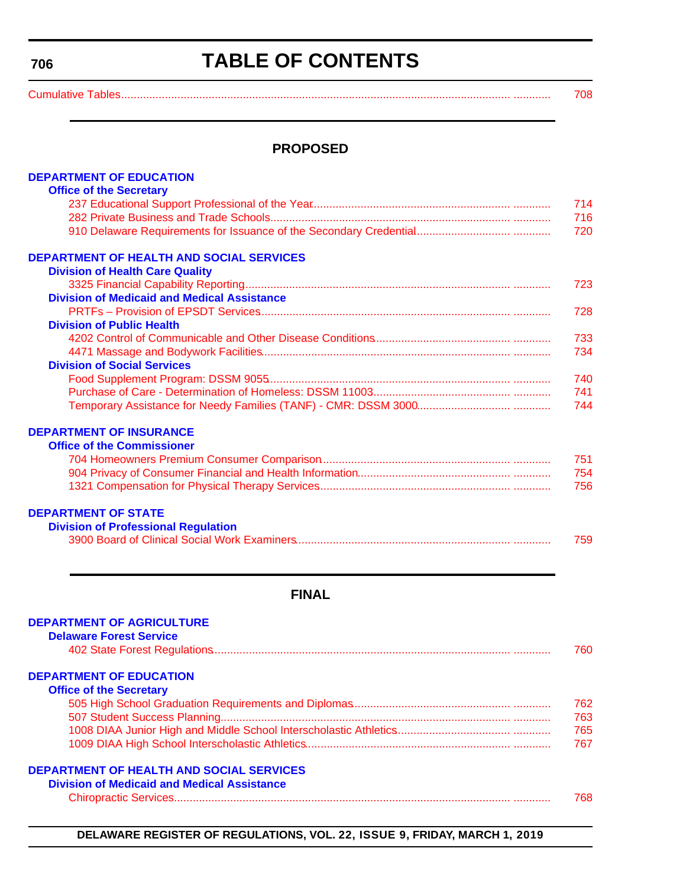# TABLE OF CONTENTS

Cumulative Tables ........................................ 708

## PROPOSED

### DEPARTMENT OF EDUCATION

**Office of the Secretary**

- 237 Educational Support Professional of the Year ........................................ 714
- 282 Private Business and Trade Schools ........................................ 716
- 910 Delaware Requirements for Issuance of the Secondary Credential ........................................ 720

### DEPARTMENT OF HEALTH AND SOCIAL SERVICES

**Division of Health Care Quality**

- 3325 Financial Capability Reporting ........................................ 723

**Division of Medicaid and Medical Assistance**

- PRTFs – Provision of EPSDT Services ........................................ 728

**Division of Public Health**

- 4202 Control of Communicable and Other Disease Conditions ........................................ 733
- 4471 Massage and Bodywork Facilities ........................................ 734

**Division of Social Services**

- Food Supplement Program: DSSM 9055 ........................................ 740
- Purchase of Care - Determination of Homeless: DSSM 11003 ........................................ 741
- Temporary Assistance for Needy Families (TANF) - CMR: DSSM 3000 ........................................ 744

### DEPARTMENT OF INSURANCE

**Office of the Commissioner**

- 704 Homeowners Premium Consumer Comparison ........................................ 751
- 904 Privacy of Consumer Financial and Health Information ........................................ 754
- 1321 Compensation for Physical Therapy Services ........................................ 756

### DEPARTMENT OF STATE

**Division of Professional Regulation**

- 3900 Board of Clinical Social Work Examiners ........................................ 759

## FINAL

### DEPARTMENT OF AGRICULTURE

**Delaware Forest Service**

- 402 State Forest Regulations ........................................ 760

### DEPARTMENT OF EDUCATION

**Office of the Secretary**

- 505 High School Graduation Requirements and Diplomas ........................................ 762
- 507 Student Success Planning ........................................ 763
- 1008 DIAA Junior High and Middle School Interscholastic Athletics ........................................ 765
- 1009 DIAA High School Interscholastic Athletics ........................................ 767

### DEPARTMENT OF HEALTH AND SOCIAL SERVICES

**Division of Medicaid and Medical Assistance**

- Chiropractic Services ........................................ 768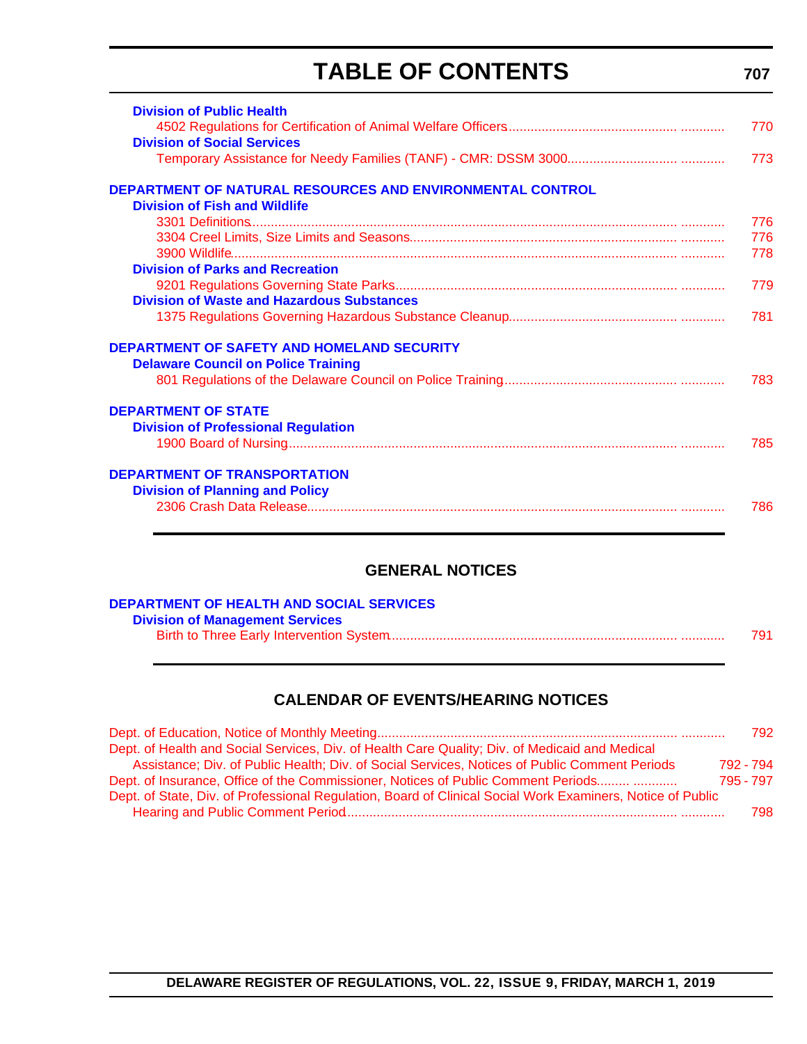# TABLE OF CONTENTS

**Division of Public Health**

4502 Regulations for Certification of Animal Welfare Officers ........................................................ 770

**Division of Social Services**

Temporary Assistance for Needy Families (TANF) - CMR: DSSM 3000 ........................................ 773

**DEPARTMENT OF NATURAL RESOURCES AND ENVIRONMENTAL CONTROL**

**Division of Fish and Wildlife**

3301 Definitions ........................................................ 776

3304 Creel Limits, Size Limits and Seasons ........................................................ 776

3900 Wildlife ........................................................ 778

**Division of Parks and Recreation**

9201 Regulations Governing State Parks ........................................................ 779

**Division of Waste and Hazardous Substances**

1375 Regulations Governing Hazardous Substance Cleanup ........................................................ 781

**DEPARTMENT OF SAFETY AND HOMELAND SECURITY**

**Delaware Council on Police Training**

801 Regulations of the Delaware Council on Police Training ........................................................ 783

**DEPARTMENT OF STATE**

**Division of Professional Regulation**

1900 Board of Nursing ........................................................ 785

**DEPARTMENT OF TRANSPORTATION**

**Division of Planning and Policy**

2306 Crash Data Release ........................................................ 786

## GENERAL NOTICES

**DEPARTMENT OF HEALTH AND SOCIAL SERVICES**

**Division of Management Services**

Birth to Three Early Intervention System ........................................................ 791

## CALENDAR OF EVENTS/HEARING NOTICES

Dept. of Education, Notice of Monthly Meeting ........................................................ 792

Dept. of Health and Social Services, Div. of Health Care Quality; Div. of Medicaid and Medical Assistance; Div. of Public Health; Div. of Social Services, Notices of Public Comment Periods ........ 792 - 794

Dept. of Insurance, Office of the Commissioner, Notices of Public Comment Periods ........ 795 - 797

Dept. of State, Div. of Professional Regulation, Board of Clinical Social Work Examiners, Notice of Public Hearing and Public Comment Period ........................................................ 798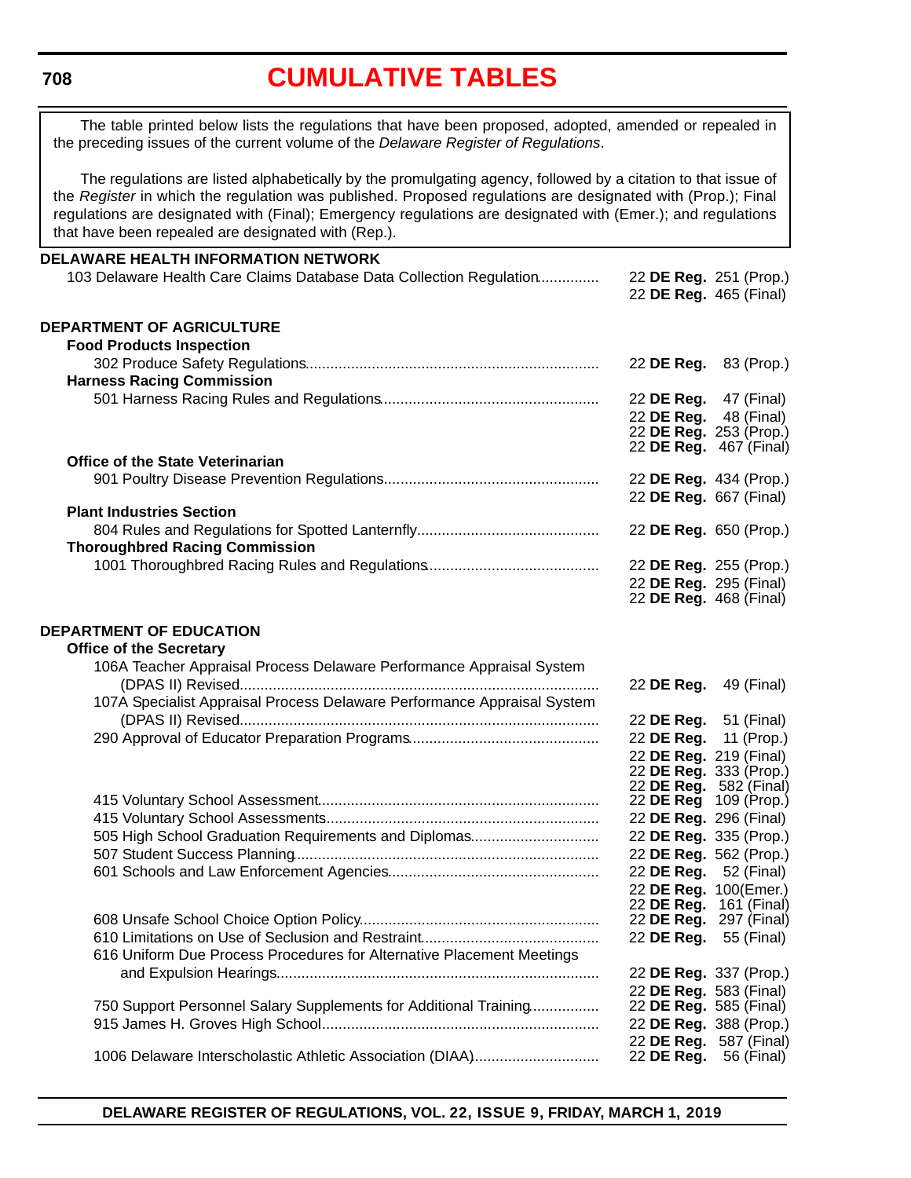# CUMULATIVE TABLES

The table printed below lists the regulations that have been proposed, adopted, amended or repealed in the preceding issues of the current volume of the *Delaware Register of Regulations*.

The regulations are listed alphabetically by the promulgating agency, followed by a citation to that issue of the *Register* in which the regulation was published. Proposed regulations are designated with (Prop.); Final regulations are designated with (Final); Emergency regulations are designated with (Emer.); and regulations that have been repealed are designated with (Rep.).

**DELAWARE HEALTH INFORMATION NETWORK**

| Regulation | Citation |
|---|---|
| 103 Delaware Health Care Claims Database Data Collection Regulation | 22 **DE Reg.** 251 (Prop.) |
| | 22 **DE Reg.** 465 (Final) |

**DEPARTMENT OF AGRICULTURE**

| Regulation | Citation |
|---|---|
| **Food Products Inspection** | |
| 302 Produce Safety Regulations | 22 **DE Reg.** 83 (Prop.) |
| **Harness Racing Commission** | |
| 501 Harness Racing Rules and Regulations | 22 **DE Reg.** 47 (Final) |
| | 22 **DE Reg.** 48 (Final) |
| | 22 **DE Reg.** 253 (Prop.) |
| | 22 **DE Reg.** 467 (Final) |
| **Office of the State Veterinarian** | |
| 901 Poultry Disease Prevention Regulations | 22 **DE Reg.** 434 (Prop.) |
| | 22 **DE Reg.** 667 (Final) |
| **Plant Industries Section** | |
| 804 Rules and Regulations for Spotted Lanternfly | 22 **DE Reg.** 650 (Prop.) |
| **Thoroughbred Racing Commission** | |
| 1001 Thoroughbred Racing Rules and Regulations | 22 **DE Reg.** 255 (Prop.) |
| | 22 **DE Reg.** 295 (Final) |
| | 22 **DE Reg.** 468 (Final) |

**DEPARTMENT OF EDUCATION**

| Regulation | Citation |
|---|---|
| **Office of the Secretary** | |
| 106A Teacher Appraisal Process Delaware Performance Appraisal System (DPAS II) Revised | 22 **DE Reg.** 49 (Final) |
| 107A Specialist Appraisal Process Delaware Performance Appraisal System (DPAS II) Revised | 22 **DE Reg.** 51 (Final) |
| 290 Approval of Educator Preparation Programs | 22 **DE Reg.** 11 (Prop.) |
| | 22 **DE Reg.** 219 (Final) |
| | 22 **DE Reg.** 333 (Prop.) |
| | 22 **DE Reg.** 582 (Final) |
| 415 Voluntary School Assessment | 22 **DE Reg** 109 (Prop.) |
| 415 Voluntary School Assessments | 22 **DE Reg.** 296 (Final) |
| 505 High School Graduation Requirements and Diplomas | 22 **DE Reg.** 335 (Prop.) |
| 507 Student Success Planning | 22 **DE Reg.** 562 (Prop.) |
| 601 Schools and Law Enforcement Agencies | 22 **DE Reg.** 52 (Final) |
| | 22 **DE Reg.** 100(Emer.) |
| | 22 **DE Reg.** 161 (Final) |
| 608 Unsafe School Choice Option Policy | 22 **DE Reg.** 297 (Final) |
| 610 Limitations on Use of Seclusion and Restraint | 22 **DE Reg.** 55 (Final) |
| 616 Uniform Due Process Procedures for Alternative Placement Meetings and Expulsion Hearings | 22 **DE Reg.** 337 (Prop.) |
| | 22 **DE Reg.** 583 (Final) |
| 750 Support Personnel Salary Supplements for Additional Training | 22 **DE Reg.** 585 (Final) |
| 915 James H. Groves High School | 22 **DE Reg.** 388 (Prop.) |
| | 22 **DE Reg.** 587 (Final) |
| 1006 Delaware Interscholastic Athletic Association (DIAA) | 22 **DE Reg.** 56 (Final) |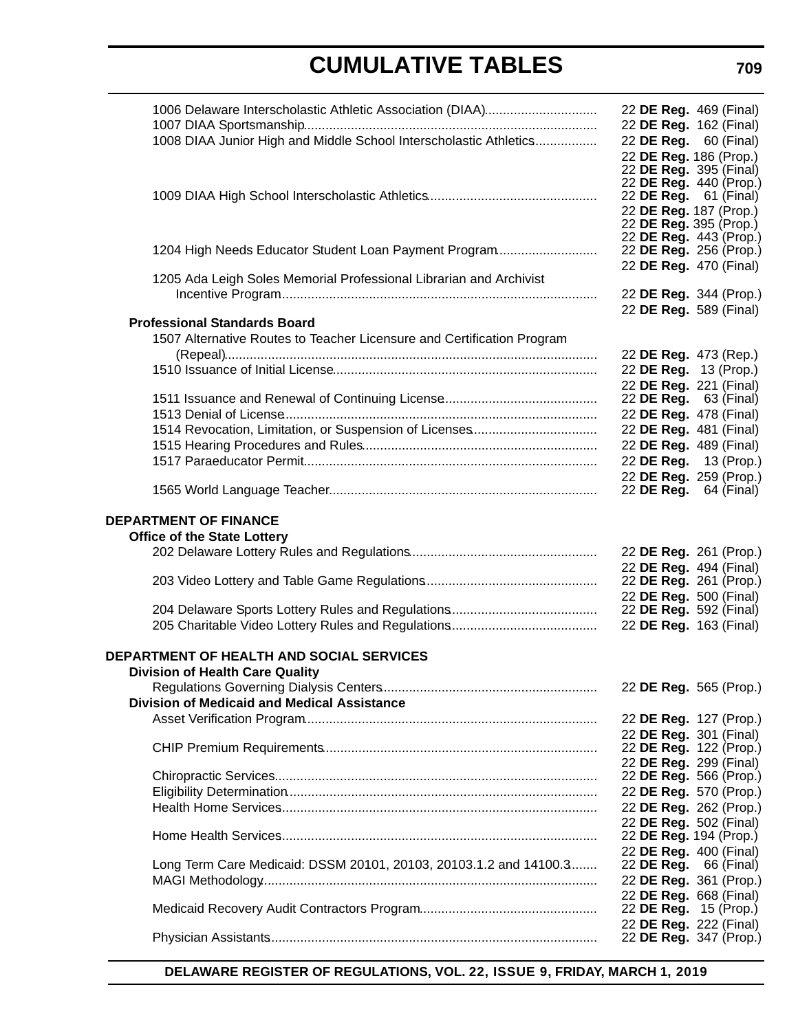1006 Delaware Interscholastic Athletic Association (DIAA) ............ 22 **DE Reg.** 469 (Final)
1007 DIAA Sportsmanship ............ 22 **DE Reg.** 162 (Final)
1008 DIAA Junior High and Middle School Interscholastic Athletics ............ 22 **DE Reg.** 60 (Final)
22 **DE Reg.** 186 (Prop.)
22 **DE Reg.** 395 (Final)
22 **DE Reg.** 440 (Prop.)
1009 DIAA High School Interscholastic Athletics ............ 22 **DE Reg.** 61 (Final)
22 **DE Reg.** 187 (Prop.)
22 **DE Reg.** 395 (Prop.)
22 **DE Reg.** 443 (Prop.)
1204 High Needs Educator Student Loan Payment Program ............ 22 **DE Reg.** 256 (Prop.)
22 **DE Reg.** 470 (Final)
1205 Ada Leigh Soles Memorial Professional Librarian and Archivist Incentive Program ............ 22 **DE Reg.** 344 (Prop.)
22 **DE Reg.** 589 (Final)

**Professional Standards Board**

1507 Alternative Routes to Teacher Licensure and Certification Program (Repeal) ............ 22 **DE Reg.** 473 (Rep.)
1510 Issuance of Initial License ............ 22 **DE Reg.** 13 (Prop.)
22 **DE Reg.** 221 (Final)
1511 Issuance and Renewal of Continuing License ............ 22 **DE Reg.** 63 (Final)
1513 Denial of License ............ 22 **DE Reg.** 478 (Final)
1514 Revocation, Limitation, or Suspension of Licenses ............ 22 **DE Reg.** 481 (Final)
1515 Hearing Procedures and Rules ............ 22 **DE Reg.** 489 (Final)
1517 Paraeducator Permit ............ 22 **DE Reg.** 13 (Prop.)
22 **DE Reg.** 259 (Prop.)
1565 World Language Teacher ............ 22 **DE Reg.** 64 (Final)

**DEPARTMENT OF FINANCE**

**Office of the State Lottery**

202 Delaware Lottery Rules and Regulations ............ 22 **DE Reg.** 261 (Prop.)
22 **DE Reg.** 494 (Final)
203 Video Lottery and Table Game Regulations ............ 22 **DE Reg.** 261 (Prop.)
22 **DE Reg.** 500 (Final)
204 Delaware Sports Lottery Rules and Regulations ............ 22 **DE Reg.** 592 (Final)
205 Charitable Video Lottery Rules and Regulations ............ 22 **DE Reg.** 163 (Final)

**DEPARTMENT OF HEALTH AND SOCIAL SERVICES**

**Division of Health Care Quality**

Regulations Governing Dialysis Centers ............ 22 **DE Reg.** 565 (Prop.)

**Division of Medicaid and Medical Assistance**

Asset Verification Program ............ 22 **DE Reg.** 127 (Prop.)
22 **DE Reg.** 301 (Final)
CHIP Premium Requirements ............ 22 **DE Reg.** 122 (Prop.)
22 **DE Reg.** 299 (Final)
Chiropractic Services ............ 22 **DE Reg.** 566 (Prop.)
Eligibility Determination ............ 22 **DE Reg.** 570 (Prop.)
Health Home Services ............ 22 **DE Reg.** 262 (Prop.)
22 **DE Reg.** 502 (Final)
Home Health Services ............ 22 **DE Reg.** 194 (Prop.)
22 **DE Reg.** 400 (Final)
Long Term Care Medicaid: DSSM 20101, 20103, 20103.1.2 and 14100.3 ............ 22 **DE Reg.** 66 (Final)
MAGI Methodology ............ 22 **DE Reg.** 361 (Prop.)
22 **DE Reg.** 668 (Final)
Medicaid Recovery Audit Contractors Program ............ 22 **DE Reg.** 15 (Prop.)
22 **DE Reg.** 222 (Final)
Physician Assistants ............ 22 **DE Reg.** 347 (Prop.)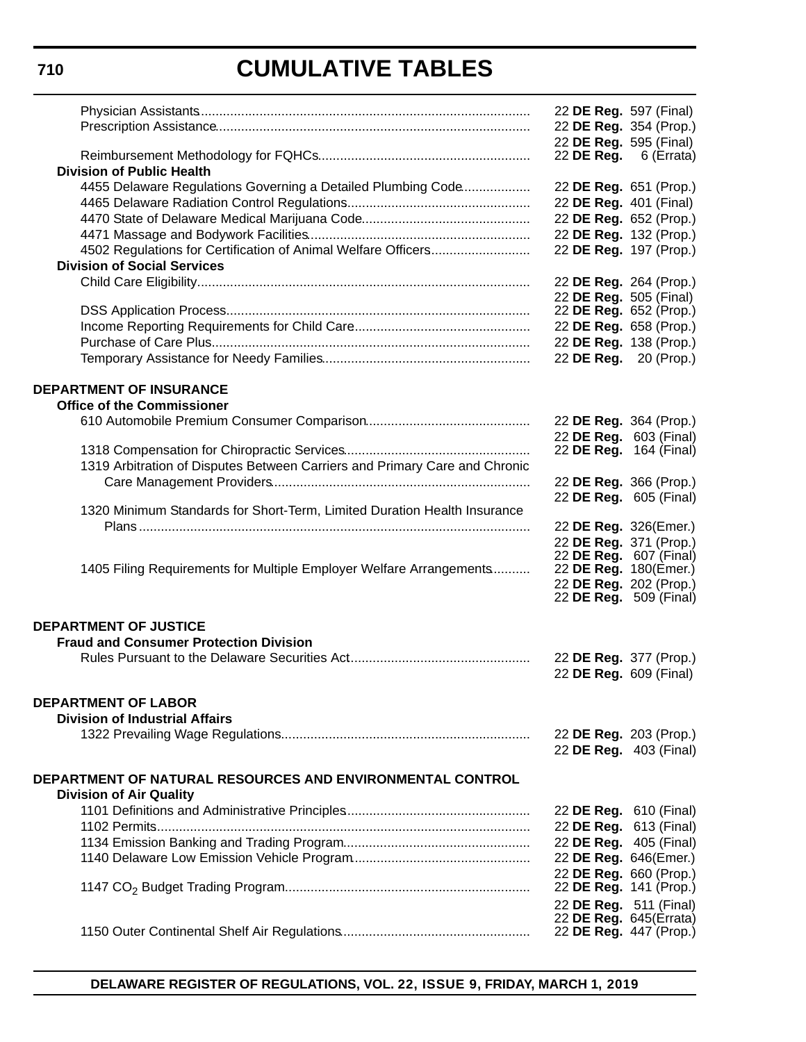# CUMULATIVE TABLES

| | |
|---|---|
| Physician Assistants | 22 **DE Reg.** 597 (Final) |
| Prescription Assistance | 22 **DE Reg.** 354 (Prop.) |
| | 22 **DE Reg.** 595 (Final) |
| Reimbursement Methodology for FQHCs | 22 **DE Reg.** 6 (Errata) |
| **Division of Public Health** | |
| 4455 Delaware Regulations Governing a Detailed Plumbing Code | 22 **DE Reg.** 651 (Prop.) |
| 4465 Delaware Radiation Control Regulations | 22 **DE Reg.** 401 (Final) |
| 4470 State of Delaware Medical Marijuana Code | 22 **DE Reg.** 652 (Prop.) |
| 4471 Massage and Bodywork Facilities | 22 **DE Reg.** 132 (Prop.) |
| 4502 Regulations for Certification of Animal Welfare Officers | 22 **DE Reg.** 197 (Prop.) |
| **Division of Social Services** | |
| Child Care Eligibility | 22 **DE Reg.** 264 (Prop.) |
| | 22 **DE Reg.** 505 (Final) |
| DSS Application Process | 22 **DE Reg.** 652 (Prop.) |
| Income Reporting Requirements for Child Care | 22 **DE Reg.** 658 (Prop.) |
| Purchase of Care Plus | 22 **DE Reg.** 138 (Prop.) |
| Temporary Assistance for Needy Families | 22 **DE Reg.** 20 (Prop.) |
| | |
| **DEPARTMENT OF INSURANCE** | |
| **Office of the Commissioner** | |
| 610 Automobile Premium Consumer Comparison | 22 **DE Reg.** 364 (Prop.) |
| | 22 **DE Reg.** 603 (Final) |
| 1318 Compensation for Chiropractic Services | 22 **DE Reg.** 164 (Final) |
| 1319 Arbitration of Disputes Between Carriers and Primary Care and Chronic Care Management Providers | 22 **DE Reg.** 366 (Prop.) |
| | 22 **DE Reg.** 605 (Final) |
| 1320 Minimum Standards for Short-Term, Limited Duration Health Insurance Plans | 22 **DE Reg.** 326(Emer.) |
| | 22 **DE Reg.** 371 (Prop.) |
| | 22 **DE Reg.** 607 (Final) |
| 1405 Filing Requirements for Multiple Employer Welfare Arrangements | 22 **DE Reg.** 180(Emer.) |
| | 22 **DE Reg.** 202 (Prop.) |
| | 22 **DE Reg.** 509 (Final) |
| | |
| **DEPARTMENT OF JUSTICE** | |
| **Fraud and Consumer Protection Division** | |
| Rules Pursuant to the Delaware Securities Act | 22 **DE Reg.** 377 (Prop.) |
| | 22 **DE Reg.** 609 (Final) |
| | |
| **DEPARTMENT OF LABOR** | |
| **Division of Industrial Affairs** | |
| 1322 Prevailing Wage Regulations | 22 **DE Reg.** 203 (Prop.) |
| | 22 **DE Reg.** 403 (Final) |
| | |
| **DEPARTMENT OF NATURAL RESOURCES AND ENVIRONMENTAL CONTROL** | |
| **Division of Air Quality** | |
| 1101 Definitions and Administrative Principles | 22 **DE Reg.** 610 (Final) |
| 1102 Permits | 22 **DE Reg.** 613 (Final) |
| 1134 Emission Banking and Trading Program | 22 **DE Reg.** 405 (Final) |
| 1140 Delaware Low Emission Vehicle Program | 22 **DE Reg.** 646(Emer.) |
| | 22 **DE Reg.** 660 (Prop.) |
| 1147 $CO_2$ Budget Trading Program | 22 **DE Reg.** 141 (Prop.) |
| | 22 **DE Reg.** 511 (Final) |
| | 22 **DE Reg.** 645(Errata) |
| 1150 Outer Continental Shelf Air Regulations | 22 **DE Reg.** 447 (Prop.) |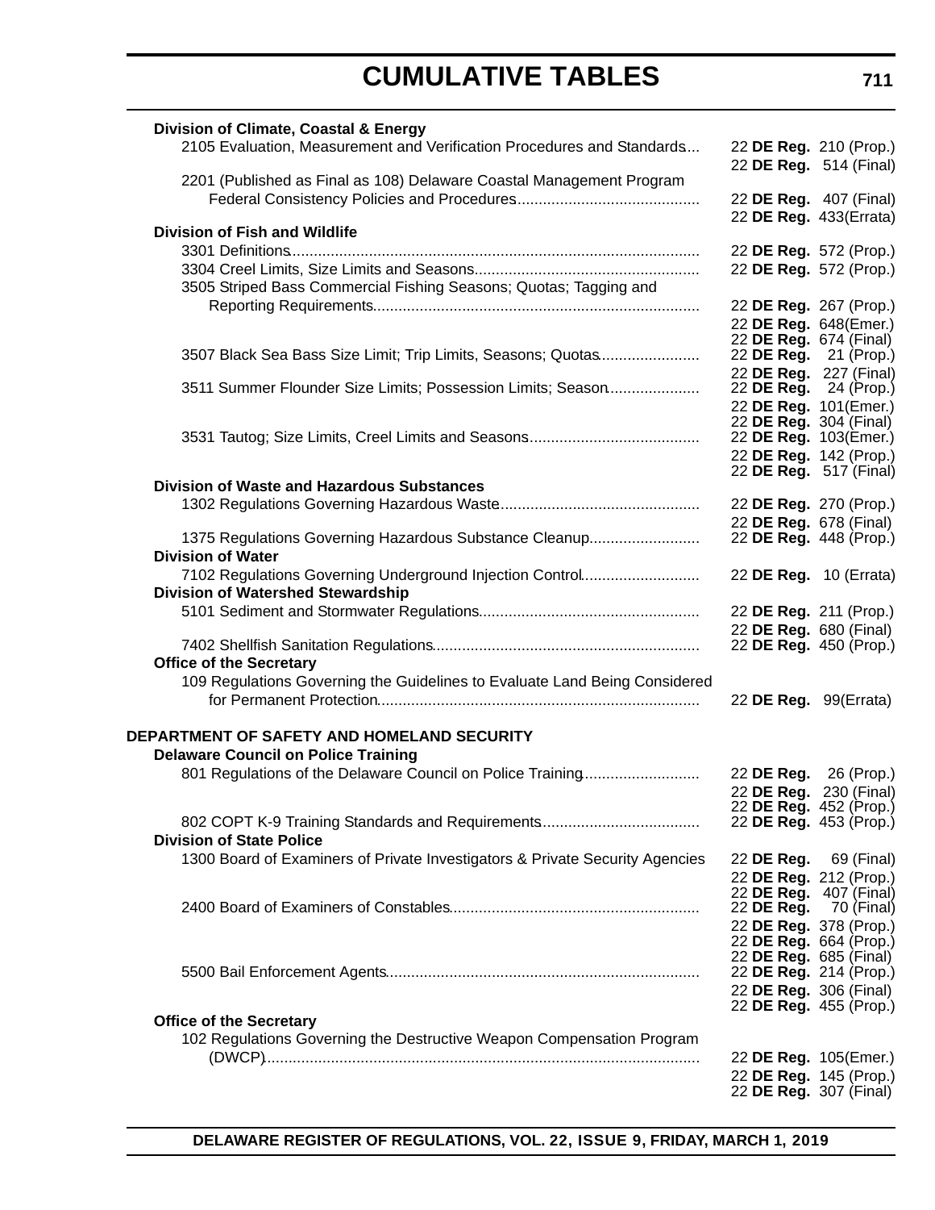# CUMULATIVE TABLES

**Division of Climate, Coastal & Energy**

2105 Evaluation, Measurement and Verification Procedures and Standards .... 22 **DE Reg.** 210 (Prop.)
22 **DE Reg.** 514 (Final)

2201 (Published as Final as 108) Delaware Coastal Management Program Federal Consistency Policies and Procedures .... 22 **DE Reg.** 407 (Final)
22 **DE Reg.** 433(Errata)

**Division of Fish and Wildlife**

3301 Definitions .... 22 **DE Reg.** 572 (Prop.)

3304 Creel Limits, Size Limits and Seasons .... 22 **DE Reg.** 572 (Prop.)

3505 Striped Bass Commercial Fishing Seasons; Quotas; Tagging and Reporting Requirements .... 22 **DE Reg.** 267 (Prop.)
22 **DE Reg.** 648(Emer.)
22 **DE Reg.** 674 (Final)

3507 Black Sea Bass Size Limit; Trip Limits, Seasons; Quotas .... 22 **DE Reg.** 21 (Prop.)
22 **DE Reg.** 227 (Final)

3511 Summer Flounder Size Limits; Possession Limits; Season .... 22 **DE Reg.** 24 (Prop.)
22 **DE Reg.** 101(Emer.)
22 **DE Reg.** 304 (Final)

3531 Tautog; Size Limits, Creel Limits and Seasons .... 22 **DE Reg.** 103(Emer.)
22 **DE Reg.** 142 (Prop.)
22 **DE Reg.** 517 (Final)

**Division of Waste and Hazardous Substances**

1302 Regulations Governing Hazardous Waste .... 22 **DE Reg.** 270 (Prop.)
22 **DE Reg.** 678 (Final)

1375 Regulations Governing Hazardous Substance Cleanup .... 22 **DE Reg.** 448 (Prop.)

**Division of Water**

7102 Regulations Governing Underground Injection Control .... 22 **DE Reg.** 10 (Errata)

**Division of Watershed Stewardship**

5101 Sediment and Stormwater Regulations .... 22 **DE Reg.** 211 (Prop.)
22 **DE Reg.** 680 (Final)

7402 Shellfish Sanitation Regulations .... 22 **DE Reg.** 450 (Prop.)

**Office of the Secretary**

109 Regulations Governing the Guidelines to Evaluate Land Being Considered for Permanent Protection .... 22 **DE Reg.** 99(Errata)

## DEPARTMENT OF SAFETY AND HOMELAND SECURITY

**Delaware Council on Police Training**

801 Regulations of the Delaware Council on Police Training .... 22 **DE Reg.** 26 (Prop.)
22 **DE Reg.** 230 (Final)
22 **DE Reg.** 452 (Prop.)

802 COPT K-9 Training Standards and Requirements .... 22 **DE Reg.** 453 (Prop.)

**Division of State Police**

1300 Board of Examiners of Private Investigators & Private Security Agencies .... 22 **DE Reg.** 69 (Final)
22 **DE Reg.** 212 (Prop.)
22 **DE Reg.** 407 (Final)

2400 Board of Examiners of Constables .... 22 **DE Reg.** 70 (Final)
22 **DE Reg.** 378 (Prop.)
22 **DE Reg.** 664 (Prop.)
22 **DE Reg.** 685 (Final)

5500 Bail Enforcement Agents .... 22 **DE Reg.** 214 (Prop.)
22 **DE Reg.** 306 (Final)
22 **DE Reg.** 455 (Prop.)

**Office of the Secretary**

102 Regulations Governing the Destructive Weapon Compensation Program (DWCP) .... 22 **DE Reg.** 105(Emer.)
22 **DE Reg.** 145 (Prop.)
22 **DE Reg.** 307 (Final)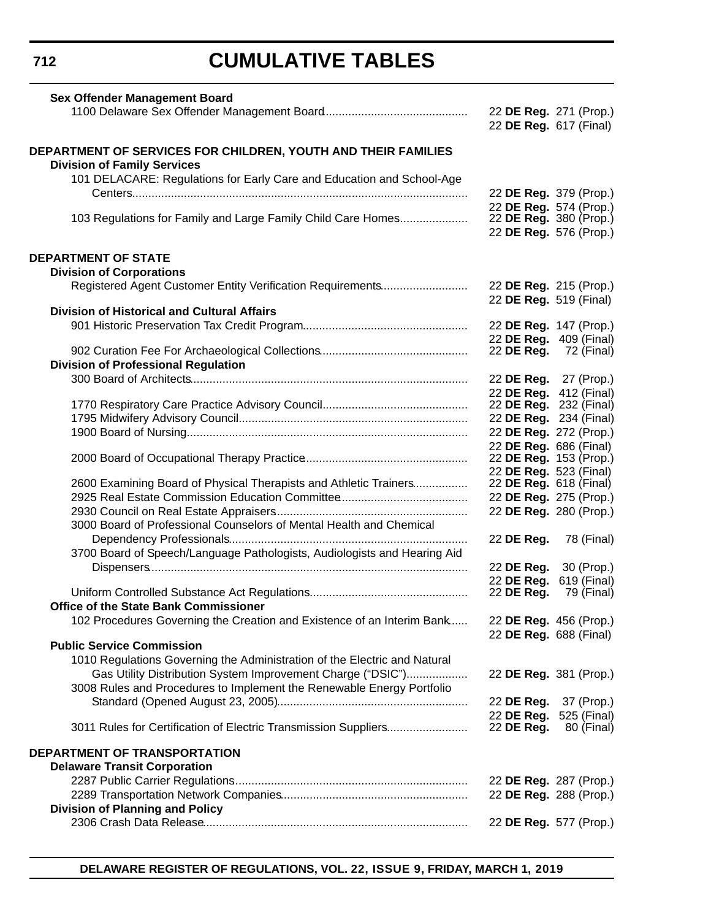# CUMULATIVE TABLES

**Sex Offender Management Board**

1100 Delaware Sex Offender Management Board ... 22 **DE Reg.** 271 (Prop.)
22 **DE Reg.** 617 (Final)

**DEPARTMENT OF SERVICES FOR CHILDREN, YOUTH AND THEIR FAMILIES**

**Division of Family Services**

101 DELACARE: Regulations for Early Care and Education and School-Age Centers ... 22 **DE Reg.** 379 (Prop.)
22 **DE Reg.** 574 (Prop.)

103 Regulations for Family and Large Family Child Care Homes ... 22 **DE Reg.** 380 (Prop.)
22 **DE Reg.** 576 (Prop.)

**DEPARTMENT OF STATE**

**Division of Corporations**

Registered Agent Customer Entity Verification Requirements ... 22 **DE Reg.** 215 (Prop.)
22 **DE Reg.** 519 (Final)

**Division of Historical and Cultural Affairs**

901 Historic Preservation Tax Credit Program ... 22 **DE Reg.** 147 (Prop.)
22 **DE Reg.** 409 (Final)

902 Curation Fee For Archaeological Collections ... 22 **DE Reg.** 72 (Final)

**Division of Professional Regulation**

300 Board of Architects ... 22 **DE Reg.** 27 (Prop.)
22 **DE Reg.** 412 (Final)

1770 Respiratory Care Practice Advisory Council ... 22 **DE Reg.** 232 (Final)

1795 Midwifery Advisory Council ... 22 **DE Reg.** 234 (Final)

1900 Board of Nursing ... 22 **DE Reg.** 272 (Prop.)
22 **DE Reg.** 686 (Final)

2000 Board of Occupational Therapy Practice ... 22 **DE Reg.** 153 (Prop.)
22 **DE Reg.** 523 (Final)

2600 Examining Board of Physical Therapists and Athletic Trainers ... 22 **DE Reg.** 618 (Final)

2925 Real Estate Commission Education Committee ... 22 **DE Reg.** 275 (Prop.)

2930 Council on Real Estate Appraisers ... 22 **DE Reg.** 280 (Prop.)

3000 Board of Professional Counselors of Mental Health and Chemical Dependency Professionals ... 22 **DE Reg.** 78 (Final)

3700 Board of Speech/Language Pathologists, Audiologists and Hearing Aid Dispensers ... 22 **DE Reg.** 30 (Prop.)
22 **DE Reg.** 619 (Final)

Uniform Controlled Substance Act Regulations ... 22 **DE Reg.** 79 (Final)

**Office of the State Bank Commissioner**

102 Procedures Governing the Creation and Existence of an Interim Bank ... 22 **DE Reg.** 456 (Prop.)
22 **DE Reg.** 688 (Final)

**Public Service Commission**

1010 Regulations Governing the Administration of the Electric and Natural Gas Utility Distribution System Improvement Charge ("DSIC") ... 22 **DE Reg.** 381 (Prop.)

3008 Rules and Procedures to Implement the Renewable Energy Portfolio Standard (Opened August 23, 2005) ... 22 **DE Reg.** 37 (Prop.)
22 **DE Reg.** 525 (Final)

3011 Rules for Certification of Electric Transmission Suppliers ... 22 **DE Reg.** 80 (Final)

**DEPARTMENT OF TRANSPORTATION**

**Delaware Transit Corporation**

2287 Public Carrier Regulations ... 22 **DE Reg.** 287 (Prop.)

2289 Transportation Network Companies ... 22 **DE Reg.** 288 (Prop.)

**Division of Planning and Policy**

2306 Crash Data Release ... 22 **DE Reg.** 577 (Prop.)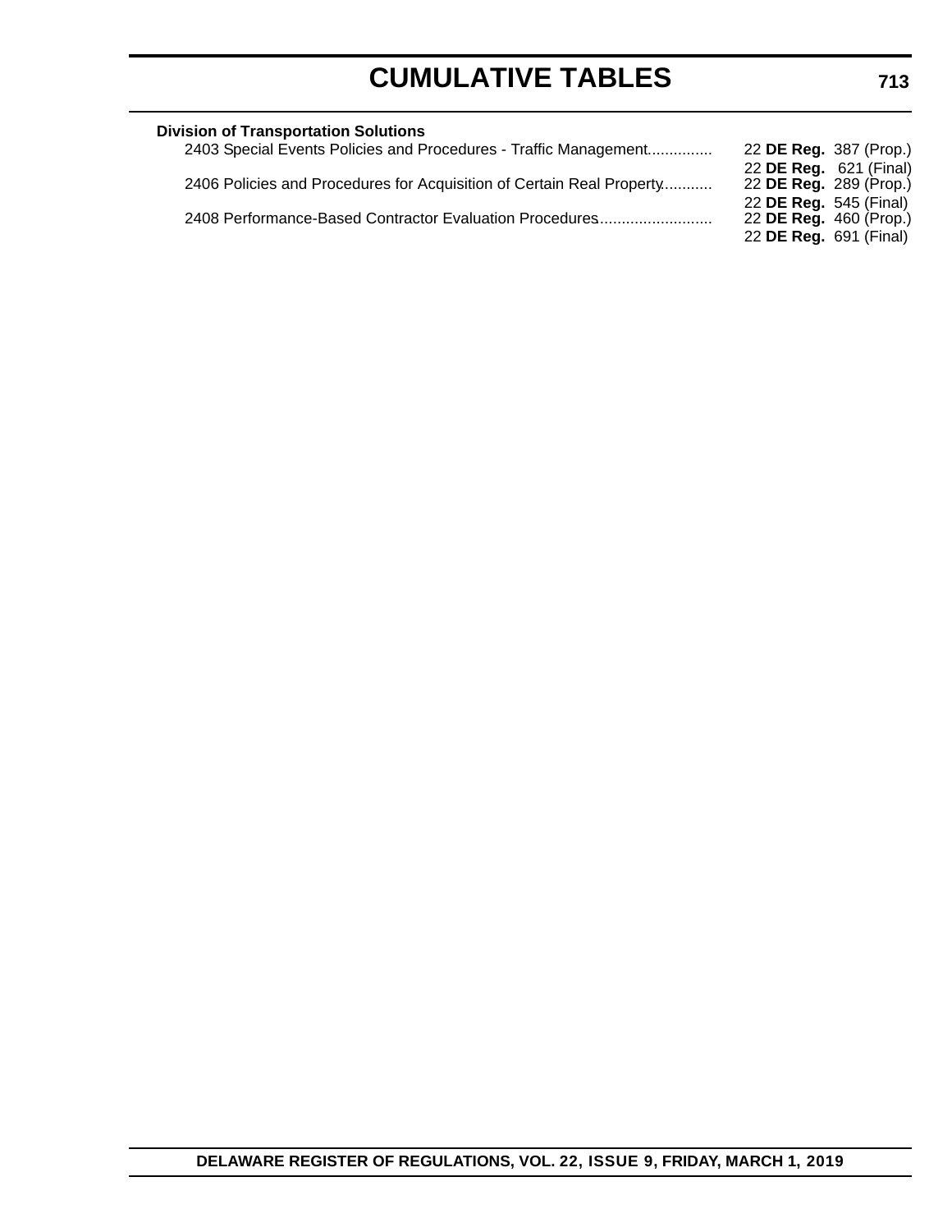**Division of Transportation Solutions**

| | |
|---|---|
| 2403 Special Events Policies and Procedures - Traffic Management | 22 **DE Reg.** 387 (Prop.) |
| | 22 **DE Reg.** 621 (Final) |
| 2406 Policies and Procedures for Acquisition of Certain Real Property | 22 **DE Reg.** 289 (Prop.) |
| | 22 **DE Reg.** 545 (Final) |
| 2408 Performance-Based Contractor Evaluation Procedures | 22 **DE Reg.** 460 (Prop.) |
| | 22 **DE Reg.** 691 (Final) |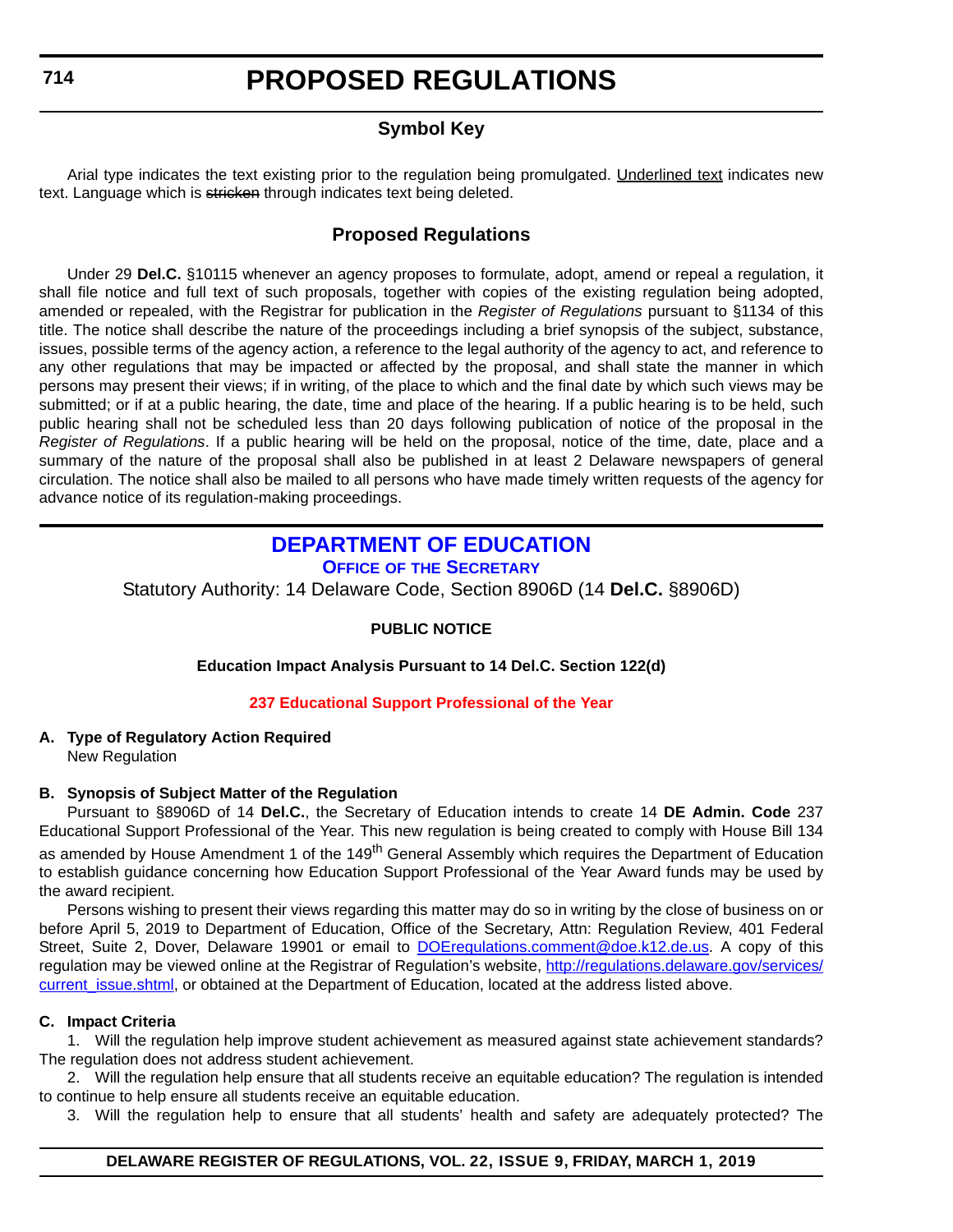# PROPOSED REGULATIONS

## Symbol Key

Arial type indicates the text existing prior to the regulation being promulgated. Underlined text indicates new text. Language which is ~~stricken~~ through indicates text being deleted.

## Proposed Regulations

Under 29 **Del.C.** §10115 whenever an agency proposes to formulate, adopt, amend or repeal a regulation, it shall file notice and full text of such proposals, together with copies of the existing regulation being adopted, amended or repealed, with the Registrar for publication in the *Register of Regulations* pursuant to §1134 of this title. The notice shall describe the nature of the proceedings including a brief synopsis of the subject, substance, issues, possible terms of the agency action, a reference to the legal authority of the agency to act, and reference to any other regulations that may be impacted or affected by the proposal, and shall state the manner in which persons may present their views; if in writing, of the place to which and the final date by which such views may be submitted; or if at a public hearing, the date, time and place of the hearing. If a public hearing is to be held, such public hearing shall not be scheduled less than 20 days following publication of notice of the proposal in the *Register of Regulations*. If a public hearing will be held on the proposal, notice of the time, date, place and a summary of the nature of the proposal shall also be published in at least 2 Delaware newspapers of general circulation. The notice shall also be mailed to all persons who have made timely written requests of the agency for advance notice of its regulation-making proceedings.

## DEPARTMENT OF EDUCATION

### OFFICE OF THE SECRETARY

Statutory Authority: 14 Delaware Code, Section 8906D (14 **Del.C.** §8906D)

**PUBLIC NOTICE**

**Education Impact Analysis Pursuant to 14 Del.C. Section 122(d)**

**237 Educational Support Professional of the Year**

**A. Type of Regulatory Action Required**

New Regulation

**B. Synopsis of Subject Matter of the Regulation**

Pursuant to §8906D of 14 **Del.C.**, the Secretary of Education intends to create 14 **DE Admin. Code** 237 Educational Support Professional of the Year. This new regulation is being created to comply with House Bill 134 as amended by House Amendment 1 of the 149th General Assembly which requires the Department of Education to establish guidance concerning how Education Support Professional of the Year Award funds may be used by the award recipient.

Persons wishing to present their views regarding this matter may do so in writing by the close of business on or before April 5, 2019 to Department of Education, Office of the Secretary, Attn: Regulation Review, 401 Federal Street, Suite 2, Dover, Delaware 19901 or email to DOEregulations.comment@doe.k12.de.us. A copy of this regulation may be viewed online at the Registrar of Regulation's website, http://regulations.delaware.gov/services/current_issue.shtml, or obtained at the Department of Education, located at the address listed above.

**C. Impact Criteria**

1. Will the regulation help improve student achievement as measured against state achievement standards? The regulation does not address student achievement.

2. Will the regulation help ensure that all students receive an equitable education? The regulation is intended to continue to help ensure all students receive an equitable education.

3. Will the regulation help to ensure that all students' health and safety are adequately protected? The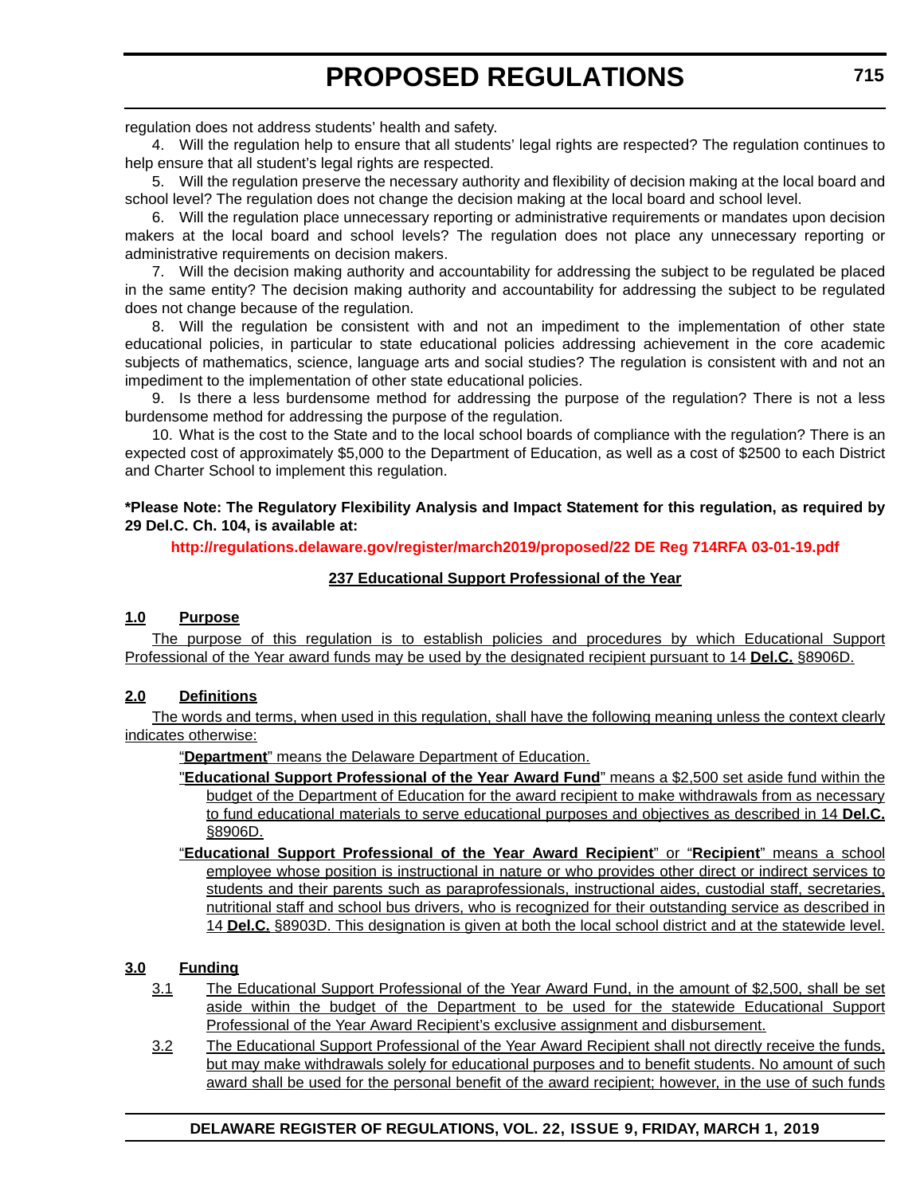regulation does not address students' health and safety.

4. Will the regulation help to ensure that all students' legal rights are respected? The regulation continues to help ensure that all student's legal rights are respected.

5. Will the regulation preserve the necessary authority and flexibility of decision making at the local board and school level? The regulation does not change the decision making at the local board and school level.

6. Will the regulation place unnecessary reporting or administrative requirements or mandates upon decision makers at the local board and school levels? The regulation does not place any unnecessary reporting or administrative requirements on decision makers.

7. Will the decision making authority and accountability for addressing the subject to be regulated be placed in the same entity? The decision making authority and accountability for addressing the subject to be regulated does not change because of the regulation.

8. Will the regulation be consistent with and not an impediment to the implementation of other state educational policies, in particular to state educational policies addressing achievement in the core academic subjects of mathematics, science, language arts and social studies? The regulation is consistent with and not an impediment to the implementation of other state educational policies.

9. Is there a less burdensome method for addressing the purpose of the regulation? There is not a less burdensome method for addressing the purpose of the regulation.

10. What is the cost to the State and to the local school boards of compliance with the regulation? There is an expected cost of approximately $5,000 to the Department of Education, as well as a cost of $2500 to each District and Charter School to implement this regulation.

**\*Please Note: The Regulatory Flexibility Analysis and Impact Statement for this regulation, as required by 29 Del.C. Ch. 104, is available at:**

**http://regulations.delaware.gov/register/march2019/proposed/22 DE Reg 714RFA 03-01-19.pdf**

## 237 Educational Support Professional of the Year

### 1.0 Purpose

The purpose of this regulation is to establish policies and procedures by which Educational Support Professional of the Year award funds may be used by the designated recipient pursuant to 14 **Del.C.** §8906D.

### 2.0 Definitions

The words and terms, when used in this regulation, shall have the following meaning unless the context clearly indicates otherwise:

"**Department**" means the Delaware Department of Education.

"**Educational Support Professional of the Year Award Fund**" means a $2,500 set aside fund within the budget of the Department of Education for the award recipient to make withdrawals from as necessary to fund educational materials to serve educational purposes and objectives as described in 14 **Del.C.** §8906D.

"**Educational Support Professional of the Year Award Recipient**" or "**Recipient**" means a school employee whose position is instructional in nature or who provides other direct or indirect services to students and their parents such as paraprofessionals, instructional aides, custodial staff, secretaries, nutritional staff and school bus drivers, who is recognized for their outstanding service as described in 14 **Del.C.** §8903D. This designation is given at both the local school district and at the statewide level.

### 3.0 Funding

3.1 The Educational Support Professional of the Year Award Fund, in the amount of $2,500, shall be set aside within the budget of the Department to be used for the statewide Educational Support Professional of the Year Award Recipient's exclusive assignment and disbursement.

3.2 The Educational Support Professional of the Year Award Recipient shall not directly receive the funds, but may make withdrawals solely for educational purposes and to benefit students. No amount of such award shall be used for the personal benefit of the award recipient; however, in the use of such funds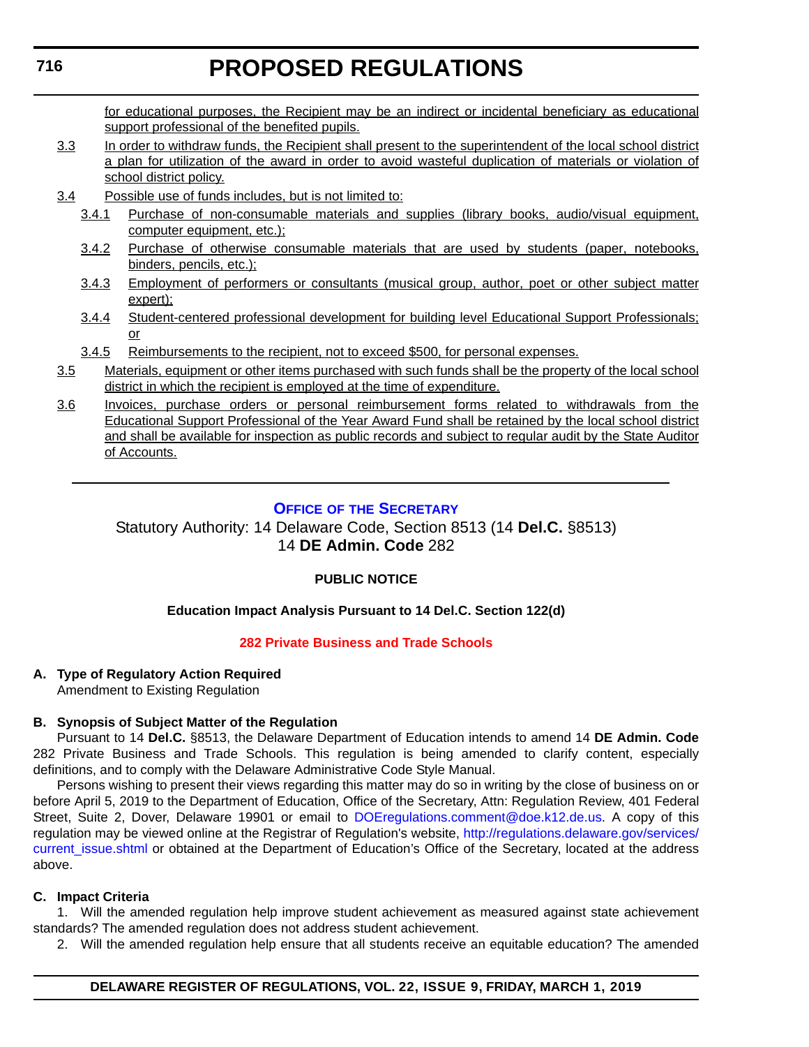for educational purposes, the Recipient may be an indirect or incidental beneficiary as educational support professional of the benefited pupils.

3.3 In order to withdraw funds, the Recipient shall present to the superintendent of the local school district a plan for utilization of the award in order to avoid wasteful duplication of materials or violation of school district policy.

3.4 Possible use of funds includes, but is not limited to:

3.4.1 Purchase of non-consumable materials and supplies (library books, audio/visual equipment, computer equipment, etc.);

3.4.2 Purchase of otherwise consumable materials that are used by students (paper, notebooks, binders, pencils, etc.);

3.4.3 Employment of performers or consultants (musical group, author, poet or other subject matter expert);

3.4.4 Student-centered professional development for building level Educational Support Professionals; or

3.4.5 Reimbursements to the recipient, not to exceed $500, for personal expenses.

3.5 Materials, equipment or other items purchased with such funds shall be the property of the local school district in which the recipient is employed at the time of expenditure.

3.6 Invoices, purchase orders or personal reimbursement forms related to withdrawals from the Educational Support Professional of the Year Award Fund shall be retained by the local school district and shall be available for inspection as public records and subject to regular audit by the State Auditor of Accounts.

---

## Office of the Secretary

Statutory Authority: 14 Delaware Code, Section 8513 (14 **Del.C.** §8513)
14 **DE Admin. Code** 282

**PUBLIC NOTICE**

**Education Impact Analysis Pursuant to 14 Del.C. Section 122(d)**

**282 Private Business and Trade Schools**

**A. Type of Regulatory Action Required**

Amendment to Existing Regulation

**B. Synopsis of Subject Matter of the Regulation**

Pursuant to 14 **Del.C.** §8513, the Delaware Department of Education intends to amend 14 **DE Admin. Code** 282 Private Business and Trade Schools. This regulation is being amended to clarify content, especially definitions, and to comply with the Delaware Administrative Code Style Manual.

Persons wishing to present their views regarding this matter may do so in writing by the close of business on or before April 5, 2019 to the Department of Education, Office of the Secretary, Attn: Regulation Review, 401 Federal Street, Suite 2, Dover, Delaware 19901 or email to DOEregulations.comment@doe.k12.de.us. A copy of this regulation may be viewed online at the Registrar of Regulation's website, http://regulations.delaware.gov/services/current_issue.shtml or obtained at the Department of Education's Office of the Secretary, located at the address above.

**C. Impact Criteria**

1. Will the amended regulation help improve student achievement as measured against state achievement standards? The amended regulation does not address student achievement.

2. Will the amended regulation help ensure that all students receive an equitable education? The amended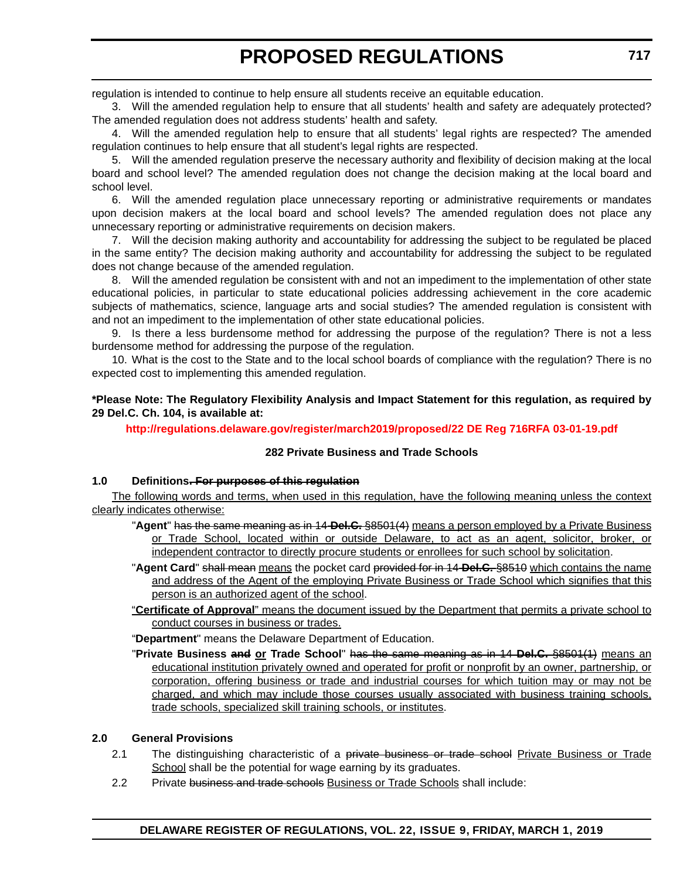regulation is intended to continue to help ensure all students receive an equitable education.

3. Will the amended regulation help to ensure that all students' health and safety are adequately protected? The amended regulation does not address students' health and safety.

4. Will the amended regulation help to ensure that all students' legal rights are respected? The amended regulation continues to help ensure that all student's legal rights are respected.

5. Will the amended regulation preserve the necessary authority and flexibility of decision making at the local board and school level? The amended regulation does not change the decision making at the local board and school level.

6. Will the amended regulation place unnecessary reporting or administrative requirements or mandates upon decision makers at the local board and school levels? The amended regulation does not place any unnecessary reporting or administrative requirements on decision makers.

7. Will the decision making authority and accountability for addressing the subject to be regulated be placed in the same entity? The decision making authority and accountability for addressing the subject to be regulated does not change because of the amended regulation.

8. Will the amended regulation be consistent with and not an impediment to the implementation of other state educational policies, in particular to state educational policies addressing achievement in the core academic subjects of mathematics, science, language arts and social studies? The amended regulation is consistent with and not an impediment to the implementation of other state educational policies.

9. Is there a less burdensome method for addressing the purpose of the regulation? There is not a less burdensome method for addressing the purpose of the regulation.

10. What is the cost to the State and to the local school boards of compliance with the regulation? There is no expected cost to implementing this amended regulation.

**\*Please Note: The Regulatory Flexibility Analysis and Impact Statement for this regulation, as required by 29 Del.C. Ch. 104, is available at:**

**http://regulations.delaware.gov/register/march2019/proposed/22 DE Reg 716RFA 03-01-19.pdf**

**282 Private Business and Trade Schools**

**1.0 Definitions~~. For purposes of this regulation~~**

<u>The following words and terms, when used in this regulation, have the following meaning unless the context clearly indicates otherwise:</u>

"**Agent**" ~~has the same meaning as in 14 **Del.C.** §8501(4)~~ <u>means a person employed by a Private Business or Trade School, located within or outside Delaware, to act as an agent, solicitor, broker, or independent contractor to directly procure students or enrollees for such school by solicitation</u>.

"**Agent Card**" ~~shall mean~~ <u>means</u> the pocket card ~~provided for in 14 **Del.C.** §8510~~ <u>which contains the name and address of the Agent of the employing Private Business or Trade School which signifies that this person is an authorized agent of the school</u>.

<u>"**Certificate of Approval**" means the document issued by the Department that permits a private school to conduct courses in business or trades.</u>

"**Department**" means the Delaware Department of Education.

"**Private Business ~~and~~ <u>or</u> Trade School**" ~~has the same meaning as in 14 **Del.C.** §8501(1)~~ <u>means an educational institution privately owned and operated for profit or nonprofit by an owner, partnership, or corporation, offering business or trade and industrial courses for which tuition may or may not be charged, and which may include those courses usually associated with business training schools, trade schools, specialized skill training schools, or institutes</u>.

**2.0 General Provisions**

2.1 The distinguishing characteristic of a ~~private business or trade school~~ <u>Private Business or Trade School</u> shall be the potential for wage earning by its graduates.

2.2 Private ~~business and trade schools~~ <u>Business or Trade Schools</u> shall include: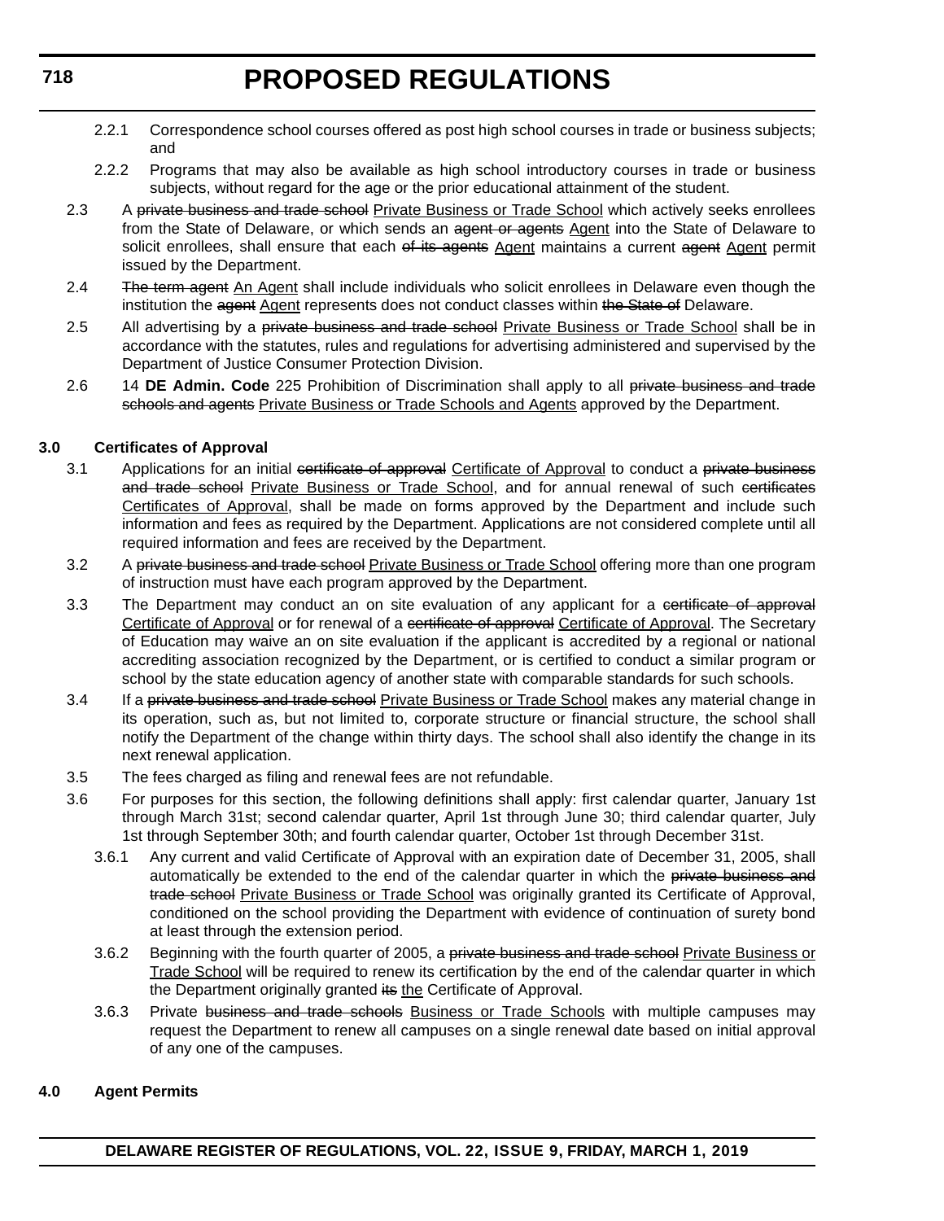2.2.1 Correspondence school courses offered as post high school courses in trade or business subjects; and

2.2.2 Programs that may also be available as high school introductory courses in trade or business subjects, without regard for the age or the prior educational attainment of the student.

2.3 A ~~private business and trade school~~ Private Business or Trade School which actively seeks enrollees from the State of Delaware, or which sends an ~~agent or agents~~ Agent into the State of Delaware to solicit enrollees, shall ensure that each ~~of its agents~~ Agent maintains a current ~~agent~~ Agent permit issued by the Department.

2.4 ~~The term agent~~ An Agent shall include individuals who solicit enrollees in Delaware even though the institution the ~~agent~~ Agent represents does not conduct classes within ~~the State of~~ Delaware.

2.5 All advertising by a ~~private business and trade school~~ Private Business or Trade School shall be in accordance with the statutes, rules and regulations for advertising administered and supervised by the Department of Justice Consumer Protection Division.

2.6 14 **DE Admin. Code** 225 Prohibition of Discrimination shall apply to all ~~private business and trade schools and agents~~ Private Business or Trade Schools and Agents approved by the Department.

**3.0 Certificates of Approval**

3.1 Applications for an initial ~~certificate of approval~~ Certificate of Approval to conduct a ~~private business and trade school~~ Private Business or Trade School, and for annual renewal of such ~~certificates~~ Certificates of Approval, shall be made on forms approved by the Department and include such information and fees as required by the Department. Applications are not considered complete until all required information and fees are received by the Department.

3.2 A ~~private business and trade school~~ Private Business or Trade School offering more than one program of instruction must have each program approved by the Department.

3.3 The Department may conduct an on site evaluation of any applicant for a ~~certificate of approval~~ Certificate of Approval or for renewal of a ~~certificate of approval~~ Certificate of Approval. The Secretary of Education may waive an on site evaluation if the applicant is accredited by a regional or national accrediting association recognized by the Department, or is certified to conduct a similar program or school by the state education agency of another state with comparable standards for such schools.

3.4 If a ~~private business and trade school~~ Private Business or Trade School makes any material change in its operation, such as, but not limited to, corporate structure or financial structure, the school shall notify the Department of the change within thirty days. The school shall also identify the change in its next renewal application.

3.5 The fees charged as filing and renewal fees are not refundable.

3.6 For purposes for this section, the following definitions shall apply: first calendar quarter, January 1st through March 31st; second calendar quarter, April 1st through June 30; third calendar quarter, July 1st through September 30th; and fourth calendar quarter, October 1st through December 31st.

3.6.1 Any current and valid Certificate of Approval with an expiration date of December 31, 2005, shall automatically be extended to the end of the calendar quarter in which the ~~private business and trade school~~ Private Business or Trade School was originally granted its Certificate of Approval, conditioned on the school providing the Department with evidence of continuation of surety bond at least through the extension period.

3.6.2 Beginning with the fourth quarter of 2005, a ~~private business and trade school~~ Private Business or Trade School will be required to renew its certification by the end of the calendar quarter in which the Department originally granted ~~its~~ the Certificate of Approval.

3.6.3 Private ~~business and trade schools~~ Business or Trade Schools with multiple campuses may request the Department to renew all campuses on a single renewal date based on initial approval of any one of the campuses.

**4.0 Agent Permits**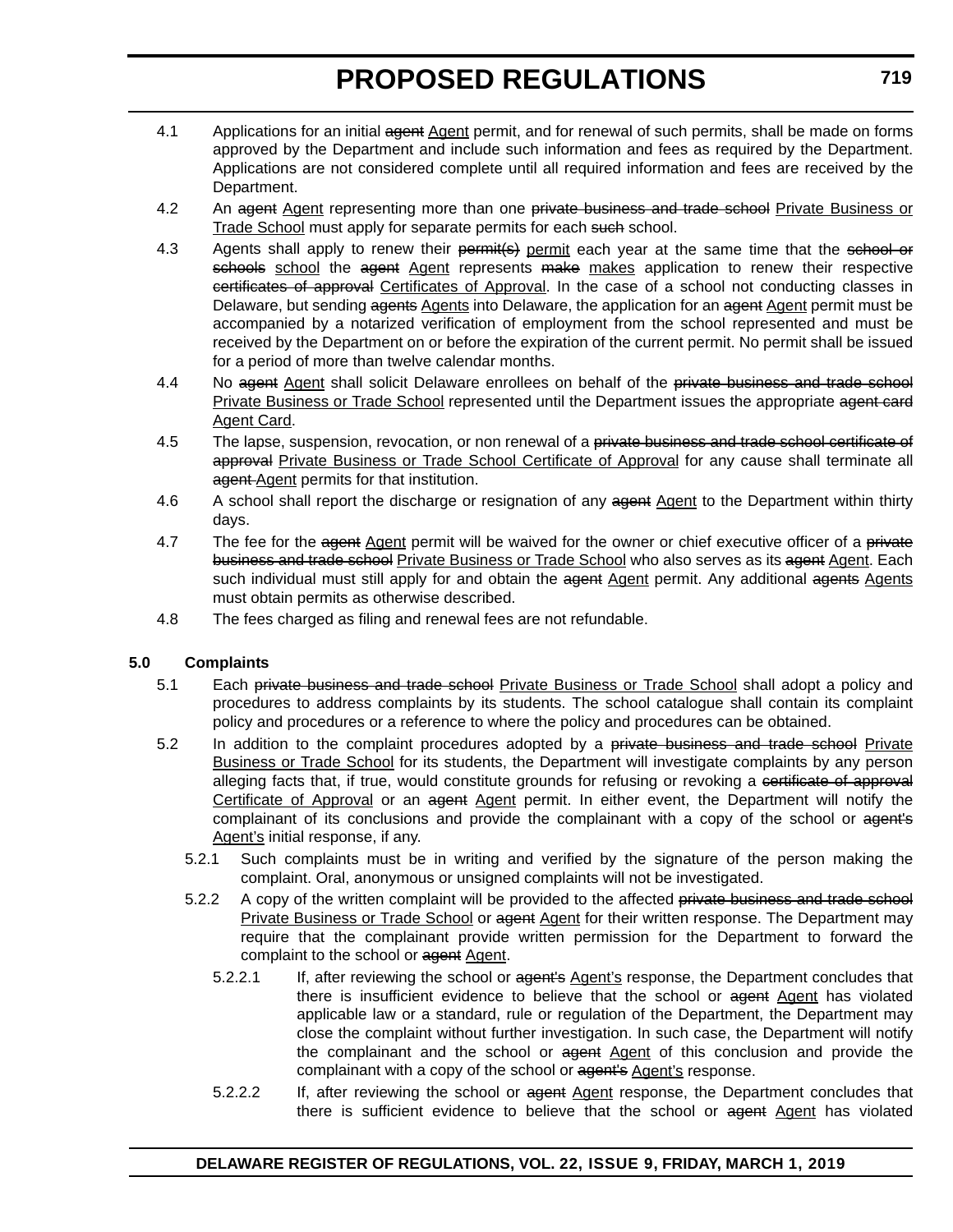4.1 Applications for an initial ~~agent~~ <u>Agent</u> permit, and for renewal of such permits, shall be made on forms approved by the Department and include such information and fees as required by the Department. Applications are not considered complete until all required information and fees are received by the Department.

4.2 An ~~agent~~ <u>Agent</u> representing more than one ~~private business and trade school~~ <u>Private Business or Trade School</u> must apply for separate permits for each ~~such~~ school.

4.3 Agents shall apply to renew their ~~permit(s)~~ <u>permit</u> each year at the same time that the ~~school or schools~~ <u>school</u> the ~~agent~~ <u>Agent</u> represents ~~make~~ <u>makes</u> application to renew their respective ~~certificates of approval~~ <u>Certificates of Approval</u>. In the case of a school not conducting classes in Delaware, but sending ~~agents~~ <u>Agents</u> into Delaware, the application for an ~~agent~~ <u>Agent</u> permit must be accompanied by a notarized verification of employment from the school represented and must be received by the Department on or before the expiration of the current permit. No permit shall be issued for a period of more than twelve calendar months.

4.4 No ~~agent~~ <u>Agent</u> shall solicit Delaware enrollees on behalf of the ~~private business and trade school~~ <u>Private Business or Trade School</u> represented until the Department issues the appropriate ~~agent card~~ <u>Agent Card</u>.

4.5 The lapse, suspension, revocation, or non renewal of a ~~private business and trade school certificate of approval~~ <u>Private Business or Trade School Certificate of Approval</u> for any cause shall terminate all ~~agent~~ <u>Agent</u> permits for that institution.

4.6 A school shall report the discharge or resignation of any ~~agent~~ <u>Agent</u> to the Department within thirty days.

4.7 The fee for the ~~agent~~ <u>Agent</u> permit will be waived for the owner or chief executive officer of a ~~private business and trade school~~ <u>Private Business or Trade School</u> who also serves as its ~~agent~~ <u>Agent</u>. Each such individual must still apply for and obtain the ~~agent~~ <u>Agent</u> permit. Any additional ~~agents~~ <u>Agents</u> must obtain permits as otherwise described.

4.8 The fees charged as filing and renewal fees are not refundable.

**5.0 Complaints**

5.1 Each ~~private business and trade school~~ <u>Private Business or Trade School</u> shall adopt a policy and procedures to address complaints by its students. The school catalogue shall contain its complaint policy and procedures or a reference to where the policy and procedures can be obtained.

5.2 In addition to the complaint procedures adopted by a ~~private business and trade school~~ <u>Private Business or Trade School</u> for its students, the Department will investigate complaints by any person alleging facts that, if true, would constitute grounds for refusing or revoking a ~~certificate of approval~~ <u>Certificate of Approval</u> or an ~~agent~~ <u>Agent</u> permit. In either event, the Department will notify the complainant of its conclusions and provide the complainant with a copy of the school or ~~agent's~~ <u>Agent's</u> initial response, if any.

5.2.1 Such complaints must be in writing and verified by the signature of the person making the complaint. Oral, anonymous or unsigned complaints will not be investigated.

5.2.2 A copy of the written complaint will be provided to the affected ~~private business and trade school~~ <u>Private Business or Trade School</u> or ~~agent~~ <u>Agent</u> for their written response. The Department may require that the complainant provide written permission for the Department to forward the complaint to the school or ~~agent~~ <u>Agent</u>.

5.2.2.1 If, after reviewing the school or ~~agent's~~ <u>Agent's</u> response, the Department concludes that there is insufficient evidence to believe that the school or ~~agent~~ <u>Agent</u> has violated applicable law or a standard, rule or regulation of the Department, the Department may close the complaint without further investigation. In such case, the Department will notify the complainant and the school or ~~agent~~ <u>Agent</u> of this conclusion and provide the complainant with a copy of the school or ~~agent's~~ <u>Agent's</u> response.

5.2.2.2 If, after reviewing the school or ~~agent~~ <u>Agent</u> response, the Department concludes that there is sufficient evidence to believe that the school or ~~agent~~ <u>Agent</u> has violated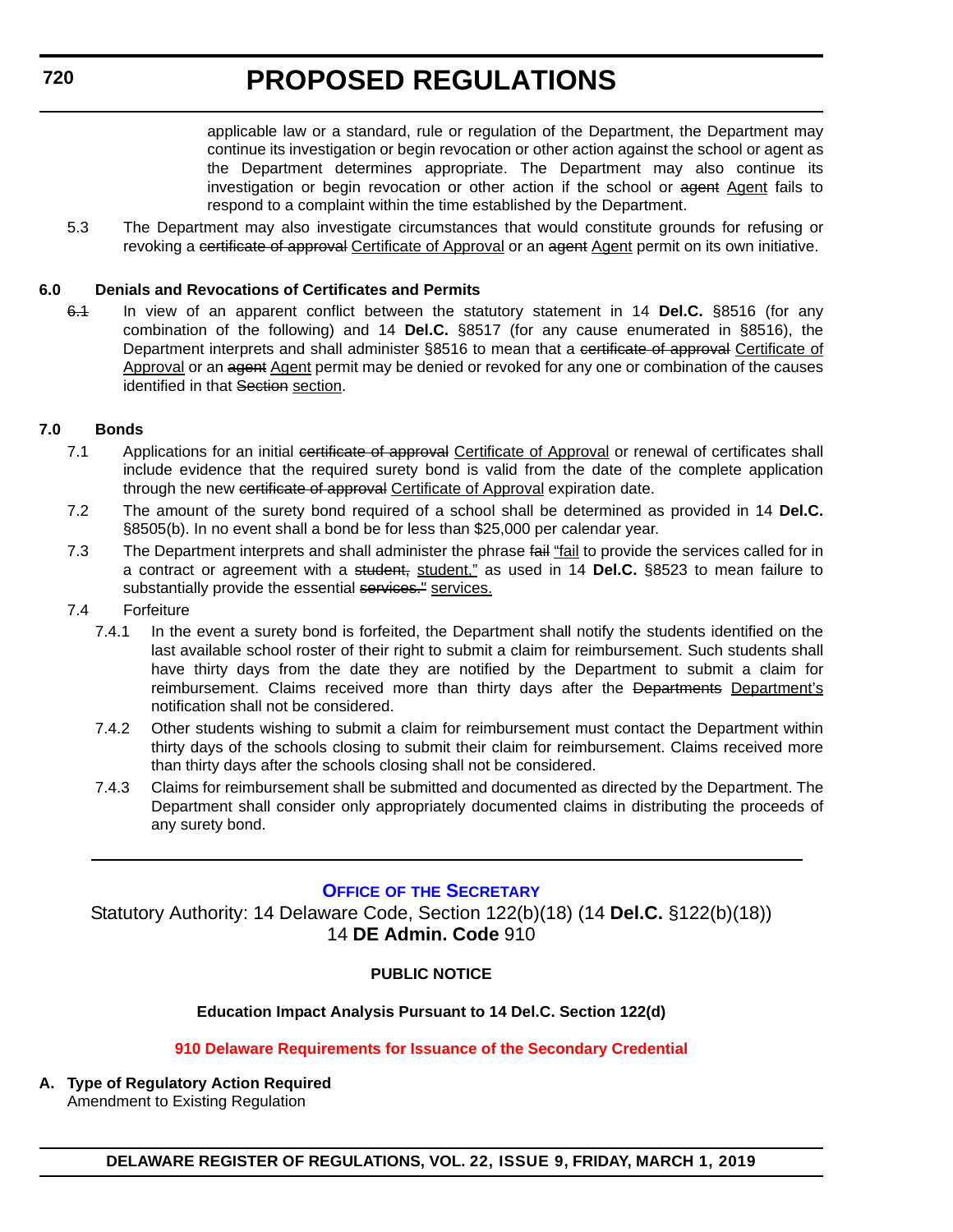applicable law or a standard, rule or regulation of the Department, the Department may continue its investigation or begin revocation or other action against the school or agent as the Department determines appropriate. The Department may also continue its investigation or begin revocation or other action if the school or ~~agent~~ Agent fails to respond to a complaint within the time established by the Department.

5.3 The Department may also investigate circumstances that would constitute grounds for refusing or revoking a ~~certificate of approval~~ Certificate of Approval or an ~~agent~~ Agent permit on its own initiative.

**6.0 Denials and Revocations of Certificates and Permits**

~~6.1~~ In view of an apparent conflict between the statutory statement in 14 **Del.C.** §8516 (for any combination of the following) and 14 **Del.C.** §8517 (for any cause enumerated in §8516), the Department interprets and shall administer §8516 to mean that a ~~certificate of approval~~ Certificate of Approval or an ~~agent~~ Agent permit may be denied or revoked for any one or combination of the causes identified in that ~~Section~~ section.

**7.0 Bonds**

7.1 Applications for an initial ~~certificate of approval~~ Certificate of Approval or renewal of certificates shall include evidence that the required surety bond is valid from the date of the complete application through the new ~~certificate of approval~~ Certificate of Approval expiration date.

7.2 The amount of the surety bond required of a school shall be determined as provided in 14 **Del.C.** §8505(b). In no event shall a bond be for less than $25,000 per calendar year.

7.3 The Department interprets and shall administer the phrase ~~fail~~ "fail to provide the services called for in a contract or agreement with a ~~student,~~ student," as used in 14 **Del.C.** §8523 to mean failure to substantially provide the essential ~~services."~~ services.

7.4 Forfeiture

7.4.1 In the event a surety bond is forfeited, the Department shall notify the students identified on the last available school roster of their right to submit a claim for reimbursement. Such students shall have thirty days from the date they are notified by the Department to submit a claim for reimbursement. Claims received more than thirty days after the ~~Departments~~ Department's notification shall not be considered.

7.4.2 Other students wishing to submit a claim for reimbursement must contact the Department within thirty days of the schools closing to submit their claim for reimbursement. Claims received more than thirty days after the schools closing shall not be considered.

7.4.3 Claims for reimbursement shall be submitted and documented as directed by the Department. The Department shall consider only appropriately documented claims in distributing the proceeds of any surety bond.

---

## OFFICE OF THE SECRETARY

Statutory Authority: 14 Delaware Code, Section 122(b)(18) (14 **Del.C.** §122(b)(18))
14 **DE Admin. Code** 910

**PUBLIC NOTICE**

**Education Impact Analysis Pursuant to 14 Del.C. Section 122(d)**

**910 Delaware Requirements for Issuance of the Secondary Credential**

**A. Type of Regulatory Action Required**
Amendment to Existing Regulation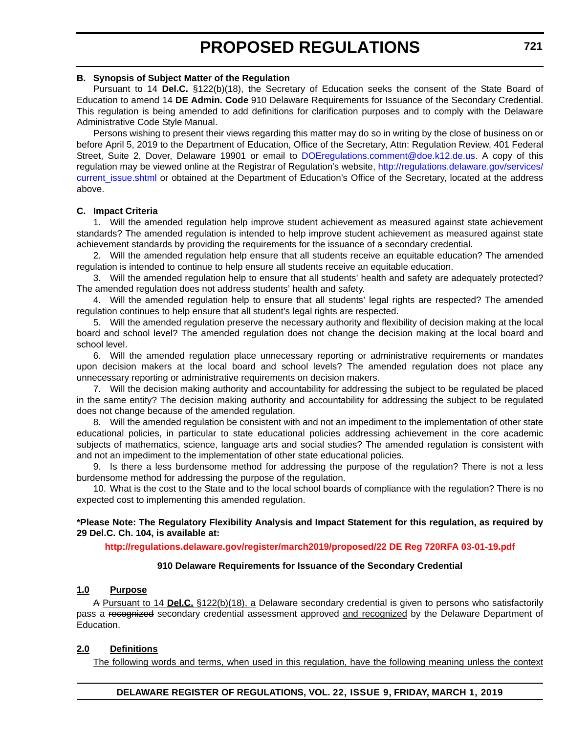### B. Synopsis of Subject Matter of the Regulation

Pursuant to 14 **Del.C.** §122(b)(18), the Secretary of Education seeks the consent of the State Board of Education to amend 14 **DE Admin. Code** 910 Delaware Requirements for Issuance of the Secondary Credential. This regulation is being amended to add definitions for clarification purposes and to comply with the Delaware Administrative Code Style Manual.

Persons wishing to present their views regarding this matter may do so in writing by the close of business on or before April 5, 2019 to the Department of Education, Office of the Secretary, Attn: Regulation Review, 401 Federal Street, Suite 2, Dover, Delaware 19901 or email to DOEregulations.comment@doe.k12.de.us. A copy of this regulation may be viewed online at the Registrar of Regulation's website, http://regulations.delaware.gov/services/current_issue.shtml or obtained at the Department of Education's Office of the Secretary, located at the address above.

### C. Impact Criteria

1. Will the amended regulation help improve student achievement as measured against state achievement standards? The amended regulation is intended to help improve student achievement as measured against state achievement standards by providing the requirements for the issuance of a secondary credential.

2. Will the amended regulation help ensure that all students receive an equitable education? The amended regulation is intended to continue to help ensure all students receive an equitable education.

3. Will the amended regulation help to ensure that all students' health and safety are adequately protected? The amended regulation does not address students' health and safety.

4. Will the amended regulation help to ensure that all students' legal rights are respected? The amended regulation continues to help ensure that all student's legal rights are respected.

5. Will the amended regulation preserve the necessary authority and flexibility of decision making at the local board and school level? The amended regulation does not change the decision making at the local board and school level.

6. Will the amended regulation place unnecessary reporting or administrative requirements or mandates upon decision makers at the local board and school levels? The amended regulation does not place any unnecessary reporting or administrative requirements on decision makers.

7. Will the decision making authority and accountability for addressing the subject to be regulated be placed in the same entity? The decision making authority and accountability for addressing the subject to be regulated does not change because of the amended regulation.

8. Will the amended regulation be consistent with and not an impediment to the implementation of other state educational policies, in particular to state educational policies addressing achievement in the core academic subjects of mathematics, science, language arts and social studies? The amended regulation is consistent with and not an impediment to the implementation of other state educational policies.

9. Is there a less burdensome method for addressing the purpose of the regulation? There is not a less burdensome method for addressing the purpose of the regulation.

10. What is the cost to the State and to the local school boards of compliance with the regulation? There is no expected cost to implementing this amended regulation.

**\*Please Note: The Regulatory Flexibility Analysis and Impact Statement for this regulation, as required by 29 Del.C. Ch. 104, is available at:**

**http://regulations.delaware.gov/register/march2019/proposed/22 DE Reg 720RFA 03-01-19.pdf**

**910 Delaware Requirements for Issuance of the Secondary Credential**

**1.0 Purpose**

~~A~~ Pursuant to 14 **Del.C.** §122(b)(18), a Delaware secondary credential is given to persons who satisfactorily pass a ~~recognized~~ secondary credential assessment approved and recognized by the Delaware Department of Education.

**2.0 Definitions**

The following words and terms, when used in this regulation, have the following meaning unless the context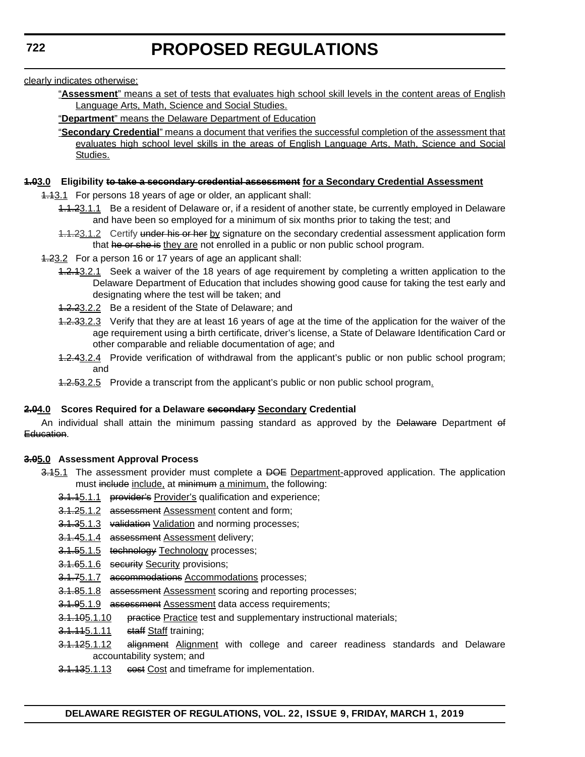clearly indicates otherwise:

"**Assessment**" means a set of tests that evaluates high school skill levels in the content areas of English Language Arts, Math, Science and Social Studies.

"**Department**" means the Delaware Department of Education

"**Secondary Credential**" means a document that verifies the successful completion of the assessment that evaluates high school level skills in the areas of English Language Arts, Math, Science and Social Studies.

**~~1.0~~3.0 Eligibility ~~to take a secondary credential assessment~~ for a Secondary Credential Assessment**

~~1.1~~3.1 For persons 18 years of age or older, an applicant shall:

~~1.1.2~~3.1.1 Be a resident of Delaware or, if a resident of another state, be currently employed in Delaware and have been so employed for a minimum of six months prior to taking the test; and

~~1.1.2~~3.1.2 Certify ~~under his or her~~ by signature on the secondary credential assessment application form that ~~he or she is~~ they are not enrolled in a public or non public school program.

~~1.2~~3.2 For a person 16 or 17 years of age an applicant shall:

~~1.2.1~~3.2.1 Seek a waiver of the 18 years of age requirement by completing a written application to the Delaware Department of Education that includes showing good cause for taking the test early and designating where the test will be taken; and

~~1.2.2~~3.2.2 Be a resident of the State of Delaware; and

~~1.2.3~~3.2.3 Verify that they are at least 16 years of age at the time of the application for the waiver of the age requirement using a birth certificate, driver's license, a State of Delaware Identification Card or other comparable and reliable documentation of age; and

~~1.2.4~~3.2.4 Provide verification of withdrawal from the applicant's public or non public school program; and

~~1.2.5~~3.2.5 Provide a transcript from the applicant's public or non public school program.

**~~2.0~~4.0 Scores Required for a Delaware ~~secondary~~ Secondary Credential**

An individual shall attain the minimum passing standard as approved by the ~~Delaware~~ Department ~~of Education~~.

**~~3.0~~5.0 Assessment Approval Process**

~~3.1~~5.1 The assessment provider must complete a ~~DOE~~ Department-approved application. The application must ~~include~~ include, at ~~minimum~~ a minimum, the following:

~~3.1.1~~5.1.1 ~~provider's~~ Provider's qualification and experience;

~~3.1.2~~5.1.2 ~~assessment~~ Assessment content and form;

~~3.1.3~~5.1.3 ~~validation~~ Validation and norming processes;

~~3.1.4~~5.1.4 ~~assessment~~ Assessment delivery;

~~3.1.5~~5.1.5 ~~technology~~ Technology processes;

~~3.1.6~~5.1.6 ~~security~~ Security provisions;

~~3.1.7~~5.1.7 ~~accommodations~~ Accommodations processes;

~~3.1.8~~5.1.8 ~~assessment~~ Assessment scoring and reporting processes;

~~3.1.9~~5.1.9 ~~assessment~~ Assessment data access requirements;

~~3.1.10~~5.1.10 ~~practice~~ Practice test and supplementary instructional materials;

~~3.1.11~~5.1.11 ~~staff~~ Staff training;

~~3.1.12~~5.1.12 ~~alignment~~ Alignment with college and career readiness standards and Delaware accountability system; and

~~3.1.13~~5.1.13 ~~cost~~ Cost and timeframe for implementation.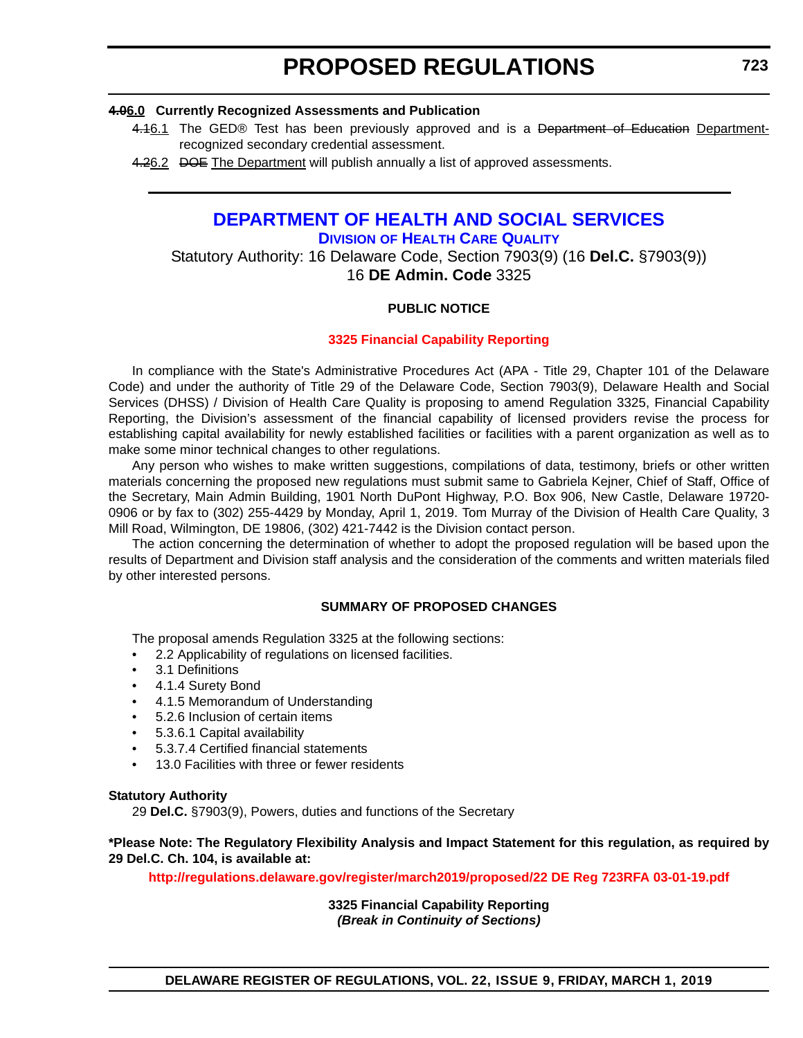**~~4.0~~6.0 Currently Recognized Assessments and Publication**

~~4.1~~6.1 The GED® Test has been previously approved and is a ~~Department of Education~~ Department-recognized secondary credential assessment.

~~4.2~~6.2 ~~DOE~~ The Department will publish annually a list of approved assessments.

## DEPARTMENT OF HEALTH AND SOCIAL SERVICES

### Division of Health Care Quality

Statutory Authority: 16 Delaware Code, Section 7903(9) (16 **Del.C.** §7903(9))
16 **DE Admin. Code** 3325

**PUBLIC NOTICE**

**3325 Financial Capability Reporting**

In compliance with the State's Administrative Procedures Act (APA - Title 29, Chapter 101 of the Delaware Code) and under the authority of Title 29 of the Delaware Code, Section 7903(9), Delaware Health and Social Services (DHSS) / Division of Health Care Quality is proposing to amend Regulation 3325, Financial Capability Reporting, the Division's assessment of the financial capability of licensed providers revise the process for establishing capital availability for newly established facilities or facilities with a parent organization as well as to make some minor technical changes to other regulations.

Any person who wishes to make written suggestions, compilations of data, testimony, briefs or other written materials concerning the proposed new regulations must submit same to Gabriela Kejner, Chief of Staff, Office of the Secretary, Main Admin Building, 1901 North DuPont Highway, P.O. Box 906, New Castle, Delaware 19720-0906 or by fax to (302) 255-4429 by Monday, April 1, 2019. Tom Murray of the Division of Health Care Quality, 3 Mill Road, Wilmington, DE 19806, (302) 421-7442 is the Division contact person.

The action concerning the determination of whether to adopt the proposed regulation will be based upon the results of Department and Division staff analysis and the consideration of the comments and written materials filed by other interested persons.

**SUMMARY OF PROPOSED CHANGES**

The proposal amends Regulation 3325 at the following sections:

- 2.2 Applicability of regulations on licensed facilities.
- 3.1 Definitions
- 4.1.4 Surety Bond
- 4.1.5 Memorandum of Understanding
- 5.2.6 Inclusion of certain items
- 5.3.6.1 Capital availability
- 5.3.7.4 Certified financial statements
- 13.0 Facilities with three or fewer residents

**Statutory Authority**

29 **Del.C.** §7903(9), Powers, duties and functions of the Secretary

**\*Please Note: The Regulatory Flexibility Analysis and Impact Statement for this regulation, as required by 29 Del.C. Ch. 104, is available at:**

**http://regulations.delaware.gov/register/march2019/proposed/22 DE Reg 723RFA 03-01-19.pdf**

**3325 Financial Capability Reporting**
***(Break in Continuity of Sections)***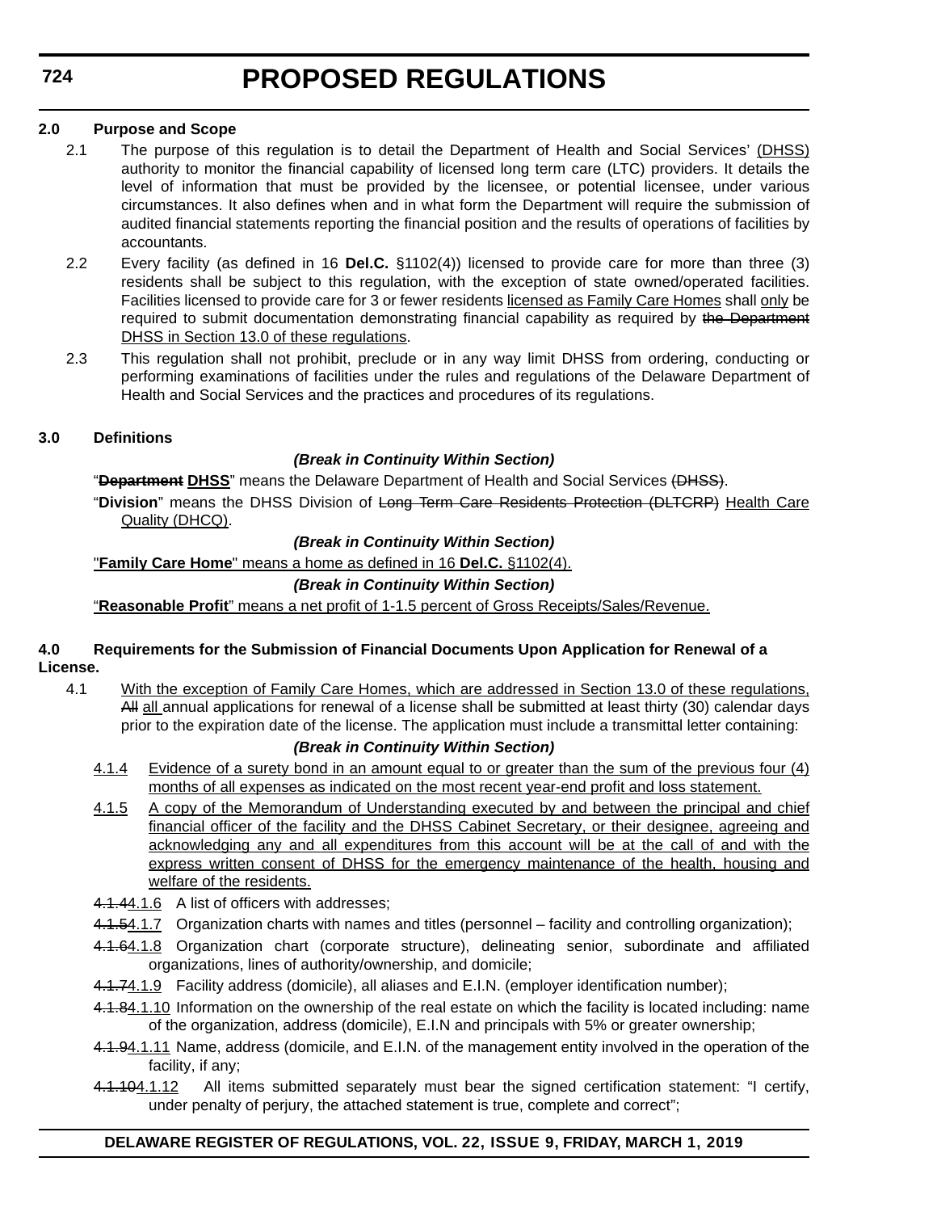**2.0 Purpose and Scope**

2.1 The purpose of this regulation is to detail the Department of Health and Social Services' (DHSS) authority to monitor the financial capability of licensed long term care (LTC) providers. It details the level of information that must be provided by the licensee, or potential licensee, under various circumstances. It also defines when and in what form the Department will require the submission of audited financial statements reporting the financial position and the results of operations of facilities by accountants.

2.2 Every facility (as defined in 16 **Del.C.** §1102(4)) licensed to provide care for more than three (3) residents shall be subject to this regulation, with the exception of state owned/operated facilities. Facilities licensed to provide care for 3 or fewer residents licensed as Family Care Homes shall only be required to submit documentation demonstrating financial capability as required by ~~the Department~~ DHSS in Section 13.0 of these regulations.

2.3 This regulation shall not prohibit, preclude or in any way limit DHSS from ordering, conducting or performing examinations of facilities under the rules and regulations of the Delaware Department of Health and Social Services and the practices and procedures of its regulations.

**3.0 Definitions**

***(Break in Continuity Within Section)***

"~~**Department**~~ **DHSS**" means the Delaware Department of Health and Social Services ~~(DHSS)~~.

"**Division**" means the DHSS Division of ~~Long Term Care Residents Protection (DLTCRP)~~ Health Care Quality (DHCQ).

***(Break in Continuity Within Section)***

"**Family Care Home**" means a home as defined in 16 **Del.C.** §1102(4).

***(Break in Continuity Within Section)***

"**Reasonable Profit**" means a net profit of 1-1.5 percent of Gross Receipts/Sales/Revenue.

**4.0 Requirements for the Submission of Financial Documents Upon Application for Renewal of a License.**

4.1 With the exception of Family Care Homes, which are addressed in Section 13.0 of these regulations, ~~All~~ all annual applications for renewal of a license shall be submitted at least thirty (30) calendar days prior to the expiration date of the license. The application must include a transmittal letter containing:

***(Break in Continuity Within Section)***

4.1.4 Evidence of a surety bond in an amount equal to or greater than the sum of the previous four (4) months of all expenses as indicated on the most recent year-end profit and loss statement.

4.1.5 A copy of the Memorandum of Understanding executed by and between the principal and chief financial officer of the facility and the DHSS Cabinet Secretary, or their designee, agreeing and acknowledging any and all expenditures from this account will be at the call of and with the express written consent of DHSS for the emergency maintenance of the health, housing and welfare of the residents.

~~4.1.4~~4.1.6 A list of officers with addresses;

~~4.1.5~~4.1.7 Organization charts with names and titles (personnel – facility and controlling organization);

~~4.1.6~~4.1.8 Organization chart (corporate structure), delineating senior, subordinate and affiliated organizations, lines of authority/ownership, and domicile;

~~4.1.7~~4.1.9 Facility address (domicile), all aliases and E.I.N. (employer identification number);

~~4.1.8~~4.1.10 Information on the ownership of the real estate on which the facility is located including: name of the organization, address (domicile), E.I.N and principals with 5% or greater ownership;

~~4.1.9~~4.1.11 Name, address (domicile, and E.I.N. of the management entity involved in the operation of the facility, if any;

~~4.1.10~~4.1.12 All items submitted separately must bear the signed certification statement: "I certify, under penalty of perjury, the attached statement is true, complete and correct";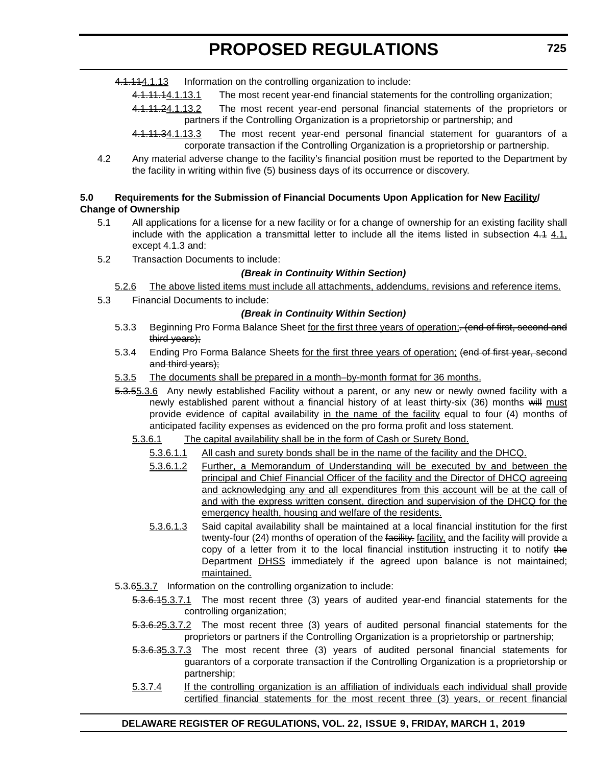~~4.1.11~~4.1.13 Information on the controlling organization to include:

~~4.1.11.1~~4.1.13.1 The most recent year-end financial statements for the controlling organization;

~~4.1.11.2~~4.1.13.2 The most recent year-end personal financial statements of the proprietors or partners if the Controlling Organization is a proprietorship or partnership; and

~~4.1.11.3~~4.1.13.3 The most recent year-end personal financial statement for guarantors of a corporate transaction if the Controlling Organization is a proprietorship or partnership.

4.2 Any material adverse change to the facility's financial position must be reported to the Department by the facility in writing within five (5) business days of its occurrence or discovery.

**5.0 Requirements for the Submission of Financial Documents Upon Application for New <u>Facility</u>/ Change of Ownership**

5.1 All applications for a license for a new facility or for a change of ownership for an existing facility shall include with the application a transmittal letter to include all the items listed in subsection ~~4.1~~ <u>4.1,</u> except 4.1.3 and:

5.2 Transaction Documents to include:

***(Break in Continuity Within Section)***

<u>5.2.6 The above listed items must include all attachments, addendums, revisions and reference items.</u>

5.3 Financial Documents to include:

***(Break in Continuity Within Section)***

5.3.3 Beginning Pro Forma Balance Sheet <u>for the first three years of operation;</u>~~. (end of first, second and third years);~~

5.3.4 Ending Pro Forma Balance Sheets <u>for the first three years of operation;</u> ~~(end of first year, second and third years);~~

<u>5.3.5 The documents shall be prepared in a month–by-month format for 36 months.</u>

~~5.3.5~~5.3.6 Any newly established Facility without a parent, or any new or newly owned facility with a newly established parent without a financial history of at least thirty-six (36) months ~~will~~ <u>must</u> provide evidence of capital availability <u>in the name of the facility</u> equal to four (4) months of anticipated facility expenses as evidenced on the pro forma profit and loss statement.

<u>5.3.6.1 The capital availability shall be in the form of Cash or Surety Bond.</u>

<u>5.3.6.1.1 All cash and surety bonds shall be in the name of the facility and the DHCQ.</u>

<u>5.3.6.1.2 Further, a Memorandum of Understanding will be executed by and between the principal and Chief Financial Officer of the facility and the Director of DHCQ agreeing and acknowledging any and all expenditures from this account will be at the call of and with the express written consent, direction and supervision of the DHCQ for the emergency health, housing and welfare of the residents.</u>

<u>5.3.6.1.3</u> Said capital availability shall be maintained at a local financial institution for the first twenty-four (24) months of operation of the ~~facility.~~ <u>facility,</u> and the facility will provide a copy of a letter from it to the local financial institution instructing it to notify ~~the Department~~ <u>DHSS</u> immediately if the agreed upon balance is not ~~maintained;~~ <u>maintained.</u>

~~5.3.6~~5.3.7 Information on the controlling organization to include:

~~5.3.6.1~~5.3.7.1 The most recent three (3) years of audited year-end financial statements for the controlling organization;

~~5.3.6.2~~5.3.7.2 The most recent three (3) years of audited personal financial statements for the proprietors or partners if the Controlling Organization is a proprietorship or partnership;

~~5.3.6.3~~5.3.7.3 The most recent three (3) years of audited personal financial statements for guarantors of a corporate transaction if the Controlling Organization is a proprietorship or partnership;

<u>5.3.7.4 If the controlling organization is an affiliation of individuals each individual shall provide certified financial statements for the most recent three (3) years, or recent financial</u>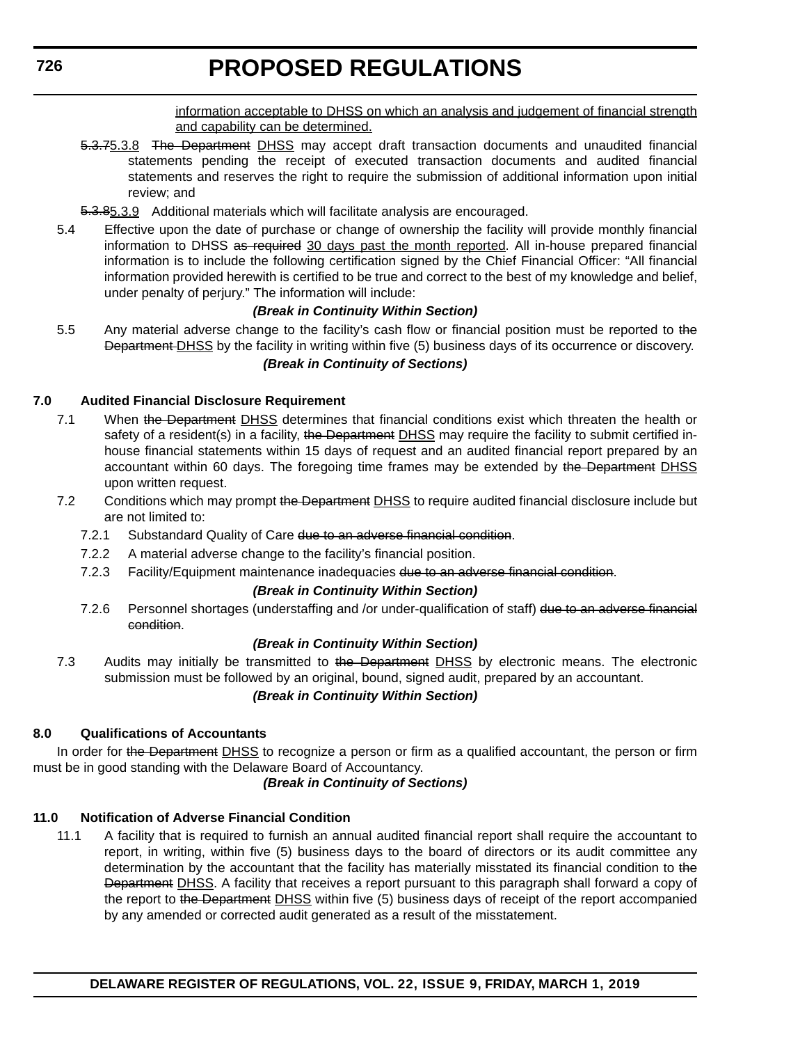information acceptable to DHSS on which an analysis and judgement of financial strength and capability can be determined.

~~5.3.7~~5.3.8 ~~The Department~~ DHSS may accept draft transaction documents and unaudited financial statements pending the receipt of executed transaction documents and audited financial statements and reserves the right to require the submission of additional information upon initial review; and

~~5.3.8~~5.3.9 Additional materials which will facilitate analysis are encouraged.

5.4 Effective upon the date of purchase or change of ownership the facility will provide monthly financial information to DHSS ~~as required~~ 30 days past the month reported. All in-house prepared financial information is to include the following certification signed by the Chief Financial Officer: "All financial information provided herewith is certified to be true and correct to the best of my knowledge and belief, under penalty of perjury." The information will include:

***(Break in Continuity Within Section)***

5.5 Any material adverse change to the facility's cash flow or financial position must be reported to ~~the Department~~ DHSS by the facility in writing within five (5) business days of its occurrence or discovery.

***(Break in Continuity of Sections)***

**7.0 Audited Financial Disclosure Requirement**

7.1 When ~~the Department~~ DHSS determines that financial conditions exist which threaten the health or safety of a resident(s) in a facility, ~~the Department~~ DHSS may require the facility to submit certified in-house financial statements within 15 days of request and an audited financial report prepared by an accountant within 60 days. The foregoing time frames may be extended by ~~the Department~~ DHSS upon written request.

7.2 Conditions which may prompt ~~the Department~~ DHSS to require audited financial disclosure include but are not limited to:

7.2.1 Substandard Quality of Care ~~due to an adverse financial condition~~.

7.2.2 A material adverse change to the facility's financial position.

7.2.3 Facility/Equipment maintenance inadequacies ~~due to an adverse financial condition~~.

***(Break in Continuity Within Section)***

7.2.6 Personnel shortages (understaffing and /or under-qualification of staff) ~~due to an adverse financial condition~~.

***(Break in Continuity Within Section)***

7.3 Audits may initially be transmitted to ~~the Department~~ DHSS by electronic means. The electronic submission must be followed by an original, bound, signed audit, prepared by an accountant.

***(Break in Continuity Within Section)***

**8.0 Qualifications of Accountants**

In order for ~~the Department~~ DHSS to recognize a person or firm as a qualified accountant, the person or firm must be in good standing with the Delaware Board of Accountancy.

***(Break in Continuity of Sections)***

**11.0 Notification of Adverse Financial Condition**

11.1 A facility that is required to furnish an annual audited financial report shall require the accountant to report, in writing, within five (5) business days to the board of directors or its audit committee any determination by the accountant that the facility has materially misstated its financial condition to ~~the Department~~ DHSS. A facility that receives a report pursuant to this paragraph shall forward a copy of the report to ~~the Department~~ DHSS within five (5) business days of receipt of the report accompanied by any amended or corrected audit generated as a result of the misstatement.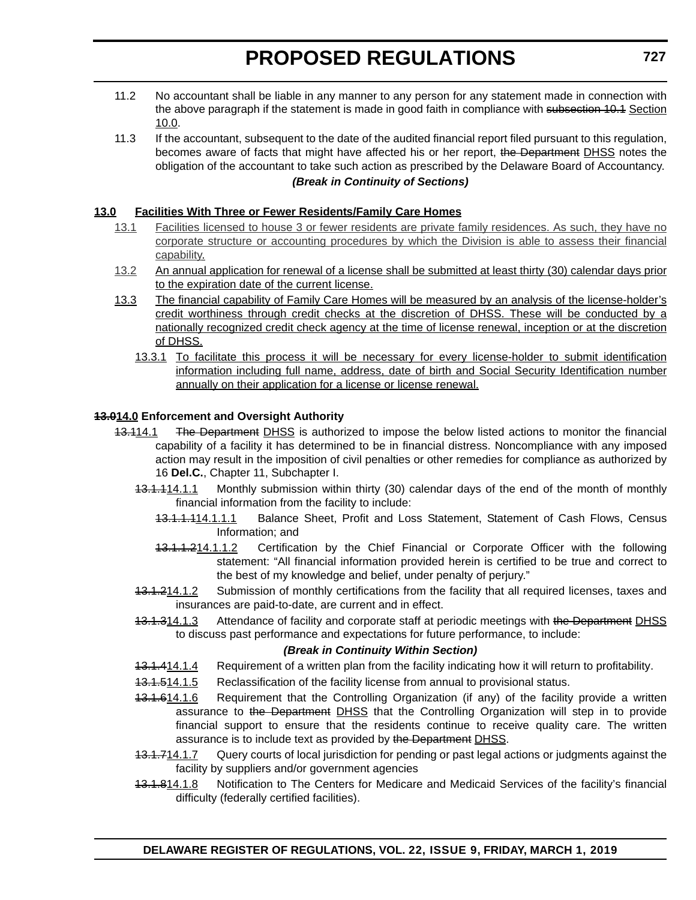11.2 No accountant shall be liable in any manner to any person for any statement made in connection with the above paragraph if the statement is made in good faith in compliance with ~~subsection 10.1~~ Section 10.0.

11.3 If the accountant, subsequent to the date of the audited financial report filed pursuant to this regulation, becomes aware of facts that might have affected his or her report, ~~the Department~~ DHSS notes the obligation of the accountant to take such action as prescribed by the Delaware Board of Accountancy.

***(Break in Continuity of Sections)***

**13.0 Facilities With Three or Fewer Residents/Family Care Homes**

13.1 Facilities licensed to house 3 or fewer residents are private family residences. As such, they have no corporate structure or accounting procedures by which the Division is able to assess their financial capability.

13.2 An annual application for renewal of a license shall be submitted at least thirty (30) calendar days prior to the expiration date of the current license.

13.3 The financial capability of Family Care Homes will be measured by an analysis of the license-holder's credit worthiness through credit checks at the discretion of DHSS. These will be conducted by a nationally recognized credit check agency at the time of license renewal, inception or at the discretion of DHSS.

13.3.1 To facilitate this process it will be necessary for every license-holder to submit identification information including full name, address, date of birth and Social Security Identification number annually on their application for a license or license renewal.

**~~13.0~~14.0 Enforcement and Oversight Authority**

~~13.1~~14.1 ~~The Department~~ DHSS is authorized to impose the below listed actions to monitor the financial capability of a facility it has determined to be in financial distress. Noncompliance with any imposed action may result in the imposition of civil penalties or other remedies for compliance as authorized by 16 **Del.C.**, Chapter 11, Subchapter I.

~~13.1.1~~14.1.1 Monthly submission within thirty (30) calendar days of the end of the month of monthly financial information from the facility to include:

~~13.1.1.1~~14.1.1.1 Balance Sheet, Profit and Loss Statement, Statement of Cash Flows, Census Information; and

~~13.1.1.2~~14.1.1.2 Certification by the Chief Financial or Corporate Officer with the following statement: "All financial information provided herein is certified to be true and correct to the best of my knowledge and belief, under penalty of perjury."

~~13.1.2~~14.1.2 Submission of monthly certifications from the facility that all required licenses, taxes and insurances are paid-to-date, are current and in effect.

~~13.1.3~~14.1.3 Attendance of facility and corporate staff at periodic meetings with ~~the Department~~ DHSS to discuss past performance and expectations for future performance, to include:

***(Break in Continuity Within Section)***

~~13.1.4~~14.1.4 Requirement of a written plan from the facility indicating how it will return to profitability.

~~13.1.5~~14.1.5 Reclassification of the facility license from annual to provisional status.

~~13.1.6~~14.1.6 Requirement that the Controlling Organization (if any) of the facility provide a written assurance to ~~the Department~~ DHSS that the Controlling Organization will step in to provide financial support to ensure that the residents continue to receive quality care. The written assurance is to include text as provided by ~~the Department~~ DHSS.

~~13.1.7~~14.1.7 Query courts of local jurisdiction for pending or past legal actions or judgments against the facility by suppliers and/or government agencies

~~13.1.8~~14.1.8 Notification to The Centers for Medicare and Medicaid Services of the facility's financial difficulty (federally certified facilities).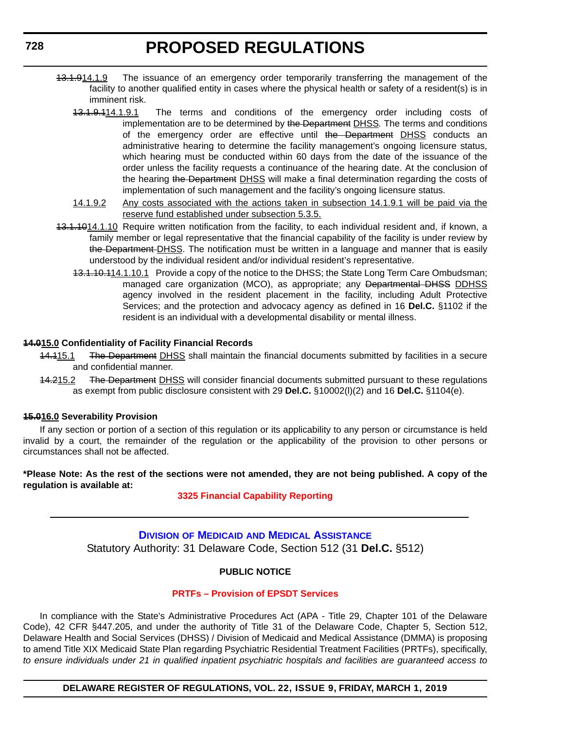~~13.1.9~~<u>14.1.9</u> The issuance of an emergency order temporarily transferring the management of the facility to another qualified entity in cases where the physical health or safety of a resident(s) is in imminent risk.

~~13.1.9.1~~<u>14.1.9.1</u> The terms and conditions of the emergency order including costs of implementation are to be determined by ~~the Department~~ <u>DHSS</u>. The terms and conditions of the emergency order are effective until ~~the Department~~ <u>DHSS</u> conducts an administrative hearing to determine the facility management's ongoing licensure status, which hearing must be conducted within 60 days from the date of the issuance of the order unless the facility requests a continuance of the hearing date. At the conclusion of the hearing ~~the Department~~ <u>DHSS</u> will make a final determination regarding the costs of implementation of such management and the facility's ongoing licensure status.

<u>14.1.9.2 Any costs associated with the actions taken in subsection 14.1.9.1 will be paid via the reserve fund established under subsection 5.3.5.</u>

~~13.1.10~~<u>14.1.10</u> Require written notification from the facility, to each individual resident and, if known, a family member or legal representative that the financial capability of the facility is under review by ~~the Department~~ <u>DHSS</u>. The notification must be written in a language and manner that is easily understood by the individual resident and/or individual resident's representative.

~~13.1.10.1~~<u>14.1.10.1</u> Provide a copy of the notice to the DHSS; the State Long Term Care Ombudsman; managed care organization (MCO), as appropriate; any ~~Departmental DHSS~~ <u>DDHSS</u> agency involved in the resident placement in the facility, including Adult Protective Services; and the protection and advocacy agency as defined in 16 **Del.C.** §1102 if the resident is an individual with a developmental disability or mental illness.

**~~14.0~~<u>15.0</u> Confidentiality of Facility Financial Records**

~~14.1~~<u>15.1</u> ~~The Department~~ <u>DHSS</u> shall maintain the financial documents submitted by facilities in a secure and confidential manner.

~~14.2~~<u>15.2</u> ~~The Department~~ <u>DHSS</u> will consider financial documents submitted pursuant to these regulations as exempt from public disclosure consistent with 29 **Del.C.** §10002(l)(2) and 16 **Del.C.** §1104(e).

**~~15.0~~<u>16.0</u> Severability Provision**

If any section or portion of a section of this regulation or its applicability to any person or circumstance is held invalid by a court, the remainder of the regulation or the applicability of the provision to other persons or circumstances shall not be affected.

**\*Please Note: As the rest of the sections were not amended, they are not being published. A copy of the regulation is available at:**

**3325 Financial Capability Reporting**

---

## Division of Medicaid and Medical Assistance

Statutory Authority: 31 Delaware Code, Section 512 (31 **Del.C.** §512)

**PUBLIC NOTICE**

**PRTFs – Provision of EPSDT Services**

In compliance with the State's Administrative Procedures Act (APA - Title 29, Chapter 101 of the Delaware Code), 42 CFR §447.205, and under the authority of Title 31 of the Delaware Code, Chapter 5, Section 512, Delaware Health and Social Services (DHSS) / Division of Medicaid and Medical Assistance (DMMA) is proposing to amend Title XIX Medicaid State Plan regarding Psychiatric Residential Treatment Facilities (PRTFs), specifically, *to ensure individuals under 21 in qualified inpatient psychiatric hospitals and facilities are guaranteed access to*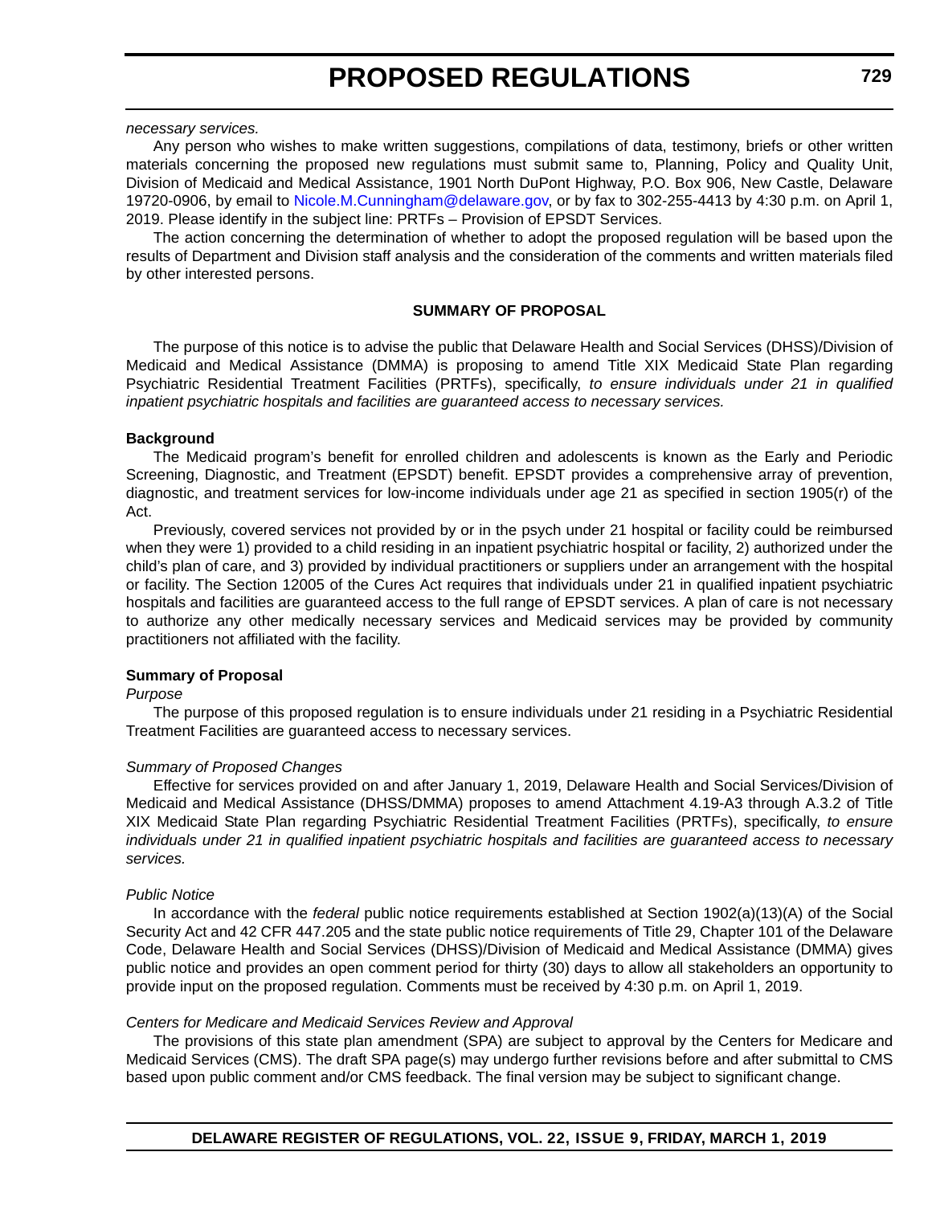*necessary services.*

Any person who wishes to make written suggestions, compilations of data, testimony, briefs or other written materials concerning the proposed new regulations must submit same to, Planning, Policy and Quality Unit, Division of Medicaid and Medical Assistance, 1901 North DuPont Highway, P.O. Box 906, New Castle, Delaware 19720-0906, by email to Nicole.M.Cunningham@delaware.gov, or by fax to 302-255-4413 by 4:30 p.m. on April 1, 2019. Please identify in the subject line: PRTFs – Provision of EPSDT Services.

The action concerning the determination of whether to adopt the proposed regulation will be based upon the results of Department and Division staff analysis and the consideration of the comments and written materials filed by other interested persons.

**SUMMARY OF PROPOSAL**

The purpose of this notice is to advise the public that Delaware Health and Social Services (DHSS)/Division of Medicaid and Medical Assistance (DMMA) is proposing to amend Title XIX Medicaid State Plan regarding Psychiatric Residential Treatment Facilities (PRTFs), specifically, *to ensure individuals under 21 in qualified inpatient psychiatric hospitals and facilities are guaranteed access to necessary services.*

**Background**

The Medicaid program's benefit for enrolled children and adolescents is known as the Early and Periodic Screening, Diagnostic, and Treatment (EPSDT) benefit. EPSDT provides a comprehensive array of prevention, diagnostic, and treatment services for low-income individuals under age 21 as specified in section 1905(r) of the Act.

Previously, covered services not provided by or in the psych under 21 hospital or facility could be reimbursed when they were 1) provided to a child residing in an inpatient psychiatric hospital or facility, 2) authorized under the child's plan of care, and 3) provided by individual practitioners or suppliers under an arrangement with the hospital or facility. The Section 12005 of the Cures Act requires that individuals under 21 in qualified inpatient psychiatric hospitals and facilities are guaranteed access to the full range of EPSDT services. A plan of care is not necessary to authorize any other medically necessary services and Medicaid services may be provided by community practitioners not affiliated with the facility.

**Summary of Proposal**

*Purpose*

The purpose of this proposed regulation is to ensure individuals under 21 residing in a Psychiatric Residential Treatment Facilities are guaranteed access to necessary services.

*Summary of Proposed Changes*

Effective for services provided on and after January 1, 2019, Delaware Health and Social Services/Division of Medicaid and Medical Assistance (DHSS/DMMA) proposes to amend Attachment 4.19-A3 through A.3.2 of Title XIX Medicaid State Plan regarding Psychiatric Residential Treatment Facilities (PRTFs), specifically, *to ensure individuals under 21 in qualified inpatient psychiatric hospitals and facilities are guaranteed access to necessary services.*

*Public Notice*

In accordance with the *federal* public notice requirements established at Section 1902(a)(13)(A) of the Social Security Act and 42 CFR 447.205 and the state public notice requirements of Title 29, Chapter 101 of the Delaware Code, Delaware Health and Social Services (DHSS)/Division of Medicaid and Medical Assistance (DMMA) gives public notice and provides an open comment period for thirty (30) days to allow all stakeholders an opportunity to provide input on the proposed regulation. Comments must be received by 4:30 p.m. on April 1, 2019.

*Centers for Medicare and Medicaid Services Review and Approval*

The provisions of this state plan amendment (SPA) are subject to approval by the Centers for Medicare and Medicaid Services (CMS). The draft SPA page(s) may undergo further revisions before and after submittal to CMS based upon public comment and/or CMS feedback. The final version may be subject to significant change.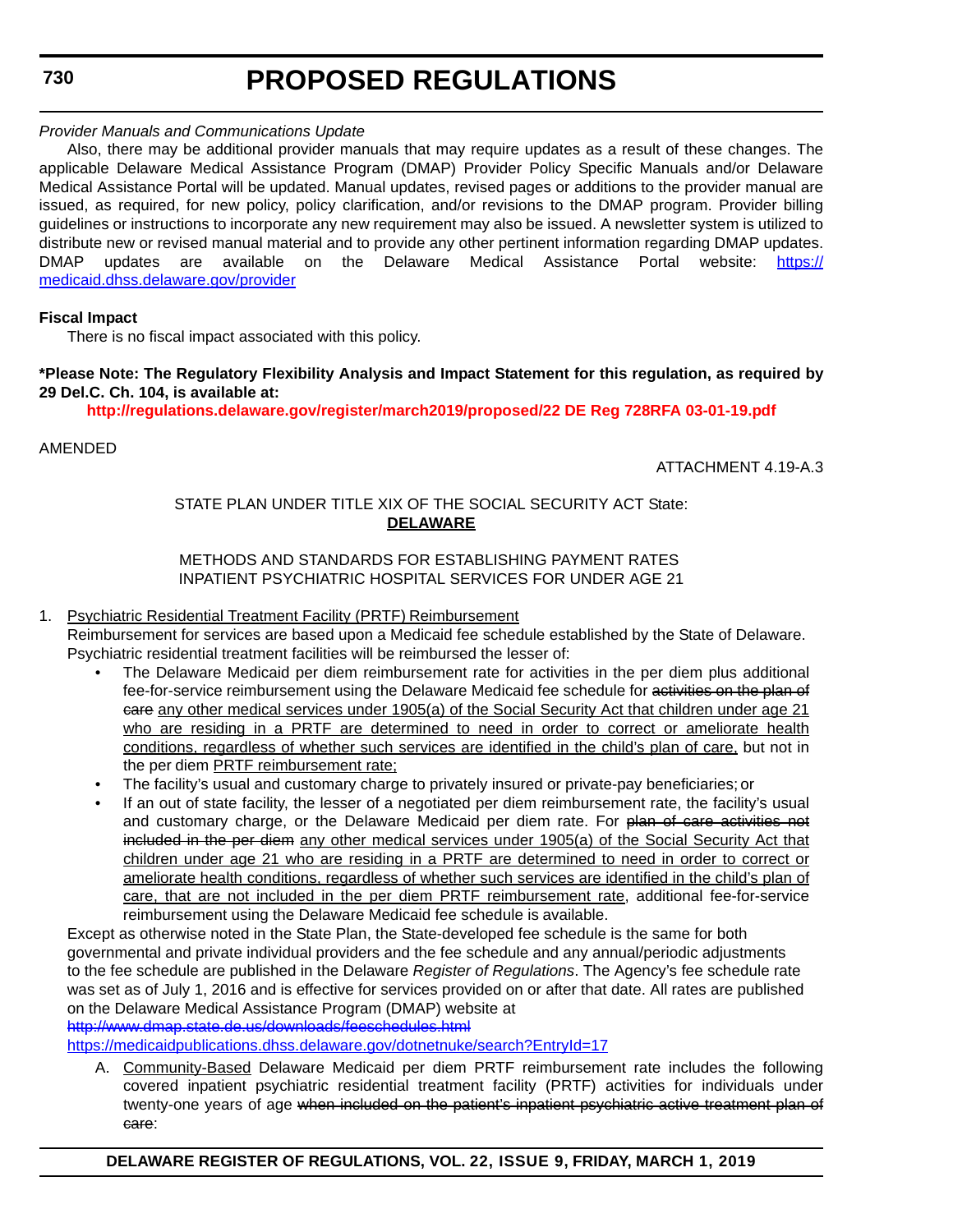*Provider Manuals and Communications Update*

Also, there may be additional provider manuals that may require updates as a result of these changes. The applicable Delaware Medical Assistance Program (DMAP) Provider Policy Specific Manuals and/or Delaware Medical Assistance Portal will be updated. Manual updates, revised pages or additions to the provider manual are issued, as required, for new policy, policy clarification, and/or revisions to the DMAP program. Provider billing guidelines or instructions to incorporate any new requirement may also be issued. A newsletter system is utilized to distribute new or revised manual material and to provide any other pertinent information regarding DMAP updates. DMAP updates are available on the Delaware Medical Assistance Portal website: [https://medicaid.dhss.delaware.gov/provider](https://medicaid.dhss.delaware.gov/provider)

**Fiscal Impact**

There is no fiscal impact associated with this policy.

**\*Please Note: The Regulatory Flexibility Analysis and Impact Statement for this regulation, as required by 29 Del.C. Ch. 104, is available at:**

**http://regulations.delaware.gov/register/march2019/proposed/22 DE Reg 728RFA 03-01-19.pdf**

AMENDED

ATTACHMENT 4.19-A.3

STATE PLAN UNDER TITLE XIX OF THE SOCIAL SECURITY ACT State: **DELAWARE**

METHODS AND STANDARDS FOR ESTABLISHING PAYMENT RATES
INPATIENT PSYCHIATRIC HOSPITAL SERVICES FOR UNDER AGE 21

1. Psychiatric Residential Treatment Facility (PRTF) Reimbursement

   Reimbursement for services are based upon a Medicaid fee schedule established by the State of Delaware. Psychiatric residential treatment facilities will be reimbursed the lesser of:

   - The Delaware Medicaid per diem reimbursement rate for activities in the per diem plus additional fee-for-service reimbursement using the Delaware Medicaid fee schedule for ~~activities on the plan of care~~ any other medical services under 1905(a) of the Social Security Act that children under age 21 who are residing in a PRTF are determined to need in order to correct or ameliorate health conditions, regardless of whether such services are identified in the child's plan of care, but not in the per diem PRTF reimbursement rate;
   - The facility's usual and customary charge to privately insured or private-pay beneficiaries; or
   - If an out of state facility, the lesser of a negotiated per diem reimbursement rate, the facility's usual and customary charge, or the Delaware Medicaid per diem rate. For ~~plan of care activities not included in the per diem~~ any other medical services under 1905(a) of the Social Security Act that children under age 21 who are residing in a PRTF are determined to need in order to correct or ameliorate health conditions, regardless of whether such services are identified in the child's plan of care, that are not included in the per diem PRTF reimbursement rate, additional fee-for-service reimbursement using the Delaware Medicaid fee schedule is available.

   Except as otherwise noted in the State Plan, the State-developed fee schedule is the same for both governmental and private individual providers and the fee schedule and any annual/periodic adjustments to the fee schedule are published in the Delaware *Register of Regulations*. The Agency's fee schedule rate was set as of July 1, 2016 and is effective for services provided on or after that date. All rates are published on the Delaware Medical Assistance Program (DMAP) website at

   ~~http://www.dmap.state.de.us/downloads/feeschedules.html~~

   https://medicaidpublications.dhss.delaware.gov/dotnetnuke/search?EntryId=17

   A. Community-Based Delaware Medicaid per diem PRTF reimbursement rate includes the following covered inpatient psychiatric residential treatment facility (PRTF) activities for individuals under twenty-one years of age ~~when included on the patient's inpatient psychiatric active treatment plan of care~~: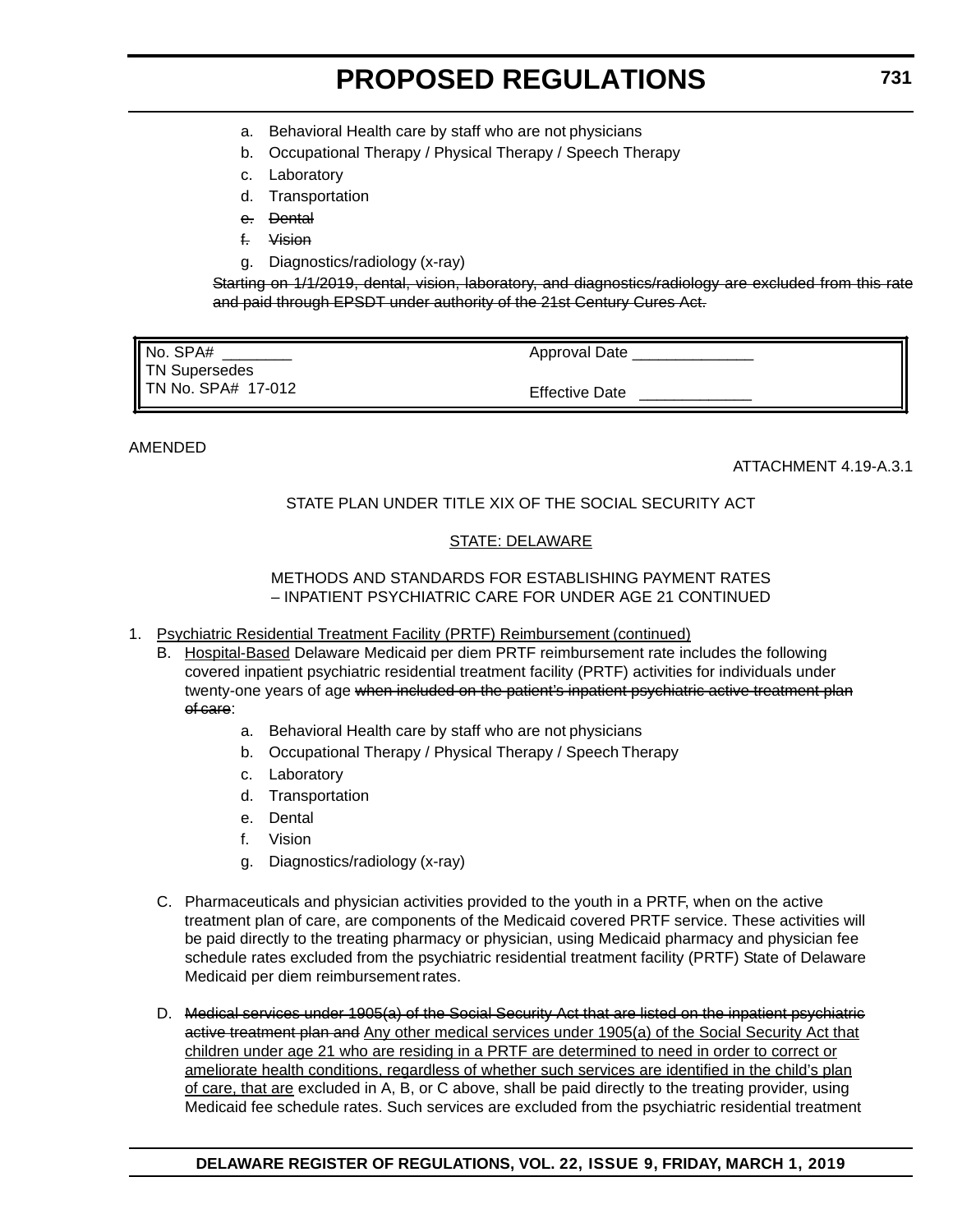a. Behavioral Health care by staff who are not physicians
b. Occupational Therapy / Physical Therapy / Speech Therapy
c. Laboratory
d. Transportation
~~e. Dental~~
~~f. Vision~~
g. Diagnostics/radiology (x-ray)

~~Starting on 1/1/2019, dental, vision, laboratory, and diagnostics/radiology are excluded from this rate and paid through EPSDT under authority of the 21st Century Cures Act.~~

| No. SPA# ________<br>TN Supersedes<br>TN No. SPA# 17-012 | Approval Date ______________<br><br>Effective Date _____________ |
|---|---|

AMENDED

ATTACHMENT 4.19-A.3.1

STATE PLAN UNDER TITLE XIX OF THE SOCIAL SECURITY ACT

<u>STATE: DELAWARE</u>

METHODS AND STANDARDS FOR ESTABLISHING PAYMENT RATES
– INPATIENT PSYCHIATRIC CARE FOR UNDER AGE 21 CONTINUED

1. <u>Psychiatric Residential Treatment Facility (PRTF) Reimbursement (continued)</u>
   B. <u>Hospital-Based</u> Delaware Medicaid per diem PRTF reimbursement rate includes the following covered inpatient psychiatric residential treatment facility (PRTF) activities for individuals under twenty-one years of age ~~when included on the patient's inpatient psychiatric active treatment plan of care~~:
      a. Behavioral Health care by staff who are not physicians
      b. Occupational Therapy / Physical Therapy / Speech Therapy
      c. Laboratory
      d. Transportation
      e. Dental
      f. Vision
      g. Diagnostics/radiology (x-ray)

   C. Pharmaceuticals and physician activities provided to the youth in a PRTF, when on the active treatment plan of care, are components of the Medicaid covered PRTF service. These activities will be paid directly to the treating pharmacy or physician, using Medicaid pharmacy and physician fee schedule rates excluded from the psychiatric residential treatment facility (PRTF) State of Delaware Medicaid per diem reimbursement rates.

   D. ~~Medical services under 1905(a) of the Social Security Act that are listed on the inpatient psychiatric active treatment plan and~~ <u>Any other medical services under 1905(a) of the Social Security Act that children under age 21 who are residing in a PRTF are determined to need in order to correct or ameliorate health conditions, regardless of whether such services are identified in the child's plan of care, that are</u> excluded in A, B, or C above, shall be paid directly to the treating provider, using Medicaid fee schedule rates. Such services are excluded from the psychiatric residential treatment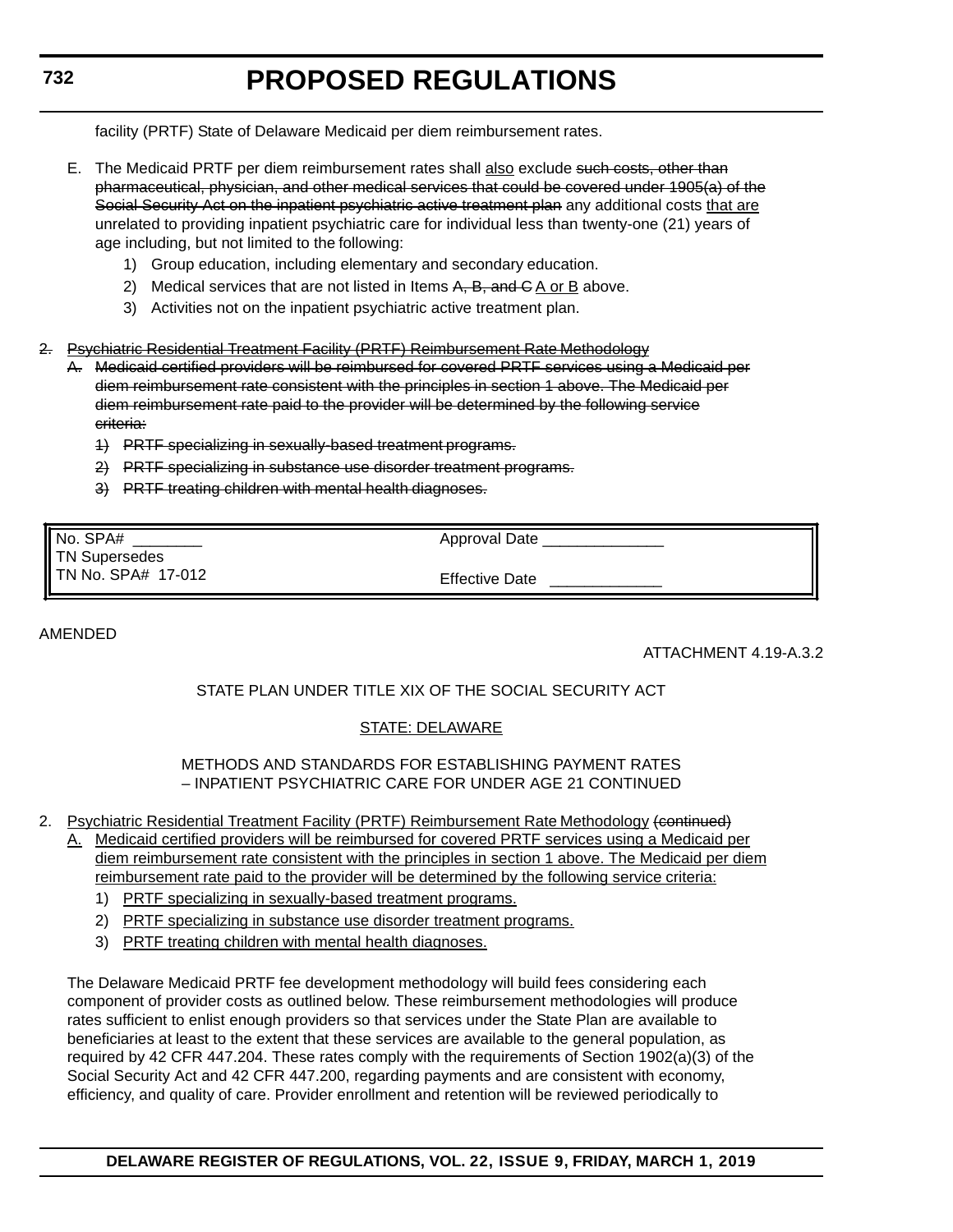facility (PRTF) State of Delaware Medicaid per diem reimbursement rates.

E. The Medicaid PRTF per diem reimbursement rates shall <u>also</u> exclude ~~such costs, other than pharmaceutical, physician, and other medical services that could be covered under 1905(a) of the Social Security Act on the inpatient psychiatric active treatment plan~~ any additional costs <u>that are</u> unrelated to providing inpatient psychiatric care for individual less than twenty-one (21) years of age including, but not limited to the following:

   1) Group education, including elementary and secondary education.
   2) Medical services that are not listed in Items ~~A, B, and C~~ <u>A or B</u> above.
   3) Activities not on the inpatient psychiatric active treatment plan.

~~2. Psychiatric Residential Treatment Facility (PRTF) Reimbursement Rate Methodology~~

~~A. Medicaid certified providers will be reimbursed for covered PRTF services using a Medicaid per diem reimbursement rate consistent with the principles in section 1 above. The Medicaid per diem reimbursement rate paid to the provider will be determined by the following service criteria:~~

   ~~1) PRTF specializing in sexually-based treatment programs.~~
   ~~2) PRTF specializing in substance use disorder treatment programs.~~
   ~~3) PRTF treating children with mental health diagnoses.~~

| No. SPA# ________ TN Supersedes TN No. SPA# 17-012 | Approval Date ______________ Effective Date _____________ |
|---|---|

AMENDED

ATTACHMENT 4.19-A.3.2

STATE PLAN UNDER TITLE XIX OF THE SOCIAL SECURITY ACT

<u>STATE: DELAWARE</u>

METHODS AND STANDARDS FOR ESTABLISHING PAYMENT RATES – INPATIENT PSYCHIATRIC CARE FOR UNDER AGE 21 CONTINUED

2. <u>Psychiatric Residential Treatment Facility (PRTF) Reimbursement Rate Methodology</u> ~~(continued)~~

   <u>A. Medicaid certified providers will be reimbursed for covered PRTF services using a Medicaid per diem reimbursement rate consistent with the principles in section 1 above. The Medicaid per diem reimbursement rate paid to the provider will be determined by the following service criteria:</u>

   1) <u>PRTF specializing in sexually-based treatment programs.</u>
   2) <u>PRTF specializing in substance use disorder treatment programs.</u>
   3) <u>PRTF treating children with mental health diagnoses.</u>

   The Delaware Medicaid PRTF fee development methodology will build fees considering each component of provider costs as outlined below. These reimbursement methodologies will produce rates sufficient to enlist enough providers so that services under the State Plan are available to beneficiaries at least to the extent that these services are available to the general population, as required by 42 CFR 447.204. These rates comply with the requirements of Section 1902(a)(3) of the Social Security Act and 42 CFR 447.200, regarding payments and are consistent with economy, efficiency, and quality of care. Provider enrollment and retention will be reviewed periodically to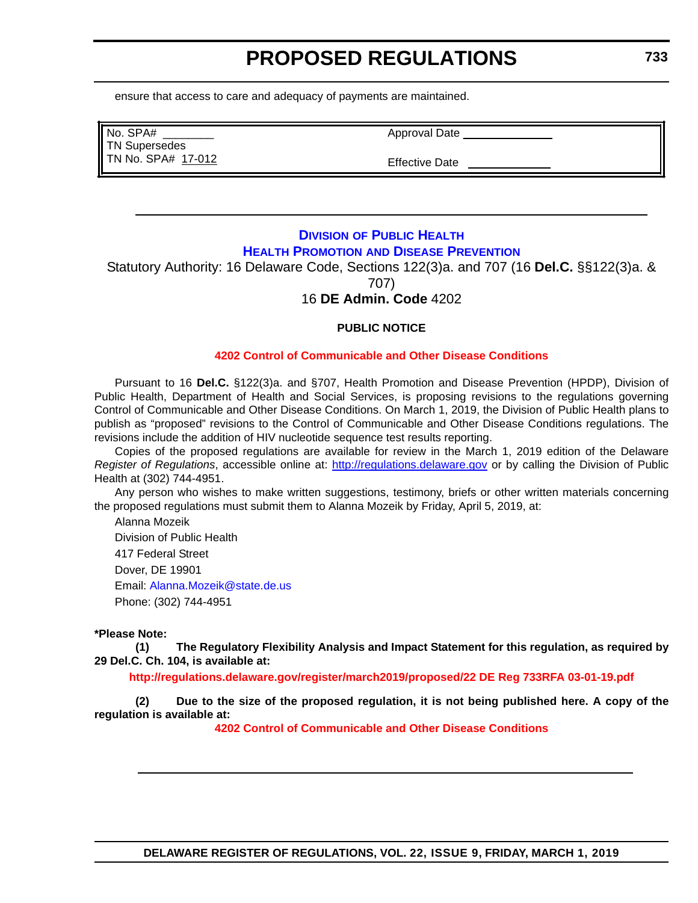ensure that access to care and adequacy of payments are maintained.

| No. SPA# ________<br>TN Supersedes<br>TN No. SPA# 17-012 | Approval Date ______________<br><br>Effective Date ______________ |
|---|---|

## DIVISION OF PUBLIC HEALTH

## HEALTH PROMOTION AND DISEASE PREVENTION

Statutory Authority: 16 Delaware Code, Sections 122(3)a. and 707 (16 **Del.C.** §§122(3)a. & 707)

16 **DE Admin. Code** 4202

**PUBLIC NOTICE**

**4202 Control of Communicable and Other Disease Conditions**

Pursuant to 16 **Del.C.** §122(3)a. and §707, Health Promotion and Disease Prevention (HPDP), Division of Public Health, Department of Health and Social Services, is proposing revisions to the regulations governing Control of Communicable and Other Disease Conditions. On March 1, 2019, the Division of Public Health plans to publish as "proposed" revisions to the Control of Communicable and Other Disease Conditions regulations. The revisions include the addition of HIV nucleotide sequence test results reporting.

Copies of the proposed regulations are available for review in the March 1, 2019 edition of the Delaware *Register of Regulations*, accessible online at: http://regulations.delaware.gov or by calling the Division of Public Health at (302) 744-4951.

Any person who wishes to make written suggestions, testimony, briefs or other written materials concerning the proposed regulations must submit them to Alanna Mozeik by Friday, April 5, 2019, at:

Alanna Mozeik

Division of Public Health

417 Federal Street

Dover, DE 19901

Email: Alanna.Mozeik@state.de.us

Phone: (302) 744-4951

**\*Please Note:**

**(1) The Regulatory Flexibility Analysis and Impact Statement for this regulation, as required by 29 Del.C. Ch. 104, is available at:**

**http://regulations.delaware.gov/register/march2019/proposed/22 DE Reg 733RFA 03-01-19.pdf**

**(2) Due to the size of the proposed regulation, it is not being published here. A copy of the regulation is available at:**

**4202 Control of Communicable and Other Disease Conditions**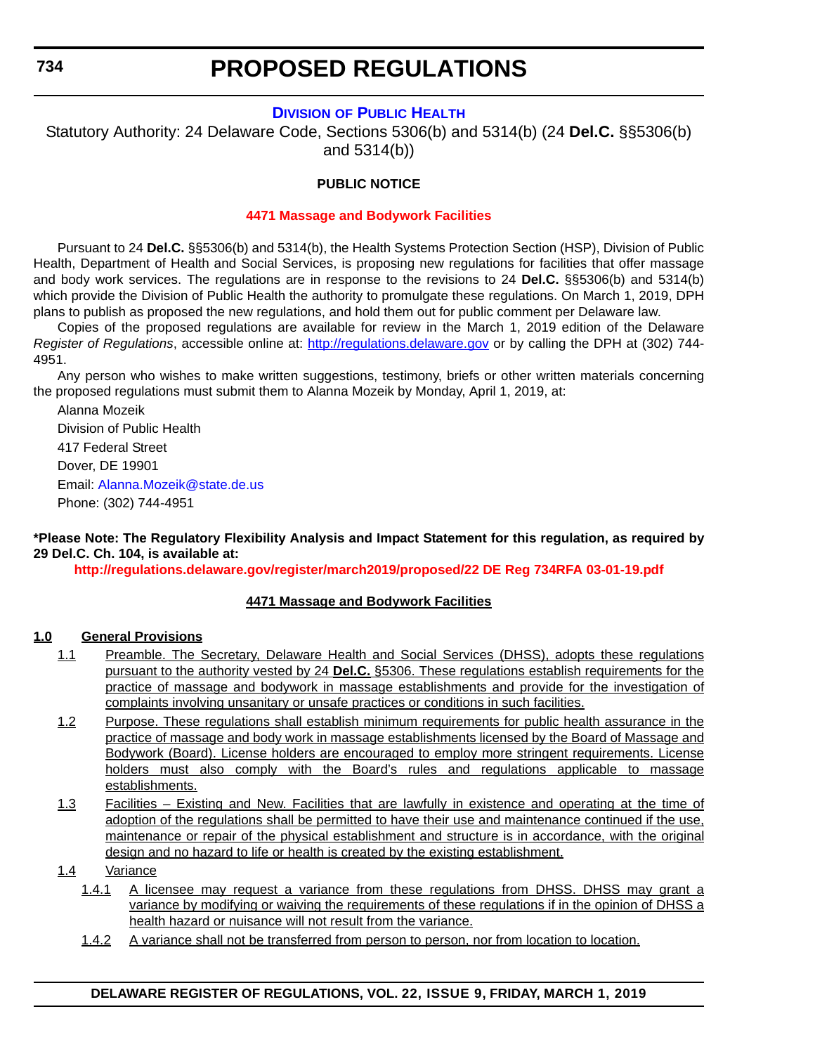# PROPOSED REGULATIONS

## DIVISION OF PUBLIC HEALTH

Statutory Authority: 24 Delaware Code, Sections 5306(b) and 5314(b) (24 **Del.C.** §§5306(b) and 5314(b))

**PUBLIC NOTICE**

### 4471 Massage and Bodywork Facilities

Pursuant to 24 **Del.C.** §§5306(b) and 5314(b), the Health Systems Protection Section (HSP), Division of Public Health, Department of Health and Social Services, is proposing new regulations for facilities that offer massage and body work services. The regulations are in response to the revisions to 24 **Del.C.** §§5306(b) and 5314(b) which provide the Division of Public Health the authority to promulgate these regulations. On March 1, 2019, DPH plans to publish as proposed the new regulations, and hold them out for public comment per Delaware law.

Copies of the proposed regulations are available for review in the March 1, 2019 edition of the Delaware *Register of Regulations*, accessible online at: http://regulations.delaware.gov or by calling the DPH at (302) 744-4951.

Any person who wishes to make written suggestions, testimony, briefs or other written materials concerning the proposed regulations must submit them to Alanna Mozeik by Monday, April 1, 2019, at:

Alanna Mozeik
Division of Public Health
417 Federal Street
Dover, DE 19901
Email: Alanna.Mozeik@state.de.us
Phone: (302) 744-4951

**\*Please Note: The Regulatory Flexibility Analysis and Impact Statement for this regulation, as required by 29 Del.C. Ch. 104, is available at:**

**http://regulations.delaware.gov/register/march2019/proposed/22 DE Reg 734RFA 03-01-19.pdf**

**4471 Massage and Bodywork Facilities**

**1.0 General Provisions**

1.1 Preamble. The Secretary, Delaware Health and Social Services (DHSS), adopts these regulations pursuant to the authority vested by 24 **Del.C.** §5306. These regulations establish requirements for the practice of massage and bodywork in massage establishments and provide for the investigation of complaints involving unsanitary or unsafe practices or conditions in such facilities.

1.2 Purpose. These regulations shall establish minimum requirements for public health assurance in the practice of massage and body work in massage establishments licensed by the Board of Massage and Bodywork (Board). License holders are encouraged to employ more stringent requirements. License holders must also comply with the Board's rules and regulations applicable to massage establishments.

1.3 Facilities – Existing and New. Facilities that are lawfully in existence and operating at the time of adoption of the regulations shall be permitted to have their use and maintenance continued if the use, maintenance or repair of the physical establishment and structure is in accordance, with the original design and no hazard to life or health is created by the existing establishment.

1.4 Variance

1.4.1 A licensee may request a variance from these regulations from DHSS. DHSS may grant a variance by modifying or waiving the requirements of these regulations if in the opinion of DHSS a health hazard or nuisance will not result from the variance.

1.4.2 A variance shall not be transferred from person to person, nor from location to location.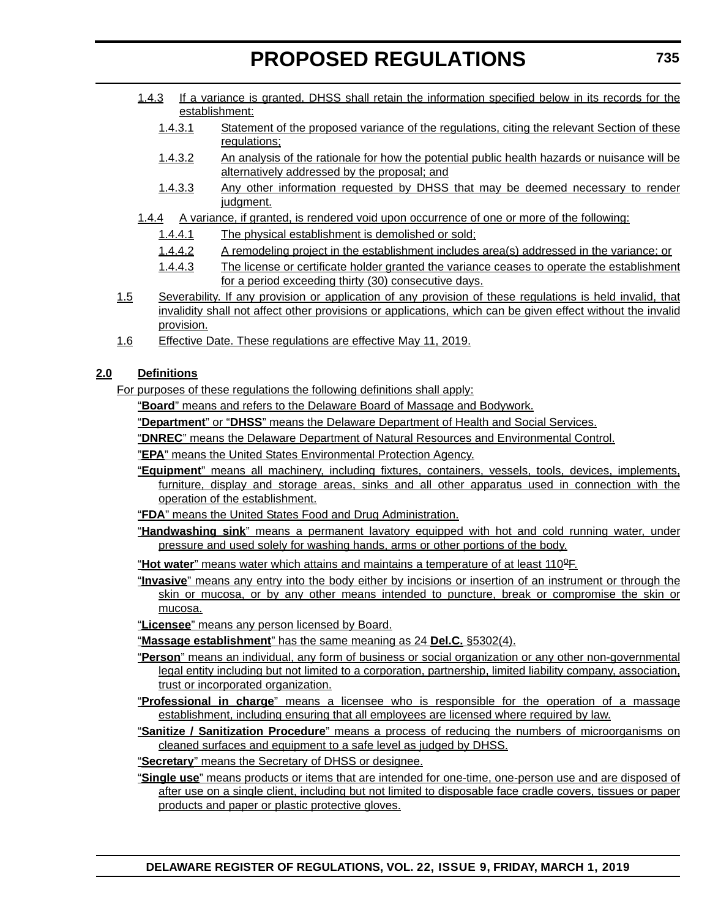1.4.3 If a variance is granted, DHSS shall retain the information specified below in its records for the establishment:

1.4.3.1 Statement of the proposed variance of the regulations, citing the relevant Section of these regulations;

1.4.3.2 An analysis of the rationale for how the potential public health hazards or nuisance will be alternatively addressed by the proposal; and

1.4.3.3 Any other information requested by DHSS that may be deemed necessary to render judgment.

1.4.4 A variance, if granted, is rendered void upon occurrence of one or more of the following:

1.4.4.1 The physical establishment is demolished or sold;

1.4.4.2 A remodeling project in the establishment includes area(s) addressed in the variance; or

1.4.4.3 The license or certificate holder granted the variance ceases to operate the establishment for a period exceeding thirty (30) consecutive days.

1.5 Severability. If any provision or application of any provision of these regulations is held invalid, that invalidity shall not affect other provisions or applications, which can be given effect without the invalid provision.

1.6 Effective Date. These regulations are effective May 11, 2019.

## 2.0 Definitions

For purposes of these regulations the following definitions shall apply:

"**Board**" means and refers to the Delaware Board of Massage and Bodywork.

"**Department**" or "**DHSS**" means the Delaware Department of Health and Social Services.

"**DNREC**" means the Delaware Department of Natural Resources and Environmental Control.

"**EPA**" means the United States Environmental Protection Agency.

"**Equipment**" means all machinery, including fixtures, containers, vessels, tools, devices, implements, furniture, display and storage areas, sinks and all other apparatus used in connection with the operation of the establishment.

"**FDA**" means the United States Food and Drug Administration.

"**Handwashing sink**" means a permanent lavatory equipped with hot and cold running water, under pressure and used solely for washing hands, arms or other portions of the body.

"**Hot water**" means water which attains and maintains a temperature of at least 110°F.

"**Invasive**" means any entry into the body either by incisions or insertion of an instrument or through the skin or mucosa, or by any other means intended to puncture, break or compromise the skin or mucosa.

"**Licensee**" means any person licensed by Board.

"**Massage establishment**" has the same meaning as 24 **Del.C.** §5302(4).

"**Person**" means an individual, any form of business or social organization or any other non-governmental legal entity including but not limited to a corporation, partnership, limited liability company, association, trust or incorporated organization.

"**Professional in charge**" means a licensee who is responsible for the operation of a massage establishment, including ensuring that all employees are licensed where required by law.

"**Sanitize / Sanitization Procedure**" means a process of reducing the numbers of microorganisms on cleaned surfaces and equipment to a safe level as judged by DHSS.

"**Secretary**" means the Secretary of DHSS or designee.

"**Single use**" means products or items that are intended for one-time, one-person use and are disposed of after use on a single client, including but not limited to disposable face cradle covers, tissues or paper products and paper or plastic protective gloves.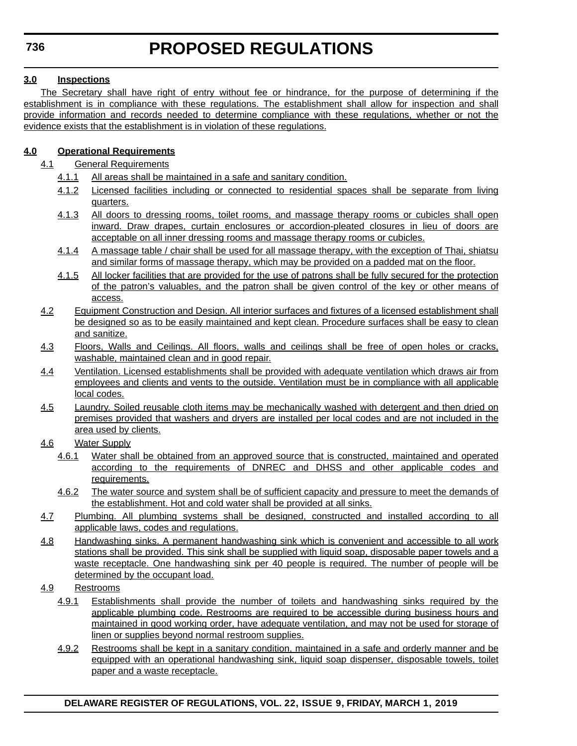**3.0 Inspections**

The Secretary shall have right of entry without fee or hindrance, for the purpose of determining if the establishment is in compliance with these regulations. The establishment shall allow for inspection and shall provide information and records needed to determine compliance with these regulations, whether or not the evidence exists that the establishment is in violation of these regulations.

**4.0 Operational Requirements**

4.1 General Requirements

4.1.1 All areas shall be maintained in a safe and sanitary condition.

4.1.2 Licensed facilities including or connected to residential spaces shall be separate from living quarters.

4.1.3 All doors to dressing rooms, toilet rooms, and massage therapy rooms or cubicles shall open inward. Draw drapes, curtain enclosures or accordion-pleated closures in lieu of doors are acceptable on all inner dressing rooms and massage therapy rooms or cubicles.

4.1.4 A massage table / chair shall be used for all massage therapy, with the exception of Thai, shiatsu and similar forms of massage therapy, which may be provided on a padded mat on the floor.

4.1.5 All locker facilities that are provided for the use of patrons shall be fully secured for the protection of the patron’s valuables, and the patron shall be given control of the key or other means of access.

4.2 Equipment Construction and Design. All interior surfaces and fixtures of a licensed establishment shall be designed so as to be easily maintained and kept clean. Procedure surfaces shall be easy to clean and sanitize.

4.3 Floors, Walls and Ceilings. All floors, walls and ceilings shall be free of open holes or cracks, washable, maintained clean and in good repair.

4.4 Ventilation. Licensed establishments shall be provided with adequate ventilation which draws air from employees and clients and vents to the outside. Ventilation must be in compliance with all applicable local codes.

4.5 Laundry. Soiled reusable cloth items may be mechanically washed with detergent and then dried on premises provided that washers and dryers are installed per local codes and are not included in the area used by clients.

4.6 Water Supply

4.6.1 Water shall be obtained from an approved source that is constructed, maintained and operated according to the requirements of DNREC and DHSS and other applicable codes and requirements.

4.6.2 The water source and system shall be of sufficient capacity and pressure to meet the demands of the establishment. Hot and cold water shall be provided at all sinks.

4.7 Plumbing. All plumbing systems shall be designed, constructed and installed according to all applicable laws, codes and regulations.

4.8 Handwashing sinks. A permanent handwashing sink which is convenient and accessible to all work stations shall be provided. This sink shall be supplied with liquid soap, disposable paper towels and a waste receptacle. One handwashing sink per 40 people is required. The number of people will be determined by the occupant load.

4.9 Restrooms

4.9.1 Establishments shall provide the number of toilets and handwashing sinks required by the applicable plumbing code. Restrooms are required to be accessible during business hours and maintained in good working order, have adequate ventilation, and may not be used for storage of linen or supplies beyond normal restroom supplies.

4.9.2 Restrooms shall be kept in a sanitary condition, maintained in a safe and orderly manner and be equipped with an operational handwashing sink, liquid soap dispenser, disposable towels, toilet paper and a waste receptacle.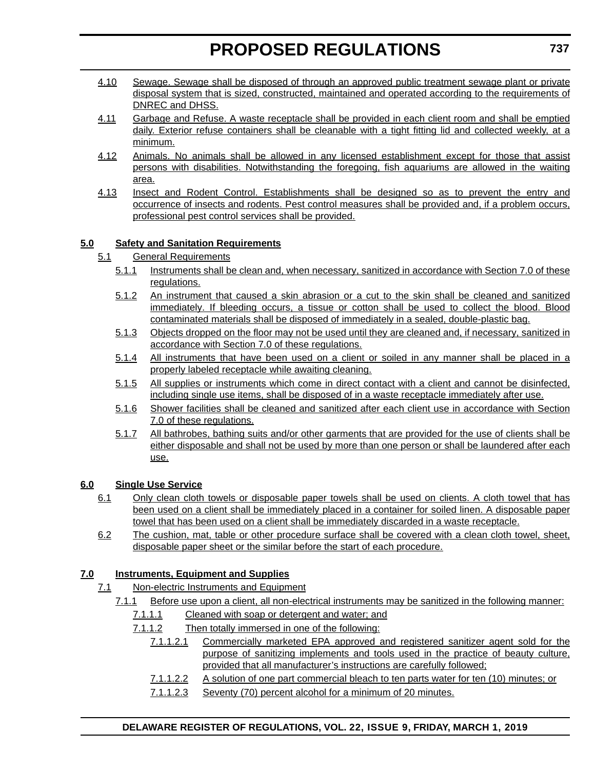4.10 Sewage. Sewage shall be disposed of through an approved public treatment sewage plant or private disposal system that is sized, constructed, maintained and operated according to the requirements of DNREC and DHSS.

4.11 Garbage and Refuse. A waste receptacle shall be provided in each client room and shall be emptied daily. Exterior refuse containers shall be cleanable with a tight fitting lid and collected weekly, at a minimum.

4.12 Animals. No animals shall be allowed in any licensed establishment except for those that assist persons with disabilities. Notwithstanding the foregoing, fish aquariums are allowed in the waiting area.

4.13 Insect and Rodent Control. Establishments shall be designed so as to prevent the entry and occurrence of insects and rodents. Pest control measures shall be provided and, if a problem occurs, professional pest control services shall be provided.

**5.0 Safety and Sanitation Requirements**

5.1 General Requirements

5.1.1 Instruments shall be clean and, when necessary, sanitized in accordance with Section 7.0 of these regulations.

5.1.2 An instrument that caused a skin abrasion or a cut to the skin shall be cleaned and sanitized immediately. If bleeding occurs, a tissue or cotton shall be used to collect the blood. Blood contaminated materials shall be disposed of immediately in a sealed, double-plastic bag.

5.1.3 Objects dropped on the floor may not be used until they are cleaned and, if necessary, sanitized in accordance with Section 7.0 of these regulations.

5.1.4 All instruments that have been used on a client or soiled in any manner shall be placed in a properly labeled receptacle while awaiting cleaning.

5.1.5 All supplies or instruments which come in direct contact with a client and cannot be disinfected, including single use items, shall be disposed of in a waste receptacle immediately after use.

5.1.6 Shower facilities shall be cleaned and sanitized after each client use in accordance with Section 7.0 of these regulations.

5.1.7 All bathrobes, bathing suits and/or other garments that are provided for the use of clients shall be either disposable and shall not be used by more than one person or shall be laundered after each use.

**6.0 Single Use Service**

6.1 Only clean cloth towels or disposable paper towels shall be used on clients. A cloth towel that has been used on a client shall be immediately placed in a container for soiled linen. A disposable paper towel that has been used on a client shall be immediately discarded in a waste receptacle.

6.2 The cushion, mat, table or other procedure surface shall be covered with a clean cloth towel, sheet, disposable paper sheet or the similar before the start of each procedure.

**7.0 Instruments, Equipment and Supplies**

7.1 Non-electric Instruments and Equipment

7.1.1 Before use upon a client, all non-electrical instruments may be sanitized in the following manner:

7.1.1.1 Cleaned with soap or detergent and water; and

7.1.1.2 Then totally immersed in one of the following:

7.1.1.2.1 Commercially marketed EPA approved and registered sanitizer agent sold for the purpose of sanitizing implements and tools used in the practice of beauty culture, provided that all manufacturer's instructions are carefully followed;

7.1.1.2.2 A solution of one part commercial bleach to ten parts water for ten (10) minutes; or

7.1.1.2.3 Seventy (70) percent alcohol for a minimum of 20 minutes.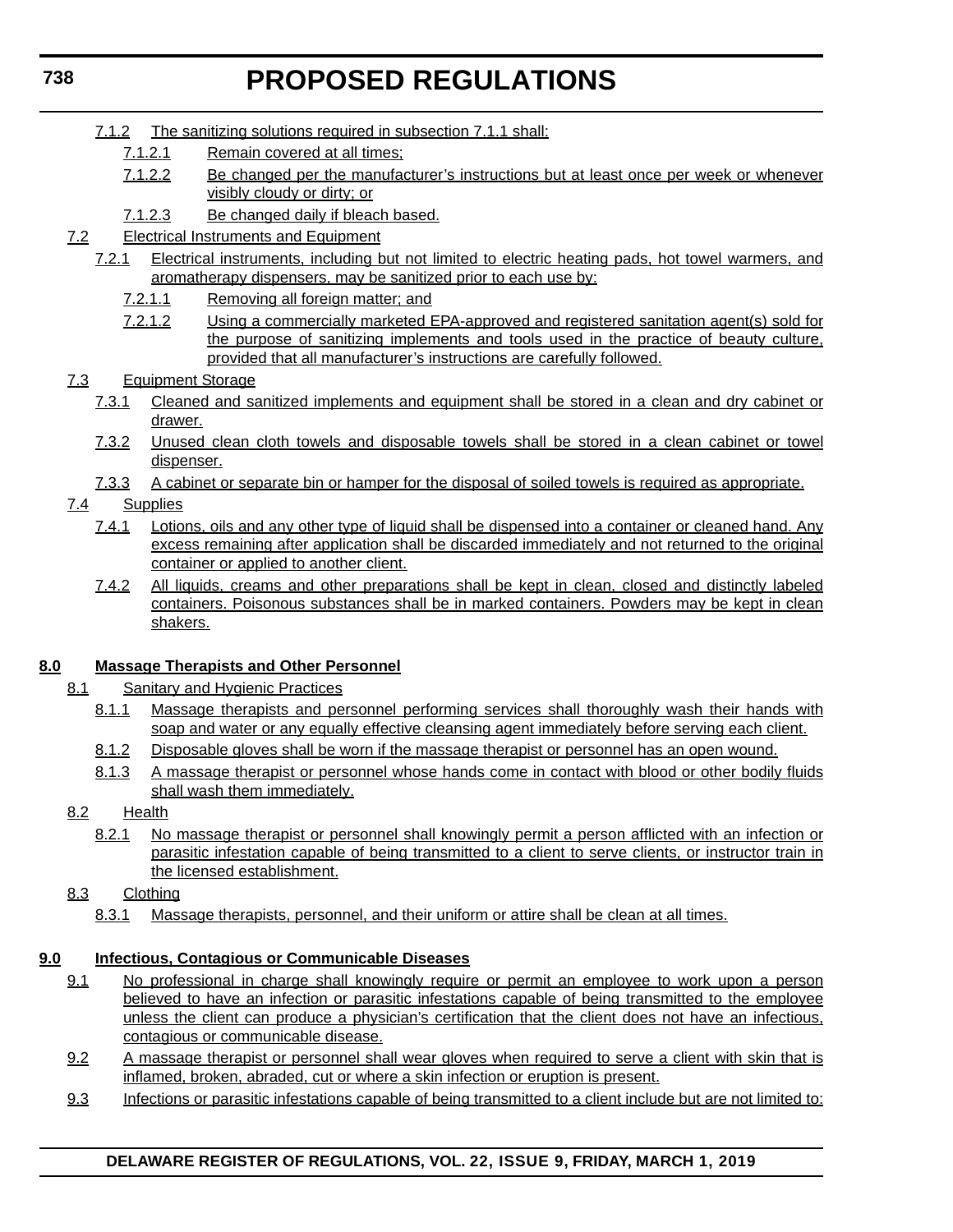7.1.2 The sanitizing solutions required in subsection 7.1.1 shall:

7.1.2.1 Remain covered at all times;

7.1.2.2 Be changed per the manufacturer's instructions but at least once per week or whenever visibly cloudy or dirty; or

7.1.2.3 Be changed daily if bleach based.

7.2 Electrical Instruments and Equipment

7.2.1 Electrical instruments, including but not limited to electric heating pads, hot towel warmers, and aromatherapy dispensers, may be sanitized prior to each use by:

7.2.1.1 Removing all foreign matter; and

7.2.1.2 Using a commercially marketed EPA-approved and registered sanitation agent(s) sold for the purpose of sanitizing implements and tools used in the practice of beauty culture, provided that all manufacturer's instructions are carefully followed.

7.3 Equipment Storage

7.3.1 Cleaned and sanitized implements and equipment shall be stored in a clean and dry cabinet or drawer.

7.3.2 Unused clean cloth towels and disposable towels shall be stored in a clean cabinet or towel dispenser.

7.3.3 A cabinet or separate bin or hamper for the disposal of soiled towels is required as appropriate.

7.4 Supplies

7.4.1 Lotions, oils and any other type of liquid shall be dispensed into a container or cleaned hand. Any excess remaining after application shall be discarded immediately and not returned to the original container or applied to another client.

7.4.2 All liquids, creams and other preparations shall be kept in clean, closed and distinctly labeled containers. Poisonous substances shall be in marked containers. Powders may be kept in clean shakers.

**8.0 Massage Therapists and Other Personnel**

8.1 Sanitary and Hygienic Practices

8.1.1 Massage therapists and personnel performing services shall thoroughly wash their hands with soap and water or any equally effective cleansing agent immediately before serving each client.

8.1.2 Disposable gloves shall be worn if the massage therapist or personnel has an open wound.

8.1.3 A massage therapist or personnel whose hands come in contact with blood or other bodily fluids shall wash them immediately.

8.2 Health

8.2.1 No massage therapist or personnel shall knowingly permit a person afflicted with an infection or parasitic infestation capable of being transmitted to a client to serve clients, or instructor train in the licensed establishment.

8.3 Clothing

8.3.1 Massage therapists, personnel, and their uniform or attire shall be clean at all times.

**9.0 Infectious, Contagious or Communicable Diseases**

9.1 No professional in charge shall knowingly require or permit an employee to work upon a person believed to have an infection or parasitic infestations capable of being transmitted to the employee unless the client can produce a physician's certification that the client does not have an infectious, contagious or communicable disease.

9.2 A massage therapist or personnel shall wear gloves when required to serve a client with skin that is inflamed, broken, abraded, cut or where a skin infection or eruption is present.

9.3 Infections or parasitic infestations capable of being transmitted to a client include but are not limited to: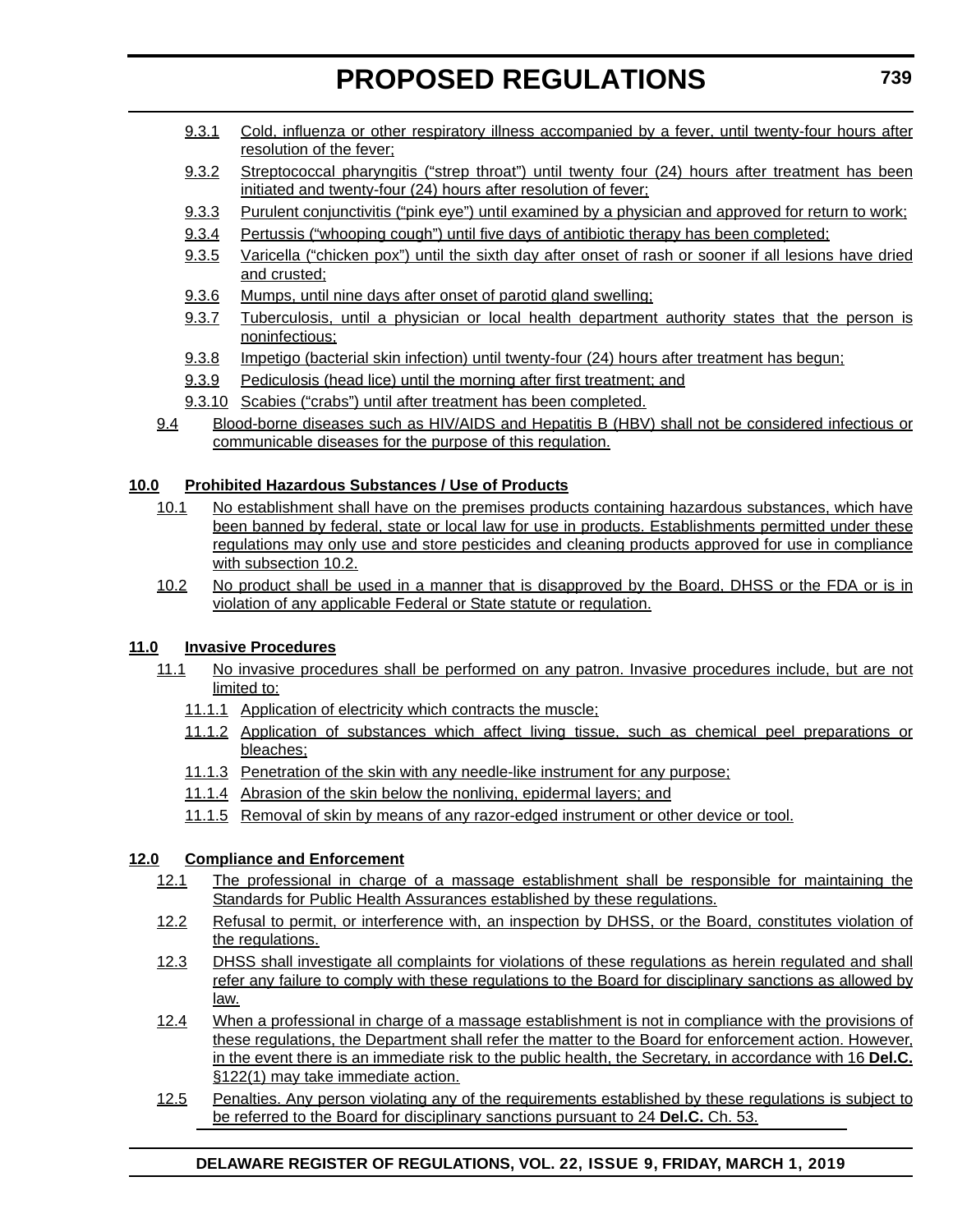9.3.1 Cold, influenza or other respiratory illness accompanied by a fever, until twenty-four hours after resolution of the fever;

9.3.2 Streptococcal pharyngitis ("strep throat") until twenty four (24) hours after treatment has been initiated and twenty-four (24) hours after resolution of fever;

9.3.3 Purulent conjunctivitis ("pink eye") until examined by a physician and approved for return to work;

9.3.4 Pertussis ("whooping cough") until five days of antibiotic therapy has been completed;

9.3.5 Varicella ("chicken pox") until the sixth day after onset of rash or sooner if all lesions have dried and crusted;

9.3.6 Mumps, until nine days after onset of parotid gland swelling;

9.3.7 Tuberculosis, until a physician or local health department authority states that the person is noninfectious;

9.3.8 Impetigo (bacterial skin infection) until twenty-four (24) hours after treatment has begun;

9.3.9 Pediculosis (head lice) until the morning after first treatment; and

9.3.10 Scabies ("crabs") until after treatment has been completed.

9.4 Blood-borne diseases such as HIV/AIDS and Hepatitis B (HBV) shall not be considered infectious or communicable diseases for the purpose of this regulation.

**10.0 Prohibited Hazardous Substances / Use of Products**

10.1 No establishment shall have on the premises products containing hazardous substances, which have been banned by federal, state or local law for use in products. Establishments permitted under these regulations may only use and store pesticides and cleaning products approved for use in compliance with subsection 10.2.

10.2 No product shall be used in a manner that is disapproved by the Board, DHSS or the FDA or is in violation of any applicable Federal or State statute or regulation.

**11.0 Invasive Procedures**

11.1 No invasive procedures shall be performed on any patron. Invasive procedures include, but are not limited to:

11.1.1 Application of electricity which contracts the muscle;

11.1.2 Application of substances which affect living tissue, such as chemical peel preparations or bleaches;

11.1.3 Penetration of the skin with any needle-like instrument for any purpose;

11.1.4 Abrasion of the skin below the nonliving, epidermal layers; and

11.1.5 Removal of skin by means of any razor-edged instrument or other device or tool.

**12.0 Compliance and Enforcement**

12.1 The professional in charge of a massage establishment shall be responsible for maintaining the Standards for Public Health Assurances established by these regulations.

12.2 Refusal to permit, or interference with, an inspection by DHSS, or the Board, constitutes violation of the regulations.

12.3 DHSS shall investigate all complaints for violations of these regulations as herein regulated and shall refer any failure to comply with these regulations to the Board for disciplinary sanctions as allowed by law.

12.4 When a professional in charge of a massage establishment is not in compliance with the provisions of these regulations, the Department shall refer the matter to the Board for enforcement action. However, in the event there is an immediate risk to the public health, the Secretary, in accordance with 16 **Del.C.** §122(1) may take immediate action.

12.5 Penalties. Any person violating any of the requirements established by these regulations is subject to be referred to the Board for disciplinary sanctions pursuant to 24 **Del.C.** Ch. 53.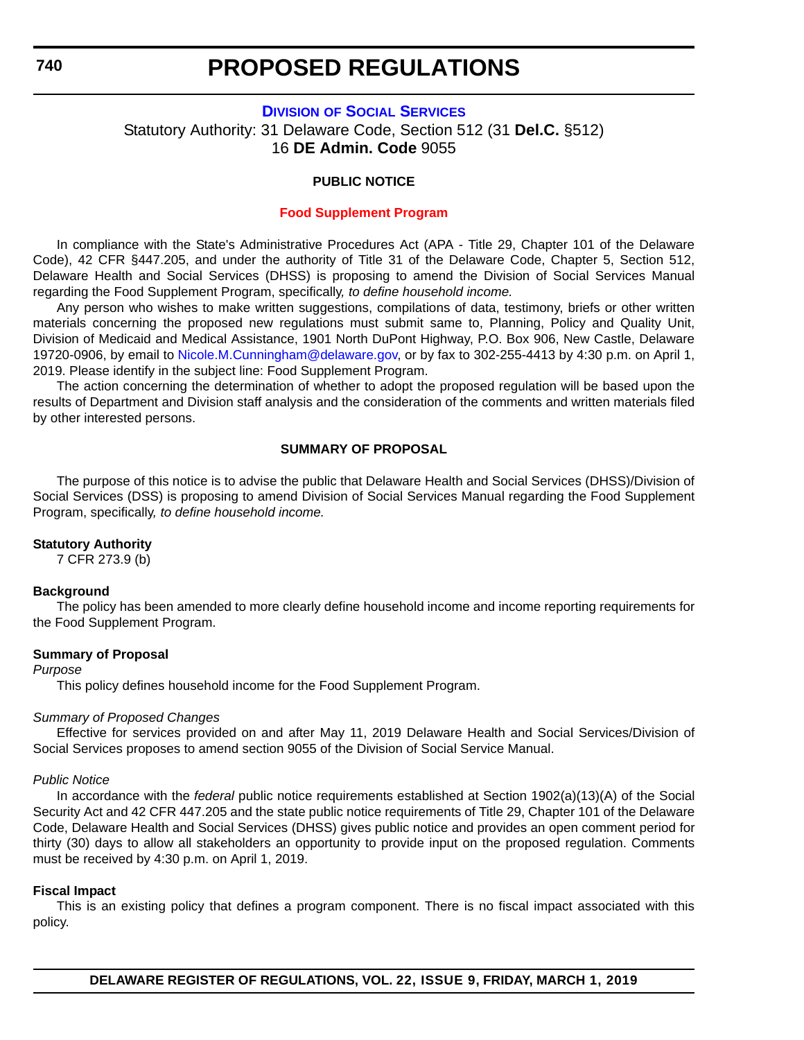# PROPOSED REGULATIONS

## DIVISION OF SOCIAL SERVICES

Statutory Authority: 31 Delaware Code, Section 512 (31 **Del.C.** §512)
16 **DE Admin. Code** 9055

**PUBLIC NOTICE**

**Food Supplement Program**

In compliance with the State's Administrative Procedures Act (APA - Title 29, Chapter 101 of the Delaware Code), 42 CFR §447.205, and under the authority of Title 31 of the Delaware Code, Chapter 5, Section 512, Delaware Health and Social Services (DHSS) is proposing to amend the Division of Social Services Manual regarding the Food Supplement Program, specifically*, to define household income.*

Any person who wishes to make written suggestions, compilations of data, testimony, briefs or other written materials concerning the proposed new regulations must submit same to, Planning, Policy and Quality Unit, Division of Medicaid and Medical Assistance, 1901 North DuPont Highway, P.O. Box 906, New Castle, Delaware 19720-0906, by email to Nicole.M.Cunningham@delaware.gov, or by fax to 302-255-4413 by 4:30 p.m. on April 1, 2019. Please identify in the subject line: Food Supplement Program.

The action concerning the determination of whether to adopt the proposed regulation will be based upon the results of Department and Division staff analysis and the consideration of the comments and written materials filed by other interested persons.

**SUMMARY OF PROPOSAL**

The purpose of this notice is to advise the public that Delaware Health and Social Services (DHSS)/Division of Social Services (DSS) is proposing to amend Division of Social Services Manual regarding the Food Supplement Program, specifically*, to define household income.*

**Statutory Authority**

7 CFR 273.9 (b)

**Background**

The policy has been amended to more clearly define household income and income reporting requirements for the Food Supplement Program.

**Summary of Proposal**

*Purpose*

This policy defines household income for the Food Supplement Program.

*Summary of Proposed Changes*

Effective for services provided on and after May 11, 2019 Delaware Health and Social Services/Division of Social Services proposes to amend section 9055 of the Division of Social Service Manual.

*Public Notice*

In accordance with the *federal* public notice requirements established at Section 1902(a)(13)(A) of the Social Security Act and 42 CFR 447.205 and the state public notice requirements of Title 29, Chapter 101 of the Delaware Code, Delaware Health and Social Services (DHSS) gives public notice and provides an open comment period for thirty (30) days to allow all stakeholders an opportunity to provide input on the proposed regulation. Comments must be received by 4:30 p.m. on April 1, 2019.

**Fiscal Impact**

This is an existing policy that defines a program component. There is no fiscal impact associated with this policy.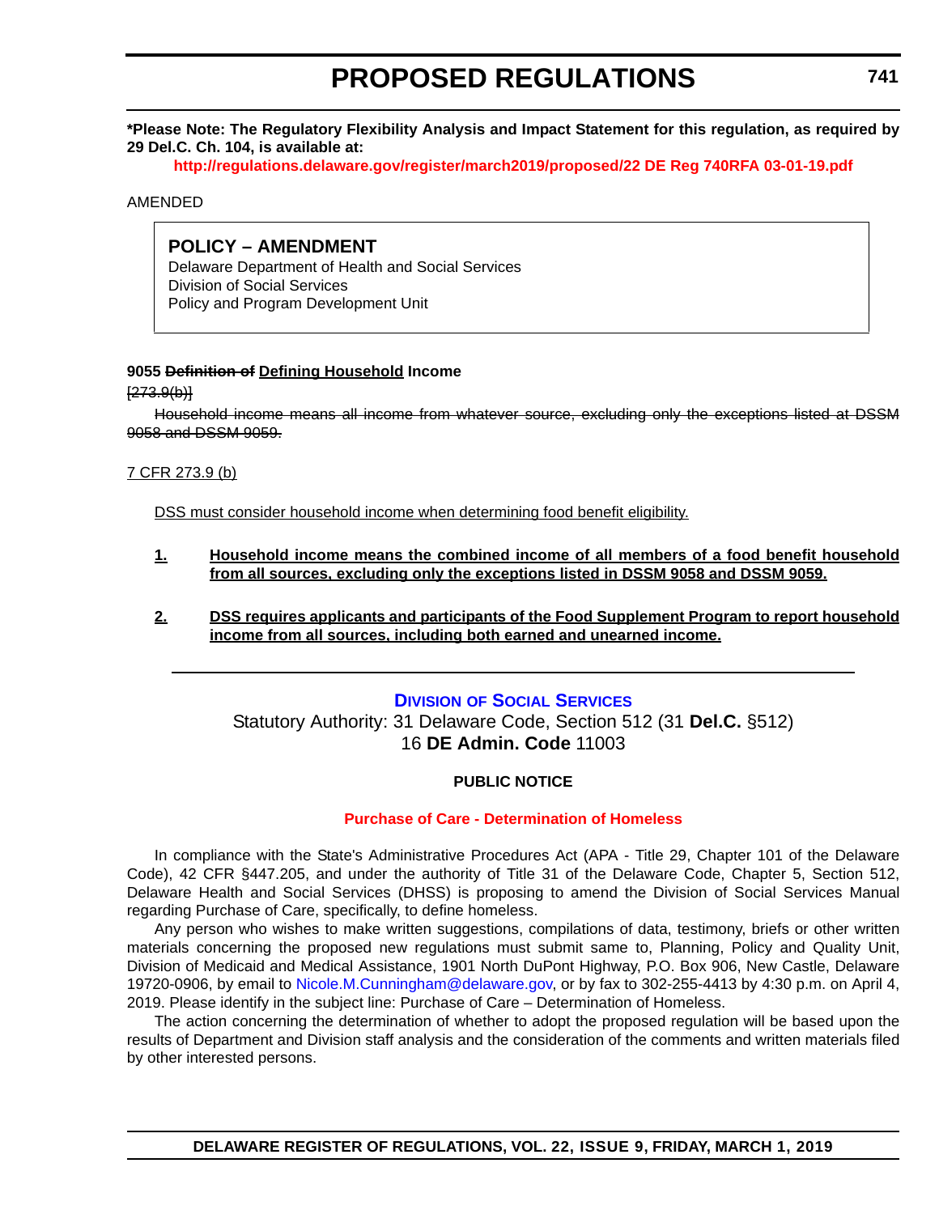**\*Please Note: The Regulatory Flexibility Analysis and Impact Statement for this regulation, as required by 29 Del.C. Ch. 104, is available at:**

**http://regulations.delaware.gov/register/march2019/proposed/22 DE Reg 740RFA 03-01-19.pdf**

AMENDED

## POLICY – AMENDMENT

Delaware Department of Health and Social Services
Division of Social Services
Policy and Program Development Unit

**9055 ~~Definition of~~ Defining Household Income**

~~[273.9(b)]~~

~~Household income means all income from whatever source, excluding only the exceptions listed at DSSM 9058 and DSSM 9059.~~

7 CFR 273.9 (b)

DSS must consider household income when determining food benefit eligibility.

1. **Household income means the combined income of all members of a food benefit household from all sources, excluding only the exceptions listed in DSSM 9058 and DSSM 9059.**

2. **DSS requires applicants and participants of the Food Supplement Program to report household income from all sources, including both earned and unearned income.**

---

## DIVISION OF SOCIAL SERVICES

Statutory Authority: 31 Delaware Code, Section 512 (31 **Del.C.** §512)
16 **DE Admin. Code** 11003

### PUBLIC NOTICE

### Purchase of Care - Determination of Homeless

In compliance with the State's Administrative Procedures Act (APA - Title 29, Chapter 101 of the Delaware Code), 42 CFR §447.205, and under the authority of Title 31 of the Delaware Code, Chapter 5, Section 512, Delaware Health and Social Services (DHSS) is proposing to amend the Division of Social Services Manual regarding Purchase of Care, specifically, to define homeless.

Any person who wishes to make written suggestions, compilations of data, testimony, briefs or other written materials concerning the proposed new regulations must submit same to, Planning, Policy and Quality Unit, Division of Medicaid and Medical Assistance, 1901 North DuPont Highway, P.O. Box 906, New Castle, Delaware 19720-0906, by email to Nicole.M.Cunningham@delaware.gov, or by fax to 302-255-4413 by 4:30 p.m. on April 4, 2019. Please identify in the subject line: Purchase of Care – Determination of Homeless.

The action concerning the determination of whether to adopt the proposed regulation will be based upon the results of Department and Division staff analysis and the consideration of the comments and written materials filed by other interested persons.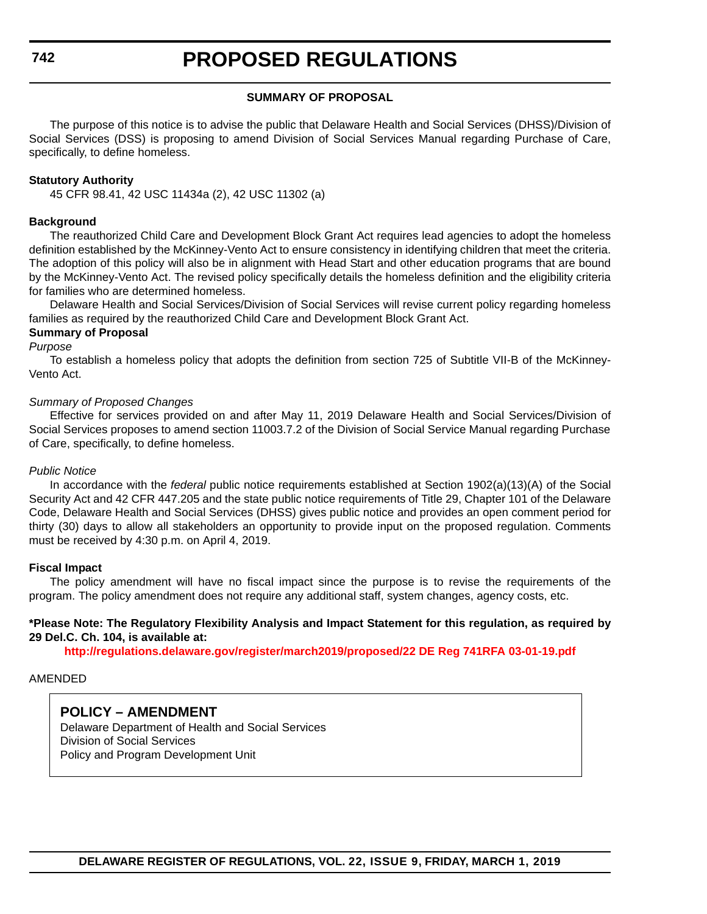## SUMMARY OF PROPOSAL

The purpose of this notice is to advise the public that Delaware Health and Social Services (DHSS)/Division of Social Services (DSS) is proposing to amend Division of Social Services Manual regarding Purchase of Care, specifically, to define homeless.

**Statutory Authority**

45 CFR 98.41, 42 USC 11434a (2), 42 USC 11302 (a)

**Background**

The reauthorized Child Care and Development Block Grant Act requires lead agencies to adopt the homeless definition established by the McKinney-Vento Act to ensure consistency in identifying children that meet the criteria. The adoption of this policy will also be in alignment with Head Start and other education programs that are bound by the McKinney-Vento Act. The revised policy specifically details the homeless definition and the eligibility criteria for families who are determined homeless.

Delaware Health and Social Services/Division of Social Services will revise current policy regarding homeless families as required by the reauthorized Child Care and Development Block Grant Act.

**Summary of Proposal**

*Purpose*

To establish a homeless policy that adopts the definition from section 725 of Subtitle VII-B of the McKinney-Vento Act.

*Summary of Proposed Changes*

Effective for services provided on and after May 11, 2019 Delaware Health and Social Services/Division of Social Services proposes to amend section 11003.7.2 of the Division of Social Service Manual regarding Purchase of Care, specifically, to define homeless.

*Public Notice*

In accordance with the *federal* public notice requirements established at Section 1902(a)(13)(A) of the Social Security Act and 42 CFR 447.205 and the state public notice requirements of Title 29, Chapter 101 of the Delaware Code, Delaware Health and Social Services (DHSS) gives public notice and provides an open comment period for thirty (30) days to allow all stakeholders an opportunity to provide input on the proposed regulation. Comments must be received by 4:30 p.m. on April 4, 2019.

**Fiscal Impact**

The policy amendment will have no fiscal impact since the purpose is to revise the requirements of the program. The policy amendment does not require any additional staff, system changes, agency costs, etc.

**\*Please Note: The Regulatory Flexibility Analysis and Impact Statement for this regulation, as required by 29 Del.C. Ch. 104, is available at:**

**http://regulations.delaware.gov/register/march2019/proposed/22 DE Reg 741RFA 03-01-19.pdf**

AMENDED

**POLICY – AMENDMENT**

Delaware Department of Health and Social Services
Division of Social Services
Policy and Program Development Unit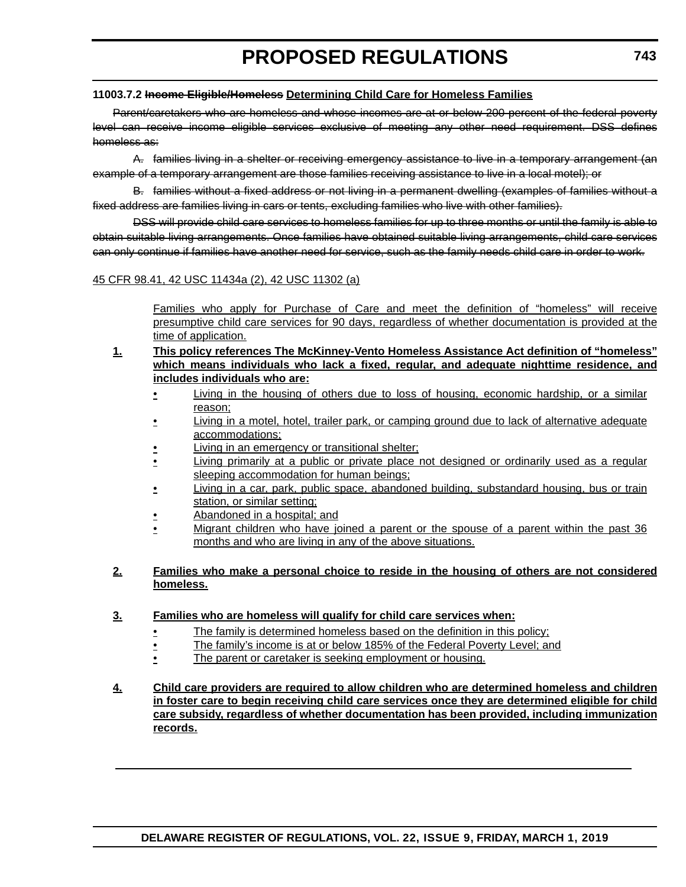**11003.7.2 ~~Income Eligible/Homeless~~ Determining Child Care for Homeless Families**

~~Parent/caretakers who are homeless and whose incomes are at or below 200 percent of the federal poverty level can receive income eligible services exclusive of meeting any other need requirement. DSS defines homeless as:~~

~~A. families living in a shelter or receiving emergency assistance to live in a temporary arrangement (an example of a temporary arrangement are those families receiving assistance to live in a local motel); or~~

~~B. families without a fixed address or not living in a permanent dwelling (examples of families without a fixed address are families living in cars or tents, excluding families who live with other families).~~

~~DSS will provide child care services to homeless families for up to three months or until the family is able to obtain suitable living arrangements. Once families have obtained suitable living arrangements, child care services can only continue if families have another need for service, such as the family needs child care in order to work.~~

45 CFR 98.41, 42 USC 11434a (2), 42 USC 11302 (a)

Families who apply for Purchase of Care and meet the definition of "homeless" will receive presumptive child care services for 90 days, regardless of whether documentation is provided at the time of application.

**1. This policy references The McKinney-Vento Homeless Assistance Act definition of "homeless" which means individuals who lack a fixed, regular, and adequate nighttime residence, and includes individuals who are:**

- Living in the housing of others due to loss of housing, economic hardship, or a similar reason;
- Living in a motel, hotel, trailer park, or camping ground due to lack of alternative adequate accommodations;
- Living in an emergency or transitional shelter;
- Living primarily at a public or private place not designed or ordinarily used as a regular sleeping accommodation for human beings;
- Living in a car, park, public space, abandoned building, substandard housing, bus or train station, or similar setting;
- Abandoned in a hospital; and
- Migrant children who have joined a parent or the spouse of a parent within the past 36 months and who are living in any of the above situations.

**2. Families who make a personal choice to reside in the housing of others are not considered homeless.**

**3. Families who are homeless will qualify for child care services when:**

- The family is determined homeless based on the definition in this policy;
- The family's income is at or below 185% of the Federal Poverty Level; and
- The parent or caretaker is seeking employment or housing.

**4. Child care providers are required to allow children who are determined homeless and children in foster care to begin receiving child care services once they are determined eligible for child care subsidy, regardless of whether documentation has been provided, including immunization records.**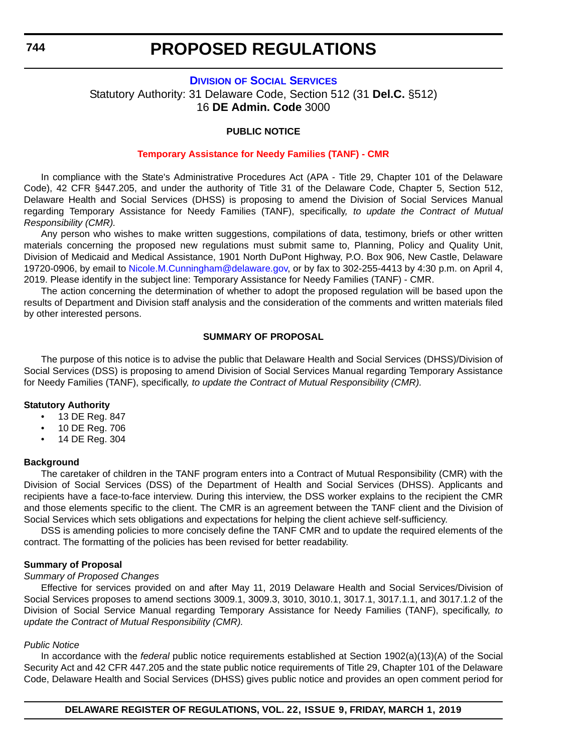# PROPOSED REGULATIONS

## DIVISION OF SOCIAL SERVICES

Statutory Authority: 31 Delaware Code, Section 512 (31 **Del.C.** §512)
16 **DE Admin. Code** 3000

**PUBLIC NOTICE**

**Temporary Assistance for Needy Families (TANF) - CMR**

In compliance with the State's Administrative Procedures Act (APA - Title 29, Chapter 101 of the Delaware Code), 42 CFR §447.205, and under the authority of Title 31 of the Delaware Code, Chapter 5, Section 512, Delaware Health and Social Services (DHSS) is proposing to amend the Division of Social Services Manual regarding Temporary Assistance for Needy Families (TANF), specifically*, to update the Contract of Mutual Responsibility (CMR).*

Any person who wishes to make written suggestions, compilations of data, testimony, briefs or other written materials concerning the proposed new regulations must submit same to, Planning, Policy and Quality Unit, Division of Medicaid and Medical Assistance, 1901 North DuPont Highway, P.O. Box 906, New Castle, Delaware 19720-0906, by email to Nicole.M.Cunningham@delaware.gov, or by fax to 302-255-4413 by 4:30 p.m. on April 4, 2019. Please identify in the subject line: Temporary Assistance for Needy Families (TANF) - CMR.

The action concerning the determination of whether to adopt the proposed regulation will be based upon the results of Department and Division staff analysis and the consideration of the comments and written materials filed by other interested persons.

**SUMMARY OF PROPOSAL**

The purpose of this notice is to advise the public that Delaware Health and Social Services (DHSS)/Division of Social Services (DSS) is proposing to amend Division of Social Services Manual regarding Temporary Assistance for Needy Families (TANF), specifically*, to update the Contract of Mutual Responsibility (CMR).*

**Statutory Authority**

- 13 DE Reg. 847
- 10 DE Reg. 706
- 14 DE Reg. 304

**Background**

The caretaker of children in the TANF program enters into a Contract of Mutual Responsibility (CMR) with the Division of Social Services (DSS) of the Department of Health and Social Services (DHSS). Applicants and recipients have a face-to-face interview. During this interview, the DSS worker explains to the recipient the CMR and those elements specific to the client. The CMR is an agreement between the TANF client and the Division of Social Services which sets obligations and expectations for helping the client achieve self-sufficiency.

DSS is amending policies to more concisely define the TANF CMR and to update the required elements of the contract. The formatting of the policies has been revised for better readability.

**Summary of Proposal**

*Summary of Proposed Changes*

Effective for services provided on and after May 11, 2019 Delaware Health and Social Services/Division of Social Services proposes to amend sections 3009.1, 3009.3, 3010, 3010.1, 3017.1, 3017.1.1, and 3017.1.2 of the Division of Social Service Manual regarding Temporary Assistance for Needy Families (TANF), specifically*, to update the Contract of Mutual Responsibility (CMR).*

*Public Notice*

In accordance with the *federal* public notice requirements established at Section 1902(a)(13)(A) of the Social Security Act and 42 CFR 447.205 and the state public notice requirements of Title 29, Chapter 101 of the Delaware Code, Delaware Health and Social Services (DHSS) gives public notice and provides an open comment period for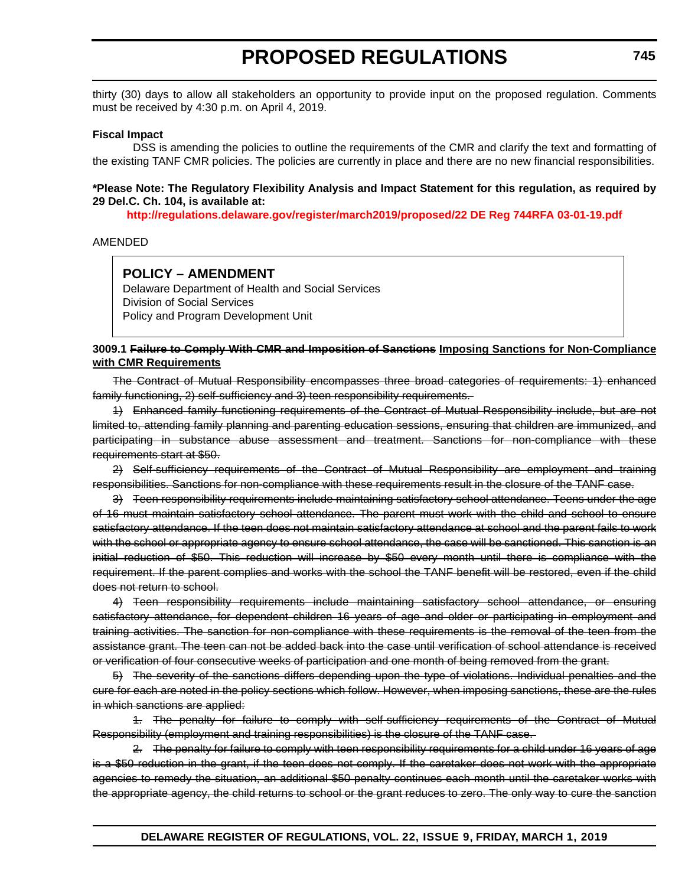thirty (30) days to allow all stakeholders an opportunity to provide input on the proposed regulation. Comments must be received by 4:30 p.m. on April 4, 2019.

**Fiscal Impact**

DSS is amending the policies to outline the requirements of the CMR and clarify the text and formatting of the existing TANF CMR policies. The policies are currently in place and there are no new financial responsibilities.

**\*Please Note: The Regulatory Flexibility Analysis and Impact Statement for this regulation, as required by 29 Del.C. Ch. 104, is available at:**

**http://regulations.delaware.gov/register/march2019/proposed/22 DE Reg 744RFA 03-01-19.pdf**

AMENDED

> **POLICY – AMENDMENT**
> Delaware Department of Health and Social Services
> Division of Social Services
> Policy and Program Development Unit

**3009.1 ~~Failure to Comply With CMR and Imposition of Sanctions~~ <u>Imposing Sanctions for Non-Compliance with CMR Requirements</u>**

~~The Contract of Mutual Responsibility encompasses three broad categories of requirements: 1) enhanced family functioning, 2) self-sufficiency and 3) teen responsibility requirements.~~

~~1) Enhanced family functioning requirements of the Contract of Mutual Responsibility include, but are not limited to, attending family planning and parenting education sessions, ensuring that children are immunized, and participating in substance abuse assessment and treatment. Sanctions for non-compliance with these requirements start at $50.~~

~~2) Self-sufficiency requirements of the Contract of Mutual Responsibility are employment and training responsibilities. Sanctions for non-compliance with these requirements result in the closure of the TANF case.~~

~~3) Teen responsibility requirements include maintaining satisfactory school attendance. Teens under the age of 16 must maintain satisfactory school attendance. The parent must work with the child and school to ensure satisfactory attendance. If the teen does not maintain satisfactory attendance at school and the parent fails to work with the school or appropriate agency to ensure school attendance, the case will be sanctioned. This sanction is an initial reduction of $50. This reduction will increase by $50 every month until there is compliance with the requirement. If the parent complies and works with the school the TANF benefit will be restored, even if the child does not return to school.~~

~~4) Teen responsibility requirements include maintaining satisfactory school attendance, or ensuring satisfactory attendance, for dependent children 16 years of age and older or participating in employment and training activities. The sanction for non-compliance with these requirements is the removal of the teen from the assistance grant. The teen can not be added back into the case until verification of school attendance is received or verification of four consecutive weeks of participation and one month of being removed from the grant.~~

~~5) The severity of the sanctions differs depending upon the type of violations. Individual penalties and the cure for each are noted in the policy sections which follow. However, when imposing sanctions, these are the rules in which sanctions are applied:~~

~~1. The penalty for failure to comply with self-sufficiency requirements of the Contract of Mutual Responsibility (employment and training responsibilities) is the closure of the TANF case.~~

~~2. The penalty for failure to comply with teen responsibility requirements for a child under 16 years of age is a $50 reduction in the grant, if the teen does not comply. If the caretaker does not work with the appropriate agencies to remedy the situation, an additional $50 penalty continues each month until the caretaker works with the appropriate agency, the child returns to school or the grant reduces to zero. The only way to cure the sanction~~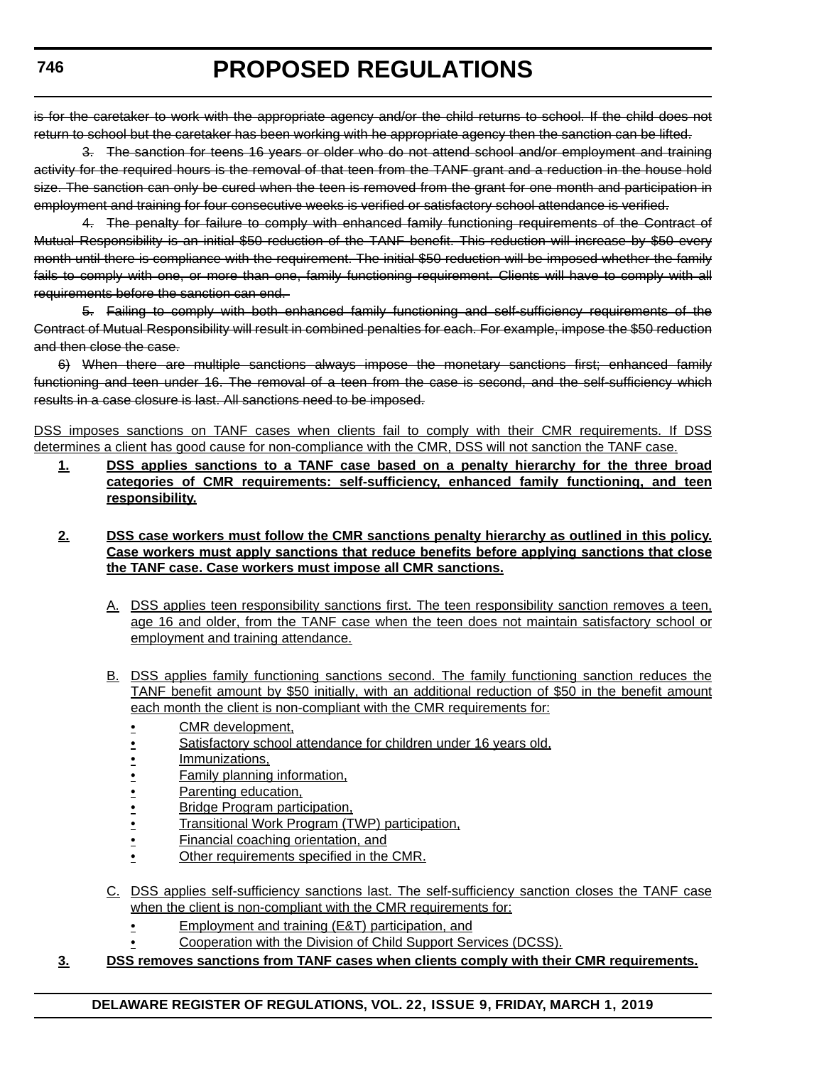~~is for the caretaker to work with the appropriate agency and/or the child returns to school. If the child does not return to school but the caretaker has been working with he appropriate agency then the sanction can be lifted.~~

~~3. The sanction for teens 16 years or older who do not attend school and/or employment and training activity for the required hours is the removal of that teen from the TANF grant and a reduction in the house hold size. The sanction can only be cured when the teen is removed from the grant for one month and participation in employment and training for four consecutive weeks is verified or satisfactory school attendance is verified.~~

~~4. The penalty for failure to comply with enhanced family functioning requirements of the Contract of Mutual Responsibility is an initial $50 reduction of the TANF benefit. This reduction will increase by $50 every month until there is compliance with the requirement. The initial $50 reduction will be imposed whether the family fails to comply with one, or more than one, family functioning requirement. Clients will have to comply with all requirements before the sanction can end.~~

~~5. Failing to comply with both enhanced family functioning and self-sufficiency requirements of the Contract of Mutual Responsibility will result in combined penalties for each. For example, impose the $50 reduction and then close the case.~~

~~6) When there are multiple sanctions always impose the monetary sanctions first; enhanced family functioning and teen under 16. The removal of a teen from the case is second, and the self-sufficiency which results in a case closure is last. All sanctions need to be imposed.~~

<u>DSS imposes sanctions on TANF cases when clients fail to comply with their CMR requirements. If DSS determines a client has good cause for non-compliance with the CMR, DSS will not sanction the TANF case.</u>

**<u>1.</u>** **<u>DSS applies sanctions to a TANF case based on a penalty hierarchy for the three broad categories of CMR requirements: self-sufficiency, enhanced family functioning, and teen responsibility.</u>**

**<u>2.</u>** **<u>DSS case workers must follow the CMR sanctions penalty hierarchy as outlined in this policy. Case workers must apply sanctions that reduce benefits before applying sanctions that close the TANF case. Case workers must impose all CMR sanctions.</u>**

<u>A.</u> <u>DSS applies teen responsibility sanctions first. The teen responsibility sanction removes a teen, age 16 and older, from the TANF case when the teen does not maintain satisfactory school or employment and training attendance.</u>

<u>B.</u> <u>DSS applies family functioning sanctions second. The family functioning sanction reduces the TANF benefit amount by $50 initially, with an additional reduction of $50 in the benefit amount each month the client is non-compliant with the CMR requirements for:</u>

- <u>CMR development,</u>
- <u>Satisfactory school attendance for children under 16 years old,</u>
- <u>Immunizations,</u>
- <u>Family planning information,</u>
- <u>Parenting education,</u>
- <u>Bridge Program participation,</u>
- <u>Transitional Work Program (TWP) participation,</u>
- <u>Financial coaching orientation, and</u>
- <u>Other requirements specified in the CMR.</u>

<u>C.</u> <u>DSS applies self-sufficiency sanctions last. The self-sufficiency sanction closes the TANF case when the client is non-compliant with the CMR requirements for:</u>

- <u>Employment and training (E&T) participation, and</u>
- <u>Cooperation with the Division of Child Support Services (DCSS).</u>

**<u>3.</u>** **<u>DSS removes sanctions from TANF cases when clients comply with their CMR requirements.</u>**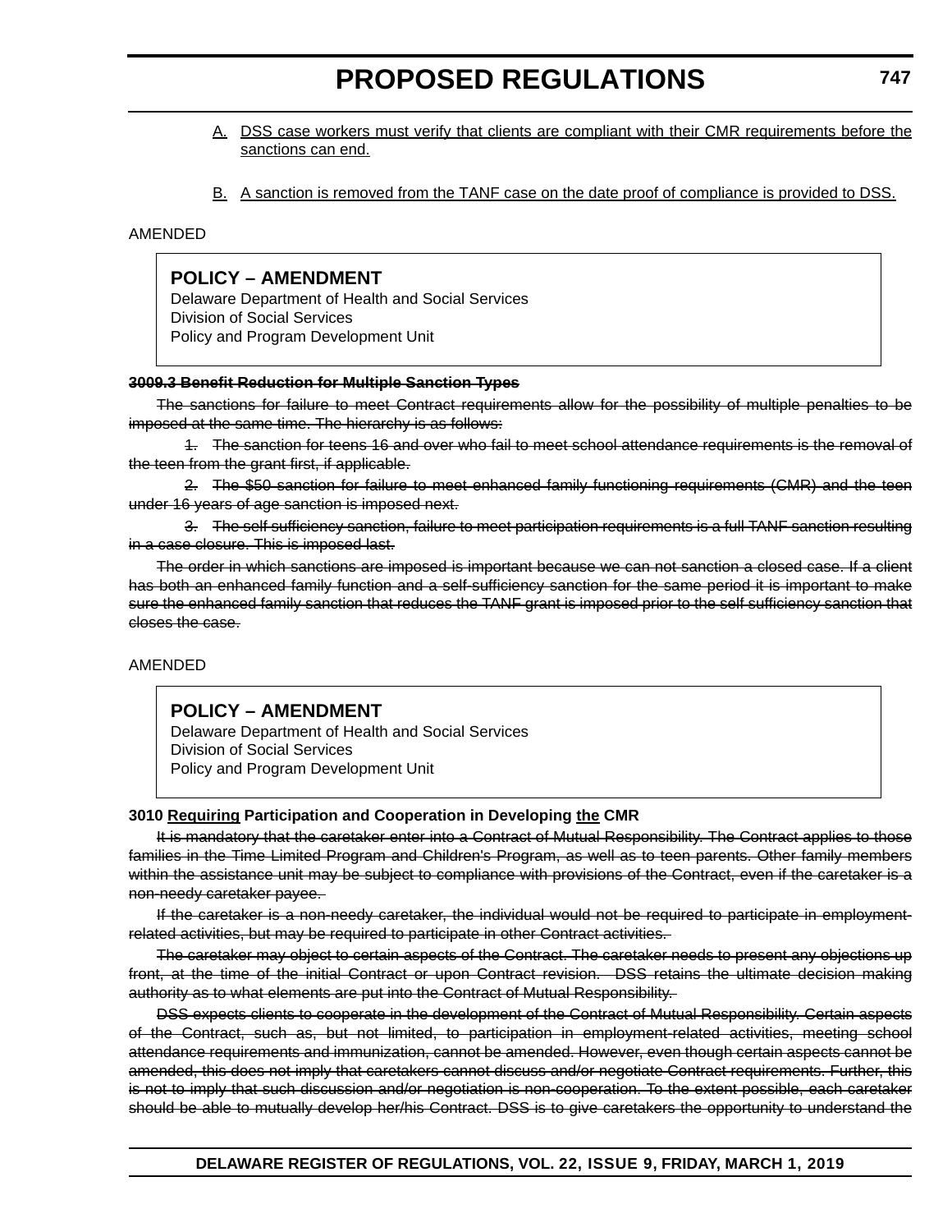A. DSS case workers must verify that clients are compliant with their CMR requirements before the sanctions can end.

B. A sanction is removed from the TANF case on the date proof of compliance is provided to DSS.

AMENDED

**POLICY – AMENDMENT**
Delaware Department of Health and Social Services
Division of Social Services
Policy and Program Development Unit

~~**3009.3 Benefit Reduction for Multiple Sanction Types**~~

~~The sanctions for failure to meet Contract requirements allow for the possibility of multiple penalties to be imposed at the same time. The hierarchy is as follows:~~

~~1. The sanction for teens 16 and over who fail to meet school attendance requirements is the removal of the teen from the grant first, if applicable.~~

~~2. The $50 sanction for failure to meet enhanced family functioning requirements (CMR) and the teen under 16 years of age sanction is imposed next.~~

~~3. The self sufficiency sanction, failure to meet participation requirements is a full TANF sanction resulting in a case closure. This is imposed last.~~

~~The order in which sanctions are imposed is important because we can not sanction a closed case. If a client has both an enhanced family function and a self-sufficiency sanction for the same period it is important to make sure the enhanced family sanction that reduces the TANF grant is imposed prior to the self sufficiency sanction that closes the case.~~

AMENDED

**POLICY – AMENDMENT**
Delaware Department of Health and Social Services
Division of Social Services
Policy and Program Development Unit

**3010 Requiring Participation and Cooperation in Developing the CMR**

~~It is mandatory that the caretaker enter into a Contract of Mutual Responsibility. The Contract applies to those families in the Time Limited Program and Children's Program, as well as to teen parents. Other family members within the assistance unit may be subject to compliance with provisions of the Contract, even if the caretaker is a non-needy caretaker payee.~~

~~If the caretaker is a non-needy caretaker, the individual would not be required to participate in employment-related activities, but may be required to participate in other Contract activities.~~

~~The caretaker may object to certain aspects of the Contract. The caretaker needs to present any objections up front, at the time of the initial Contract or upon Contract revision. DSS retains the ultimate decision making authority as to what elements are put into the Contract of Mutual Responsibility.~~

~~DSS expects clients to cooperate in the development of the Contract of Mutual Responsibility. Certain aspects of the Contract, such as, but not limited, to participation in employment-related activities, meeting school attendance requirements and immunization, cannot be amended. However, even though certain aspects cannot be amended, this does not imply that caretakers cannot discuss and/or negotiate Contract requirements. Further, this is not to imply that such discussion and/or negotiation is non-cooperation. To the extent possible, each caretaker should be able to mutually develop her/his Contract. DSS is to give caretakers the opportunity to understand the~~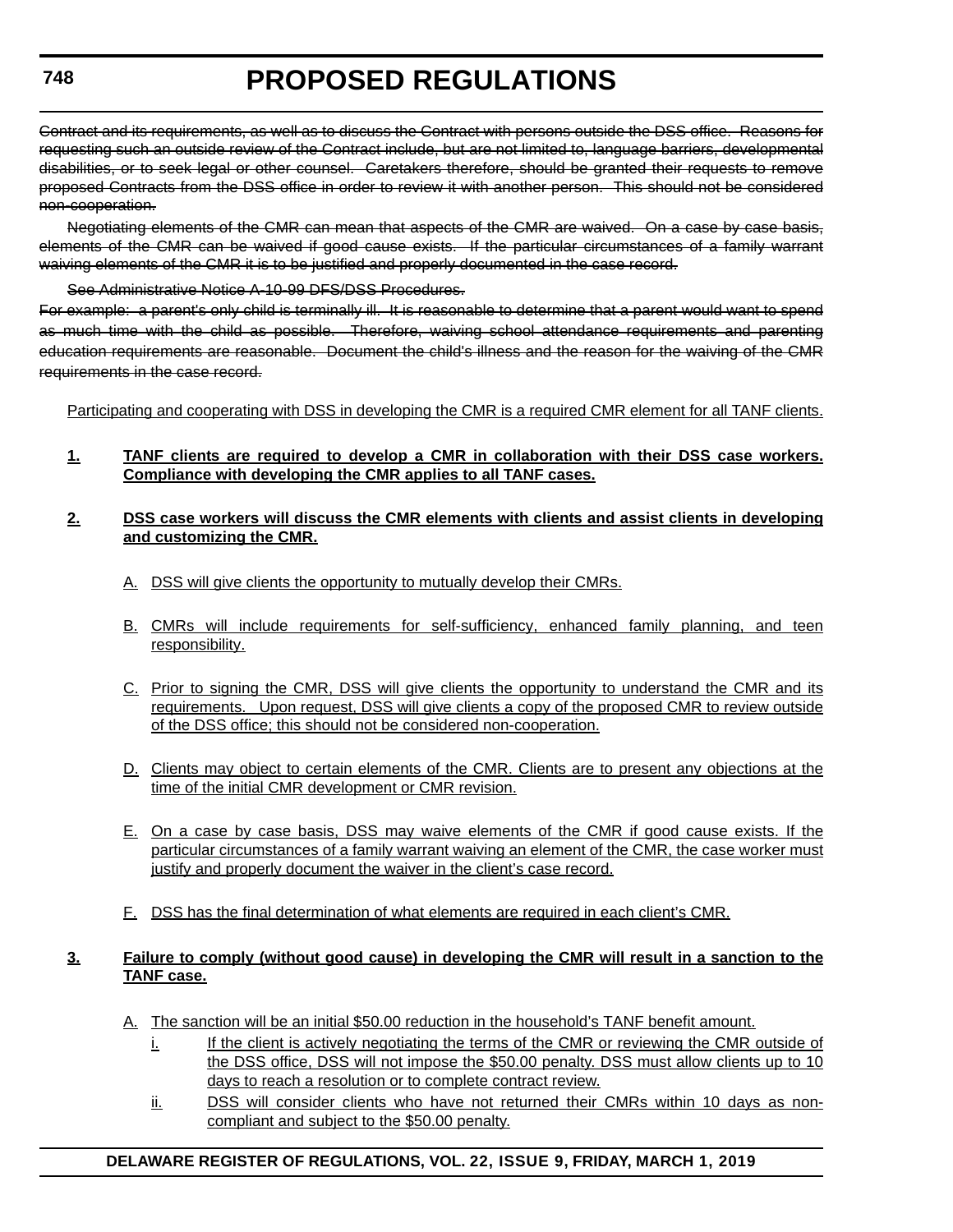~~Contract and its requirements, as well as to discuss the Contract with persons outside the DSS office. Reasons for requesting such an outside review of the Contract include, but are not limited to, language barriers, developmental disabilities, or to seek legal or other counsel. Caretakers therefore, should be granted their requests to remove proposed Contracts from the DSS office in order to review it with another person. This should not be considered non-cooperation.~~

~~Negotiating elements of the CMR can mean that aspects of the CMR are waived. On a case by case basis, elements of the CMR can be waived if good cause exists. If the particular circumstances of a family warrant waiving elements of the CMR it is to be justified and properly documented in the case record.~~

~~See Administrative Notice A-10-99 DFS/DSS Procedures.~~

~~For example: a parent's only child is terminally ill. It is reasonable to determine that a parent would want to spend as much time with the child as possible. Therefore, waiving school attendance requirements and parenting education requirements are reasonable. Document the child's illness and the reason for the waiving of the CMR requirements in the case record.~~

<u>Participating and cooperating with DSS in developing the CMR is a required CMR element for all TANF clients.</u>

**<u>1.</u>** **<u>TANF clients are required to develop a CMR in collaboration with their DSS case workers. Compliance with developing the CMR applies to all TANF cases.</u>**

**<u>2.</u>** **<u>DSS case workers will discuss the CMR elements with clients and assist clients in developing and customizing the CMR.</u>**

- <u>A.</u> <u>DSS will give clients the opportunity to mutually develop their CMRs.</u>
- <u>B.</u> <u>CMRs will include requirements for self-sufficiency, enhanced family planning, and teen responsibility.</u>
- <u>C.</u> <u>Prior to signing the CMR, DSS will give clients the opportunity to understand the CMR and its requirements. Upon request, DSS will give clients a copy of the proposed CMR to review outside of the DSS office; this should not be considered non-cooperation.</u>
- <u>D.</u> <u>Clients may object to certain elements of the CMR. Clients are to present any objections at the time of the initial CMR development or CMR revision.</u>
- <u>E.</u> <u>On a case by case basis, DSS may waive elements of the CMR if good cause exists. If the particular circumstances of a family warrant waiving an element of the CMR, the case worker must justify and properly document the waiver in the client's case record.</u>
- <u>F.</u> <u>DSS has the final determination of what elements are required in each client's CMR.</u>

**<u>3.</u>** **<u>Failure to comply (without good cause) in developing the CMR will result in a sanction to the TANF case.</u>**

- <u>A.</u> <u>The sanction will be an initial $50.00 reduction in the household's TANF benefit amount.</u>
  - <u>i.</u> <u>If the client is actively negotiating the terms of the CMR or reviewing the CMR outside of the DSS office, DSS will not impose the $50.00 penalty. DSS must allow clients up to 10 days to reach a resolution or to complete contract review.</u>
  - <u>ii.</u> <u>DSS will consider clients who have not returned their CMRs within 10 days as non-compliant and subject to the $50.00 penalty.</u>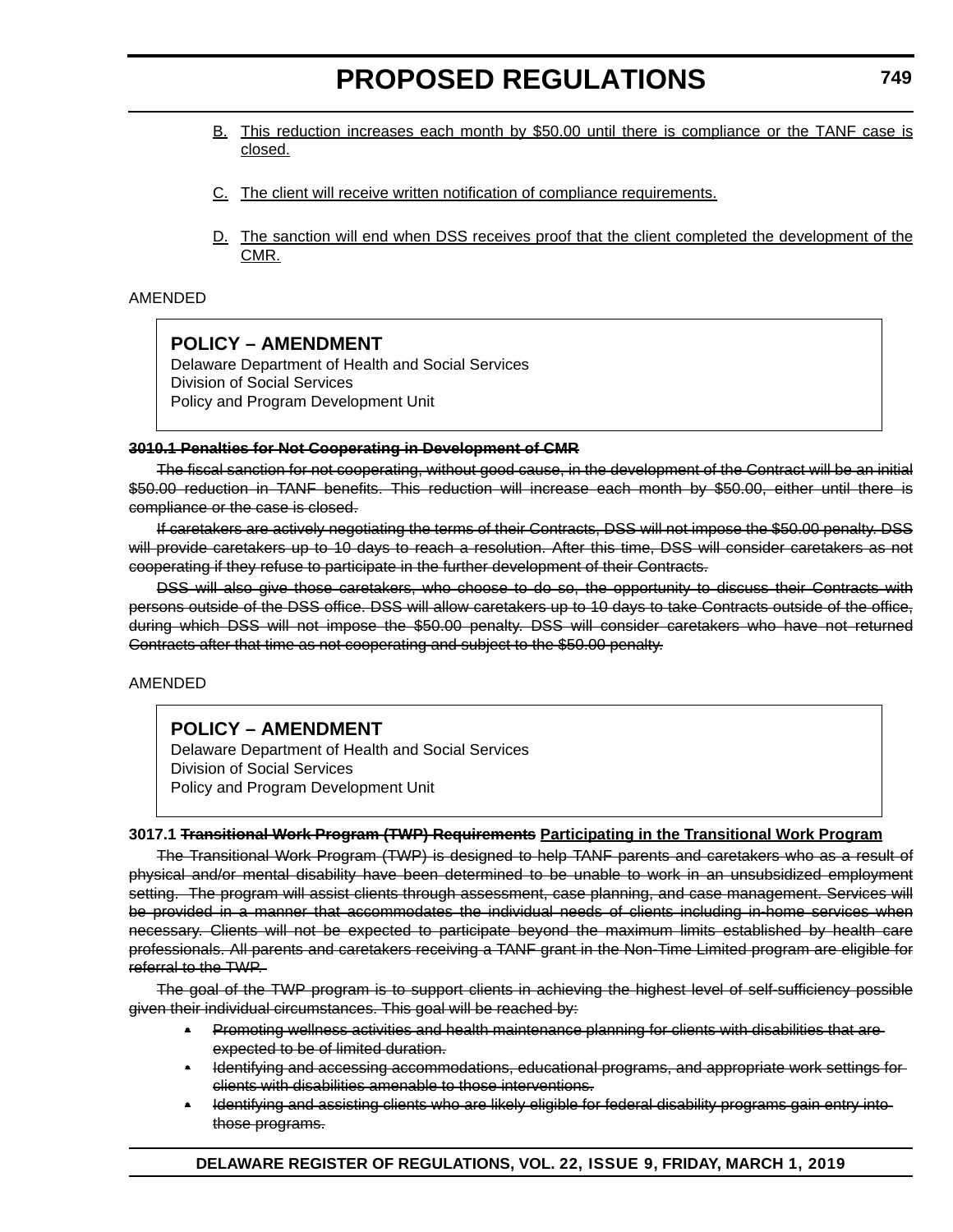B. <u>This reduction increases each month by $50.00 until there is compliance or the TANF case is closed.</u>

C. <u>The client will receive written notification of compliance requirements.</u>

D. <u>The sanction will end when DSS receives proof that the client completed the development of the CMR.</u>

AMENDED

**POLICY – AMENDMENT**
Delaware Department of Health and Social Services
Division of Social Services
Policy and Program Development Unit

**~~3010.1 Penalties for Not Cooperating in Development of CMR~~**

~~The fiscal sanction for not cooperating, without good cause, in the development of the Contract will be an initial $50.00 reduction in TANF benefits. This reduction will increase each month by $50.00, either until there is compliance or the case is closed.~~

~~If caretakers are actively negotiating the terms of their Contracts, DSS will not impose the $50.00 penalty. DSS will provide caretakers up to 10 days to reach a resolution. After this time, DSS will consider caretakers as not cooperating if they refuse to participate in the further development of their Contracts.~~

~~DSS will also give those caretakers, who choose to do so, the opportunity to discuss their Contracts with persons outside of the DSS office. DSS will allow caretakers up to 10 days to take Contracts outside of the office, during which DSS will not impose the $50.00 penalty. DSS will consider caretakers who have not returned Contracts after that time as not cooperating and subject to the $50.00 penalty.~~

AMENDED

**POLICY – AMENDMENT**
Delaware Department of Health and Social Services
Division of Social Services
Policy and Program Development Unit

**3017.1 ~~Transitional Work Program (TWP) Requirements~~ <u>Participating in the Transitional Work Program</u>**

~~The Transitional Work Program (TWP) is designed to help TANF parents and caretakers who as a result of physical and/or mental disability have been determined to be unable to work in an unsubsidized employment setting. The program will assist clients through assessment, case planning, and case management. Services will be provided in a manner that accommodates the individual needs of clients including in-home services when necessary. Clients will not be expected to participate beyond the maximum limits established by health care professionals. All parents and caretakers receiving a TANF grant in the Non-Time Limited program are eligible for referral to the TWP.~~

~~The goal of the TWP program is to support clients in achieving the highest level of self-sufficiency possible given their individual circumstances. This goal will be reached by:~~

- ~~Promoting wellness activities and health maintenance planning for clients with disabilities that are expected to be of limited duration.~~
- ~~Identifying and accessing accommodations, educational programs, and appropriate work settings for clients with disabilities amenable to those interventions.~~
- ~~Identifying and assisting clients who are likely eligible for federal disability programs gain entry into those programs.~~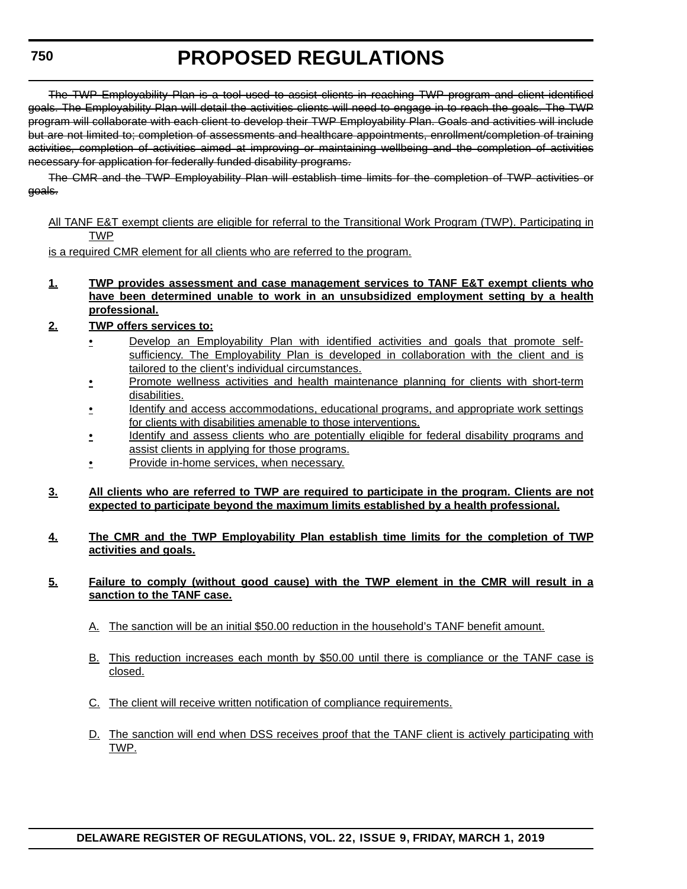~~The TWP Employability Plan is a tool used to assist clients in reaching TWP program and client identified goals. The Employability Plan will detail the activities clients will need to engage in to reach the goals. The TWP program will collaborate with each client to develop their TWP Employability Plan. Goals and activities will include but are not limited to; completion of assessments and healthcare appointments, enrollment/completion of training activities, completion of activities aimed at improving or maintaining wellbeing and the completion of activities necessary for application for federally funded disability programs.~~

~~The CMR and the TWP Employability Plan will establish time limits for the completion of TWP activities or goals.~~

<u>All TANF E&T exempt clients are eligible for referral to the Transitional Work Program (TWP). Participating in TWP is a required CMR element for all clients who are referred to the program.</u>

**<u>1. TWP provides assessment and case management services to TANF E&T exempt clients who have been determined unable to work in an unsubsidized employment setting by a health professional.</u>**

**<u>2. TWP offers services to:</u>**

- <u>Develop an Employability Plan with identified activities and goals that promote self-sufficiency. The Employability Plan is developed in collaboration with the client and is tailored to the client's individual circumstances.</u>
- <u>Promote wellness activities and health maintenance planning for clients with short-term disabilities.</u>
- <u>Identify and access accommodations, educational programs, and appropriate work settings for clients with disabilities amenable to those interventions.</u>
- <u>Identify and assess clients who are potentially eligible for federal disability programs and assist clients in applying for those programs.</u>
- <u>Provide in-home services, when necessary.</u>

**<u>3. All clients who are referred to TWP are required to participate in the program. Clients are not expected to participate beyond the maximum limits established by a health professional.</u>**

**<u>4. The CMR and the TWP Employability Plan establish time limits for the completion of TWP activities and goals.</u>**

**<u>5. Failure to comply (without good cause) with the TWP element in the CMR will result in a sanction to the TANF case.</u>**

<u>A. The sanction will be an initial $50.00 reduction in the household's TANF benefit amount.</u>

<u>B. This reduction increases each month by $50.00 until there is compliance or the TANF case is closed.</u>

<u>C. The client will receive written notification of compliance requirements.</u>

<u>D. The sanction will end when DSS receives proof that the TANF client is actively participating with TWP.</u>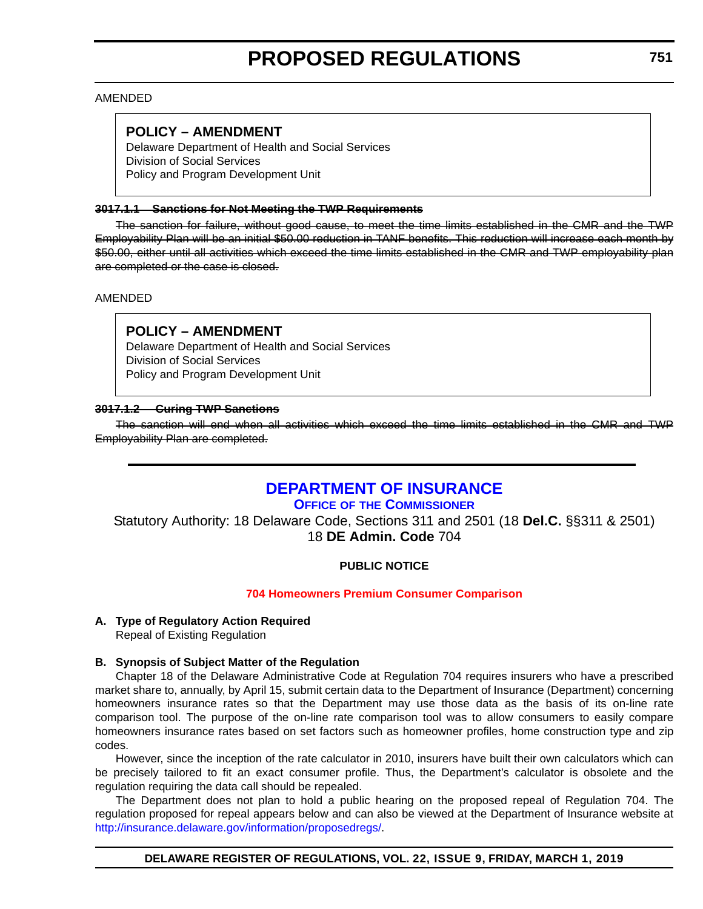AMENDED

**POLICY – AMENDMENT**
Delaware Department of Health and Social Services
Division of Social Services
Policy and Program Development Unit

~~**3017.1.1 Sanctions for Not Meeting the TWP Requirements**~~

~~The sanction for failure, without good cause, to meet the time limits established in the CMR and the TWP Employability Plan will be an initial $50.00 reduction in TANF benefits. This reduction will increase each month by $50.00, either until all activities which exceed the time limits established in the CMR and TWP employability plan are completed or the case is closed.~~

AMENDED

**POLICY – AMENDMENT**
Delaware Department of Health and Social Services
Division of Social Services
Policy and Program Development Unit

~~**3017.1.2 Curing TWP Sanctions**~~

~~The sanction will end when all activities which exceed the time limits established in the CMR and TWP Employability Plan are completed.~~

---

## DEPARTMENT OF INSURANCE

### OFFICE OF THE COMMISSIONER

Statutory Authority: 18 Delaware Code, Sections 311 and 2501 (18 **Del.C.** §§311 & 2501)
18 **DE Admin. Code** 704

**PUBLIC NOTICE**

**704 Homeowners Premium Consumer Comparison**

**A. Type of Regulatory Action Required**
Repeal of Existing Regulation

**B. Synopsis of Subject Matter of the Regulation**

Chapter 18 of the Delaware Administrative Code at Regulation 704 requires insurers who have a prescribed market share to, annually, by April 15, submit certain data to the Department of Insurance (Department) concerning homeowners insurance rates so that the Department may use those data as the basis of its on-line rate comparison tool. The purpose of the on-line rate comparison tool was to allow consumers to easily compare homeowners insurance rates based on set factors such as homeowner profiles, home construction type and zip codes.

However, since the inception of the rate calculator in 2010, insurers have built their own calculators which can be precisely tailored to fit an exact consumer profile. Thus, the Department's calculator is obsolete and the regulation requiring the data call should be repealed.

The Department does not plan to hold a public hearing on the proposed repeal of Regulation 704. The regulation proposed for repeal appears below and can also be viewed at the Department of Insurance website at http://insurance.delaware.gov/information/proposedregs/.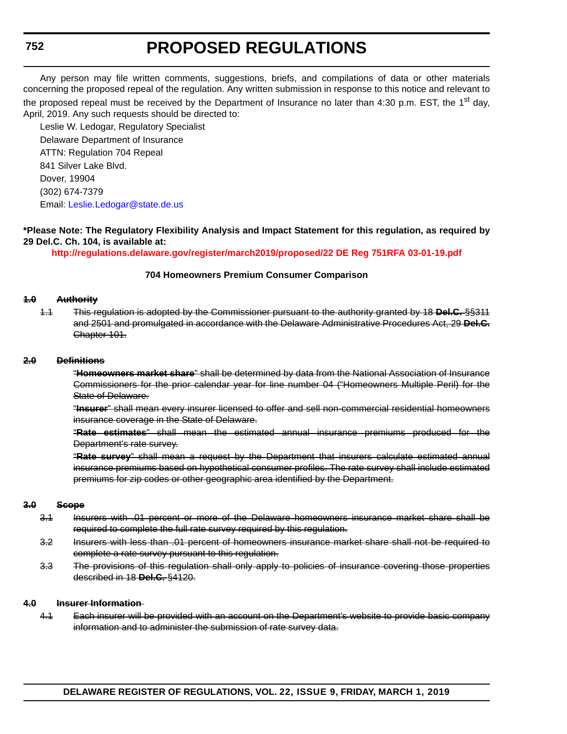Any person may file written comments, suggestions, briefs, and compilations of data or other materials concerning the proposed repeal of the regulation. Any written submission in response to this notice and relevant to the proposed repeal must be received by the Department of Insurance no later than 4:30 p.m. EST, the 1st day, April, 2019. Any such requests should be directed to:

Leslie W. Ledogar, Regulatory Specialist
Delaware Department of Insurance
ATTN: Regulation 704 Repeal
841 Silver Lake Blvd.
Dover, 19904
(302) 674-7379
Email: Leslie.Ledogar@state.de.us

**\*Please Note: The Regulatory Flexibility Analysis and Impact Statement for this regulation, as required by 29 Del.C. Ch. 104, is available at:**

**http://regulations.delaware.gov/register/march2019/proposed/22 DE Reg 751RFA 03-01-19.pdf**

**704 Homeowners Premium Consumer Comparison**

~~**1.0 Authority**~~

~~1.1 This regulation is adopted by the Commissioner pursuant to the authority granted by 18 **Del.C.** §§311 and 2501 and promulgated in accordance with the Delaware Administrative Procedures Act, 29 **Del.C.** Chapter 101.~~

~~**2.0 Definitions**~~

~~"**Homeowners market share**" shall be determined by data from the National Association of Insurance Commissioners for the prior calendar year for line number 04 ("Homeowners Multiple Peril) for the State of Delaware.~~

~~"**Insurer**" shall mean every insurer licensed to offer and sell non-commercial residential homeowners insurance coverage in the State of Delaware.~~

~~"**Rate estimates**" shall mean the estimated annual insurance premiums produced for the Department's rate survey.~~

~~"**Rate survey**" shall mean a request by the Department that insurers calculate estimated annual insurance premiums based on hypothetical consumer profiles. The rate survey shall include estimated premiums for zip codes or other geographic area identified by the Department.~~

~~**3.0 Scope**~~

~~3.1 Insurers with .01 percent or more of the Delaware homeowners insurance market share shall be required to complete the full rate survey required by this regulation.~~

~~3.2 Insurers with less than .01 percent of homeowners insurance market share shall not be required to complete a rate survey pursuant to this regulation.~~

~~3.3 The provisions of this regulation shall only apply to policies of insurance covering those properties described in 18 **Del.C.** §4120.~~

~~**4.0 Insurer Information**~~

~~4.1 Each insurer will be provided with an account on the Department's website to provide basic company information and to administer the submission of rate survey data.~~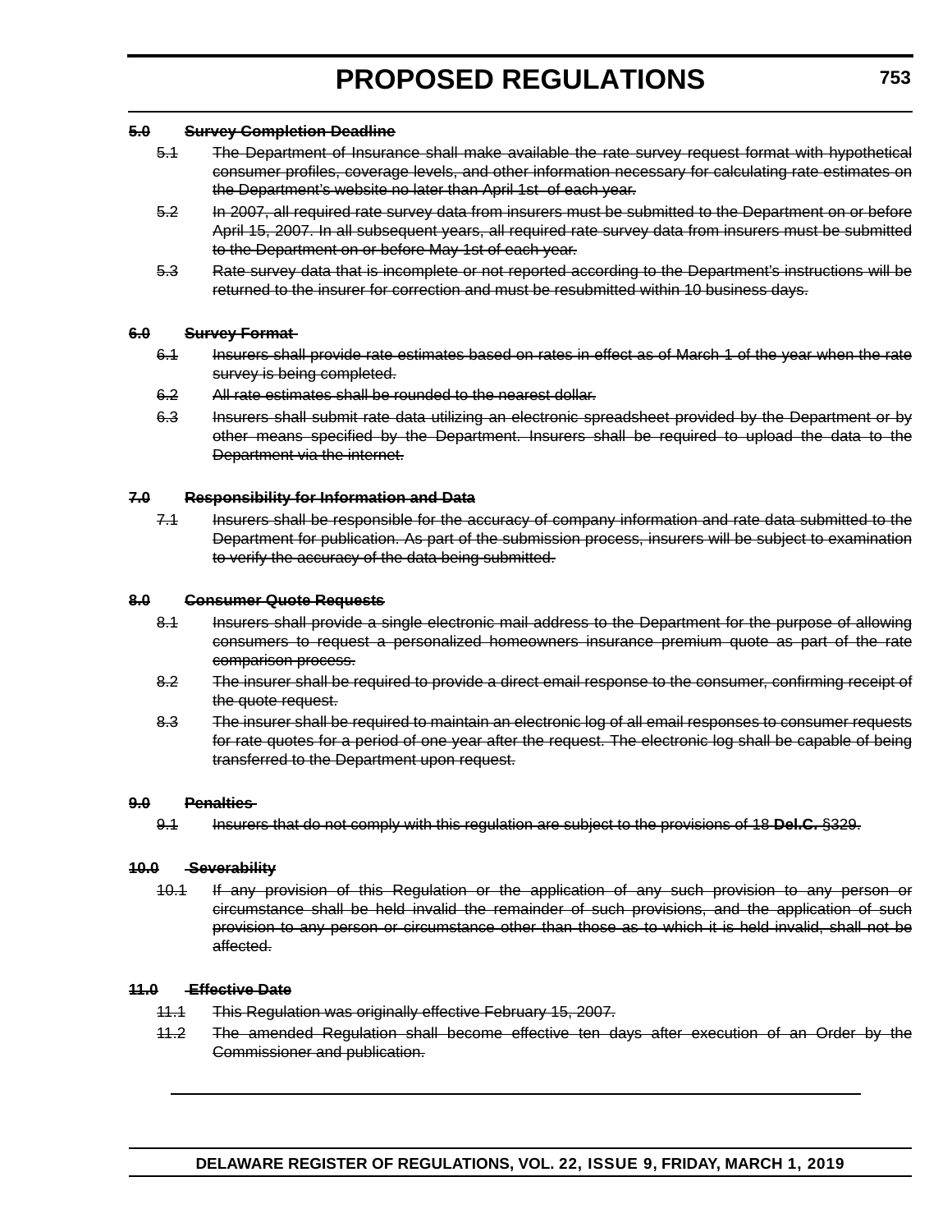~~**5.0 Survey Completion Deadline**~~

~~5.1 The Department of Insurance shall make available the rate survey request format with hypothetical consumer profiles, coverage levels, and other information necessary for calculating rate estimates on the Department's website no later than April 1st of each year.~~

~~5.2 In 2007, all required rate survey data from insurers must be submitted to the Department on or before April 15, 2007. In all subsequent years, all required rate survey data from insurers must be submitted to the Department on or before May 1st of each year.~~

~~5.3 Rate survey data that is incomplete or not reported according to the Department's instructions will be returned to the insurer for correction and must be resubmitted within 10 business days.~~

~~**6.0 Survey Format**~~

~~6.1 Insurers shall provide rate estimates based on rates in effect as of March 1 of the year when the rate survey is being completed.~~

~~6.2 All rate estimates shall be rounded to the nearest dollar.~~

~~6.3 Insurers shall submit rate data utilizing an electronic spreadsheet provided by the Department or by other means specified by the Department. Insurers shall be required to upload the data to the Department via the internet.~~

~~**7.0 Responsibility for Information and Data**~~

~~7.1 Insurers shall be responsible for the accuracy of company information and rate data submitted to the Department for publication. As part of the submission process, insurers will be subject to examination to verify the accuracy of the data being submitted.~~

~~**8.0 Consumer Quote Requests**~~

~~8.1 Insurers shall provide a single electronic mail address to the Department for the purpose of allowing consumers to request a personalized homeowners insurance premium quote as part of the rate comparison process.~~

~~8.2 The insurer shall be required to provide a direct email response to the consumer, confirming receipt of the quote request.~~

~~8.3 The insurer shall be required to maintain an electronic log of all email responses to consumer requests for rate quotes for a period of one year after the request. The electronic log shall be capable of being transferred to the Department upon request.~~

~~**9.0 Penalties**~~

~~9.1 Insurers that do not comply with this regulation are subject to the provisions of 18 **Del.C.** §329.~~

~~**10.0 Severability**~~

~~10.1 If any provision of this Regulation or the application of any such provision to any person or circumstance shall be held invalid the remainder of such provisions, and the application of such provision to any person or circumstance other than those as to which it is held invalid, shall not be affected.~~

~~**11.0 Effective Date**~~

~~11.1 This Regulation was originally effective February 15, 2007.~~

~~11.2 The amended Regulation shall become effective ten days after execution of an Order by the Commissioner and publication.~~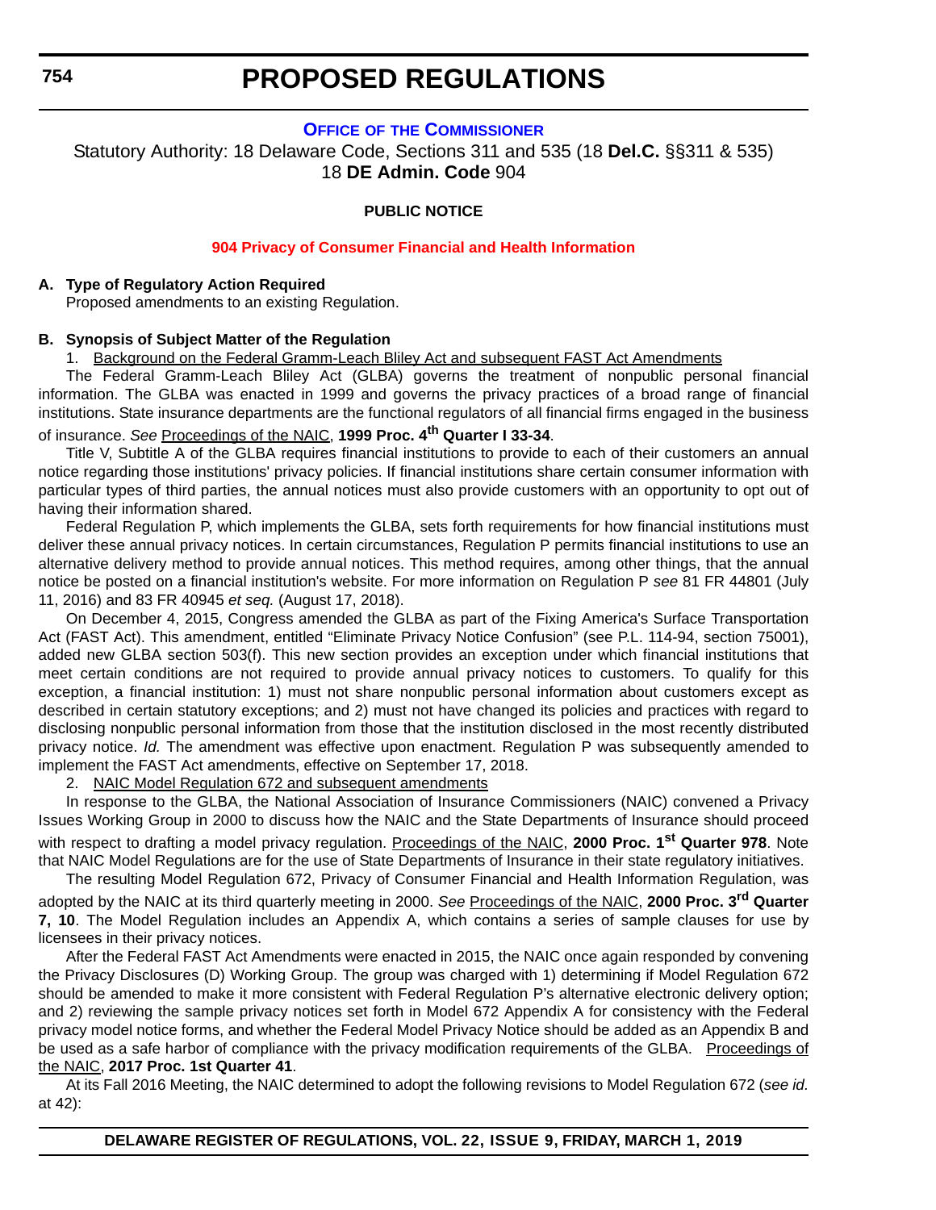# PROPOSED REGULATIONS

**OFFICE OF THE COMMISSIONER**

Statutory Authority: 18 Delaware Code, Sections 311 and 535 (18 **Del.C.** §§311 & 535)
18 **DE Admin. Code** 904

**PUBLIC NOTICE**

**904 Privacy of Consumer Financial and Health Information**

**A. Type of Regulatory Action Required**

Proposed amendments to an existing Regulation.

**B. Synopsis of Subject Matter of the Regulation**

1. Background on the Federal Gramm-Leach Bliley Act and subsequent FAST Act Amendments

The Federal Gramm-Leach Bliley Act (GLBA) governs the treatment of nonpublic personal financial information. The GLBA was enacted in 1999 and governs the privacy practices of a broad range of financial institutions. State insurance departments are the functional regulators of all financial firms engaged in the business of insurance. *See* Proceedings of the NAIC, **1999 Proc. 4th Quarter I 33-34**.

Title V, Subtitle A of the GLBA requires financial institutions to provide to each of their customers an annual notice regarding those institutions' privacy policies. If financial institutions share certain consumer information with particular types of third parties, the annual notices must also provide customers with an opportunity to opt out of having their information shared.

Federal Regulation P, which implements the GLBA, sets forth requirements for how financial institutions must deliver these annual privacy notices. In certain circumstances, Regulation P permits financial institutions to use an alternative delivery method to provide annual notices. This method requires, among other things, that the annual notice be posted on a financial institution's website. For more information on Regulation P *see* 81 FR 44801 (July 11, 2016) and 83 FR 40945 *et seq.* (August 17, 2018).

On December 4, 2015, Congress amended the GLBA as part of the Fixing America's Surface Transportation Act (FAST Act). This amendment, entitled "Eliminate Privacy Notice Confusion" (see P.L. 114-94, section 75001), added new GLBA section 503(f). This new section provides an exception under which financial institutions that meet certain conditions are not required to provide annual privacy notices to customers. To qualify for this exception, a financial institution: 1) must not share nonpublic personal information about customers except as described in certain statutory exceptions; and 2) must not have changed its policies and practices with regard to disclosing nonpublic personal information from those that the institution disclosed in the most recently distributed privacy notice. *Id.* The amendment was effective upon enactment. Regulation P was subsequently amended to implement the FAST Act amendments, effective on September 17, 2018.

2. NAIC Model Regulation 672 and subsequent amendments

In response to the GLBA, the National Association of Insurance Commissioners (NAIC) convened a Privacy Issues Working Group in 2000 to discuss how the NAIC and the State Departments of Insurance should proceed with respect to drafting a model privacy regulation. Proceedings of the NAIC, **2000 Proc. 1st Quarter 978**. Note that NAIC Model Regulations are for the use of State Departments of Insurance in their state regulatory initiatives.

The resulting Model Regulation 672, Privacy of Consumer Financial and Health Information Regulation, was adopted by the NAIC at its third quarterly meeting in 2000. *See* Proceedings of the NAIC, **2000 Proc. 3rd Quarter 7, 10**. The Model Regulation includes an Appendix A, which contains a series of sample clauses for use by licensees in their privacy notices.

After the Federal FAST Act Amendments were enacted in 2015, the NAIC once again responded by convening the Privacy Disclosures (D) Working Group. The group was charged with 1) determining if Model Regulation 672 should be amended to make it more consistent with Federal Regulation P's alternative electronic delivery option; and 2) reviewing the sample privacy notices set forth in Model 672 Appendix A for consistency with the Federal privacy model notice forms, and whether the Federal Model Privacy Notice should be added as an Appendix B and be used as a safe harbor of compliance with the privacy modification requirements of the GLBA. Proceedings of the NAIC, **2017 Proc. 1st Quarter 41**.

At its Fall 2016 Meeting, the NAIC determined to adopt the following revisions to Model Regulation 672 (*see id.* at 42):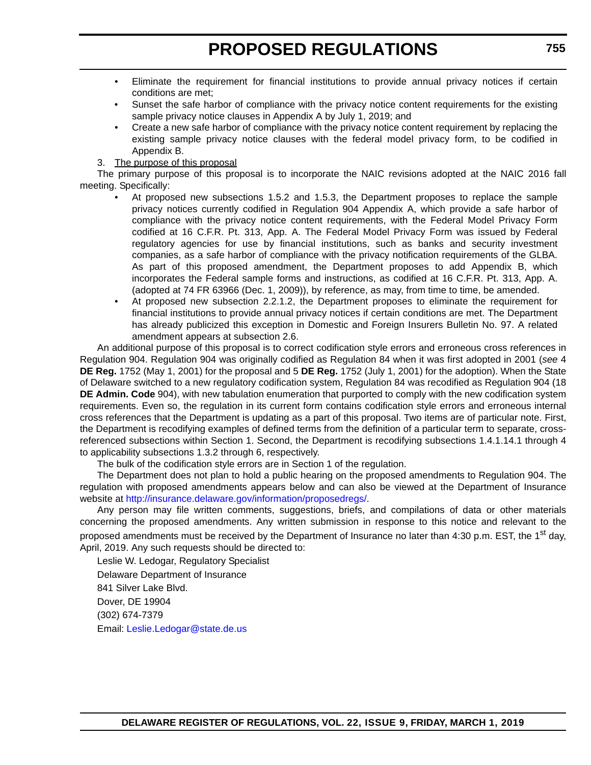- Eliminate the requirement for financial institutions to provide annual privacy notices if certain conditions are met;
- Sunset the safe harbor of compliance with the privacy notice content requirements for the existing sample privacy notice clauses in Appendix A by July 1, 2019; and
- Create a new safe harbor of compliance with the privacy notice content requirement by replacing the existing sample privacy notice clauses with the federal model privacy form, to be codified in Appendix B.

3. <u>The purpose of this proposal</u>

The primary purpose of this proposal is to incorporate the NAIC revisions adopted at the NAIC 2016 fall meeting. Specifically:

- At proposed new subsections 1.5.2 and 1.5.3, the Department proposes to replace the sample privacy notices currently codified in Regulation 904 Appendix A, which provide a safe harbor of compliance with the privacy notice content requirements, with the Federal Model Privacy Form codified at 16 C.F.R. Pt. 313, App. A. The Federal Model Privacy Form was issued by Federal regulatory agencies for use by financial institutions, such as banks and security investment companies, as a safe harbor of compliance with the privacy notification requirements of the GLBA. As part of this proposed amendment, the Department proposes to add Appendix B, which incorporates the Federal sample forms and instructions, as codified at 16 C.F.R. Pt. 313, App. A. (adopted at 74 FR 63966 (Dec. 1, 2009)), by reference, as may, from time to time, be amended.
- At proposed new subsection 2.2.1.2, the Department proposes to eliminate the requirement for financial institutions to provide annual privacy notices if certain conditions are met. The Department has already publicized this exception in Domestic and Foreign Insurers Bulletin No. 97. A related amendment appears at subsection 2.6.

An additional purpose of this proposal is to correct codification style errors and erroneous cross references in Regulation 904. Regulation 904 was originally codified as Regulation 84 when it was first adopted in 2001 (*see* 4 **DE Reg.** 1752 (May 1, 2001) for the proposal and 5 **DE Reg.** 1752 (July 1, 2001) for the adoption). When the State of Delaware switched to a new regulatory codification system, Regulation 84 was recodified as Regulation 904 (18 **DE Admin. Code** 904), with new tabulation enumeration that purported to comply with the new codification system requirements. Even so, the regulation in its current form contains codification style errors and erroneous internal cross references that the Department is updating as a part of this proposal. Two items are of particular note. First, the Department is recodifying examples of defined terms from the definition of a particular term to separate, cross-referenced subsections within Section 1. Second, the Department is recodifying subsections 1.4.1.14.1 through 4 to applicability subsections 1.3.2 through 6, respectively.

The bulk of the codification style errors are in Section 1 of the regulation.

The Department does not plan to hold a public hearing on the proposed amendments to Regulation 904. The regulation with proposed amendments appears below and can also be viewed at the Department of Insurance website at http://insurance.delaware.gov/information/proposedregs/.

Any person may file written comments, suggestions, briefs, and compilations of data or other materials concerning the proposed amendments. Any written submission in response to this notice and relevant to the proposed amendments must be received by the Department of Insurance no later than 4:30 p.m. EST, the 1st day, April, 2019. Any such requests should be directed to:

Leslie W. Ledogar, Regulatory Specialist

Delaware Department of Insurance

841 Silver Lake Blvd.

Dover, DE 19904

(302) 674-7379

Email: Leslie.Ledogar@state.de.us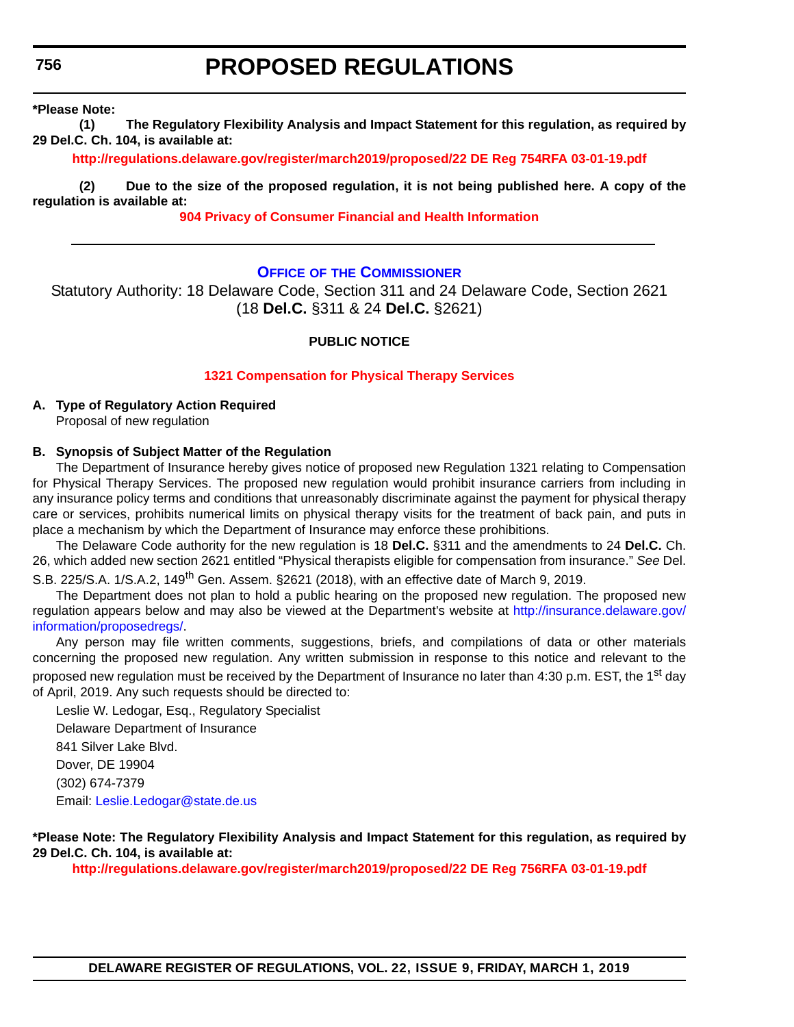**\*Please Note:**

**(1) The Regulatory Flexibility Analysis and Impact Statement for this regulation, as required by 29 Del.C. Ch. 104, is available at:**

**http://regulations.delaware.gov/register/march2019/proposed/22 DE Reg 754RFA 03-01-19.pdf**

**(2) Due to the size of the proposed regulation, it is not being published here. A copy of the regulation is available at:**

**904 Privacy of Consumer Financial and Health Information**

---

## OFFICE OF THE COMMISSIONER

Statutory Authority: 18 Delaware Code, Section 311 and 24 Delaware Code, Section 2621 (18 **Del.C.** §311 & 24 **Del.C.** §2621)

**PUBLIC NOTICE**

**1321 Compensation for Physical Therapy Services**

**A. Type of Regulatory Action Required**

Proposal of new regulation

**B. Synopsis of Subject Matter of the Regulation**

The Department of Insurance hereby gives notice of proposed new Regulation 1321 relating to Compensation for Physical Therapy Services. The proposed new regulation would prohibit insurance carriers from including in any insurance policy terms and conditions that unreasonably discriminate against the payment for physical therapy care or services, prohibits numerical limits on physical therapy visits for the treatment of back pain, and puts in place a mechanism by which the Department of Insurance may enforce these prohibitions.

The Delaware Code authority for the new regulation is 18 **Del.C.** §311 and the amendments to 24 **Del.C.** Ch. 26, which added new section 2621 entitled "Physical therapists eligible for compensation from insurance." *See* Del. S.B. 225/S.A. 1/S.A.2, 149th Gen. Assem. §2621 (2018), with an effective date of March 9, 2019.

The Department does not plan to hold a public hearing on the proposed new regulation. The proposed new regulation appears below and may also be viewed at the Department's website at http://insurance.delaware.gov/information/proposedregs/.

Any person may file written comments, suggestions, briefs, and compilations of data or other materials concerning the proposed new regulation. Any written submission in response to this notice and relevant to the proposed new regulation must be received by the Department of Insurance no later than 4:30 p.m. EST, the 1st day of April, 2019. Any such requests should be directed to:

Leslie W. Ledogar, Esq., Regulatory Specialist
Delaware Department of Insurance
841 Silver Lake Blvd.
Dover, DE 19904
(302) 674-7379
Email: Leslie.Ledogar@state.de.us

**\*Please Note: The Regulatory Flexibility Analysis and Impact Statement for this regulation, as required by 29 Del.C. Ch. 104, is available at:**

**http://regulations.delaware.gov/register/march2019/proposed/22 DE Reg 756RFA 03-01-19.pdf**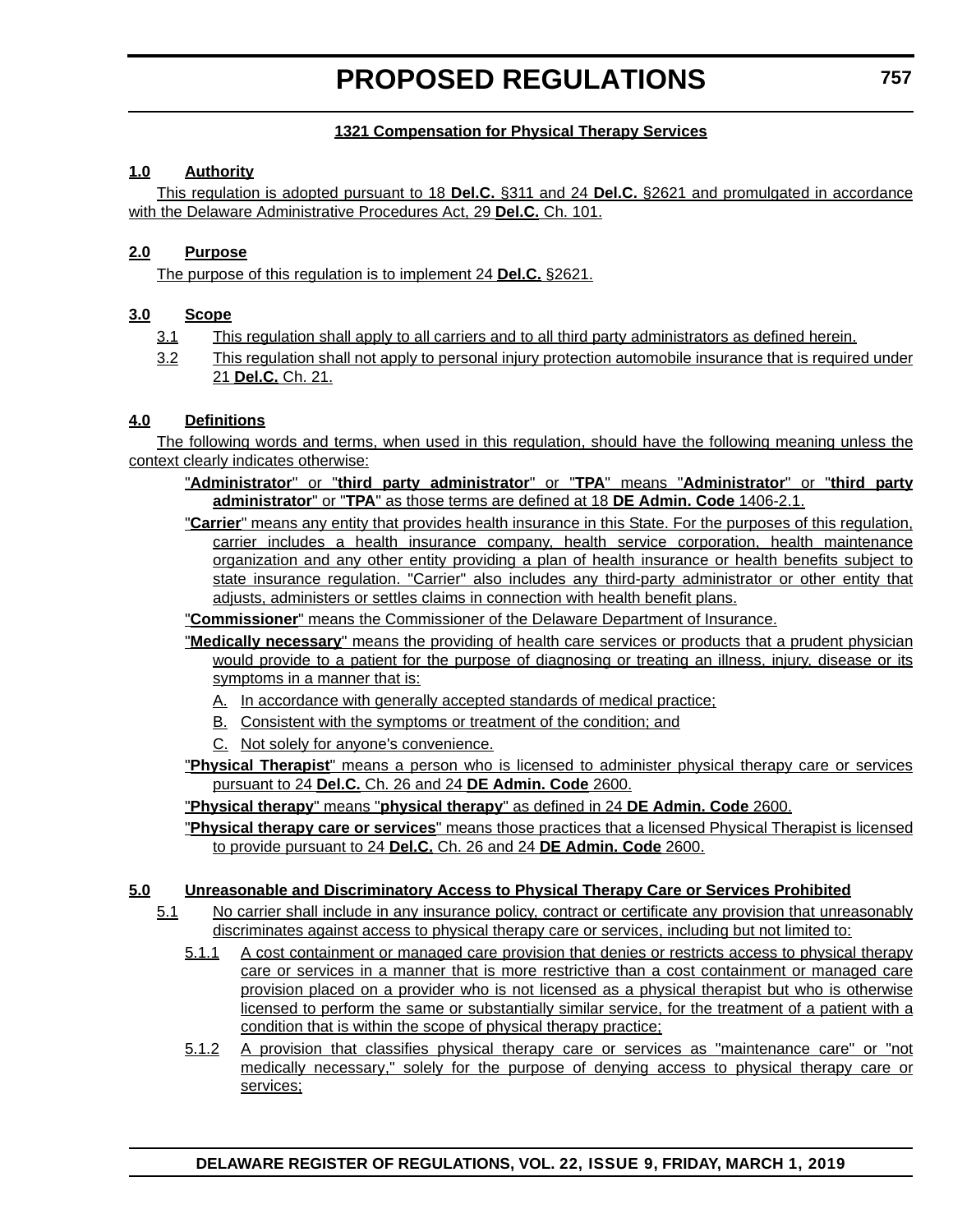# PROPOSED REGULATIONS

## 1321 Compensation for Physical Therapy Services

### 1.0 Authority

This regulation is adopted pursuant to 18 **Del.C.** §311 and 24 **Del.C.** §2621 and promulgated in accordance with the Delaware Administrative Procedures Act, 29 **Del.C.** Ch. 101.

### 2.0 Purpose

The purpose of this regulation is to implement 24 **Del.C.** §2621.

### 3.0 Scope

3.1 This regulation shall apply to all carriers and to all third party administrators as defined herein.

3.2 This regulation shall not apply to personal injury protection automobile insurance that is required under 21 **Del.C.** Ch. 21.

### 4.0 Definitions

The following words and terms, when used in this regulation, should have the following meaning unless the context clearly indicates otherwise:

"**Administrator**" or "**third party administrator**" or "**TPA**" means "**Administrator**" or "**third party administrator**" or "**TPA**" as those terms are defined at 18 **DE Admin. Code** 1406-2.1.

"**Carrier**" means any entity that provides health insurance in this State. For the purposes of this regulation, carrier includes a health insurance company, health service corporation, health maintenance organization and any other entity providing a plan of health insurance or health benefits subject to state insurance regulation. "Carrier" also includes any third-party administrator or other entity that adjusts, administers or settles claims in connection with health benefit plans.

"**Commissioner**" means the Commissioner of the Delaware Department of Insurance.

"**Medically necessary**" means the providing of health care services or products that a prudent physician would provide to a patient for the purpose of diagnosing or treating an illness, injury, disease or its symptoms in a manner that is:

A. In accordance with generally accepted standards of medical practice;

B. Consistent with the symptoms or treatment of the condition; and

C. Not solely for anyone's convenience.

"**Physical Therapist**" means a person who is licensed to administer physical therapy care or services pursuant to 24 **Del.C.** Ch. 26 and 24 **DE Admin. Code** 2600.

"**Physical therapy**" means "**physical therapy**" as defined in 24 **DE Admin. Code** 2600.

"**Physical therapy care or services**" means those practices that a licensed Physical Therapist is licensed to provide pursuant to 24 **Del.C.** Ch. 26 and 24 **DE Admin. Code** 2600.

### 5.0 Unreasonable and Discriminatory Access to Physical Therapy Care or Services Prohibited

5.1 No carrier shall include in any insurance policy, contract or certificate any provision that unreasonably discriminates against access to physical therapy care or services, including but not limited to:

5.1.1 A cost containment or managed care provision that denies or restricts access to physical therapy care or services in a manner that is more restrictive than a cost containment or managed care provision placed on a provider who is not licensed as a physical therapist but who is otherwise licensed to perform the same or substantially similar service, for the treatment of a patient with a condition that is within the scope of physical therapy practice;

5.1.2 A provision that classifies physical therapy care or services as "maintenance care" or "not medically necessary," solely for the purpose of denying access to physical therapy care or services;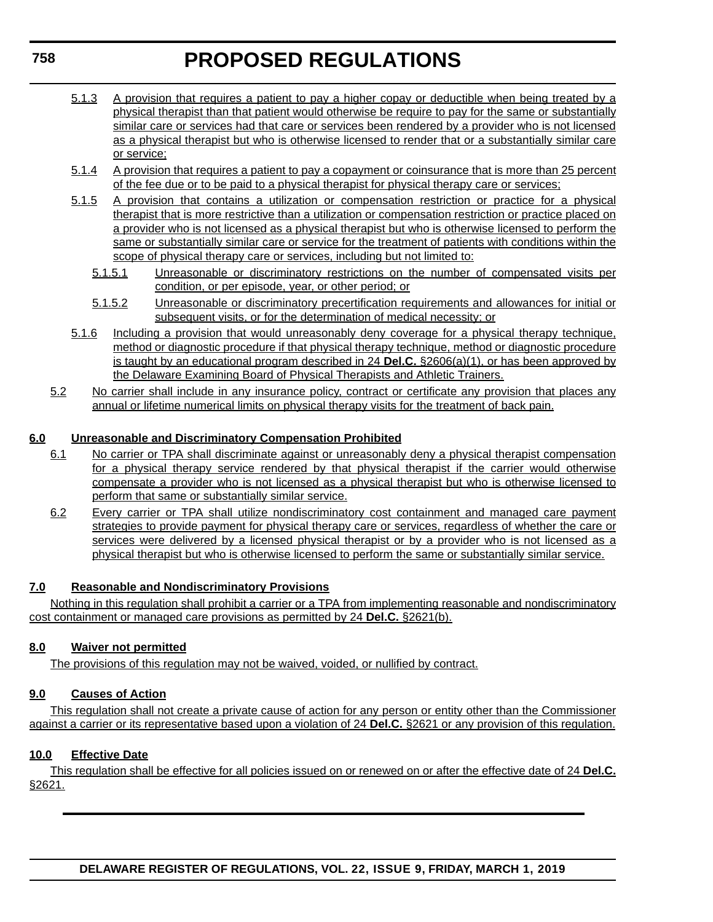5.1.3 A provision that requires a patient to pay a higher copay or deductible when being treated by a physical therapist than that patient would otherwise be require to pay for the same or substantially similar care or services had that care or services been rendered by a provider who is not licensed as a physical therapist but who is otherwise licensed to render that or a substantially similar care or service;

5.1.4 A provision that requires a patient to pay a copayment or coinsurance that is more than 25 percent of the fee due or to be paid to a physical therapist for physical therapy care or services;

5.1.5 A provision that contains a utilization or compensation restriction or practice for a physical therapist that is more restrictive than a utilization or compensation restriction or practice placed on a provider who is not licensed as a physical therapist but who is otherwise licensed to perform the same or substantially similar care or service for the treatment of patients with conditions within the scope of physical therapy care or services, including but not limited to:

5.1.5.1 Unreasonable or discriminatory restrictions on the number of compensated visits per condition, or per episode, year, or other period; or

5.1.5.2 Unreasonable or discriminatory precertification requirements and allowances for initial or subsequent visits, or for the determination of medical necessity; or

5.1.6 Including a provision that would unreasonably deny coverage for a physical therapy technique, method or diagnostic procedure if that physical therapy technique, method or diagnostic procedure is taught by an educational program described in 24 **Del.C.** §2606(a)(1), or has been approved by the Delaware Examining Board of Physical Therapists and Athletic Trainers.

5.2 No carrier shall include in any insurance policy, contract or certificate any provision that places any annual or lifetime numerical limits on physical therapy visits for the treatment of back pain.

**6.0 Unreasonable and Discriminatory Compensation Prohibited**

6.1 No carrier or TPA shall discriminate against or unreasonably deny a physical therapist compensation for a physical therapy service rendered by that physical therapist if the carrier would otherwise compensate a provider who is not licensed as a physical therapist but who is otherwise licensed to perform that same or substantially similar service.

6.2 Every carrier or TPA shall utilize nondiscriminatory cost containment and managed care payment strategies to provide payment for physical therapy care or services, regardless of whether the care or services were delivered by a licensed physical therapist or by a provider who is not licensed as a physical therapist but who is otherwise licensed to perform the same or substantially similar service.

**7.0 Reasonable and Nondiscriminatory Provisions**

Nothing in this regulation shall prohibit a carrier or a TPA from implementing reasonable and nondiscriminatory cost containment or managed care provisions as permitted by 24 **Del.C.** §2621(b).

**8.0 Waiver not permitted**

The provisions of this regulation may not be waived, voided, or nullified by contract.

**9.0 Causes of Action**

This regulation shall not create a private cause of action for any person or entity other than the Commissioner against a carrier or its representative based upon a violation of 24 **Del.C.** §2621 or any provision of this regulation.

**10.0 Effective Date**

This regulation shall be effective for all policies issued on or renewed on or after the effective date of 24 **Del.C.** §2621.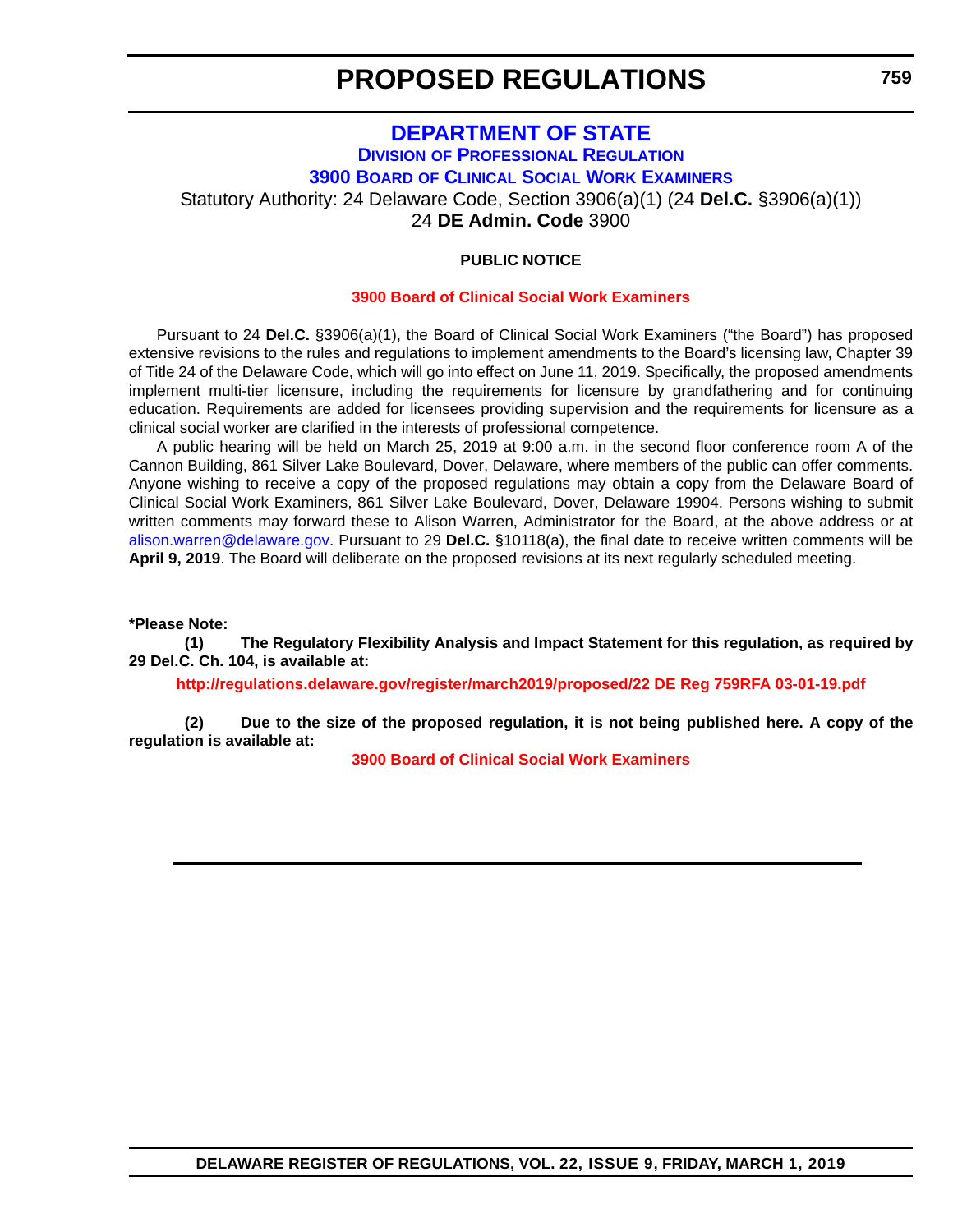# PROPOSED REGULATIONS

## DEPARTMENT OF STATE

### Division of Professional Regulation

### 3900 Board of Clinical Social Work Examiners

Statutory Authority: 24 Delaware Code, Section 3906(a)(1) (24 **Del.C.** §3906(a)(1))
24 **DE Admin. Code** 3900

**PUBLIC NOTICE**

**3900 Board of Clinical Social Work Examiners**

Pursuant to 24 **Del.C.** §3906(a)(1), the Board of Clinical Social Work Examiners ("the Board") has proposed extensive revisions to the rules and regulations to implement amendments to the Board's licensing law, Chapter 39 of Title 24 of the Delaware Code, which will go into effect on June 11, 2019. Specifically, the proposed amendments implement multi-tier licensure, including the requirements for licensure by grandfathering and for continuing education. Requirements are added for licensees providing supervision and the requirements for licensure as a clinical social worker are clarified in the interests of professional competence.

A public hearing will be held on March 25, 2019 at 9:00 a.m. in the second floor conference room A of the Cannon Building, 861 Silver Lake Boulevard, Dover, Delaware, where members of the public can offer comments. Anyone wishing to receive a copy of the proposed regulations may obtain a copy from the Delaware Board of Clinical Social Work Examiners, 861 Silver Lake Boulevard, Dover, Delaware 19904. Persons wishing to submit written comments may forward these to Alison Warren, Administrator for the Board, at the above address or at alison.warren@delaware.gov. Pursuant to 29 **Del.C.** §10118(a), the final date to receive written comments will be **April 9, 2019**. The Board will deliberate on the proposed revisions at its next regularly scheduled meeting.

**\*Please Note:**

**(1) The Regulatory Flexibility Analysis and Impact Statement for this regulation, as required by 29 Del.C. Ch. 104, is available at:**

**http://regulations.delaware.gov/register/march2019/proposed/22 DE Reg 759RFA 03-01-19.pdf**

**(2) Due to the size of the proposed regulation, it is not being published here. A copy of the regulation is available at:**

**3900 Board of Clinical Social Work Examiners**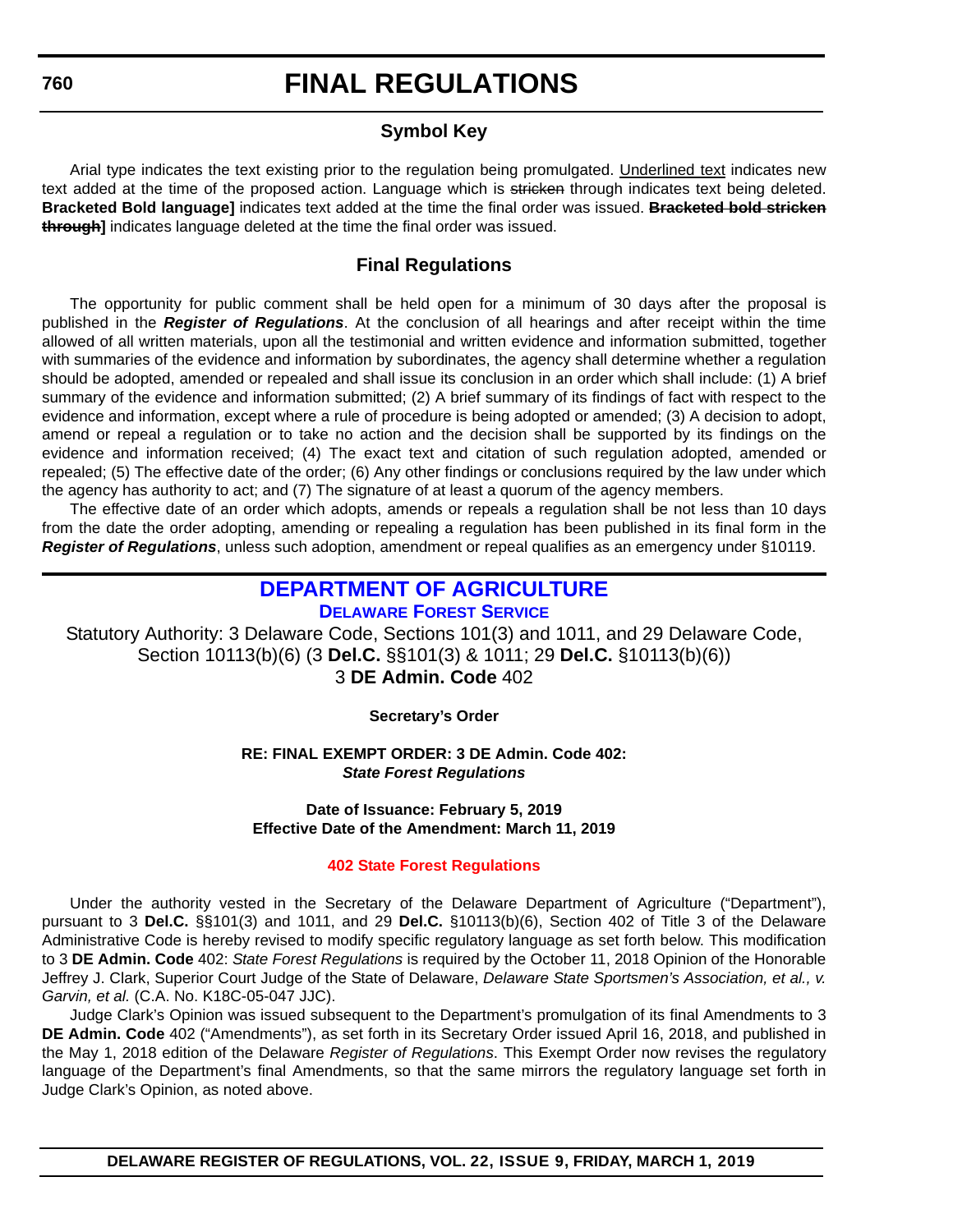# FINAL REGULATIONS

### Symbol Key

Arial type indicates the text existing prior to the regulation being promulgated. Underlined text indicates new text added at the time of the proposed action. Language which is ~~stricken~~ through indicates text being deleted. **Bracketed Bold language]** indicates text added at the time the final order was issued. **~~Bracketed bold stricken through~~]** indicates language deleted at the time the final order was issued.

### Final Regulations

The opportunity for public comment shall be held open for a minimum of 30 days after the proposal is published in the ***Register of Regulations***. At the conclusion of all hearings and after receipt within the time allowed of all written materials, upon all the testimonial and written evidence and information submitted, together with summaries of the evidence and information by subordinates, the agency shall determine whether a regulation should be adopted, amended or repealed and shall issue its conclusion in an order which shall include: (1) A brief summary of the evidence and information submitted; (2) A brief summary of its findings of fact with respect to the evidence and information, except where a rule of procedure is being adopted or amended; (3) A decision to adopt, amend or repeal a regulation or to take no action and the decision shall be supported by its findings on the evidence and information received; (4) The exact text and citation of such regulation adopted, amended or repealed; (5) The effective date of the order; (6) Any other findings or conclusions required by the law under which the agency has authority to act; and (7) The signature of at least a quorum of the agency members.

The effective date of an order which adopts, amends or repeals a regulation shall be not less than 10 days from the date the order adopting, amending or repealing a regulation has been published in its final form in the ***Register of Regulations***, unless such adoption, amendment or repeal qualifies as an emergency under §10119.

## DEPARTMENT OF AGRICULTURE

### DELAWARE FOREST SERVICE

Statutory Authority: 3 Delaware Code, Sections 101(3) and 1011, and 29 Delaware Code, Section 10113(b)(6) (3 **Del.C.** §§101(3) & 1011; 29 **Del.C.** §10113(b)(6))
3 **DE Admin. Code** 402

**Secretary's Order**

**RE: FINAL EXEMPT ORDER: 3 DE Admin. Code 402:**
***State Forest Regulations***

**Date of Issuance: February 5, 2019**
**Effective Date of the Amendment: March 11, 2019**

**402 State Forest Regulations**

Under the authority vested in the Secretary of the Delaware Department of Agriculture ("Department"), pursuant to 3 **Del.C.** §§101(3) and 1011, and 29 **Del.C.** §10113(b)(6), Section 402 of Title 3 of the Delaware Administrative Code is hereby revised to modify specific regulatory language as set forth below. This modification to 3 **DE Admin. Code** 402: *State Forest Regulations* is required by the October 11, 2018 Opinion of the Honorable Jeffrey J. Clark, Superior Court Judge of the State of Delaware, *Delaware State Sportsmen's Association, et al., v. Garvin, et al.* (C.A. No. K18C-05-047 JJC).

Judge Clark's Opinion was issued subsequent to the Department's promulgation of its final Amendments to 3 **DE Admin. Code** 402 ("Amendments"), as set forth in its Secretary Order issued April 16, 2018, and published in the May 1, 2018 edition of the Delaware *Register of Regulations*. This Exempt Order now revises the regulatory language of the Department's final Amendments, so that the same mirrors the regulatory language set forth in Judge Clark's Opinion, as noted above.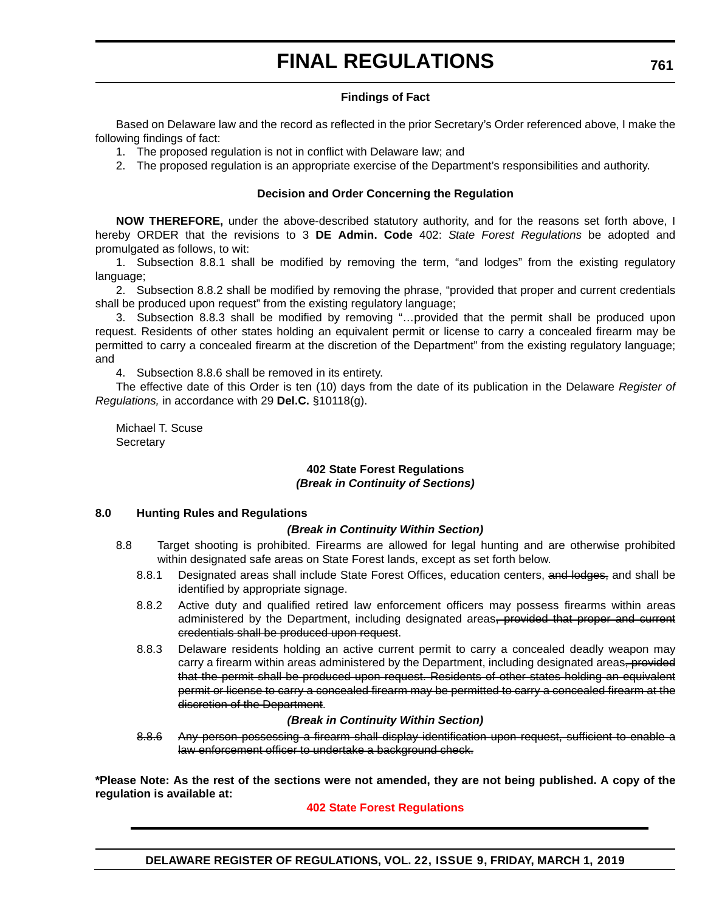### Findings of Fact

Based on Delaware law and the record as reflected in the prior Secretary's Order referenced above, I make the following findings of fact:

1. The proposed regulation is not in conflict with Delaware law; and
2. The proposed regulation is an appropriate exercise of the Department's responsibilities and authority.

### Decision and Order Concerning the Regulation

**NOW THEREFORE,** under the above-described statutory authority, and for the reasons set forth above, I hereby ORDER that the revisions to 3 **DE Admin. Code** 402: *State Forest Regulations* be adopted and promulgated as follows, to wit:

1. Subsection 8.8.1 shall be modified by removing the term, "and lodges" from the existing regulatory language;
2. Subsection 8.8.2 shall be modified by removing the phrase, "provided that proper and current credentials shall be produced upon request" from the existing regulatory language;
3. Subsection 8.8.3 shall be modified by removing "…provided that the permit shall be produced upon request. Residents of other states holding an equivalent permit or license to carry a concealed firearm may be permitted to carry a concealed firearm at the discretion of the Department" from the existing regulatory language; and
4. Subsection 8.8.6 shall be removed in its entirety.

The effective date of this Order is ten (10) days from the date of its publication in the Delaware *Register of Regulations,* in accordance with 29 **Del.C.** §10118(g).

Michael T. Scuse
Secretary

**402 State Forest Regulations**
***(Break in Continuity of Sections)***

**8.0 Hunting Rules and Regulations**

***(Break in Continuity Within Section)***

8.8 Target shooting is prohibited. Firearms are allowed for legal hunting and are otherwise prohibited within designated safe areas on State Forest lands, except as set forth below.

8.8.1 Designated areas shall include State Forest Offices, education centers, ~~and lodges,~~ and shall be identified by appropriate signage.

8.8.2 Active duty and qualified retired law enforcement officers may possess firearms within areas administered by the Department, including designated areas~~, provided that proper and current credentials shall be produced upon request~~.

8.8.3 Delaware residents holding an active current permit to carry a concealed deadly weapon may carry a firearm within areas administered by the Department, including designated areas~~, provided that the permit shall be produced upon request. Residents of other states holding an equivalent permit or license to carry a concealed firearm may be permitted to carry a concealed firearm at the discretion of the Department~~.

***(Break in Continuity Within Section)***

~~8.8.6 Any person possessing a firearm shall display identification upon request, sufficient to enable a law enforcement officer to undertake a background check.~~

**\*Please Note: As the rest of the sections were not amended, they are not being published. A copy of the regulation is available at:**

**402 State Forest Regulations**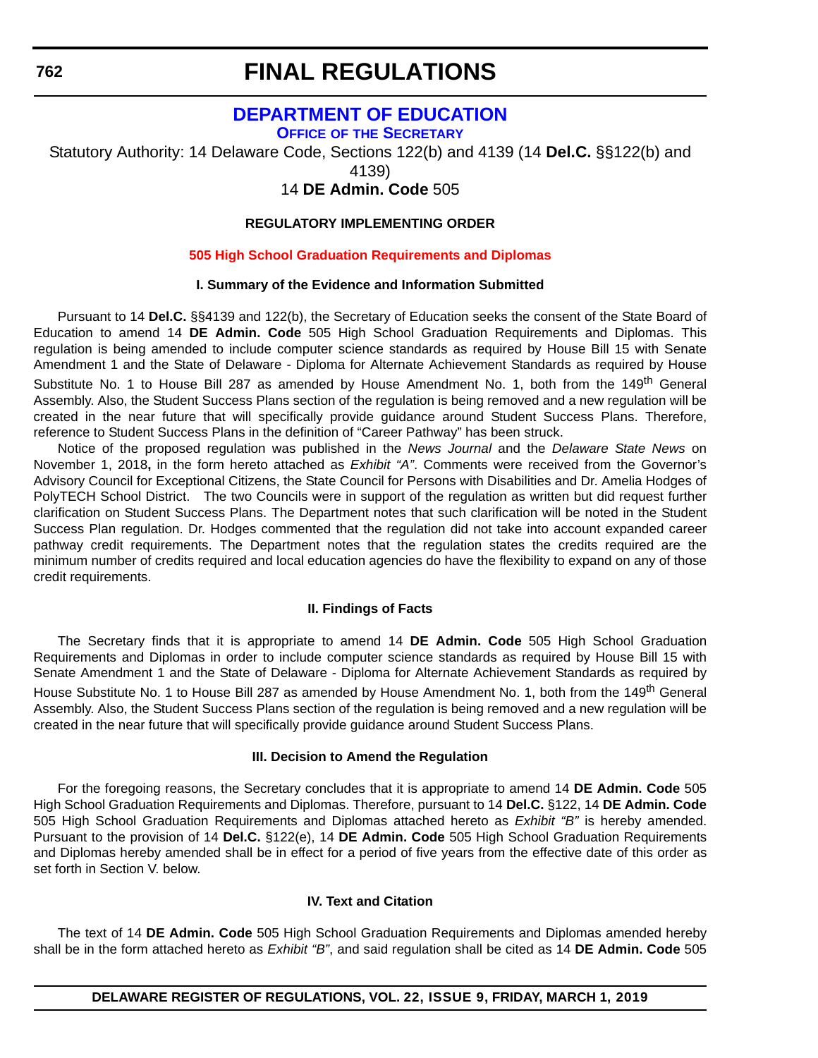# FINAL REGULATIONS

## DEPARTMENT OF EDUCATION

**OFFICE OF THE SECRETARY**

Statutory Authority: 14 Delaware Code, Sections 122(b) and 4139 (14 **Del.C.** §§122(b) and 4139)

14 **DE Admin. Code** 505

**REGULATORY IMPLEMENTING ORDER**

**505 High School Graduation Requirements and Diplomas**

**I. Summary of the Evidence and Information Submitted**

Pursuant to 14 **Del.C.** §§4139 and 122(b), the Secretary of Education seeks the consent of the State Board of Education to amend 14 **DE Admin. Code** 505 High School Graduation Requirements and Diplomas. This regulation is being amended to include computer science standards as required by House Bill 15 with Senate Amendment 1 and the State of Delaware - Diploma for Alternate Achievement Standards as required by House Substitute No. 1 to House Bill 287 as amended by House Amendment No. 1, both from the 149th General Assembly. Also, the Student Success Plans section of the regulation is being removed and a new regulation will be created in the near future that will specifically provide guidance around Student Success Plans. Therefore, reference to Student Success Plans in the definition of "Career Pathway" has been struck.

Notice of the proposed regulation was published in the *News Journal* and the *Delaware State News* on November 1, 2018**,** in the form hereto attached as *Exhibit "A"*. Comments were received from the Governor's Advisory Council for Exceptional Citizens, the State Council for Persons with Disabilities and Dr. Amelia Hodges of PolyTECH School District. The two Councils were in support of the regulation as written but did request further clarification on Student Success Plans. The Department notes that such clarification will be noted in the Student Success Plan regulation. Dr. Hodges commented that the regulation did not take into account expanded career pathway credit requirements. The Department notes that the regulation states the credits required are the minimum number of credits required and local education agencies do have the flexibility to expand on any of those credit requirements.

**II. Findings of Facts**

The Secretary finds that it is appropriate to amend 14 **DE Admin. Code** 505 High School Graduation Requirements and Diplomas in order to include computer science standards as required by House Bill 15 with Senate Amendment 1 and the State of Delaware - Diploma for Alternate Achievement Standards as required by House Substitute No. 1 to House Bill 287 as amended by House Amendment No. 1, both from the 149th General Assembly. Also, the Student Success Plans section of the regulation is being removed and a new regulation will be created in the near future that will specifically provide guidance around Student Success Plans.

**III. Decision to Amend the Regulation**

For the foregoing reasons, the Secretary concludes that it is appropriate to amend 14 **DE Admin. Code** 505 High School Graduation Requirements and Diplomas. Therefore, pursuant to 14 **Del.C.** §122, 14 **DE Admin. Code** 505 High School Graduation Requirements and Diplomas attached hereto as *Exhibit "B"* is hereby amended. Pursuant to the provision of 14 **Del.C.** §122(e), 14 **DE Admin. Code** 505 High School Graduation Requirements and Diplomas hereby amended shall be in effect for a period of five years from the effective date of this order as set forth in Section V. below.

**IV. Text and Citation**

The text of 14 **DE Admin. Code** 505 High School Graduation Requirements and Diplomas amended hereby shall be in the form attached hereto as *Exhibit "B"*, and said regulation shall be cited as 14 **DE Admin. Code** 505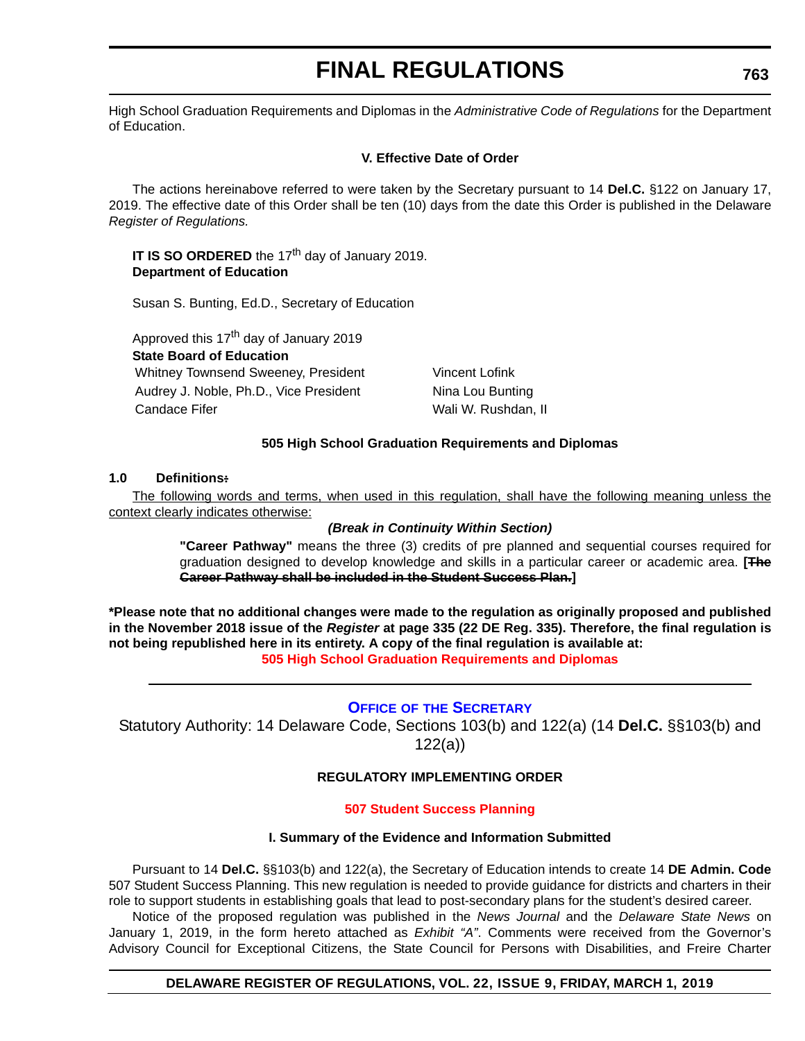High School Graduation Requirements and Diplomas in the *Administrative Code of Regulations* for the Department of Education.

**V. Effective Date of Order**

The actions hereinabove referred to were taken by the Secretary pursuant to 14 **Del.C.** §122 on January 17, 2019. The effective date of this Order shall be ten (10) days from the date this Order is published in the Delaware *Register of Regulations.*

**IT IS SO ORDERED** the 17th day of January 2019.
**Department of Education**

Susan S. Bunting, Ed.D., Secretary of Education

Approved this 17th day of January 2019
**State Board of Education**

| | |
|---|---|
| Whitney Townsend Sweeney, President | Vincent Lofink |
| Audrey J. Noble, Ph.D., Vice President | Nina Lou Bunting |
| Candace Fifer | Wali W. Rushdan, II |

**505 High School Graduation Requirements and Diplomas**

**1.0 Definitions~~:~~**

<u>The following words and terms, when used in this regulation, shall have the following meaning unless the context clearly indicates otherwise:</u>

***(Break in Continuity Within Section)***

**"Career Pathway"** means the three (3) credits of pre planned and sequential courses required for graduation designed to develop knowledge and skills in a particular career or academic area. **[~~The Career Pathway shall be included in the Student Success Plan.~~]**

**\*Please note that no additional changes were made to the regulation as originally proposed and published in the November 2018 issue of the *Register* at page 335 (22 DE Reg. 335). Therefore, the final regulation is not being republished here in its entirety. A copy of the final regulation is available at:**
**505 High School Graduation Requirements and Diplomas**

---

**OFFICE OF THE SECRETARY**

Statutory Authority: 14 Delaware Code, Sections 103(b) and 122(a) (14 **Del.C.** §§103(b) and 122(a))

**REGULATORY IMPLEMENTING ORDER**

**507 Student Success Planning**

**I. Summary of the Evidence and Information Submitted**

Pursuant to 14 **Del.C.** §§103(b) and 122(a), the Secretary of Education intends to create 14 **DE Admin. Code** 507 Student Success Planning. This new regulation is needed to provide guidance for districts and charters in their role to support students in establishing goals that lead to post-secondary plans for the student's desired career.

Notice of the proposed regulation was published in the *News Journal* and the *Delaware State News* on January 1, 2019, in the form hereto attached as *Exhibit "A"*. Comments were received from the Governor's Advisory Council for Exceptional Citizens, the State Council for Persons with Disabilities, and Freire Charter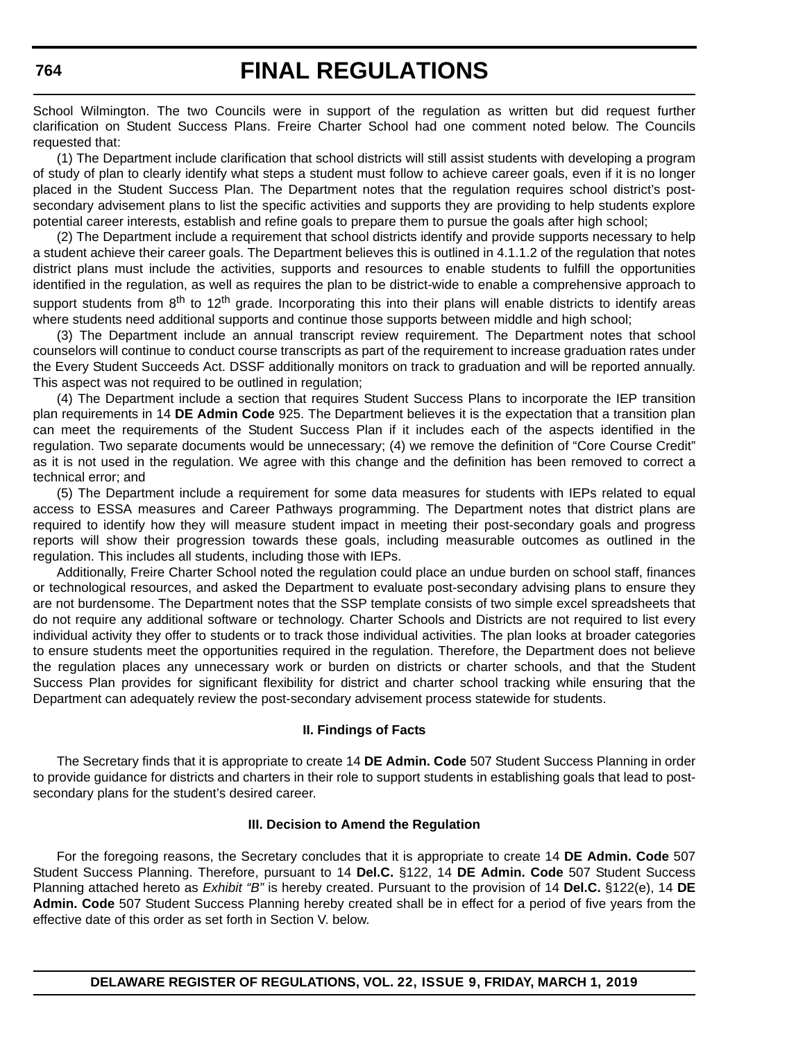School Wilmington. The two Councils were in support of the regulation as written but did request further clarification on Student Success Plans. Freire Charter School had one comment noted below. The Councils requested that:

(1) The Department include clarification that school districts will still assist students with developing a program of study of plan to clearly identify what steps a student must follow to achieve career goals, even if it is no longer placed in the Student Success Plan. The Department notes that the regulation requires school district's post-secondary advisement plans to list the specific activities and supports they are providing to help students explore potential career interests, establish and refine goals to prepare them to pursue the goals after high school;

(2) The Department include a requirement that school districts identify and provide supports necessary to help a student achieve their career goals. The Department believes this is outlined in 4.1.1.2 of the regulation that notes district plans must include the activities, supports and resources to enable students to fulfill the opportunities identified in the regulation, as well as requires the plan to be district-wide to enable a comprehensive approach to support students from 8th to 12th grade. Incorporating this into their plans will enable districts to identify areas where students need additional supports and continue those supports between middle and high school;

(3) The Department include an annual transcript review requirement. The Department notes that school counselors will continue to conduct course transcripts as part of the requirement to increase graduation rates under the Every Student Succeeds Act. DSSF additionally monitors on track to graduation and will be reported annually. This aspect was not required to be outlined in regulation;

(4) The Department include a section that requires Student Success Plans to incorporate the IEP transition plan requirements in 14 **DE Admin Code** 925. The Department believes it is the expectation that a transition plan can meet the requirements of the Student Success Plan if it includes each of the aspects identified in the regulation. Two separate documents would be unnecessary; (4) we remove the definition of "Core Course Credit" as it is not used in the regulation. We agree with this change and the definition has been removed to correct a technical error; and

(5) The Department include a requirement for some data measures for students with IEPs related to equal access to ESSA measures and Career Pathways programming. The Department notes that district plans are required to identify how they will measure student impact in meeting their post-secondary goals and progress reports will show their progression towards these goals, including measurable outcomes as outlined in the regulation. This includes all students, including those with IEPs.

Additionally, Freire Charter School noted the regulation could place an undue burden on school staff, finances or technological resources, and asked the Department to evaluate post-secondary advising plans to ensure they are not burdensome. The Department notes that the SSP template consists of two simple excel spreadsheets that do not require any additional software or technology. Charter Schools and Districts are not required to list every individual activity they offer to students or to track those individual activities. The plan looks at broader categories to ensure students meet the opportunities required in the regulation. Therefore, the Department does not believe the regulation places any unnecessary work or burden on districts or charter schools, and that the Student Success Plan provides for significant flexibility for district and charter school tracking while ensuring that the Department can adequately review the post-secondary advisement process statewide for students.

### II. Findings of Facts

The Secretary finds that it is appropriate to create 14 **DE Admin. Code** 507 Student Success Planning in order to provide guidance for districts and charters in their role to support students in establishing goals that lead to post-secondary plans for the student's desired career.

### III. Decision to Amend the Regulation

For the foregoing reasons, the Secretary concludes that it is appropriate to create 14 **DE Admin. Code** 507 Student Success Planning. Therefore, pursuant to 14 **Del.C.** §122, 14 **DE Admin. Code** 507 Student Success Planning attached hereto as *Exhibit "B"* is hereby created. Pursuant to the provision of 14 **Del.C.** §122(e), 14 **DE Admin. Code** 507 Student Success Planning hereby created shall be in effect for a period of five years from the effective date of this order as set forth in Section V. below.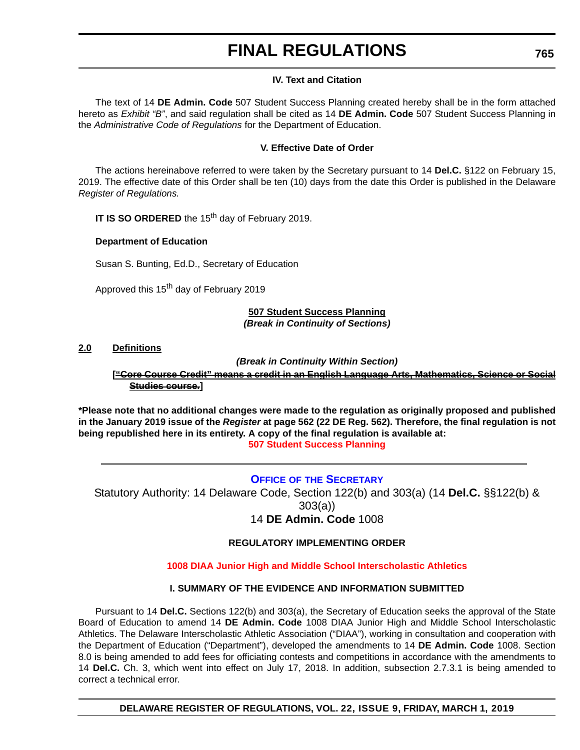#### IV. Text and Citation

The text of 14 **DE Admin. Code** 507 Student Success Planning created hereby shall be in the form attached hereto as *Exhibit "B"*, and said regulation shall be cited as 14 **DE Admin. Code** 507 Student Success Planning in the *Administrative Code of Regulations* for the Department of Education.

#### V. Effective Date of Order

The actions hereinabove referred to were taken by the Secretary pursuant to 14 **Del.C.** §122 on February 15, 2019. The effective date of this Order shall be ten (10) days from the date this Order is published in the Delaware *Register of Regulations.*

**IT IS SO ORDERED** the 15th day of February 2019.

**Department of Education**

Susan S. Bunting, Ed.D., Secretary of Education

Approved this 15th day of February 2019

**507 Student Success Planning**
***(Break in Continuity of Sections)***

**2.0 Definitions**

***(Break in Continuity Within Section)***

**[~~"Core Course Credit" means a credit in an English Language Arts, Mathematics, Science or Social Studies course.~~]**

**\*Please note that no additional changes were made to the regulation as originally proposed and published in the January 2019 issue of the *Register* at page 562 (22 DE Reg. 562). Therefore, the final regulation is not being republished here in its entirety. A copy of the final regulation is available at:**
**507 Student Success Planning**

---

### OFFICE OF THE SECRETARY

Statutory Authority: 14 Delaware Code, Section 122(b) and 303(a) (14 **Del.C.** §§122(b) & 303(a))
14 **DE Admin. Code** 1008

#### REGULATORY IMPLEMENTING ORDER

**1008 DIAA Junior High and Middle School Interscholastic Athletics**

#### I. SUMMARY OF THE EVIDENCE AND INFORMATION SUBMITTED

Pursuant to 14 **Del.C.** Sections 122(b) and 303(a), the Secretary of Education seeks the approval of the State Board of Education to amend 14 **DE Admin. Code** 1008 DIAA Junior High and Middle School Interscholastic Athletics. The Delaware Interscholastic Athletic Association ("DIAA"), working in consultation and cooperation with the Department of Education ("Department"), developed the amendments to 14 **DE Admin. Code** 1008. Section 8.0 is being amended to add fees for officiating contests and competitions in accordance with the amendments to 14 **Del.C.** Ch. 3, which went into effect on July 17, 2018. In addition, subsection 2.7.3.1 is being amended to correct a technical error.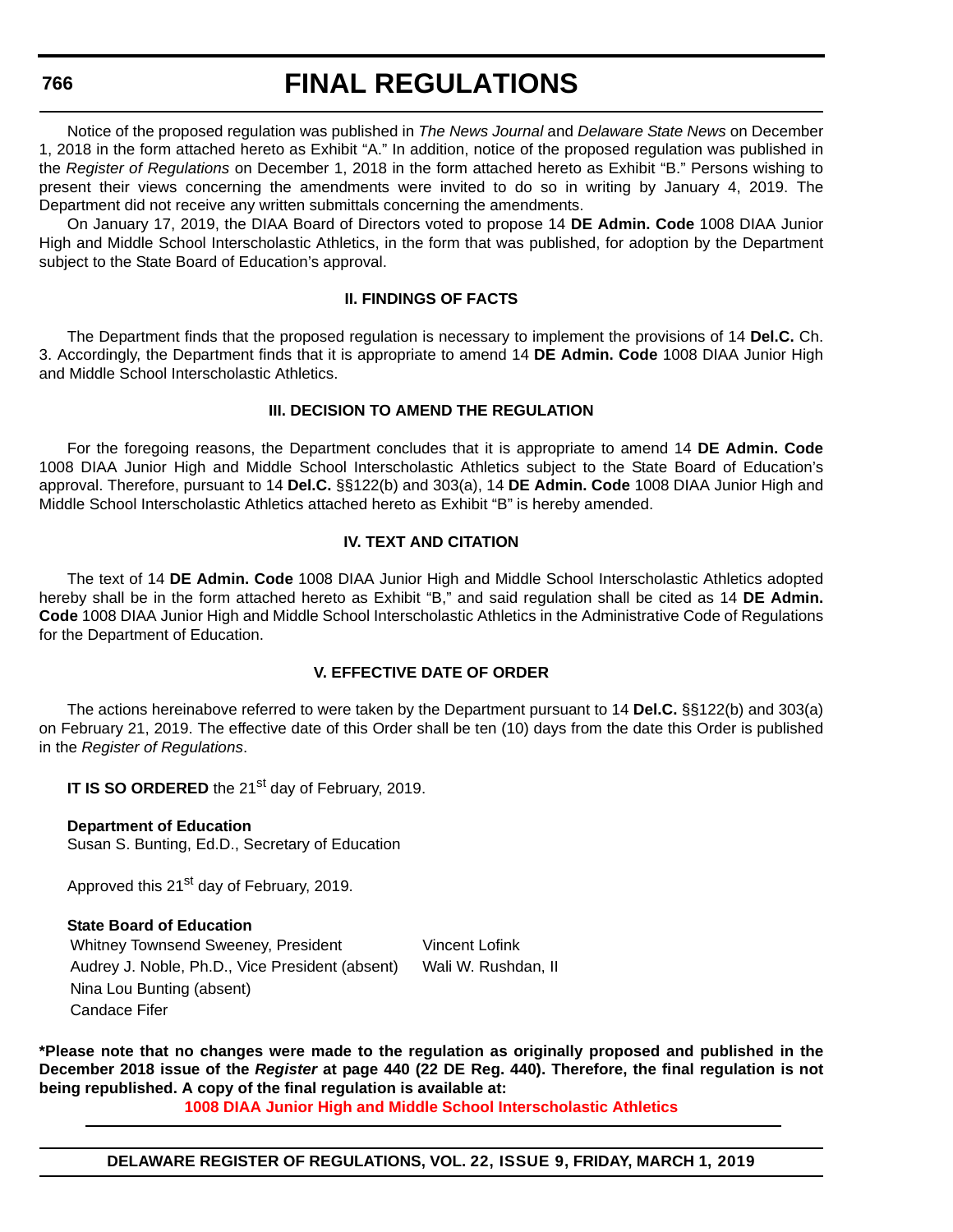Notice of the proposed regulation was published in *The News Journal* and *Delaware State News* on December 1, 2018 in the form attached hereto as Exhibit "A." In addition, notice of the proposed regulation was published in the *Register of Regulations* on December 1, 2018 in the form attached hereto as Exhibit "B." Persons wishing to present their views concerning the amendments were invited to do so in writing by January 4, 2019. The Department did not receive any written submittals concerning the amendments.

On January 17, 2019, the DIAA Board of Directors voted to propose 14 **DE Admin. Code** 1008 DIAA Junior High and Middle School Interscholastic Athletics, in the form that was published, for adoption by the Department subject to the State Board of Education's approval.

### II. FINDINGS OF FACTS

The Department finds that the proposed regulation is necessary to implement the provisions of 14 **Del.C.** Ch. 3. Accordingly, the Department finds that it is appropriate to amend 14 **DE Admin. Code** 1008 DIAA Junior High and Middle School Interscholastic Athletics.

### III. DECISION TO AMEND THE REGULATION

For the foregoing reasons, the Department concludes that it is appropriate to amend 14 **DE Admin. Code** 1008 DIAA Junior High and Middle School Interscholastic Athletics subject to the State Board of Education's approval. Therefore, pursuant to 14 **Del.C.** §§122(b) and 303(a), 14 **DE Admin. Code** 1008 DIAA Junior High and Middle School Interscholastic Athletics attached hereto as Exhibit "B" is hereby amended.

### IV. TEXT AND CITATION

The text of 14 **DE Admin. Code** 1008 DIAA Junior High and Middle School Interscholastic Athletics adopted hereby shall be in the form attached hereto as Exhibit "B," and said regulation shall be cited as 14 **DE Admin. Code** 1008 DIAA Junior High and Middle School Interscholastic Athletics in the Administrative Code of Regulations for the Department of Education.

### V. EFFECTIVE DATE OF ORDER

The actions hereinabove referred to were taken by the Department pursuant to 14 **Del.C.** §§122(b) and 303(a) on February 21, 2019. The effective date of this Order shall be ten (10) days from the date this Order is published in the *Register of Regulations*.

**IT IS SO ORDERED** the 21st day of February, 2019.

**Department of Education**
Susan S. Bunting, Ed.D., Secretary of Education

Approved this 21st day of February, 2019.

**State Board of Education**

Whitney Townsend Sweeney, President
Audrey J. Noble, Ph.D., Vice President (absent)
Nina Lou Bunting (absent)
Candace Fifer
Vincent Lofink
Wali W. Rushdan, II

**\*Please note that no changes were made to the regulation as originally proposed and published in the December 2018 issue of the *Register* at page 440 (22 DE Reg. 440). Therefore, the final regulation is not being republished. A copy of the final regulation is available at:**

**1008 DIAA Junior High and Middle School Interscholastic Athletics**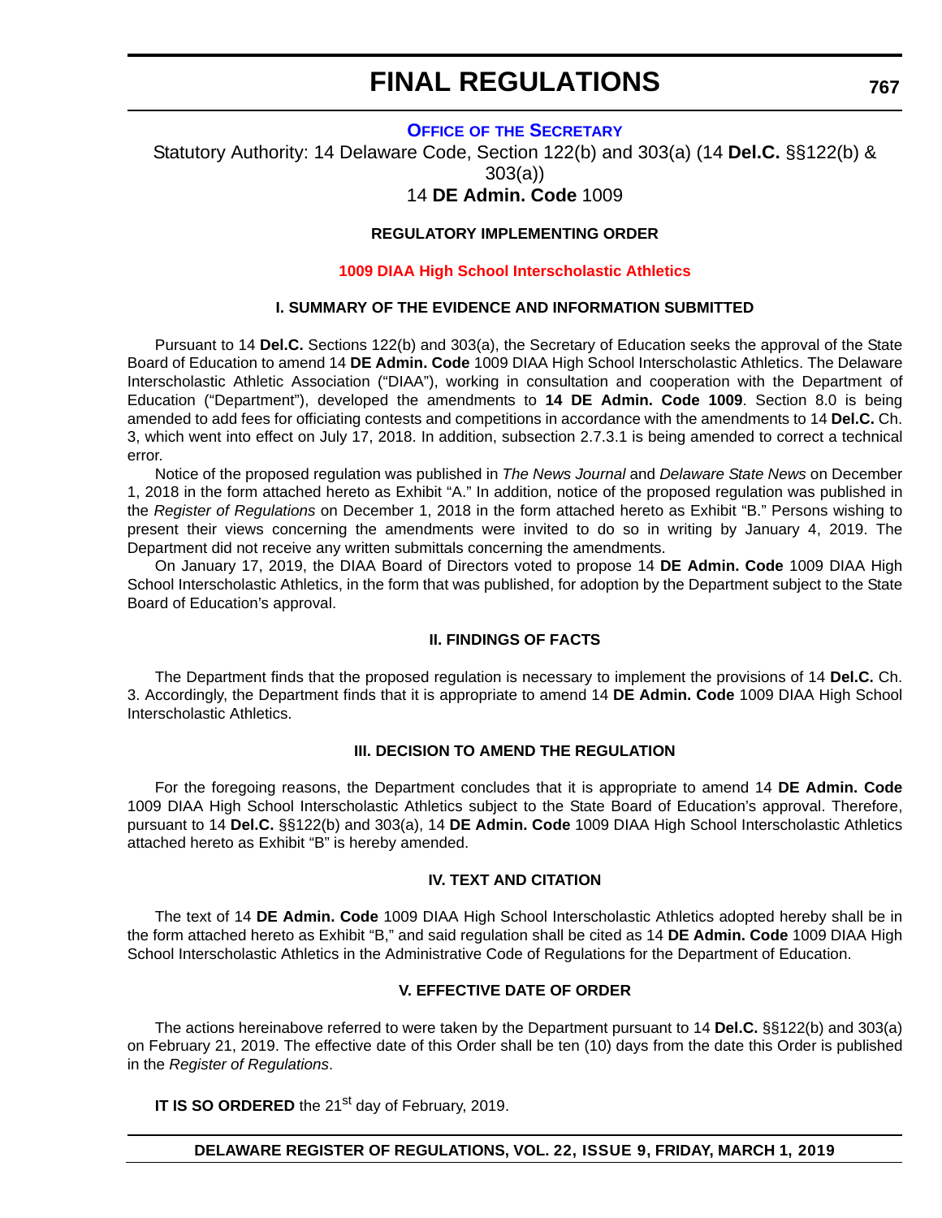# FINAL REGULATIONS

## OFFICE OF THE SECRETARY

Statutory Authority: 14 Delaware Code, Section 122(b) and 303(a) (14 **Del.C.** §§122(b) & 303(a))

14 **DE Admin. Code** 1009

### REGULATORY IMPLEMENTING ORDER

### 1009 DIAA High School Interscholastic Athletics

#### I. SUMMARY OF THE EVIDENCE AND INFORMATION SUBMITTED

Pursuant to 14 **Del.C.** Sections 122(b) and 303(a), the Secretary of Education seeks the approval of the State Board of Education to amend 14 **DE Admin. Code** 1009 DIAA High School Interscholastic Athletics. The Delaware Interscholastic Athletic Association ("DIAA"), working in consultation and cooperation with the Department of Education ("Department"), developed the amendments to **14 DE Admin. Code 1009**. Section 8.0 is being amended to add fees for officiating contests and competitions in accordance with the amendments to 14 **Del.C.** Ch. 3, which went into effect on July 17, 2018. In addition, subsection 2.7.3.1 is being amended to correct a technical error.

Notice of the proposed regulation was published in *The News Journal* and *Delaware State News* on December 1, 2018 in the form attached hereto as Exhibit "A." In addition, notice of the proposed regulation was published in the *Register of Regulations* on December 1, 2018 in the form attached hereto as Exhibit "B." Persons wishing to present their views concerning the amendments were invited to do so in writing by January 4, 2019. The Department did not receive any written submittals concerning the amendments.

On January 17, 2019, the DIAA Board of Directors voted to propose 14 **DE Admin. Code** 1009 DIAA High School Interscholastic Athletics, in the form that was published, for adoption by the Department subject to the State Board of Education's approval.

#### II. FINDINGS OF FACTS

The Department finds that the proposed regulation is necessary to implement the provisions of 14 **Del.C.** Ch. 3. Accordingly, the Department finds that it is appropriate to amend 14 **DE Admin. Code** 1009 DIAA High School Interscholastic Athletics.

#### III. DECISION TO AMEND THE REGULATION

For the foregoing reasons, the Department concludes that it is appropriate to amend 14 **DE Admin. Code** 1009 DIAA High School Interscholastic Athletics subject to the State Board of Education's approval. Therefore, pursuant to 14 **Del.C.** §§122(b) and 303(a), 14 **DE Admin. Code** 1009 DIAA High School Interscholastic Athletics attached hereto as Exhibit "B" is hereby amended.

#### IV. TEXT AND CITATION

The text of 14 **DE Admin. Code** 1009 DIAA High School Interscholastic Athletics adopted hereby shall be in the form attached hereto as Exhibit "B," and said regulation shall be cited as 14 **DE Admin. Code** 1009 DIAA High School Interscholastic Athletics in the Administrative Code of Regulations for the Department of Education.

#### V. EFFECTIVE DATE OF ORDER

The actions hereinabove referred to were taken by the Department pursuant to 14 **Del.C.** §§122(b) and 303(a) on February 21, 2019. The effective date of this Order shall be ten (10) days from the date this Order is published in the *Register of Regulations*.

**IT IS SO ORDERED** the 21st day of February, 2019.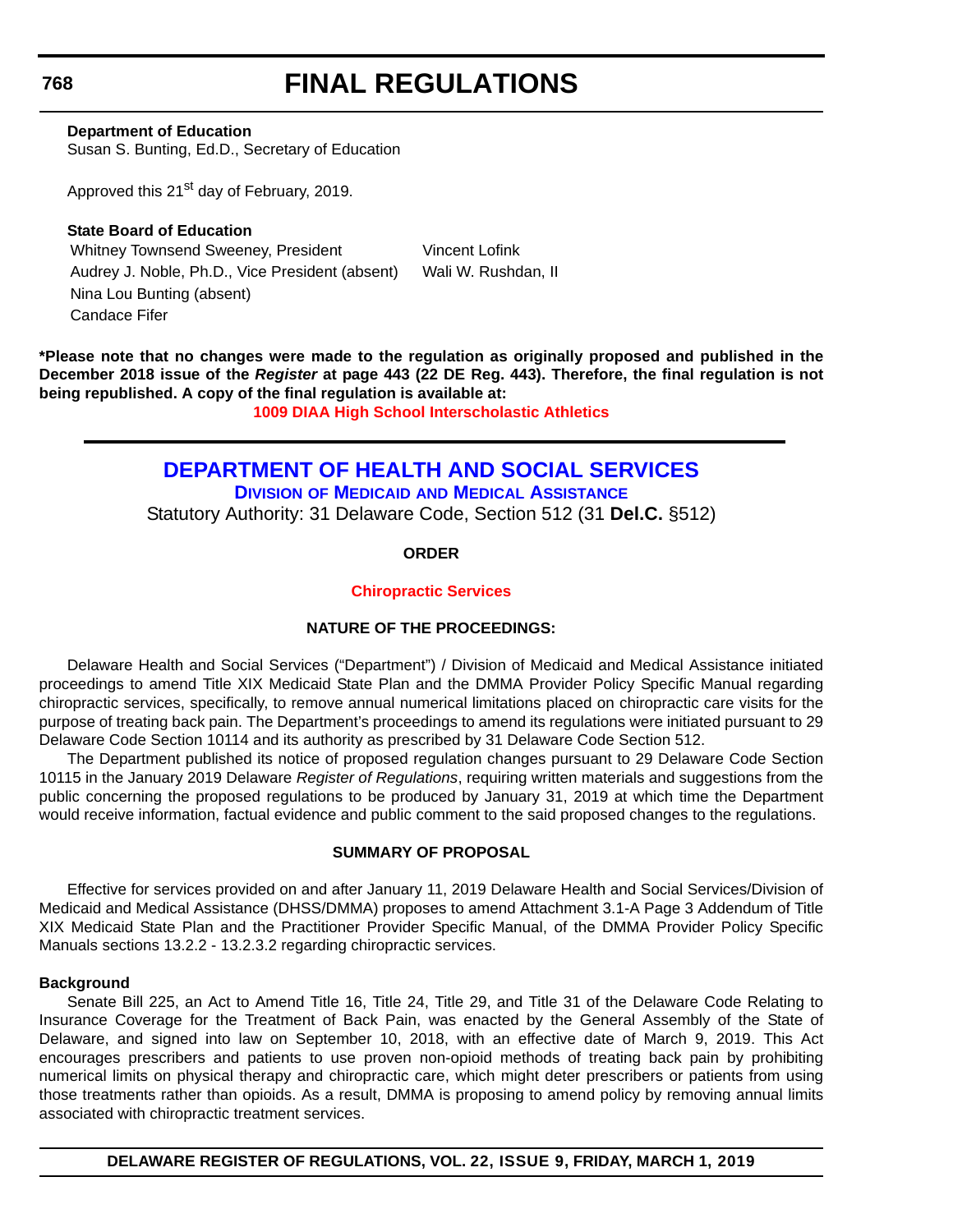**Department of Education**
Susan S. Bunting, Ed.D., Secretary of Education

Approved this 21st day of February, 2019.

**State Board of Education**

Whitney Townsend Sweeney, President
Audrey J. Noble, Ph.D., Vice President (absent)
Nina Lou Bunting (absent)
Candace Fifer
Vincent Lofink
Wali W. Rushdan, II

**\*Please note that no changes were made to the regulation as originally proposed and published in the December 2018 issue of the *Register* at page 443 (22 DE Reg. 443). Therefore, the final regulation is not being republished. A copy of the final regulation is available at:**

**1009 DIAA High School Interscholastic Athletics**

# DEPARTMENT OF HEALTH AND SOCIAL SERVICES

## Division of Medicaid and Medical Assistance

Statutory Authority: 31 Delaware Code, Section 512 (31 **Del.C.** §512)

**ORDER**

**Chiropractic Services**

**NATURE OF THE PROCEEDINGS:**

Delaware Health and Social Services ("Department") / Division of Medicaid and Medical Assistance initiated proceedings to amend Title XIX Medicaid State Plan and the DMMA Provider Policy Specific Manual regarding chiropractic services, specifically, to remove annual numerical limitations placed on chiropractic care visits for the purpose of treating back pain. The Department's proceedings to amend its regulations were initiated pursuant to 29 Delaware Code Section 10114 and its authority as prescribed by 31 Delaware Code Section 512.

The Department published its notice of proposed regulation changes pursuant to 29 Delaware Code Section 10115 in the January 2019 Delaware *Register of Regulations*, requiring written materials and suggestions from the public concerning the proposed regulations to be produced by January 31, 2019 at which time the Department would receive information, factual evidence and public comment to the said proposed changes to the regulations.

**SUMMARY OF PROPOSAL**

Effective for services provided on and after January 11, 2019 Delaware Health and Social Services/Division of Medicaid and Medical Assistance (DHSS/DMMA) proposes to amend Attachment 3.1-A Page 3 Addendum of Title XIX Medicaid State Plan and the Practitioner Provider Specific Manual, of the DMMA Provider Policy Specific Manuals sections 13.2.2 - 13.2.3.2 regarding chiropractic services.

**Background**

Senate Bill 225, an Act to Amend Title 16, Title 24, Title 29, and Title 31 of the Delaware Code Relating to Insurance Coverage for the Treatment of Back Pain, was enacted by the General Assembly of the State of Delaware, and signed into law on September 10, 2018, with an effective date of March 9, 2019. This Act encourages prescribers and patients to use proven non-opioid methods of treating back pain by prohibiting numerical limits on physical therapy and chiropractic care, which might deter prescribers or patients from using those treatments rather than opioids. As a result, DMMA is proposing to amend policy by removing annual limits associated with chiropractic treatment services.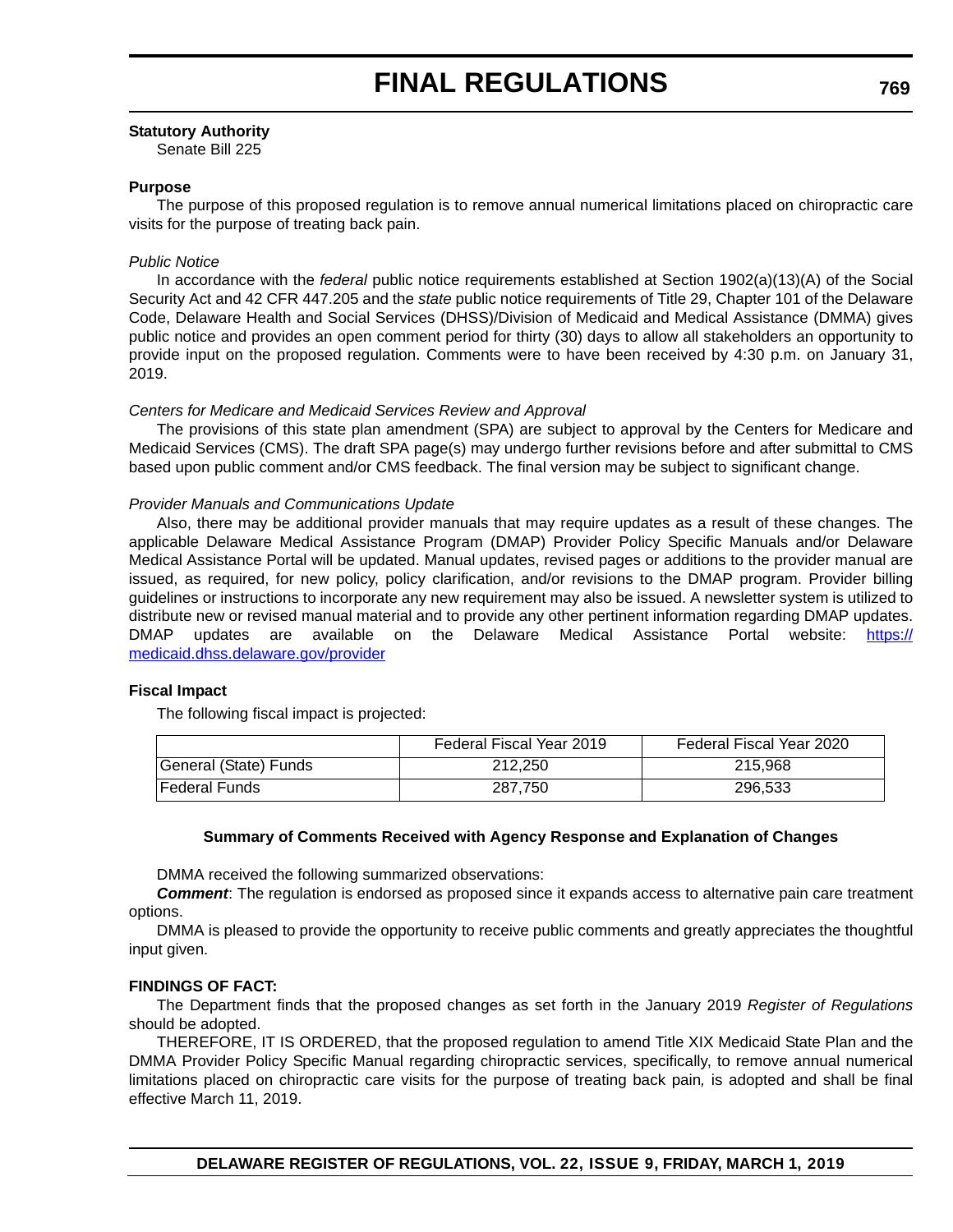**Statutory Authority**

Senate Bill 225

**Purpose**

The purpose of this proposed regulation is to remove annual numerical limitations placed on chiropractic care visits for the purpose of treating back pain.

*Public Notice*

In accordance with the *federal* public notice requirements established at Section 1902(a)(13)(A) of the Social Security Act and 42 CFR 447.205 and the *state* public notice requirements of Title 29, Chapter 101 of the Delaware Code, Delaware Health and Social Services (DHSS)/Division of Medicaid and Medical Assistance (DMMA) gives public notice and provides an open comment period for thirty (30) days to allow all stakeholders an opportunity to provide input on the proposed regulation. Comments were to have been received by 4:30 p.m. on January 31, 2019.

*Centers for Medicare and Medicaid Services Review and Approval*

The provisions of this state plan amendment (SPA) are subject to approval by the Centers for Medicare and Medicaid Services (CMS). The draft SPA page(s) may undergo further revisions before and after submittal to CMS based upon public comment and/or CMS feedback. The final version may be subject to significant change.

*Provider Manuals and Communications Update*

Also, there may be additional provider manuals that may require updates as a result of these changes. The applicable Delaware Medical Assistance Program (DMAP) Provider Policy Specific Manuals and/or Delaware Medical Assistance Portal will be updated. Manual updates, revised pages or additions to the provider manual are issued, as required, for new policy, policy clarification, and/or revisions to the DMAP program. Provider billing guidelines or instructions to incorporate any new requirement may also be issued. A newsletter system is utilized to distribute new or revised manual material and to provide any other pertinent information regarding DMAP updates. DMAP updates are available on the Delaware Medical Assistance Portal website: [https://medicaid.dhss.delaware.gov/provider](https://medicaid.dhss.delaware.gov/provider)

**Fiscal Impact**

The following fiscal impact is projected:

| | Federal Fiscal Year 2019 | Federal Fiscal Year 2020 |
|---|---|---|
| General (State) Funds | 212,250 | 215,968 |
| Federal Funds | 287,750 | 296,533 |

**Summary of Comments Received with Agency Response and Explanation of Changes**

DMMA received the following summarized observations:

***Comment***: The regulation is endorsed as proposed since it expands access to alternative pain care treatment options.

DMMA is pleased to provide the opportunity to receive public comments and greatly appreciates the thoughtful input given.

**FINDINGS OF FACT:**

The Department finds that the proposed changes as set forth in the January 2019 *Register of Regulations* should be adopted.

THEREFORE, IT IS ORDERED, that the proposed regulation to amend Title XIX Medicaid State Plan and the DMMA Provider Policy Specific Manual regarding chiropractic services, specifically, to remove annual numerical limitations placed on chiropractic care visits for the purpose of treating back pain, is adopted and shall be final effective March 11, 2019.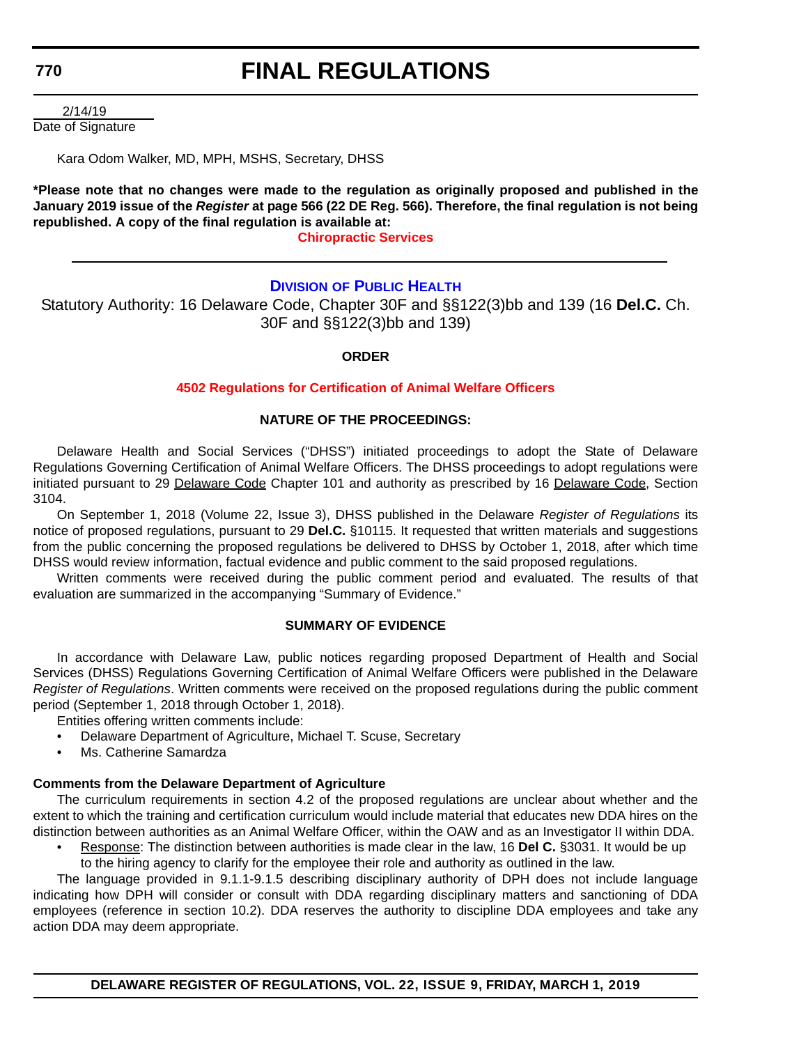2/14/19

Date of Signature

Kara Odom Walker, MD, MPH, MSHS, Secretary, DHSS

**\*Please note that no changes were made to the regulation as originally proposed and published in the January 2019 issue of the *Register* at page 566 (22 DE Reg. 566). Therefore, the final regulation is not being republished. A copy of the final regulation is available at:**

**Chiropractic Services**

---

## Division of Public Health

Statutory Authority: 16 Delaware Code, Chapter 30F and §§122(3)bb and 139 (16 **Del.C.** Ch. 30F and §§122(3)bb and 139)

**ORDER**

### 4502 Regulations for Certification of Animal Welfare Officers

**NATURE OF THE PROCEEDINGS:**

Delaware Health and Social Services ("DHSS") initiated proceedings to adopt the State of Delaware Regulations Governing Certification of Animal Welfare Officers. The DHSS proceedings to adopt regulations were initiated pursuant to 29 Delaware Code Chapter 101 and authority as prescribed by 16 Delaware Code, Section 3104.

On September 1, 2018 (Volume 22, Issue 3), DHSS published in the Delaware *Register of Regulations* its notice of proposed regulations, pursuant to 29 **Del.C.** §10115. It requested that written materials and suggestions from the public concerning the proposed regulations be delivered to DHSS by October 1, 2018, after which time DHSS would review information, factual evidence and public comment to the said proposed regulations.

Written comments were received during the public comment period and evaluated. The results of that evaluation are summarized in the accompanying "Summary of Evidence."

**SUMMARY OF EVIDENCE**

In accordance with Delaware Law, public notices regarding proposed Department of Health and Social Services (DHSS) Regulations Governing Certification of Animal Welfare Officers were published in the Delaware *Register of Regulations*. Written comments were received on the proposed regulations during the public comment period (September 1, 2018 through October 1, 2018).

Entities offering written comments include:

- Delaware Department of Agriculture, Michael T. Scuse, Secretary
- Ms. Catherine Samardza

**Comments from the Delaware Department of Agriculture**

The curriculum requirements in section 4.2 of the proposed regulations are unclear about whether and the extent to which the training and certification curriculum would include material that educates new DDA hires on the distinction between authorities as an Animal Welfare Officer, within the OAW and as an Investigator II within DDA.

- Response: The distinction between authorities is made clear in the law, 16 **Del C.** §3031. It would be up to the hiring agency to clarify for the employee their role and authority as outlined in the law.

The language provided in 9.1.1-9.1.5 describing disciplinary authority of DPH does not include language indicating how DPH will consider or consult with DDA regarding disciplinary matters and sanctioning of DDA employees (reference in section 10.2). DDA reserves the authority to discipline DDA employees and take any action DDA may deem appropriate.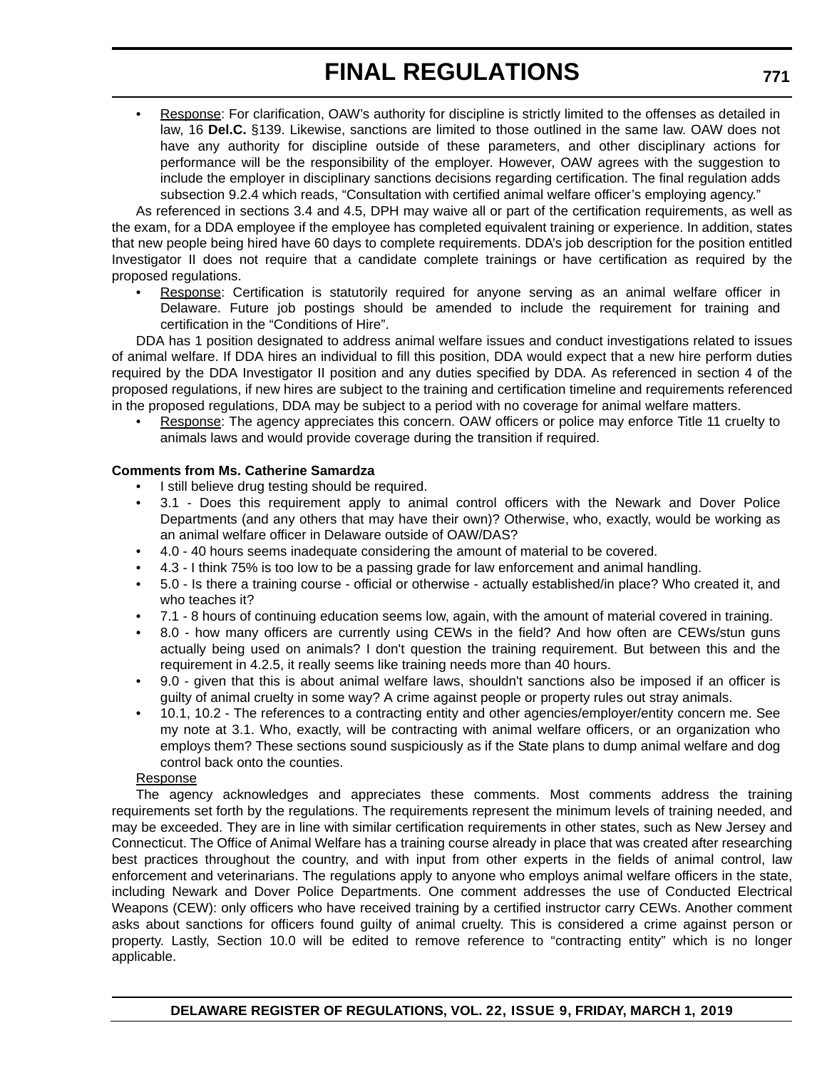- Response: For clarification, OAW's authority for discipline is strictly limited to the offenses as detailed in law, 16 **Del.C.** §139. Likewise, sanctions are limited to those outlined in the same law. OAW does not have any authority for discipline outside of these parameters, and other disciplinary actions for performance will be the responsibility of the employer. However, OAW agrees with the suggestion to include the employer in disciplinary sanctions decisions regarding certification. The final regulation adds subsection 9.2.4 which reads, "Consultation with certified animal welfare officer's employing agency."

As referenced in sections 3.4 and 4.5, DPH may waive all or part of the certification requirements, as well as the exam, for a DDA employee if the employee has completed equivalent training or experience. In addition, states that new people being hired have 60 days to complete requirements. DDA's job description for the position entitled Investigator II does not require that a candidate complete trainings or have certification as required by the proposed regulations.

- Response: Certification is statutorily required for anyone serving as an animal welfare officer in Delaware. Future job postings should be amended to include the requirement for training and certification in the "Conditions of Hire".

DDA has 1 position designated to address animal welfare issues and conduct investigations related to issues of animal welfare. If DDA hires an individual to fill this position, DDA would expect that a new hire perform duties required by the DDA Investigator II position and any duties specified by DDA. As referenced in section 4 of the proposed regulations, if new hires are subject to the training and certification timeline and requirements referenced in the proposed regulations, DDA may be subject to a period with no coverage for animal welfare matters.

- Response: The agency appreciates this concern. OAW officers or police may enforce Title 11 cruelty to animals laws and would provide coverage during the transition if required.

**Comments from Ms. Catherine Samardza**

- I still believe drug testing should be required.
- 3.1 - Does this requirement apply to animal control officers with the Newark and Dover Police Departments (and any others that may have their own)? Otherwise, who, exactly, would be working as an animal welfare officer in Delaware outside of OAW/DAS?
- 4.0 - 40 hours seems inadequate considering the amount of material to be covered.
- 4.3 - I think 75% is too low to be a passing grade for law enforcement and animal handling.
- 5.0 - Is there a training course - official or otherwise - actually established/in place? Who created it, and who teaches it?
- 7.1 - 8 hours of continuing education seems low, again, with the amount of material covered in training.
- 8.0 - how many officers are currently using CEWs in the field? And how often are CEWs/stun guns actually being used on animals? I don't question the training requirement. But between this and the requirement in 4.2.5, it really seems like training needs more than 40 hours.
- 9.0 - given that this is about animal welfare laws, shouldn't sanctions also be imposed if an officer is guilty of animal cruelty in some way? A crime against people or property rules out stray animals.
- 10.1, 10.2 - The references to a contracting entity and other agencies/employer/entity concern me. See my note at 3.1. Who, exactly, will be contracting with animal welfare officers, or an organization who employs them? These sections sound suspiciously as if the State plans to dump animal welfare and dog control back onto the counties.

Response

The agency acknowledges and appreciates these comments. Most comments address the training requirements set forth by the regulations. The requirements represent the minimum levels of training needed, and may be exceeded. They are in line with similar certification requirements in other states, such as New Jersey and Connecticut. The Office of Animal Welfare has a training course already in place that was created after researching best practices throughout the country, and with input from other experts in the fields of animal control, law enforcement and veterinarians. The regulations apply to anyone who employs animal welfare officers in the state, including Newark and Dover Police Departments. One comment addresses the use of Conducted Electrical Weapons (CEW): only officers who have received training by a certified instructor carry CEWs. Another comment asks about sanctions for officers found guilty of animal cruelty. This is considered a crime against person or property. Lastly, Section 10.0 will be edited to remove reference to "contracting entity" which is no longer applicable.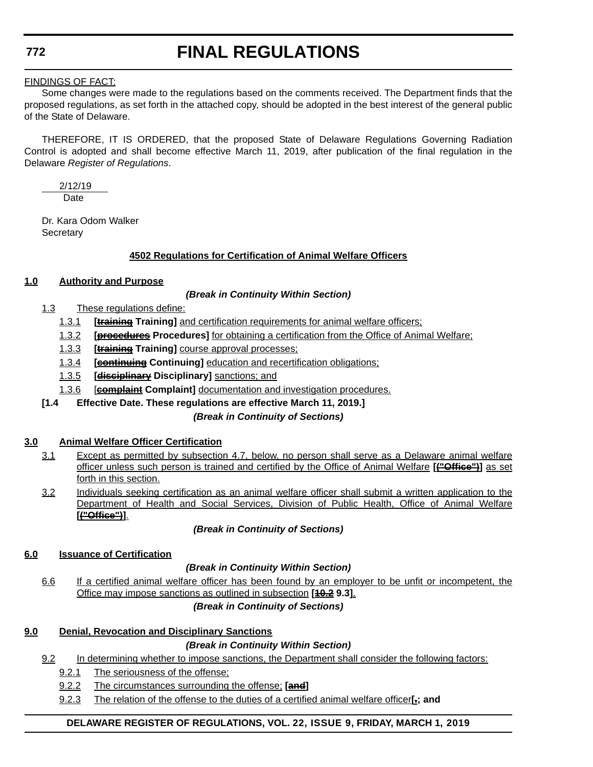FINDINGS OF FACT:

Some changes were made to the regulations based on the comments received. The Department finds that the proposed regulations, as set forth in the attached copy, should be adopted in the best interest of the general public of the State of Delaware.

THEREFORE, IT IS ORDERED, that the proposed State of Delaware Regulations Governing Radiation Control is adopted and shall become effective March 11, 2019, after publication of the final regulation in the Delaware *Register of Regulations*.

2/12/19
Date

Dr. Kara Odom Walker
Secretary

**4502 Regulations for Certification of Animal Welfare Officers**

**1.0 Authority and Purpose**

***(Break in Continuity Within Section)***

1.3 These regulations define:

1.3.1 **[~~training~~ Training]** and certification requirements for animal welfare officers;

1.3.2 **[~~procedures~~ Procedures]** for obtaining a certification from the Office of Animal Welfare;

1.3.3 **[~~training~~ Training]** course approval processes;

1.3.4 **[~~continuing~~ Continuing]** education and recertification obligations;

1.3.5 **[~~disciplinary~~ Disciplinary]** sanctions; and

1.3.6 [**~~complaint~~ Complaint]** documentation and investigation procedures.

**[1.4 Effective Date. These regulations are effective March 11, 2019.]**

***(Break in Continuity of Sections)***

**3.0 Animal Welfare Officer Certification**

3.1 Except as permitted by subsection 4.7, below, no person shall serve as a Delaware animal welfare officer unless such person is trained and certified by the Office of Animal Welfare **[~~("Office")~~]** as set forth in this section.

3.2 Individuals seeking certification as an animal welfare officer shall submit a written application to the Department of Health and Social Services, Division of Public Health, Office of Animal Welfare **[~~("Office")~~]**.

***(Break in Continuity of Sections)***

**6.0 Issuance of Certification**

***(Break in Continuity Within Section)***

6.6 If a certified animal welfare officer has been found by an employer to be unfit or incompetent, the Office may impose sanctions as outlined in subsection **[~~10.2~~ 9.3]**.

***(Break in Continuity of Sections)***

**9.0 Denial, Revocation and Disciplinary Sanctions**

***(Break in Continuity Within Section)***

9.2 In determining whether to impose sanctions, the Department shall consider the following factors:

9.2.1 The seriousness of the offense;

9.2.2 The circumstances surrounding the offense; **[~~and~~]**

9.2.3 The relation of the offense to the duties of a certified animal welfare officer**[~~.~~; and**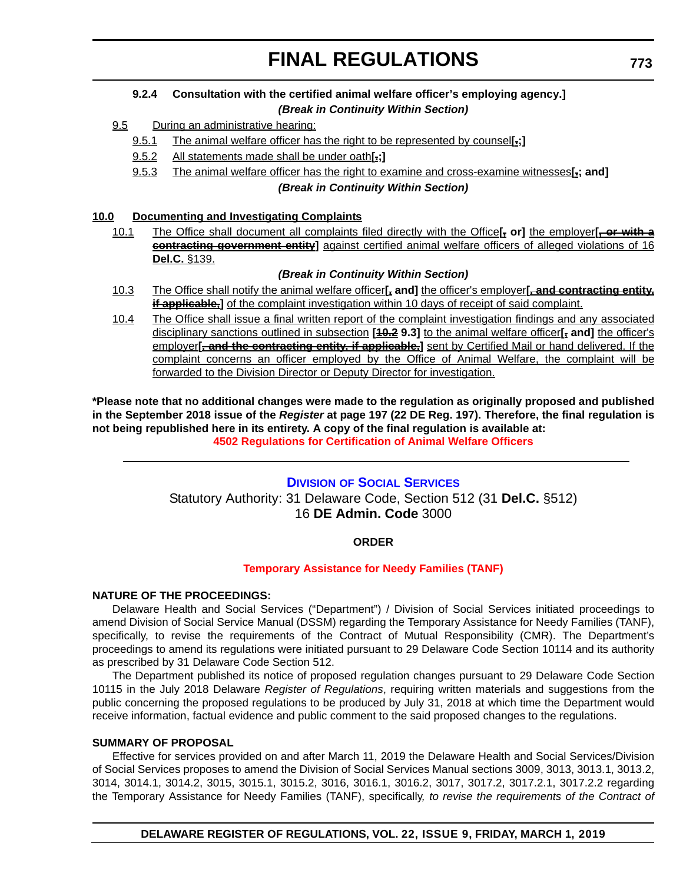**9.2.4 Consultation with the certified animal welfare officer's employing agency.]**

***(Break in Continuity Within Section)***

9.5 During an administrative hearing:

9.5.1 The animal welfare officer has the right to be represented by counsel**[.;]**

9.5.2 All statements made shall be under oath**[.;]**

9.5.3 The animal welfare officer has the right to examine and cross-examine witnesses**[.; and]**

***(Break in Continuity Within Section)***

**10.0 Documenting and Investigating Complaints**

10.1 The Office shall document all complaints filed directly with the Office**[, or]** the employer**[, ~~or with a contracting government entity~~]** against certified animal welfare officers of alleged violations of 16 **Del.C.** §139.

***(Break in Continuity Within Section)***

10.3 The Office shall notify the animal welfare officer**[, and]** the officer's employer**[~~, and contracting entity, if applicable,~~]** of the complaint investigation within 10 days of receipt of said complaint.

10.4 The Office shall issue a final written report of the complaint investigation findings and any associated disciplinary sanctions outlined in subsection **[~~10.2~~ 9.3]** to the animal welfare officer**[, and]** the officer's employer**[~~, and the contracting entity, if applicable,~~]** sent by Certified Mail or hand delivered. If the complaint concerns an officer employed by the Office of Animal Welfare, the complaint will be forwarded to the Division Director or Deputy Director for investigation.

**\*Please note that no additional changes were made to the regulation as originally proposed and published in the September 2018 issue of the *Register* at page 197 (22 DE Reg. 197). Therefore, the final regulation is not being republished here in its entirety. A copy of the final regulation is available at:**

**4502 Regulations for Certification of Animal Welfare Officers**

---

## Division of Social Services

Statutory Authority: 31 Delaware Code, Section 512 (31 **Del.C.** §512)

16 **DE Admin. Code** 3000

**ORDER**

**Temporary Assistance for Needy Families (TANF)**

**NATURE OF THE PROCEEDINGS:**

Delaware Health and Social Services ("Department") / Division of Social Services initiated proceedings to amend Division of Social Service Manual (DSSM) regarding the Temporary Assistance for Needy Families (TANF), specifically, to revise the requirements of the Contract of Mutual Responsibility (CMR). The Department's proceedings to amend its regulations were initiated pursuant to 29 Delaware Code Section 10114 and its authority as prescribed by 31 Delaware Code Section 512.

The Department published its notice of proposed regulation changes pursuant to 29 Delaware Code Section 10115 in the July 2018 Delaware *Register of Regulations*, requiring written materials and suggestions from the public concerning the proposed regulations to be produced by July 31, 2018 at which time the Department would receive information, factual evidence and public comment to the said proposed changes to the regulations.

**SUMMARY OF PROPOSAL**

Effective for services provided on and after March 11, 2019 the Delaware Health and Social Services/Division of Social Services proposes to amend the Division of Social Services Manual sections 3009, 3013, 3013.1, 3013.2, 3014, 3014.1, 3014.2, 3015, 3015.1, 3015.2, 3016, 3016.1, 3016.2, 3017, 3017.2, 3017.2.1, 3017.2.2 regarding the Temporary Assistance for Needy Families (TANF), specifically*, to revise the requirements of the Contract of*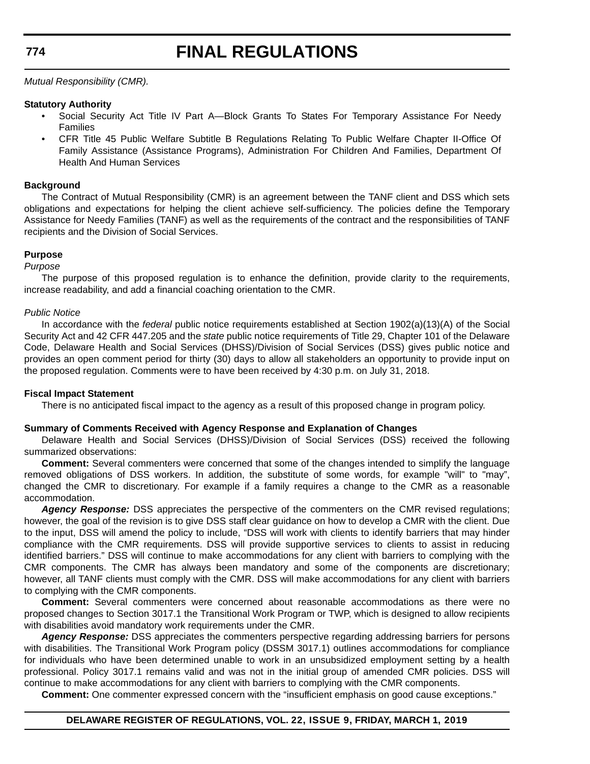*Mutual Responsibility (CMR).*

**Statutory Authority**

- Social Security Act Title IV Part A—Block Grants To States For Temporary Assistance For Needy Families
- CFR Title 45 Public Welfare Subtitle B Regulations Relating To Public Welfare Chapter II-Office Of Family Assistance (Assistance Programs), Administration For Children And Families, Department Of Health And Human Services

**Background**

The Contract of Mutual Responsibility (CMR) is an agreement between the TANF client and DSS which sets obligations and expectations for helping the client achieve self-sufficiency. The policies define the Temporary Assistance for Needy Families (TANF) as well as the requirements of the contract and the responsibilities of TANF recipients and the Division of Social Services.

**Purpose**

*Purpose*

The purpose of this proposed regulation is to enhance the definition, provide clarity to the requirements, increase readability, and add a financial coaching orientation to the CMR.

*Public Notice*

In accordance with the *federal* public notice requirements established at Section 1902(a)(13)(A) of the Social Security Act and 42 CFR 447.205 and the *state* public notice requirements of Title 29, Chapter 101 of the Delaware Code, Delaware Health and Social Services (DHSS)/Division of Social Services (DSS) gives public notice and provides an open comment period for thirty (30) days to allow all stakeholders an opportunity to provide input on the proposed regulation. Comments were to have been received by 4:30 p.m. on July 31, 2018.

**Fiscal Impact Statement**

There is no anticipated fiscal impact to the agency as a result of this proposed change in program policy.

**Summary of Comments Received with Agency Response and Explanation of Changes**

Delaware Health and Social Services (DHSS)/Division of Social Services (DSS) received the following summarized observations:

**Comment:** Several commenters were concerned that some of the changes intended to simplify the language removed obligations of DSS workers. In addition, the substitute of some words, for example "will" to "may", changed the CMR to discretionary. For example if a family requires a change to the CMR as a reasonable accommodation.

***Agency Response:*** DSS appreciates the perspective of the commenters on the CMR revised regulations; however, the goal of the revision is to give DSS staff clear guidance on how to develop a CMR with the client. Due to the input, DSS will amend the policy to include, "DSS will work with clients to identify barriers that may hinder compliance with the CMR requirements. DSS will provide supportive services to clients to assist in reducing identified barriers." DSS will continue to make accommodations for any client with barriers to complying with the CMR components. The CMR has always been mandatory and some of the components are discretionary; however, all TANF clients must comply with the CMR. DSS will make accommodations for any client with barriers to complying with the CMR components.

**Comment:** Several commenters were concerned about reasonable accommodations as there were no proposed changes to Section 3017.1 the Transitional Work Program or TWP, which is designed to allow recipients with disabilities avoid mandatory work requirements under the CMR.

***Agency Response:*** DSS appreciates the commenters perspective regarding addressing barriers for persons with disabilities. The Transitional Work Program policy (DSSM 3017.1) outlines accommodations for compliance for individuals who have been determined unable to work in an unsubsidized employment setting by a health professional. Policy 3017.1 remains valid and was not in the initial group of amended CMR policies. DSS will continue to make accommodations for any client with barriers to complying with the CMR components.

**Comment:** One commenter expressed concern with the "insufficient emphasis on good cause exceptions."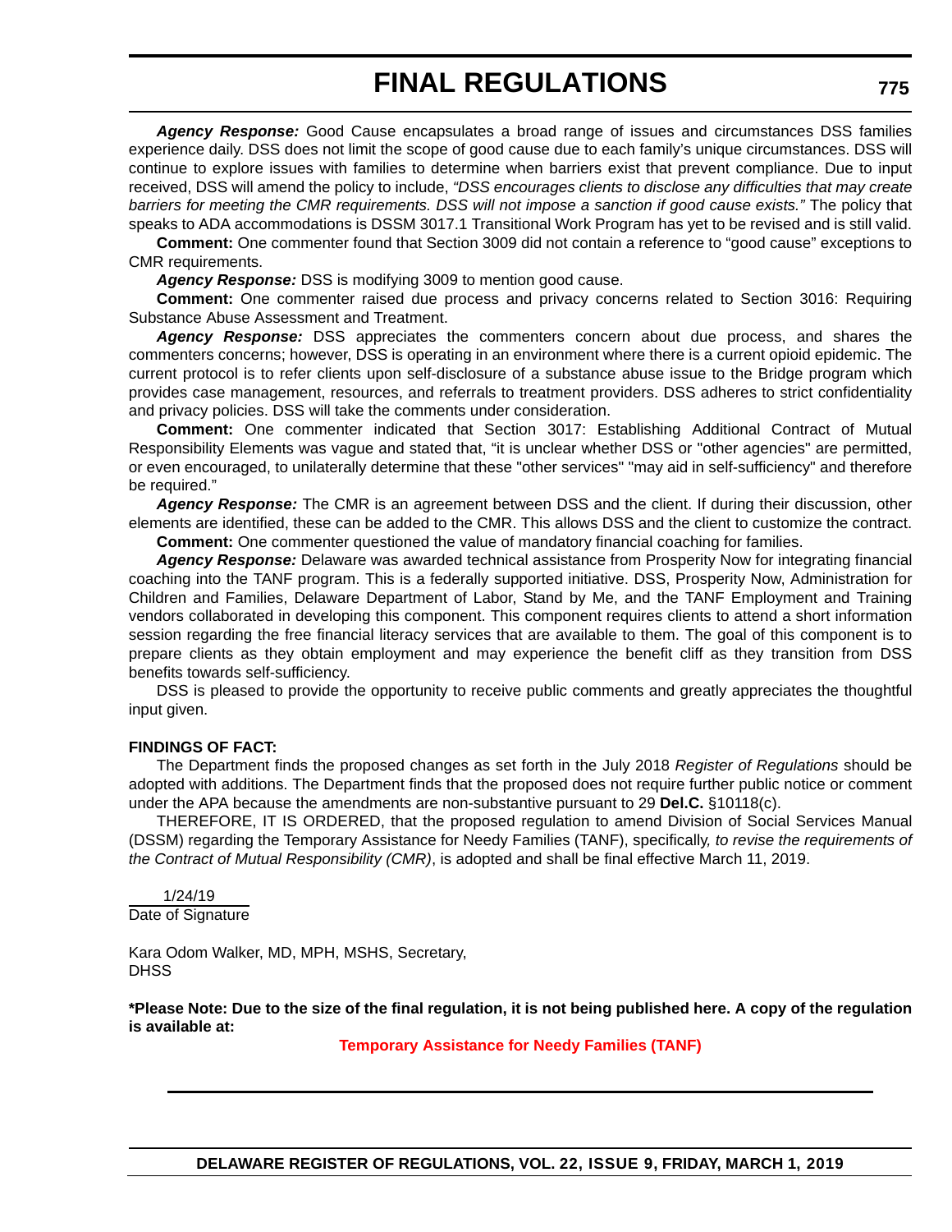***Agency Response:*** Good Cause encapsulates a broad range of issues and circumstances DSS families experience daily. DSS does not limit the scope of good cause due to each family's unique circumstances. DSS will continue to explore issues with families to determine when barriers exist that prevent compliance. Due to input received, DSS will amend the policy to include, *"DSS encourages clients to disclose any difficulties that may create barriers for meeting the CMR requirements. DSS will not impose a sanction if good cause exists."* The policy that speaks to ADA accommodations is DSSM 3017.1 Transitional Work Program has yet to be revised and is still valid.

**Comment:** One commenter found that Section 3009 did not contain a reference to "good cause" exceptions to CMR requirements.

***Agency Response:*** DSS is modifying 3009 to mention good cause.

**Comment:** One commenter raised due process and privacy concerns related to Section 3016: Requiring Substance Abuse Assessment and Treatment.

***Agency Response:*** DSS appreciates the commenters concern about due process, and shares the commenters concerns; however, DSS is operating in an environment where there is a current opioid epidemic. The current protocol is to refer clients upon self-disclosure of a substance abuse issue to the Bridge program which provides case management, resources, and referrals to treatment providers. DSS adheres to strict confidentiality and privacy policies. DSS will take the comments under consideration.

**Comment:** One commenter indicated that Section 3017: Establishing Additional Contract of Mutual Responsibility Elements was vague and stated that, "it is unclear whether DSS or "other agencies" are permitted, or even encouraged, to unilaterally determine that these "other services" "may aid in self-sufficiency" and therefore be required."

***Agency Response:*** The CMR is an agreement between DSS and the client. If during their discussion, other elements are identified, these can be added to the CMR. This allows DSS and the client to customize the contract.

**Comment:** One commenter questioned the value of mandatory financial coaching for families.

***Agency Response:*** Delaware was awarded technical assistance from Prosperity Now for integrating financial coaching into the TANF program. This is a federally supported initiative. DSS, Prosperity Now, Administration for Children and Families, Delaware Department of Labor, Stand by Me, and the TANF Employment and Training vendors collaborated in developing this component. This component requires clients to attend a short information session regarding the free financial literacy services that are available to them. The goal of this component is to prepare clients as they obtain employment and may experience the benefit cliff as they transition from DSS benefits towards self-sufficiency.

DSS is pleased to provide the opportunity to receive public comments and greatly appreciates the thoughtful input given.

**FINDINGS OF FACT:**

The Department finds the proposed changes as set forth in the July 2018 *Register of Regulations* should be adopted with additions. The Department finds that the proposed does not require further public notice or comment under the APA because the amendments are non-substantive pursuant to 29 **Del.C.** §10118(c).

THEREFORE, IT IS ORDERED, that the proposed regulation to amend Division of Social Services Manual (DSSM) regarding the Temporary Assistance for Needy Families (TANF), specifically*, to revise the requirements of the Contract of Mutual Responsibility (CMR)*, is adopted and shall be final effective March 11, 2019.

1/24/19
Date of Signature

Kara Odom Walker, MD, MPH, MSHS, Secretary,
DHSS

**\*Please Note: Due to the size of the final regulation, it is not being published here. A copy of the regulation is available at:**

**Temporary Assistance for Needy Families (TANF)**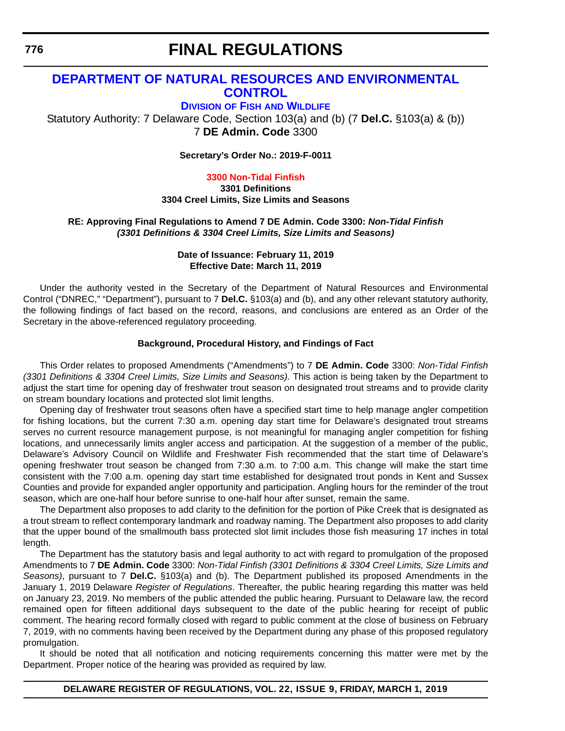# FINAL REGULATIONS

## DEPARTMENT OF NATURAL RESOURCES AND ENVIRONMENTAL CONTROL

### DIVISION OF FISH AND WILDLIFE

Statutory Authority: 7 Delaware Code, Section 103(a) and (b) (7 **Del.C.** §103(a) & (b))
7 **DE Admin. Code** 3300

**Secretary's Order No.: 2019-F-0011**

**3300 Non-Tidal Finfish**
**3301 Definitions**
**3304 Creel Limits, Size Limits and Seasons**

**RE: Approving Final Regulations to Amend 7 DE Admin. Code 3300: *Non-Tidal Finfish (3301 Definitions & 3304 Creel Limits, Size Limits and Seasons)***

**Date of Issuance: February 11, 2019**
**Effective Date: March 11, 2019**

Under the authority vested in the Secretary of the Department of Natural Resources and Environmental Control ("DNREC," "Department"), pursuant to 7 **Del.C.** §103(a) and (b), and any other relevant statutory authority, the following findings of fact based on the record, reasons, and conclusions are entered as an Order of the Secretary in the above-referenced regulatory proceeding.

**Background, Procedural History, and Findings of Fact**

This Order relates to proposed Amendments ("Amendments") to 7 **DE Admin. Code** 3300: *Non-Tidal Finfish (3301 Definitions & 3304 Creel Limits, Size Limits and Seasons)*. This action is being taken by the Department to adjust the start time for opening day of freshwater trout season on designated trout streams and to provide clarity on stream boundary locations and protected slot limit lengths.

Opening day of freshwater trout seasons often have a specified start time to help manage angler competition for fishing locations, but the current 7:30 a.m. opening day start time for Delaware's designated trout streams serves no current resource management purpose, is not meaningful for managing angler competition for fishing locations, and unnecessarily limits angler access and participation. At the suggestion of a member of the public, Delaware's Advisory Council on Wildlife and Freshwater Fish recommended that the start time of Delaware's opening freshwater trout season be changed from 7:30 a.m. to 7:00 a.m. This change will make the start time consistent with the 7:00 a.m. opening day start time established for designated trout ponds in Kent and Sussex Counties and provide for expanded angler opportunity and participation. Angling hours for the reminder of the trout season, which are one-half hour before sunrise to one-half hour after sunset, remain the same.

The Department also proposes to add clarity to the definition for the portion of Pike Creek that is designated as a trout stream to reflect contemporary landmark and roadway naming. The Department also proposes to add clarity that the upper bound of the smallmouth bass protected slot limit includes those fish measuring 17 inches in total length.

The Department has the statutory basis and legal authority to act with regard to promulgation of the proposed Amendments to 7 **DE Admin. Code** 3300: *Non-Tidal Finfish (3301 Definitions & 3304 Creel Limits, Size Limits and Seasons)*, pursuant to 7 **Del.C.** §103(a) and (b). The Department published its proposed Amendments in the January 1, 2019 Delaware *Register of Regulations*. Thereafter, the public hearing regarding this matter was held on January 23, 2019. No members of the public attended the public hearing. Pursuant to Delaware law, the record remained open for fifteen additional days subsequent to the date of the public hearing for receipt of public comment. The hearing record formally closed with regard to public comment at the close of business on February 7, 2019, with no comments having been received by the Department during any phase of this proposed regulatory promulgation.

It should be noted that all notification and noticing requirements concerning this matter were met by the Department. Proper notice of the hearing was provided as required by law.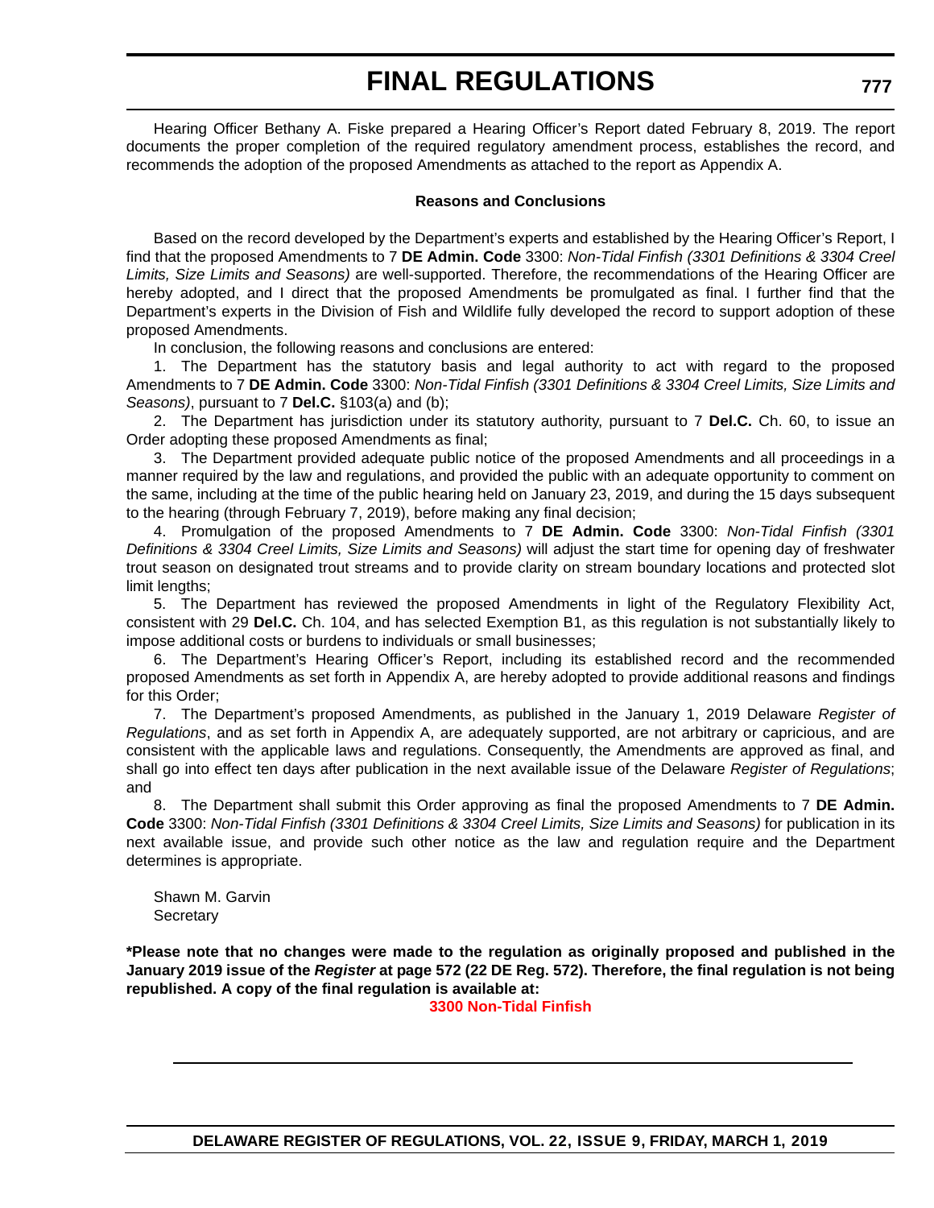Hearing Officer Bethany A. Fiske prepared a Hearing Officer's Report dated February 8, 2019. The report documents the proper completion of the required regulatory amendment process, establishes the record, and recommends the adoption of the proposed Amendments as attached to the report as Appendix A.

**Reasons and Conclusions**

Based on the record developed by the Department's experts and established by the Hearing Officer's Report, I find that the proposed Amendments to 7 **DE Admin. Code** 3300: *Non-Tidal Finfish (3301 Definitions & 3304 Creel Limits, Size Limits and Seasons)* are well-supported. Therefore, the recommendations of the Hearing Officer are hereby adopted, and I direct that the proposed Amendments be promulgated as final. I further find that the Department's experts in the Division of Fish and Wildlife fully developed the record to support adoption of these proposed Amendments.

In conclusion, the following reasons and conclusions are entered:

1. The Department has the statutory basis and legal authority to act with regard to the proposed Amendments to 7 **DE Admin. Code** 3300: *Non-Tidal Finfish (3301 Definitions & 3304 Creel Limits, Size Limits and Seasons)*, pursuant to 7 **Del.C.** §103(a) and (b);

2. The Department has jurisdiction under its statutory authority, pursuant to 7 **Del.C.** Ch. 60, to issue an Order adopting these proposed Amendments as final;

3. The Department provided adequate public notice of the proposed Amendments and all proceedings in a manner required by the law and regulations, and provided the public with an adequate opportunity to comment on the same, including at the time of the public hearing held on January 23, 2019, and during the 15 days subsequent to the hearing (through February 7, 2019), before making any final decision;

4. Promulgation of the proposed Amendments to 7 **DE Admin. Code** 3300: *Non-Tidal Finfish (3301 Definitions & 3304 Creel Limits, Size Limits and Seasons)* will adjust the start time for opening day of freshwater trout season on designated trout streams and to provide clarity on stream boundary locations and protected slot limit lengths;

5. The Department has reviewed the proposed Amendments in light of the Regulatory Flexibility Act, consistent with 29 **Del.C.** Ch. 104, and has selected Exemption B1, as this regulation is not substantially likely to impose additional costs or burdens to individuals or small businesses;

6. The Department's Hearing Officer's Report, including its established record and the recommended proposed Amendments as set forth in Appendix A, are hereby adopted to provide additional reasons and findings for this Order;

7. The Department's proposed Amendments, as published in the January 1, 2019 Delaware *Register of Regulations*, and as set forth in Appendix A, are adequately supported, are not arbitrary or capricious, and are consistent with the applicable laws and regulations. Consequently, the Amendments are approved as final, and shall go into effect ten days after publication in the next available issue of the Delaware *Register of Regulations*; and

8. The Department shall submit this Order approving as final the proposed Amendments to 7 **DE Admin. Code** 3300: *Non-Tidal Finfish (3301 Definitions & 3304 Creel Limits, Size Limits and Seasons)* for publication in its next available issue, and provide such other notice as the law and regulation require and the Department determines is appropriate.

Shawn M. Garvin
Secretary

**\*Please note that no changes were made to the regulation as originally proposed and published in the January 2019 issue of the *Register* at page 572 (22 DE Reg. 572). Therefore, the final regulation is not being republished. A copy of the final regulation is available at:**

**3300 Non-Tidal Finfish**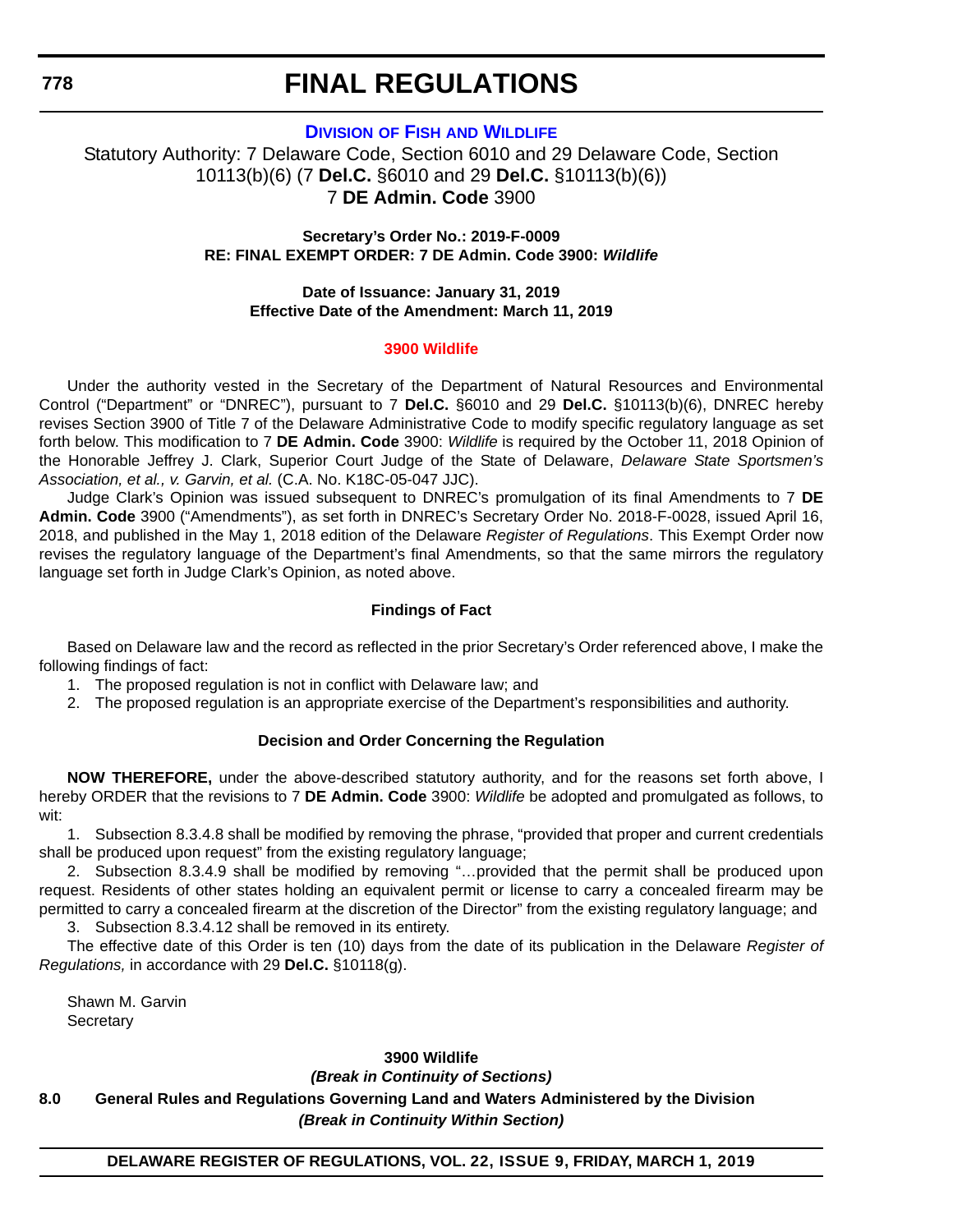# FINAL REGULATIONS

## DIVISION OF FISH AND WILDLIFE

Statutory Authority: 7 Delaware Code, Section 6010 and 29 Delaware Code, Section 10113(b)(6) (7 **Del.C.** §6010 and 29 **Del.C.** §10113(b)(6))
7 **DE Admin. Code** 3900

**Secretary's Order No.: 2019-F-0009**
**RE: FINAL EXEMPT ORDER: 7 DE Admin. Code 3900: *Wildlife***

**Date of Issuance: January 31, 2019**
**Effective Date of the Amendment: March 11, 2019**

**3900 Wildlife**

Under the authority vested in the Secretary of the Department of Natural Resources and Environmental Control ("Department" or "DNREC"), pursuant to 7 **Del.C.** §6010 and 29 **Del.C.** §10113(b)(6), DNREC hereby revises Section 3900 of Title 7 of the Delaware Administrative Code to modify specific regulatory language as set forth below. This modification to 7 **DE Admin. Code** 3900: *Wildlife* is required by the October 11, 2018 Opinion of the Honorable Jeffrey J. Clark, Superior Court Judge of the State of Delaware, *Delaware State Sportsmen's Association, et al., v. Garvin, et al.* (C.A. No. K18C-05-047 JJC).

Judge Clark's Opinion was issued subsequent to DNREC's promulgation of its final Amendments to 7 **DE Admin. Code** 3900 ("Amendments"), as set forth in DNREC's Secretary Order No. 2018-F-0028, issued April 16, 2018, and published in the May 1, 2018 edition of the Delaware *Register of Regulations*. This Exempt Order now revises the regulatory language of the Department's final Amendments, so that the same mirrors the regulatory language set forth in Judge Clark's Opinion, as noted above.

**Findings of Fact**

Based on Delaware law and the record as reflected in the prior Secretary's Order referenced above, I make the following findings of fact:

1. The proposed regulation is not in conflict with Delaware law; and
2. The proposed regulation is an appropriate exercise of the Department's responsibilities and authority.

**Decision and Order Concerning the Regulation**

**NOW THEREFORE,** under the above-described statutory authority, and for the reasons set forth above, I hereby ORDER that the revisions to 7 **DE Admin. Code** 3900: *Wildlife* be adopted and promulgated as follows, to wit:

1. Subsection 8.3.4.8 shall be modified by removing the phrase, "provided that proper and current credentials shall be produced upon request" from the existing regulatory language;
2. Subsection 8.3.4.9 shall be modified by removing "…provided that the permit shall be produced upon request. Residents of other states holding an equivalent permit or license to carry a concealed firearm may be permitted to carry a concealed firearm at the discretion of the Director" from the existing regulatory language; and
3. Subsection 8.3.4.12 shall be removed in its entirety.

The effective date of this Order is ten (10) days from the date of its publication in the Delaware *Register of Regulations,* in accordance with 29 **Del.C.** §10118(g).

Shawn M. Garvin
Secretary

**3900 Wildlife**

***(Break in Continuity of Sections)***

**8.0 General Rules and Regulations Governing Land and Waters Administered by the Division**

***(Break in Continuity Within Section)***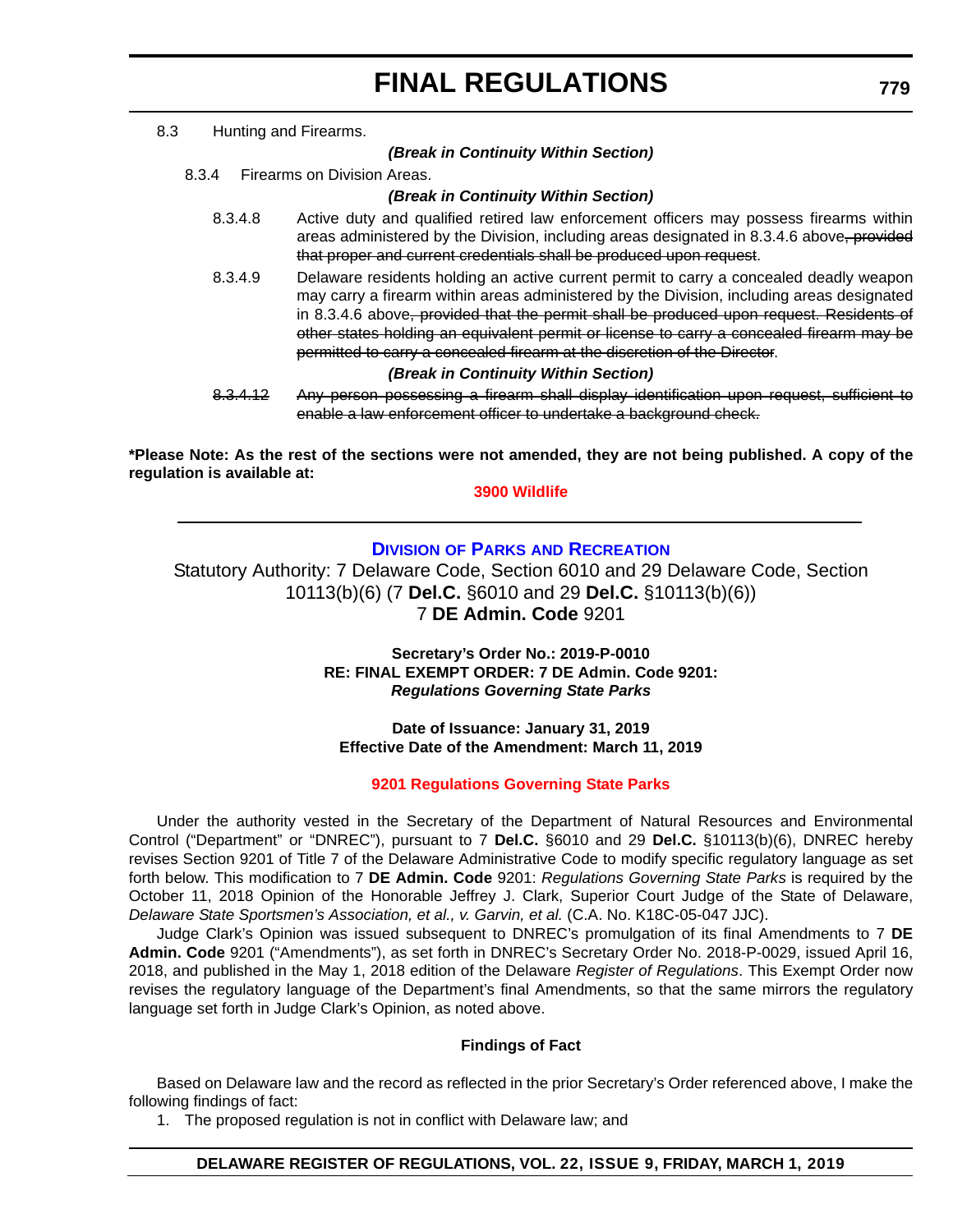8.3 Hunting and Firearms.

***(Break in Continuity Within Section)***

8.3.4 Firearms on Division Areas.

***(Break in Continuity Within Section)***

8.3.4.8 Active duty and qualified retired law enforcement officers may possess firearms within areas administered by the Division, including areas designated in 8.3.4.6 above~~, provided that proper and current credentials shall be produced upon request~~.

8.3.4.9 Delaware residents holding an active current permit to carry a concealed deadly weapon may carry a firearm within areas administered by the Division, including areas designated in 8.3.4.6 above~~, provided that the permit shall be produced upon request. Residents of other states holding an equivalent permit or license to carry a concealed firearm may be permitted to carry a concealed firearm at the discretion of the Director~~.

***(Break in Continuity Within Section)***

~~8.3.4.12 Any person possessing a firearm shall display identification upon request, sufficient to enable a law enforcement officer to undertake a background check.~~

**\*Please Note: As the rest of the sections were not amended, they are not being published. A copy of the regulation is available at:**

**3900 Wildlife**

---

## Division of Parks and Recreation

Statutory Authority: 7 Delaware Code, Section 6010 and 29 Delaware Code, Section 10113(b)(6) (7 **Del.C.** §6010 and 29 **Del.C.** §10113(b)(6))
7 **DE Admin. Code** 9201

**Secretary's Order No.: 2019-P-0010**
**RE: FINAL EXEMPT ORDER: 7 DE Admin. Code 9201:**
***Regulations Governing State Parks***

**Date of Issuance: January 31, 2019**
**Effective Date of the Amendment: March 11, 2019**

**9201 Regulations Governing State Parks**

Under the authority vested in the Secretary of the Department of Natural Resources and Environmental Control ("Department" or "DNREC"), pursuant to 7 **Del.C.** §6010 and 29 **Del.C.** §10113(b)(6), DNREC hereby revises Section 9201 of Title 7 of the Delaware Administrative Code to modify specific regulatory language as set forth below. This modification to 7 **DE Admin. Code** 9201: *Regulations Governing State Parks* is required by the October 11, 2018 Opinion of the Honorable Jeffrey J. Clark, Superior Court Judge of the State of Delaware, *Delaware State Sportsmen's Association, et al., v. Garvin, et al.* (C.A. No. K18C-05-047 JJC).

Judge Clark's Opinion was issued subsequent to DNREC's promulgation of its final Amendments to 7 **DE Admin. Code** 9201 ("Amendments"), as set forth in DNREC's Secretary Order No. 2018-P-0029, issued April 16, 2018, and published in the May 1, 2018 edition of the Delaware *Register of Regulations*. This Exempt Order now revises the regulatory language of the Department's final Amendments, so that the same mirrors the regulatory language set forth in Judge Clark's Opinion, as noted above.

**Findings of Fact**

Based on Delaware law and the record as reflected in the prior Secretary's Order referenced above, I make the following findings of fact:

1. The proposed regulation is not in conflict with Delaware law; and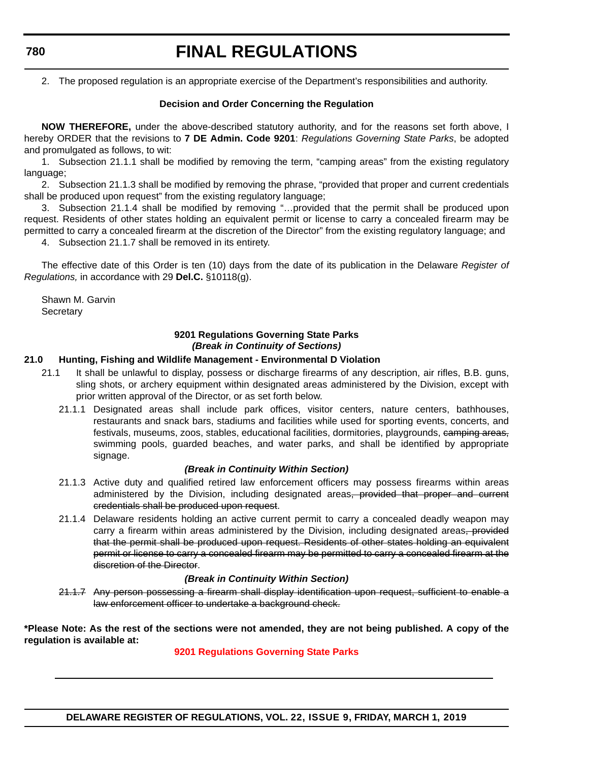2. The proposed regulation is an appropriate exercise of the Department's responsibilities and authority.

**Decision and Order Concerning the Regulation**

**NOW THEREFORE,** under the above-described statutory authority, and for the reasons set forth above, I hereby ORDER that the revisions to **7 DE Admin. Code 9201**: *Regulations Governing State Parks*, be adopted and promulgated as follows, to wit:

1. Subsection 21.1.1 shall be modified by removing the term, "camping areas" from the existing regulatory language;
2. Subsection 21.1.3 shall be modified by removing the phrase, "provided that proper and current credentials shall be produced upon request" from the existing regulatory language;
3. Subsection 21.1.4 shall be modified by removing "…provided that the permit shall be produced upon request. Residents of other states holding an equivalent permit or license to carry a concealed firearm may be permitted to carry a concealed firearm at the discretion of the Director" from the existing regulatory language; and
4. Subsection 21.1.7 shall be removed in its entirety.

The effective date of this Order is ten (10) days from the date of its publication in the Delaware *Register of Regulations,* in accordance with 29 **Del.C.** §10118(g).

Shawn M. Garvin
Secretary

**9201 Regulations Governing State Parks**
***(Break in Continuity of Sections)***

**21.0 Hunting, Fishing and Wildlife Management - Environmental D Violation**

21.1 It shall be unlawful to display, possess or discharge firearms of any description, air rifles, B.B. guns, sling shots, or archery equipment within designated areas administered by the Division, except with prior written approval of the Director, or as set forth below.

21.1.1 Designated areas shall include park offices, visitor centers, nature centers, bathhouses, restaurants and snack bars, stadiums and facilities while used for sporting events, concerts, and festivals, museums, zoos, stables, educational facilities, dormitories, playgrounds, ~~camping areas,~~ swimming pools, guarded beaches, and water parks, and shall be identified by appropriate signage.

***(Break in Continuity Within Section)***

21.1.3 Active duty and qualified retired law enforcement officers may possess firearms within areas administered by the Division, including designated areas~~, provided that proper and current credentials shall be produced upon request~~.

21.1.4 Delaware residents holding an active current permit to carry a concealed deadly weapon may carry a firearm within areas administered by the Division, including designated areas~~, provided that the permit shall be produced upon request. Residents of other states holding an equivalent permit or license to carry a concealed firearm may be permitted to carry a concealed firearm at the discretion of the Director~~.

***(Break in Continuity Within Section)***

~~21.1.7 Any person possessing a firearm shall display identification upon request, sufficient to enable a law enforcement officer to undertake a background check.~~

**\*Please Note: As the rest of the sections were not amended, they are not being published. A copy of the regulation is available at:**

**9201 Regulations Governing State Parks**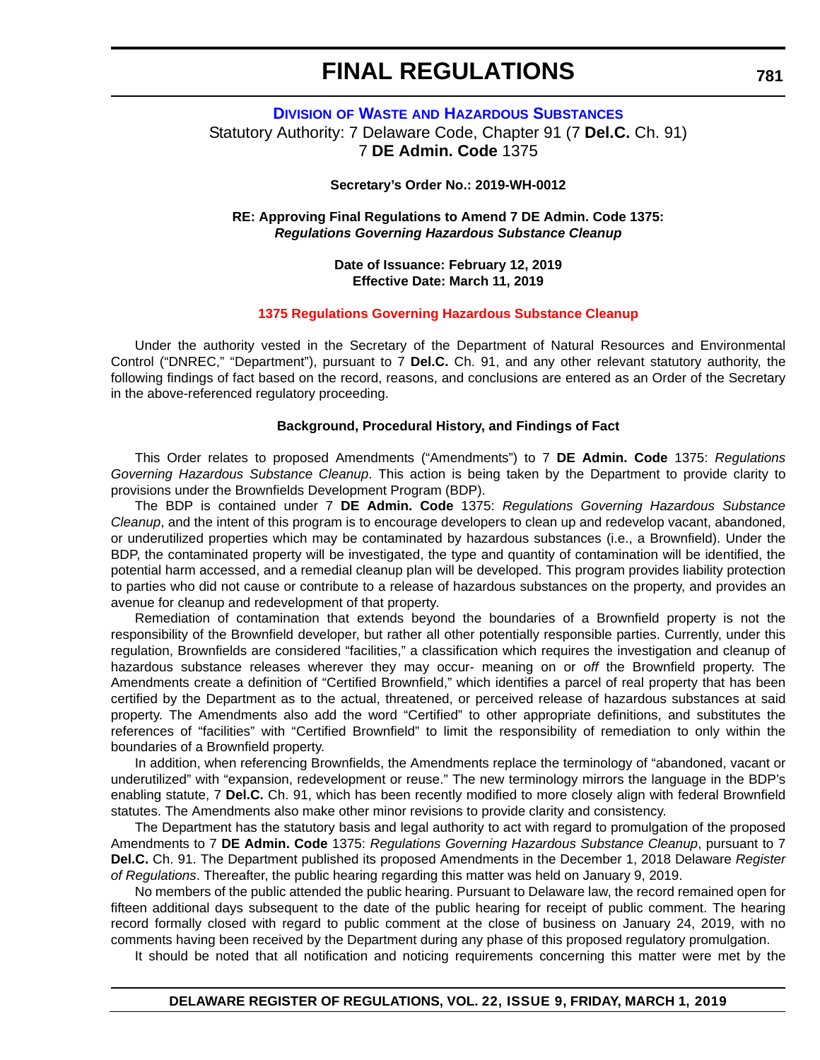# FINAL REGULATIONS

## DIVISION OF WASTE AND HAZARDOUS SUBSTANCES

Statutory Authority: 7 Delaware Code, Chapter 91 (7 **Del.C.** Ch. 91)
7 **DE Admin. Code** 1375

**Secretary's Order No.: 2019-WH-0012**

**RE: Approving Final Regulations to Amend 7 DE Admin. Code 1375:**
***Regulations Governing Hazardous Substance Cleanup***

**Date of Issuance: February 12, 2019**
**Effective Date: March 11, 2019**

**1375 Regulations Governing Hazardous Substance Cleanup**

Under the authority vested in the Secretary of the Department of Natural Resources and Environmental Control ("DNREC," "Department"), pursuant to 7 **Del.C.** Ch. 91, and any other relevant statutory authority, the following findings of fact based on the record, reasons, and conclusions are entered as an Order of the Secretary in the above-referenced regulatory proceeding.

**Background, Procedural History, and Findings of Fact**

This Order relates to proposed Amendments ("Amendments") to 7 **DE Admin. Code** 1375: *Regulations Governing Hazardous Substance Cleanup*. This action is being taken by the Department to provide clarity to provisions under the Brownfields Development Program (BDP).

The BDP is contained under 7 **DE Admin. Code** 1375: *Regulations Governing Hazardous Substance Cleanup*, and the intent of this program is to encourage developers to clean up and redevelop vacant, abandoned, or underutilized properties which may be contaminated by hazardous substances (i.e., a Brownfield). Under the BDP, the contaminated property will be investigated, the type and quantity of contamination will be identified, the potential harm accessed, and a remedial cleanup plan will be developed. This program provides liability protection to parties who did not cause or contribute to a release of hazardous substances on the property, and provides an avenue for cleanup and redevelopment of that property.

Remediation of contamination that extends beyond the boundaries of a Brownfield property is not the responsibility of the Brownfield developer, but rather all other potentially responsible parties. Currently, under this regulation, Brownfields are considered "facilities," a classification which requires the investigation and cleanup of hazardous substance releases wherever they may occur- meaning on or *off* the Brownfield property. The Amendments create a definition of "Certified Brownfield," which identifies a parcel of real property that has been certified by the Department as to the actual, threatened, or perceived release of hazardous substances at said property. The Amendments also add the word "Certified" to other appropriate definitions, and substitutes the references of "facilities" with "Certified Brownfield" to limit the responsibility of remediation to only within the boundaries of a Brownfield property.

In addition, when referencing Brownfields, the Amendments replace the terminology of "abandoned, vacant or underutilized" with "expansion, redevelopment or reuse." The new terminology mirrors the language in the BDP's enabling statute, 7 **Del.C.** Ch. 91, which has been recently modified to more closely align with federal Brownfield statutes. The Amendments also make other minor revisions to provide clarity and consistency.

The Department has the statutory basis and legal authority to act with regard to promulgation of the proposed Amendments to 7 **DE Admin. Code** 1375: *Regulations Governing Hazardous Substance Cleanup*, pursuant to 7 **Del.C.** Ch. 91. The Department published its proposed Amendments in the December 1, 2018 Delaware *Register of Regulations*. Thereafter, the public hearing regarding this matter was held on January 9, 2019.

No members of the public attended the public hearing. Pursuant to Delaware law, the record remained open for fifteen additional days subsequent to the date of the public hearing for receipt of public comment. The hearing record formally closed with regard to public comment at the close of business on January 24, 2019, with no comments having been received by the Department during any phase of this proposed regulatory promulgation.

It should be noted that all notification and noticing requirements concerning this matter were met by the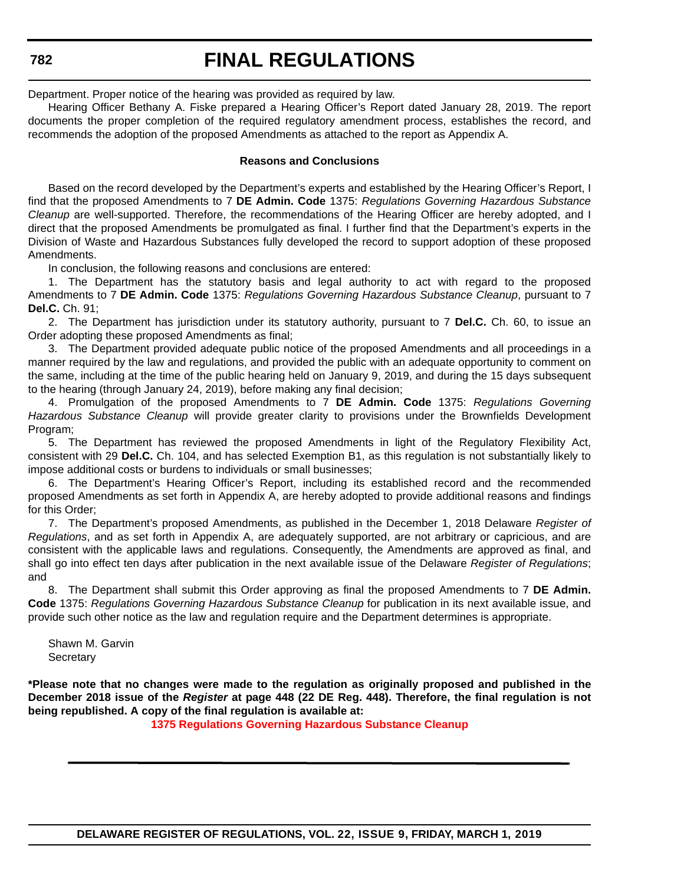Department. Proper notice of the hearing was provided as required by law.

Hearing Officer Bethany A. Fiske prepared a Hearing Officer's Report dated January 28, 2019. The report documents the proper completion of the required regulatory amendment process, establishes the record, and recommends the adoption of the proposed Amendments as attached to the report as Appendix A.

**Reasons and Conclusions**

Based on the record developed by the Department's experts and established by the Hearing Officer's Report, I find that the proposed Amendments to 7 **DE Admin. Code** 1375: *Regulations Governing Hazardous Substance Cleanup* are well-supported. Therefore, the recommendations of the Hearing Officer are hereby adopted, and I direct that the proposed Amendments be promulgated as final. I further find that the Department's experts in the Division of Waste and Hazardous Substances fully developed the record to support adoption of these proposed Amendments.

In conclusion, the following reasons and conclusions are entered:

1. The Department has the statutory basis and legal authority to act with regard to the proposed Amendments to 7 **DE Admin. Code** 1375: *Regulations Governing Hazardous Substance Cleanup*, pursuant to 7 **Del.C.** Ch. 91;

2. The Department has jurisdiction under its statutory authority, pursuant to 7 **Del.C.** Ch. 60, to issue an Order adopting these proposed Amendments as final;

3. The Department provided adequate public notice of the proposed Amendments and all proceedings in a manner required by the law and regulations, and provided the public with an adequate opportunity to comment on the same, including at the time of the public hearing held on January 9, 2019, and during the 15 days subsequent to the hearing (through January 24, 2019), before making any final decision;

4. Promulgation of the proposed Amendments to 7 **DE Admin. Code** 1375: *Regulations Governing Hazardous Substance Cleanup* will provide greater clarity to provisions under the Brownfields Development Program;

5. The Department has reviewed the proposed Amendments in light of the Regulatory Flexibility Act, consistent with 29 **Del.C.** Ch. 104, and has selected Exemption B1, as this regulation is not substantially likely to impose additional costs or burdens to individuals or small businesses;

6. The Department's Hearing Officer's Report, including its established record and the recommended proposed Amendments as set forth in Appendix A, are hereby adopted to provide additional reasons and findings for this Order;

7. The Department's proposed Amendments, as published in the December 1, 2018 Delaware *Register of Regulations*, and as set forth in Appendix A, are adequately supported, are not arbitrary or capricious, and are consistent with the applicable laws and regulations. Consequently, the Amendments are approved as final, and shall go into effect ten days after publication in the next available issue of the Delaware *Register of Regulations*; and

8. The Department shall submit this Order approving as final the proposed Amendments to 7 **DE Admin. Code** 1375: *Regulations Governing Hazardous Substance Cleanup* for publication in its next available issue, and provide such other notice as the law and regulation require and the Department determines is appropriate.

Shawn M. Garvin
Secretary

**\*Please note that no changes were made to the regulation as originally proposed and published in the December 2018 issue of the *Register* at page 448 (22 DE Reg. 448). Therefore, the final regulation is not being republished. A copy of the final regulation is available at:**

**1375 Regulations Governing Hazardous Substance Cleanup**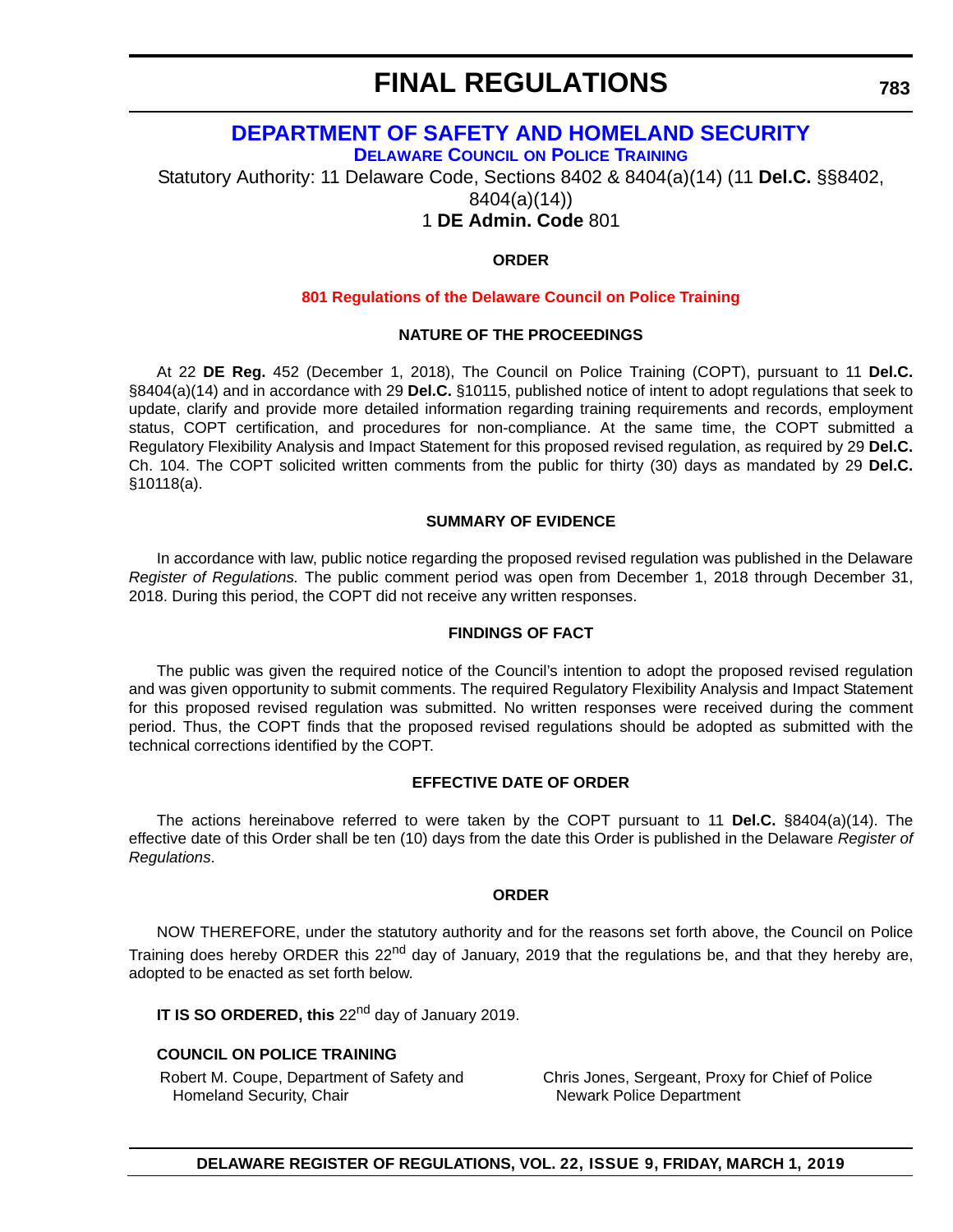# FINAL REGULATIONS

## DEPARTMENT OF SAFETY AND HOMELAND SECURITY

### DELAWARE COUNCIL ON POLICE TRAINING

Statutory Authority: 11 Delaware Code, Sections 8402 & 8404(a)(14) (11 **Del.C.** §§8402, 8404(a)(14))

1 **DE Admin. Code** 801

**ORDER**

**801 Regulations of the Delaware Council on Police Training**

**NATURE OF THE PROCEEDINGS**

At 22 **DE Reg.** 452 (December 1, 2018), The Council on Police Training (COPT), pursuant to 11 **Del.C.** §8404(a)(14) and in accordance with 29 **Del.C.** §10115, published notice of intent to adopt regulations that seek to update, clarify and provide more detailed information regarding training requirements and records, employment status, COPT certification, and procedures for non-compliance. At the same time, the COPT submitted a Regulatory Flexibility Analysis and Impact Statement for this proposed revised regulation, as required by 29 **Del.C.** Ch. 104. The COPT solicited written comments from the public for thirty (30) days as mandated by 29 **Del.C.** §10118(a).

**SUMMARY OF EVIDENCE**

In accordance with law, public notice regarding the proposed revised regulation was published in the Delaware *Register of Regulations.* The public comment period was open from December 1, 2018 through December 31, 2018. During this period, the COPT did not receive any written responses.

**FINDINGS OF FACT**

The public was given the required notice of the Council's intention to adopt the proposed revised regulation and was given opportunity to submit comments. The required Regulatory Flexibility Analysis and Impact Statement for this proposed revised regulation was submitted. No written responses were received during the comment period. Thus, the COPT finds that the proposed revised regulations should be adopted as submitted with the technical corrections identified by the COPT.

**EFFECTIVE DATE OF ORDER**

The actions hereinabove referred to were taken by the COPT pursuant to 11 **Del.C.** §8404(a)(14). The effective date of this Order shall be ten (10) days from the date this Order is published in the Delaware *Register of Regulations*.

**ORDER**

NOW THEREFORE, under the statutory authority and for the reasons set forth above, the Council on Police Training does hereby ORDER this 22nd day of January, 2019 that the regulations be, and that they hereby are, adopted to be enacted as set forth below.

**IT IS SO ORDERED, this** 22nd day of January 2019.

**COUNCIL ON POLICE TRAINING**

Robert M. Coupe, Department of Safety and Homeland Security, Chair

Chris Jones, Sergeant, Proxy for Chief of Police Newark Police Department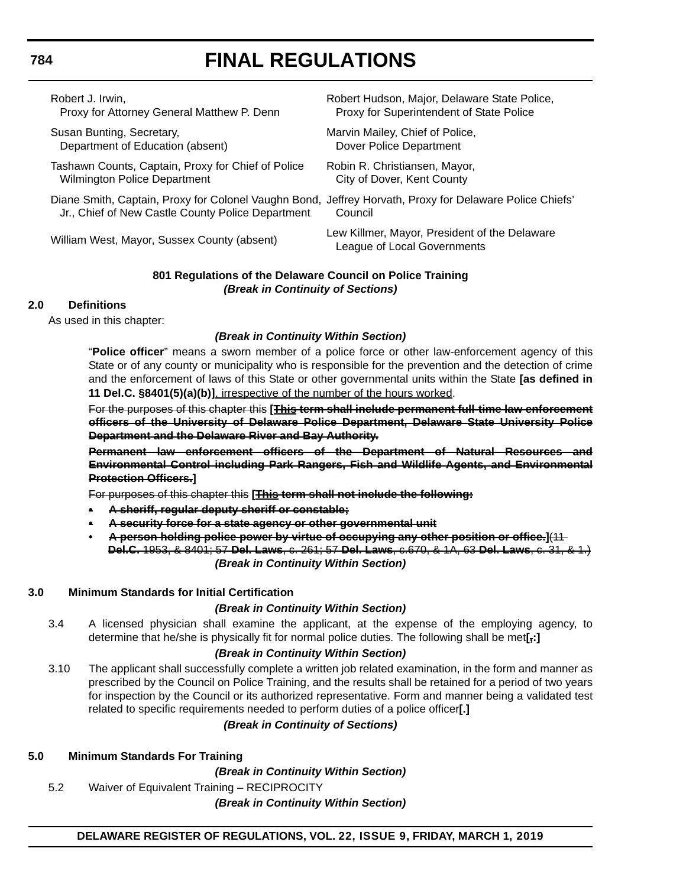Robert J. Irwin, Proxy for Attorney General Matthew P. Denn

Robert Hudson, Major, Delaware State Police, Proxy for Superintendent of State Police

Susan Bunting, Secretary, Department of Education (absent)

Marvin Mailey, Chief of Police, Dover Police Department

Tashawn Counts, Captain, Proxy for Chief of Police Wilmington Police Department

Robin R. Christiansen, Mayor, City of Dover, Kent County

Diane Smith, Captain, Proxy for Colonel Vaughn Bond, Jr., Chief of New Castle County Police Department

Jeffrey Horvath, Proxy for Delaware Police Chiefs' Council

William West, Mayor, Sussex County (absent)

Lew Killmer, Mayor, President of the Delaware League of Local Governments

**801 Regulations of the Delaware Council on Police Training**

***(Break in Continuity of Sections)***

**2.0 Definitions**

As used in this chapter:

***(Break in Continuity Within Section)***

"**Police officer**" means a sworn member of a police force or other law-enforcement agency of this State or of any county or municipality who is responsible for the prevention and the detection of crime and the enforcement of laws of this State or other governmental units within the State **[as defined in 11 Del.C. §8401(5)(a)(b)]**, irrespective of the number of the hours worked.

~~For the purposes of this chapter this~~ **[~~This term shall include permanent full-time law enforcement officers of the University of Delaware Police Department, Delaware State University Police Department and the Delaware River and Bay Authority.~~**

**~~Permanent law enforcement officers of the Department of Natural Resources and Environmental Control including Park Rangers, Fish and Wildlife Agents, and Environmental Protection Officers.~~]**

~~For purposes of this chapter this~~ **[~~This term shall not include the following:~~**

- **~~A sheriff, regular deputy sheriff or constable;~~**
- **~~A security force for a state agency or other governmental unit~~**
- **~~A person holding police power by virtue of occupying any other position or office.~~]**~~(11 **Del.C.** 1953, & 8401; 57 **Del. Laws**, c. 261; 57 **Del. Laws**, c.670, & 1A, 63 **Del. Laws**, c. 31, & 1.)~~

***(Break in Continuity Within Section)***

**3.0 Minimum Standards for Initial Certification**

***(Break in Continuity Within Section)***

3.4 A licensed physician shall examine the applicant, at the expense of the employing agency, to determine that he/she is physically fit for normal police duties. The following shall be met**[~~,~~:]**

***(Break in Continuity Within Section)***

3.10 The applicant shall successfully complete a written job related examination, in the form and manner as prescribed by the Council on Police Training, and the results shall be retained for a period of two years for inspection by the Council or its authorized representative. Form and manner being a validated test related to specific requirements needed to perform duties of a police officer**[.]**

***(Break in Continuity of Sections)***

**5.0 Minimum Standards For Training**

***(Break in Continuity Within Section)***

5.2 Waiver of Equivalent Training – RECIPROCITY

***(Break in Continuity Within Section)***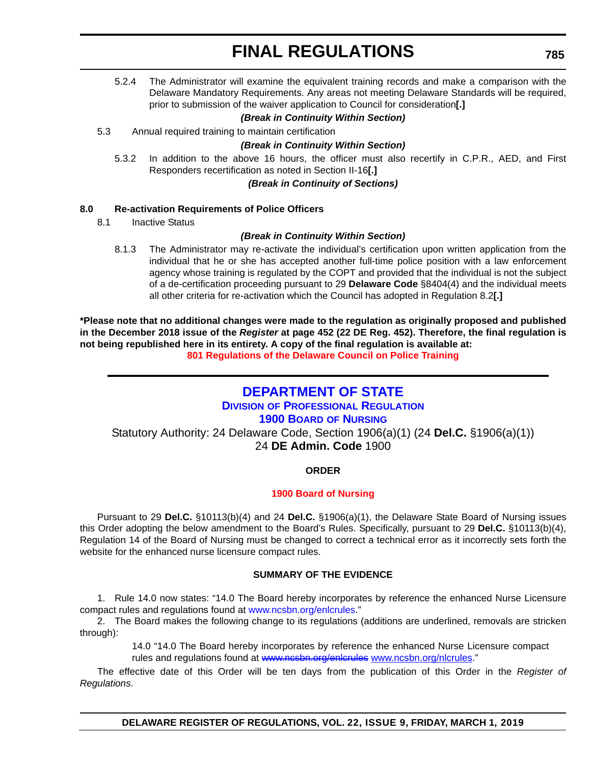5.2.4 The Administrator will examine the equivalent training records and make a comparison with the Delaware Mandatory Requirements. Any areas not meeting Delaware Standards will be required, prior to submission of the waiver application to Council for consideration**[.]**

***(Break in Continuity Within Section)***

5.3 Annual required training to maintain certification

***(Break in Continuity Within Section)***

5.3.2 In addition to the above 16 hours, the officer must also recertify in C.P.R., AED, and First Responders recertification as noted in Section II-16**[.]**

***(Break in Continuity of Sections)***

**8.0 Re-activation Requirements of Police Officers**

8.1 Inactive Status

***(Break in Continuity Within Section)***

8.1.3 The Administrator may re-activate the individual's certification upon written application from the individual that he or she has accepted another full-time police position with a law enforcement agency whose training is regulated by the COPT and provided that the individual is not the subject of a de-certification proceeding pursuant to 29 **Delaware Code** §8404(4) and the individual meets all other criteria for re-activation which the Council has adopted in Regulation 8.2**[.]**

**\*Please note that no additional changes were made to the regulation as originally proposed and published in the December 2018 issue of the *Register* at page 452 (22 DE Reg. 452). Therefore, the final regulation is not being republished here in its entirety. A copy of the final regulation is available at:**

**801 Regulations of the Delaware Council on Police Training**

---

## DEPARTMENT OF STATE

### DIVISION OF PROFESSIONAL REGULATION

### 1900 BOARD OF NURSING

Statutory Authority: 24 Delaware Code, Section 1906(a)(1) (24 **Del.C.** §1906(a)(1))
24 **DE Admin. Code** 1900

**ORDER**

**1900 Board of Nursing**

Pursuant to 29 **Del.C.** §10113(b)(4) and 24 **Del.C.** §1906(a)(1), the Delaware State Board of Nursing issues this Order adopting the below amendment to the Board's Rules. Specifically, pursuant to 29 **Del.C.** §10113(b)(4), Regulation 14 of the Board of Nursing must be changed to correct a technical error as it incorrectly sets forth the website for the enhanced nurse licensure compact rules.

**SUMMARY OF THE EVIDENCE**

1. Rule 14.0 now states: "14.0 The Board hereby incorporates by reference the enhanced Nurse Licensure compact rules and regulations found at www.ncsbn.org/enlcrules."

2. The Board makes the following change to its regulations (additions are underlined, removals are stricken through):

> 14.0 "14.0 The Board hereby incorporates by reference the enhanced Nurse Licensure compact rules and regulations found at ~~www.ncsbn.org/enlcrules~~ <u>www.ncsbn.org/nlcrules</u>."

The effective date of this Order will be ten days from the publication of this Order in the *Register of Regulations*.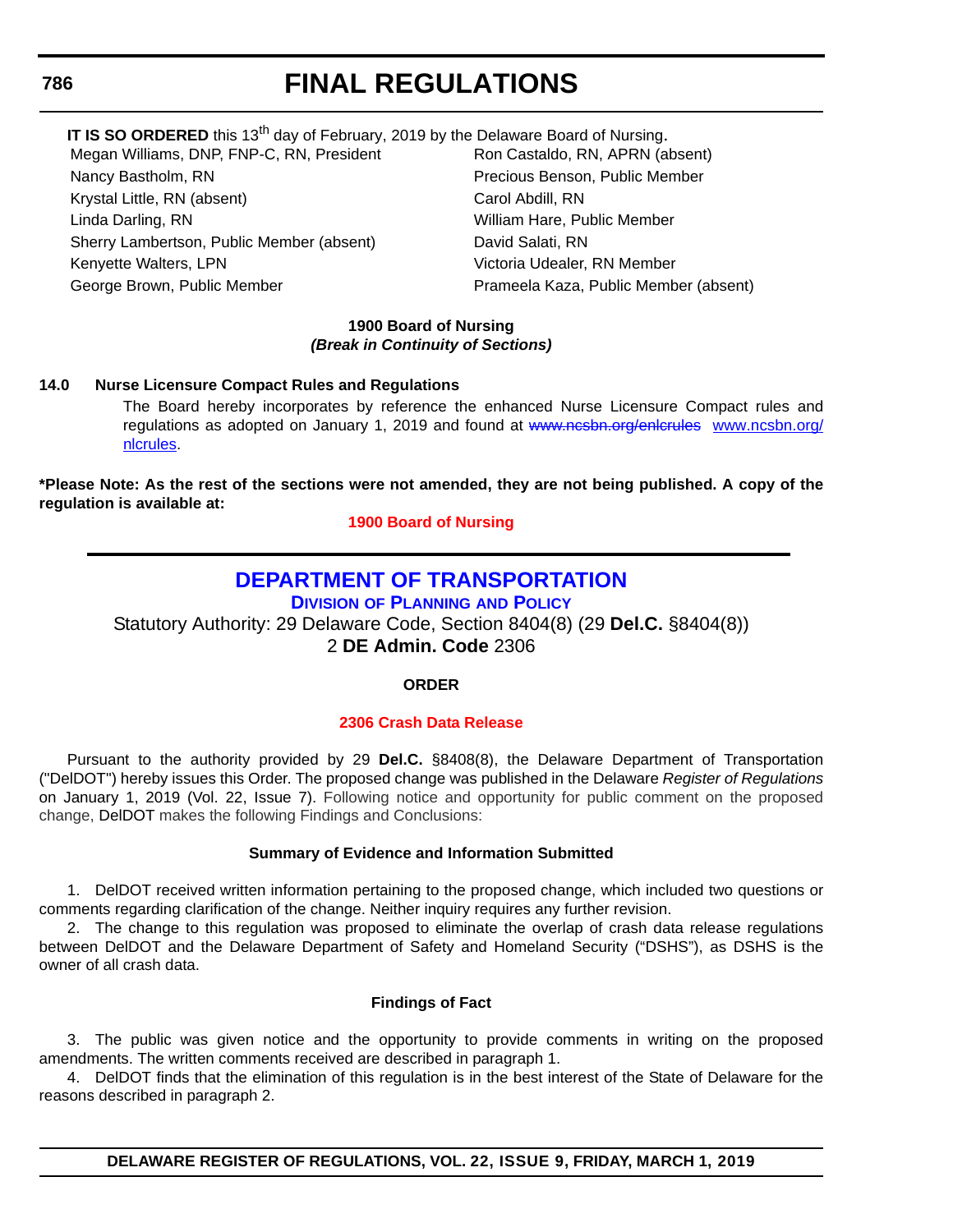**IT IS SO ORDERED** this 13th day of February, 2019 by the Delaware Board of Nursing.

Megan Williams, DNP, FNP-C, RN, President
Nancy Bastholm, RN
Krystal Little, RN (absent)
Linda Darling, RN
Sherry Lambertson, Public Member (absent)
Kenyette Walters, LPN
George Brown, Public Member
Ron Castaldo, RN, APRN (absent)
Precious Benson, Public Member
Carol Abdill, RN
William Hare, Public Member
David Salati, RN
Victoria Udealer, RN Member
Prameela Kaza, Public Member (absent)

**1900 Board of Nursing**
***(Break in Continuity of Sections)***

**14.0 Nurse Licensure Compact Rules and Regulations**

The Board hereby incorporates by reference the enhanced Nurse Licensure Compact rules and regulations as adopted on January 1, 2019 and found at ~~www.ncsbn.org/enlcrules~~ www.ncsbn.org/nlcrules.

**\*Please Note: As the rest of the sections were not amended, they are not being published. A copy of the regulation is available at:**

**1900 Board of Nursing**

---

## DEPARTMENT OF TRANSPORTATION

### Division of Planning and Policy

Statutory Authority: 29 Delaware Code, Section 8404(8) (29 **Del.C.** §8404(8))
2 **DE Admin. Code** 2306

**ORDER**

**2306 Crash Data Release**

Pursuant to the authority provided by 29 **Del.C.** §8408(8), the Delaware Department of Transportation ("DelDOT") hereby issues this Order. The proposed change was published in the Delaware *Register of Regulations* on January 1, 2019 (Vol. 22, Issue 7). Following notice and opportunity for public comment on the proposed change, DelDOT makes the following Findings and Conclusions:

**Summary of Evidence and Information Submitted**

1. DelDOT received written information pertaining to the proposed change, which included two questions or comments regarding clarification of the change. Neither inquiry requires any further revision.

2. The change to this regulation was proposed to eliminate the overlap of crash data release regulations between DelDOT and the Delaware Department of Safety and Homeland Security ("DSHS"), as DSHS is the owner of all crash data.

**Findings of Fact**

3. The public was given notice and the opportunity to provide comments in writing on the proposed amendments. The written comments received are described in paragraph 1.

4. DelDOT finds that the elimination of this regulation is in the best interest of the State of Delaware for the reasons described in paragraph 2.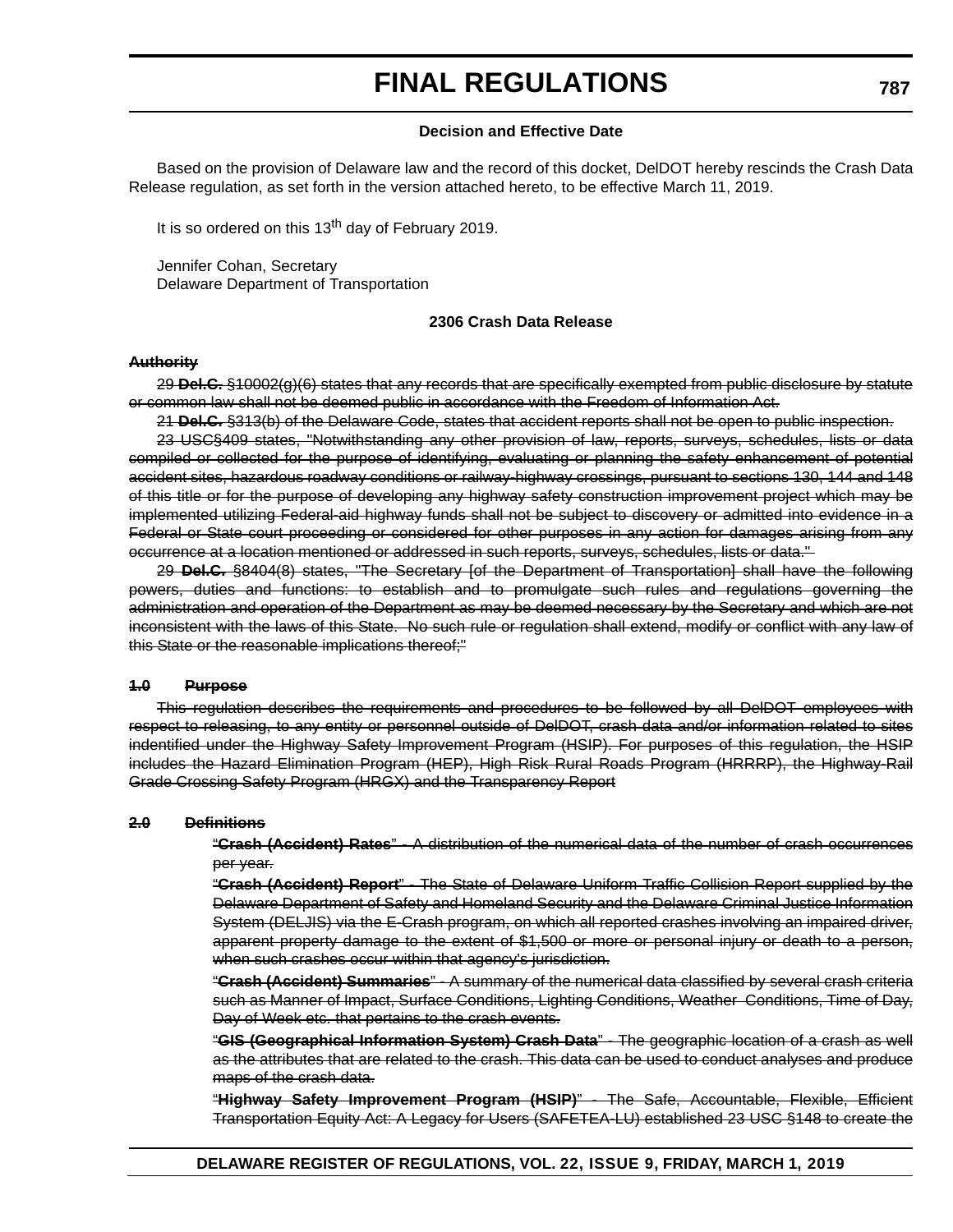# FINAL REGULATIONS

**Decision and Effective Date**

Based on the provision of Delaware law and the record of this docket, DelDOT hereby rescinds the Crash Data Release regulation, as set forth in the version attached hereto, to be effective March 11, 2019.

It is so ordered on this 13th day of February 2019.

Jennifer Cohan, Secretary
Delaware Department of Transportation

**2306 Crash Data Release**

~~**Authority**~~

~~29 **Del.C.** §10002(g)(6) states that any records that are specifically exempted from public disclosure by statute or common law shall not be deemed public in accordance with the Freedom of Information Act.~~

~~21 **Del.C.** §313(b) of the Delaware Code, states that accident reports shall not be open to public inspection.~~

~~23 USC§409 states, "Notwithstanding any other provision of law, reports, surveys, schedules, lists or data compiled or collected for the purpose of identifying, evaluating or planning the safety enhancement of potential accident sites, hazardous roadway conditions or railway-highway crossings, pursuant to sections 130, 144 and 148 of this title or for the purpose of developing any highway safety construction improvement project which may be implemented utilizing Federal-aid highway funds shall not be subject to discovery or admitted into evidence in a Federal or State court proceeding or considered for other purposes in any action for damages arising from any occurrence at a location mentioned or addressed in such reports, surveys, schedules, lists or data."~~

~~29 **Del.C.** §8404(8) states, "The Secretary [of the Department of Transportation] shall have the following powers, duties and functions: to establish and to promulgate such rules and regulations governing the administration and operation of the Department as may be deemed necessary by the Secretary and which are not inconsistent with the laws of this State. No such rule or regulation shall extend, modify or conflict with any law of this State or the reasonable implications thereof;"~~

~~**1.0 Purpose**~~

~~This regulation describes the requirements and procedures to be followed by all DelDOT employees with respect to releasing, to any entity or personnel outside of DelDOT, crash data and/or information related to sites indentified under the Highway Safety Improvement Program (HSIP). For purposes of this regulation, the HSIP includes the Hazard Elimination Program (HEP), High Risk Rural Roads Program (HRRRP), the Highway-Rail Grade Crossing Safety Program (HRGX) and the Transparency Report~~

~~**2.0 Definitions**~~

~~"**Crash (Accident) Rates**" - A distribution of the numerical data of the number of crash occurrences per year.~~

~~"**Crash (Accident) Report**" - The State of Delaware Uniform Traffic Collision Report supplied by the Delaware Department of Safety and Homeland Security and the Delaware Criminal Justice Information System (DELJIS) via the E-Crash program, on which all reported crashes involving an impaired driver, apparent property damage to the extent of $1,500 or more or personal injury or death to a person, when such crashes occur within that agency's jurisdiction.~~

~~"**Crash (Accident) Summaries**" - A summary of the numerical data classified by several crash criteria such as Manner of Impact, Surface Conditions, Lighting Conditions, Weather Conditions, Time of Day, Day of Week etc. that pertains to the crash events.~~

~~"**GIS (Geographical Information System) Crash Data**" - The geographic location of a crash as well as the attributes that are related to the crash. This data can be used to conduct analyses and produce maps of the crash data.~~

~~"**Highway Safety Improvement Program (HSIP)**" - The Safe, Accountable, Flexible, Efficient Transportation Equity Act: A Legacy for Users (SAFETEA-LU) established 23 USC §148 to create the~~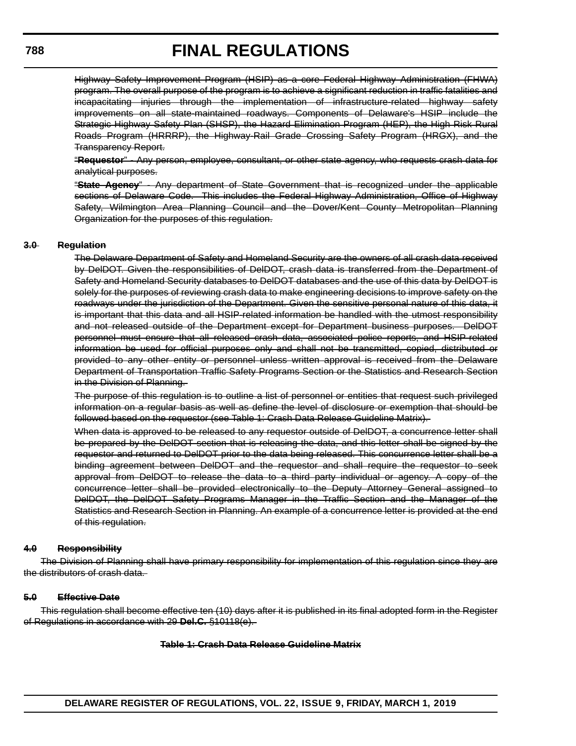~~Highway Safety Improvement Program (HSIP) as a core Federal Highway Administration (FHWA) program. The overall purpose of the program is to achieve a significant reduction in traffic fatalities and incapacitating injuries through the implementation of infrastructure-related highway safety improvements on all state-maintained roadways. Components of Delaware's HSIP include the Strategic Highway Safety Plan (SHSP), the Hazard Elimination Program (HEP), the High Risk Rural Roads Program (HRRRP), the Highway-Rail Grade Crossing Safety Program (HRGX), and the Transparency Report.~~

~~"**Requestor**" - Any person, employee, consultant, or other state agency, who requests crash data for analytical purposes.~~

~~"**State Agency**" - Any department of State Government that is recognized under the applicable sections of Delaware Code. This includes the Federal Highway Administration, Office of Highway Safety, Wilmington Area Planning Council and the Dover/Kent County Metropolitan Planning Organization for the purposes of this regulation.~~

~~**3.0 Regulation**~~

~~The Delaware Department of Safety and Homeland Security are the owners of all crash data received by DelDOT. Given the responsibilities of DelDOT, crash data is transferred from the Department of Safety and Homeland Security databases to DelDOT databases and the use of this data by DelDOT is solely for the purposes of reviewing crash data to make engineering decisions to improve safety on the roadways under the jurisdiction of the Department. Given the sensitive personal nature of this data, it is important that this data and all HSIP-related information be handled with the utmost responsibility and not released outside of the Department except for Department business purposes. DelDOT personnel must ensure that all released crash data, associated police reports, and HSIP-related information be used for official purposes only and shall not be transmitted, copied, distributed or provided to any other entity or personnel unless written approval is received from the Delaware Department of Transportation Traffic Safety Programs Section or the Statistics and Research Section in the Division of Planning.~~

~~The purpose of this regulation is to outline a list of personnel or entities that request such privileged information on a regular basis as well as define the level of disclosure or exemption that should be followed based on the requestor (see Table 1: Crash Data Release Guideline Matrix).~~

~~When data is approved to be released to any requestor outside of DelDOT, a concurrence letter shall be prepared by the DelDOT section that is releasing the data, and this letter shall be signed by the requestor and returned to DelDOT prior to the data being released. This concurrence letter shall be a binding agreement between DelDOT and the requestor and shall require the requestor to seek approval from DelDOT to release the data to a third party individual or agency. A copy of the concurrence letter shall be provided electronically to the Deputy Attorney General assigned to DelDOT, the DelDOT Safety Programs Manager in the Traffic Section and the Manager of the Statistics and Research Section in Planning. An example of a concurrence letter is provided at the end of this regulation.~~

~~**4.0 Responsibility**~~

~~The Division of Planning shall have primary responsibility for implementation of this regulation since they are the distributors of crash data.~~

~~**5.0 Effective Date**~~

~~This regulation shall become effective ten (10) days after it is published in its final adopted form in the Register of Regulations in accordance with 29 **Del.C.** §10118(e).~~

~~**Table 1: Crash Data Release Guideline Matrix**~~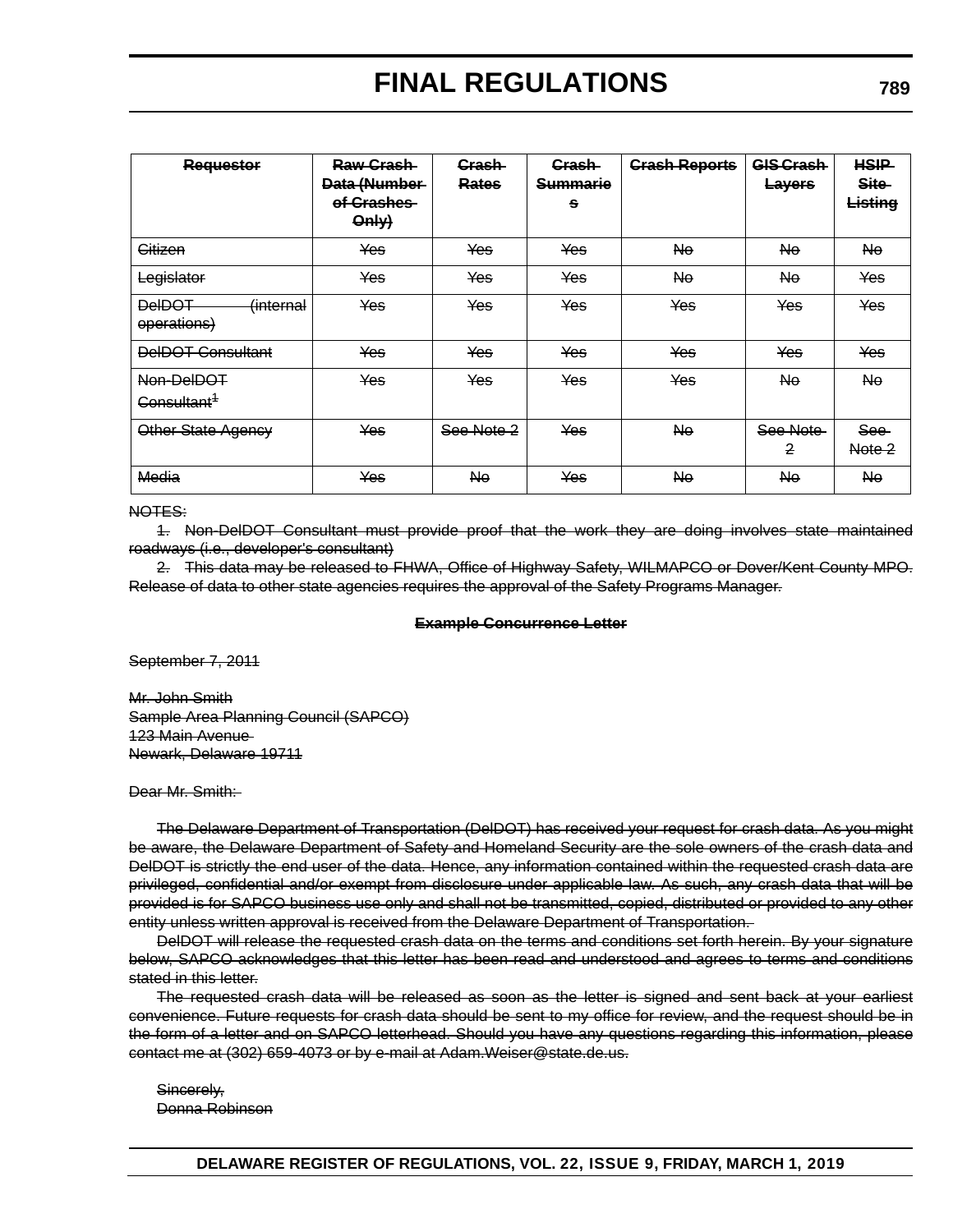| ~~Requestor~~ | ~~Raw Crash Data (Number of Crashes Only)~~ | ~~Crash Rates~~ | ~~Crash Summaries~~ | ~~Crash Reports~~ | ~~GIS Crash Layers~~ | ~~HSIP Site Listing~~ |
|---|---|---|---|---|---|---|
| ~~Citizen~~ | ~~Yes~~ | ~~Yes~~ | ~~Yes~~ | ~~No~~ | ~~No~~ | ~~No~~ |
| ~~Legislator~~ | ~~Yes~~ | ~~Yes~~ | ~~Yes~~ | ~~No~~ | ~~No~~ | ~~Yes~~ |
| ~~DelDOT (internal operations)~~ | ~~Yes~~ | ~~Yes~~ | ~~Yes~~ | ~~Yes~~ | ~~Yes~~ | ~~Yes~~ |
| ~~DelDOT Consultant~~ | ~~Yes~~ | ~~Yes~~ | ~~Yes~~ | ~~Yes~~ | ~~Yes~~ | ~~Yes~~ |
| ~~Non-DelDOT Consultant[1]~~ | ~~Yes~~ | ~~Yes~~ | ~~Yes~~ | ~~Yes~~ | ~~No~~ | ~~No~~ |
| ~~Other State Agency~~ | ~~Yes~~ | ~~See Note 2~~ | ~~Yes~~ | ~~No~~ | ~~See Note 2~~ | ~~See Note 2~~ |
| ~~Media~~ | ~~Yes~~ | ~~No~~ | ~~Yes~~ | ~~No~~ | ~~No~~ | ~~No~~ |

~~NOTES:~~

~~1. Non-DelDOT Consultant must provide proof that the work they are doing involves state maintained roadways (i.e., developer's consultant)~~

~~2. This data may be released to FHWA, Office of Highway Safety, WILMAPCO or Dover/Kent County MPO. Release of data to other state agencies requires the approval of the Safety Programs Manager.~~

**~~Example Concurrence Letter~~**

~~September 7, 2011~~

~~Mr. John Smith~~
~~Sample Area Planning Council (SAPCO)~~
~~123 Main Avenue~~
~~Newark, Delaware 19711~~

~~Dear Mr. Smith:~~

~~The Delaware Department of Transportation (DelDOT) has received your request for crash data. As you might be aware, the Delaware Department of Safety and Homeland Security are the sole owners of the crash data and DelDOT is strictly the end user of the data. Hence, any information contained within the requested crash data are privileged, confidential and/or exempt from disclosure under applicable law. As such, any crash data that will be provided is for SAPCO business use only and shall not be transmitted, copied, distributed or provided to any other entity unless written approval is received from the Delaware Department of Transportation.~~

~~DelDOT will release the requested crash data on the terms and conditions set forth herein. By your signature below, SAPCO acknowledges that this letter has been read and understood and agrees to terms and conditions stated in this letter.~~

~~The requested crash data will be released as soon as the letter is signed and sent back at your earliest convenience. Future requests for crash data should be sent to my office for review, and the request should be in the form of a letter and on SAPCO letterhead. Should you have any questions regarding this information, please contact me at (302) 659-4073 or by e-mail at Adam.Weiser@state.de.us.~~

~~Sincerely,~~
~~Donna Robinson~~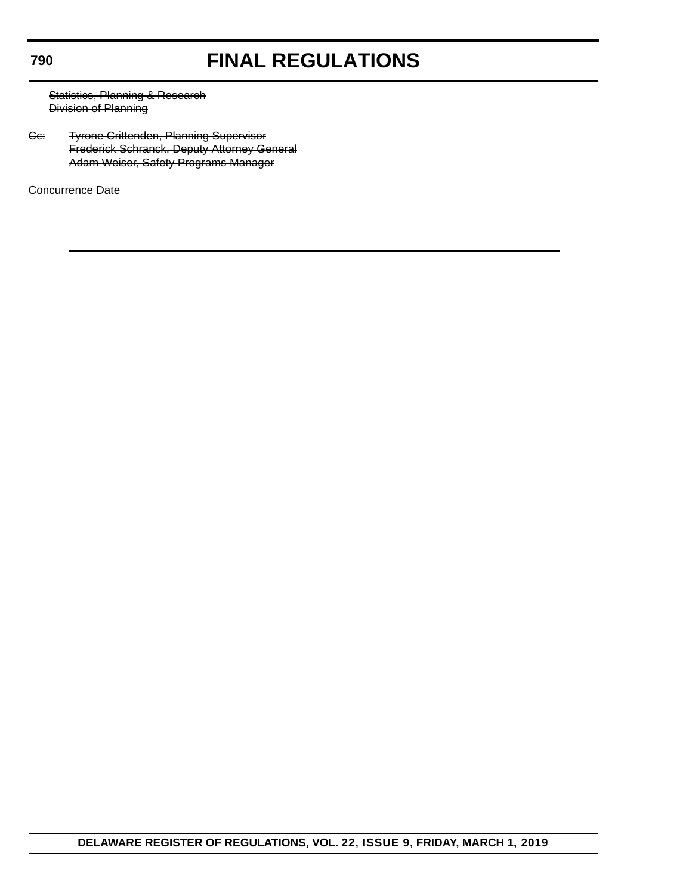~~Statistics, Planning & Research~~
~~Division of Planning~~

~~Cc:~~ ~~Tyrone Crittenden, Planning Supervisor~~
~~Frederick Schranck, Deputy Attorney General~~
~~Adam Weiser, Safety Programs Manager~~

~~Concurrence Date~~

---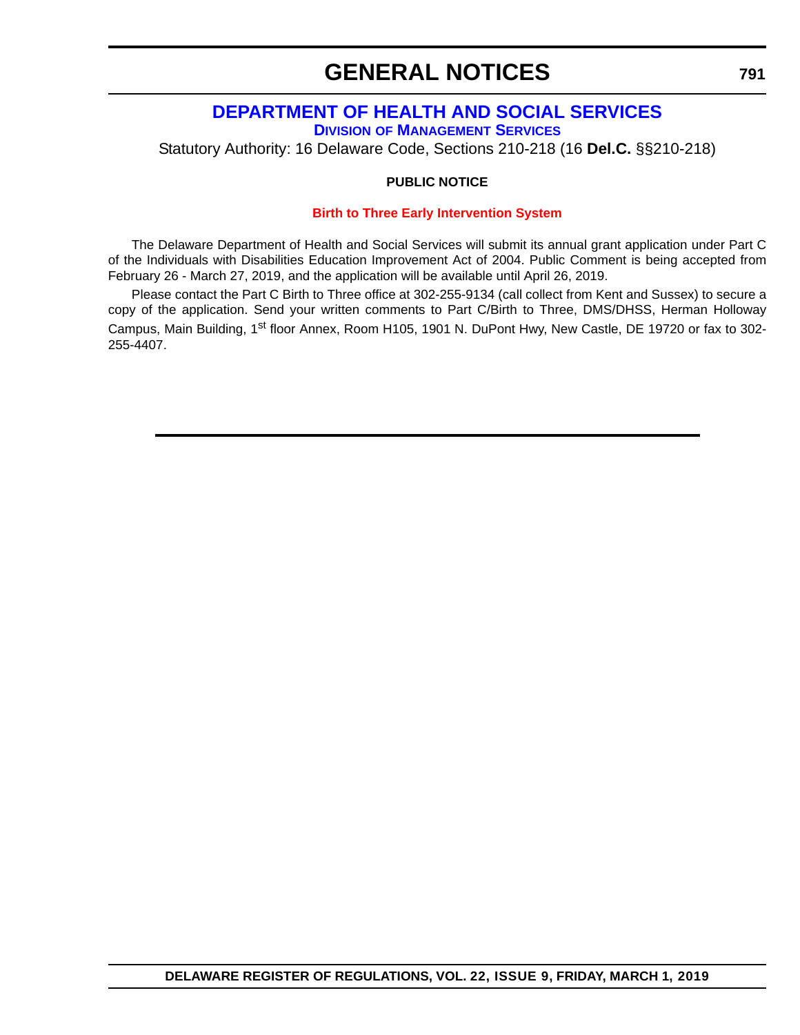# GENERAL NOTICES

## DEPARTMENT OF HEALTH AND SOCIAL SERVICES

### DIVISION OF MANAGEMENT SERVICES

Statutory Authority: 16 Delaware Code, Sections 210-218 (16 **Del.C.** §§210-218)

**PUBLIC NOTICE**

**Birth to Three Early Intervention System**

The Delaware Department of Health and Social Services will submit its annual grant application under Part C of the Individuals with Disabilities Education Improvement Act of 2004. Public Comment is being accepted from February 26 - March 27, 2019, and the application will be available until April 26, 2019.

Please contact the Part C Birth to Three office at 302-255-9134 (call collect from Kent and Sussex) to secure a copy of the application. Send your written comments to Part C/Birth to Three, DMS/DHSS, Herman Holloway Campus, Main Building, 1st floor Annex, Room H105, 1901 N. DuPont Hwy, New Castle, DE 19720 or fax to 302-255-4407.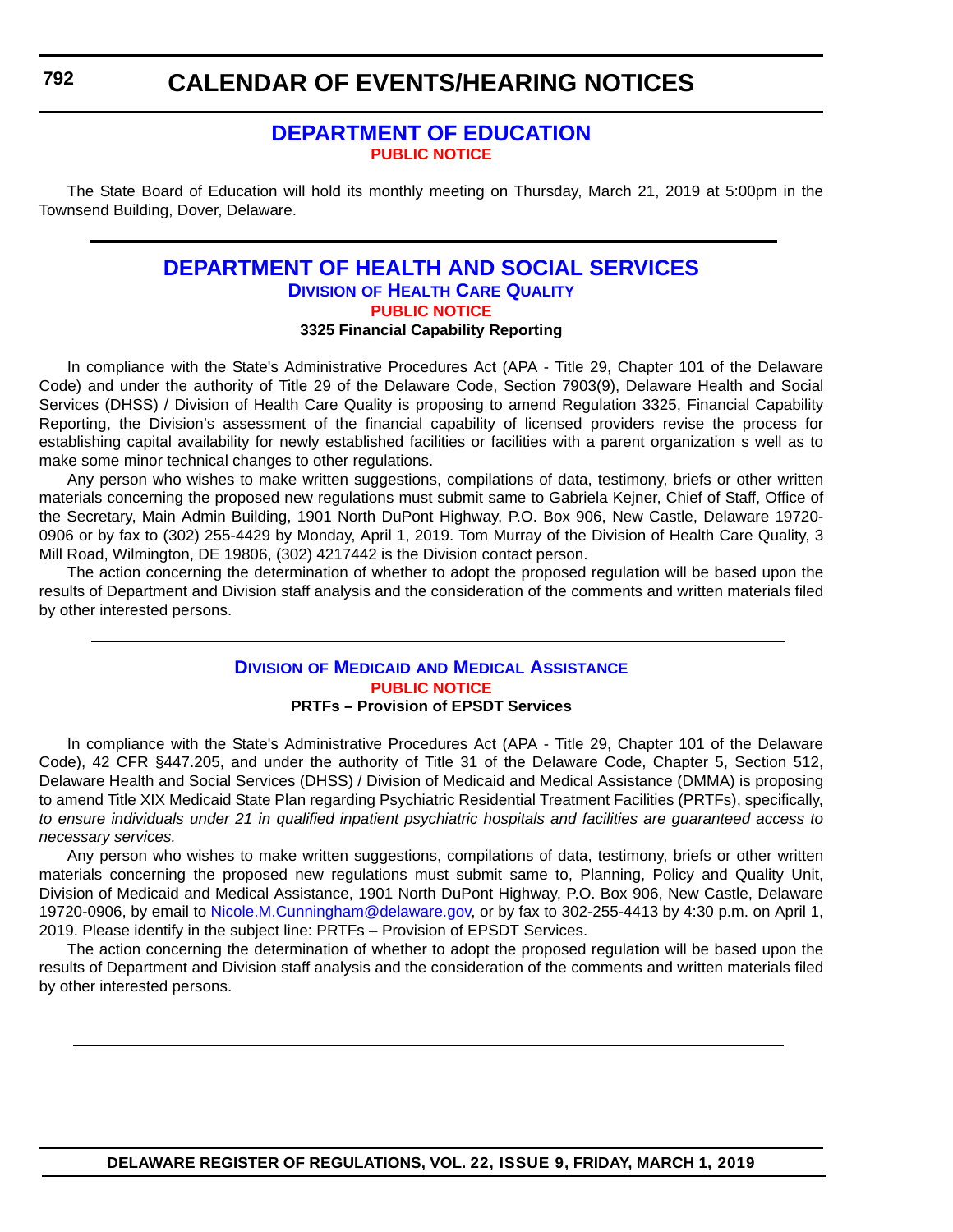# CALENDAR OF EVENTS/HEARING NOTICES

## DEPARTMENT OF EDUCATION

**PUBLIC NOTICE**

The State Board of Education will hold its monthly meeting on Thursday, March 21, 2019 at 5:00pm in the Townsend Building, Dover, Delaware.

---

## DEPARTMENT OF HEALTH AND SOCIAL SERVICES

### Division of Health Care Quality

**PUBLIC NOTICE**

**3325 Financial Capability Reporting**

In compliance with the State's Administrative Procedures Act (APA - Title 29, Chapter 101 of the Delaware Code) and under the authority of Title 29 of the Delaware Code, Section 7903(9), Delaware Health and Social Services (DHSS) / Division of Health Care Quality is proposing to amend Regulation 3325, Financial Capability Reporting, the Division's assessment of the financial capability of licensed providers revise the process for establishing capital availability for newly established facilities or facilities with a parent organization s well as to make some minor technical changes to other regulations.

Any person who wishes to make written suggestions, compilations of data, testimony, briefs or other written materials concerning the proposed new regulations must submit same to Gabriela Kejner, Chief of Staff, Office of the Secretary, Main Admin Building, 1901 North DuPont Highway, P.O. Box 906, New Castle, Delaware 19720-0906 or by fax to (302) 255-4429 by Monday, April 1, 2019. Tom Murray of the Division of Health Care Quality, 3 Mill Road, Wilmington, DE 19806, (302) 4217442 is the Division contact person.

The action concerning the determination of whether to adopt the proposed regulation will be based upon the results of Department and Division staff analysis and the consideration of the comments and written materials filed by other interested persons.

---

### Division of Medicaid and Medical Assistance

**PUBLIC NOTICE**

**PRTFs – Provision of EPSDT Services**

In compliance with the State's Administrative Procedures Act (APA - Title 29, Chapter 101 of the Delaware Code), 42 CFR §447.205, and under the authority of Title 31 of the Delaware Code, Chapter 5, Section 512, Delaware Health and Social Services (DHSS) / Division of Medicaid and Medical Assistance (DMMA) is proposing to amend Title XIX Medicaid State Plan regarding Psychiatric Residential Treatment Facilities (PRTFs), specifically, *to ensure individuals under 21 in qualified inpatient psychiatric hospitals and facilities are guaranteed access to necessary services.*

Any person who wishes to make written suggestions, compilations of data, testimony, briefs or other written materials concerning the proposed new regulations must submit same to, Planning, Policy and Quality Unit, Division of Medicaid and Medical Assistance, 1901 North DuPont Highway, P.O. Box 906, New Castle, Delaware 19720-0906, by email to Nicole.M.Cunningham@delaware.gov, or by fax to 302-255-4413 by 4:30 p.m. on April 1, 2019. Please identify in the subject line: PRTFs – Provision of EPSDT Services.

The action concerning the determination of whether to adopt the proposed regulation will be based upon the results of Department and Division staff analysis and the consideration of the comments and written materials filed by other interested persons.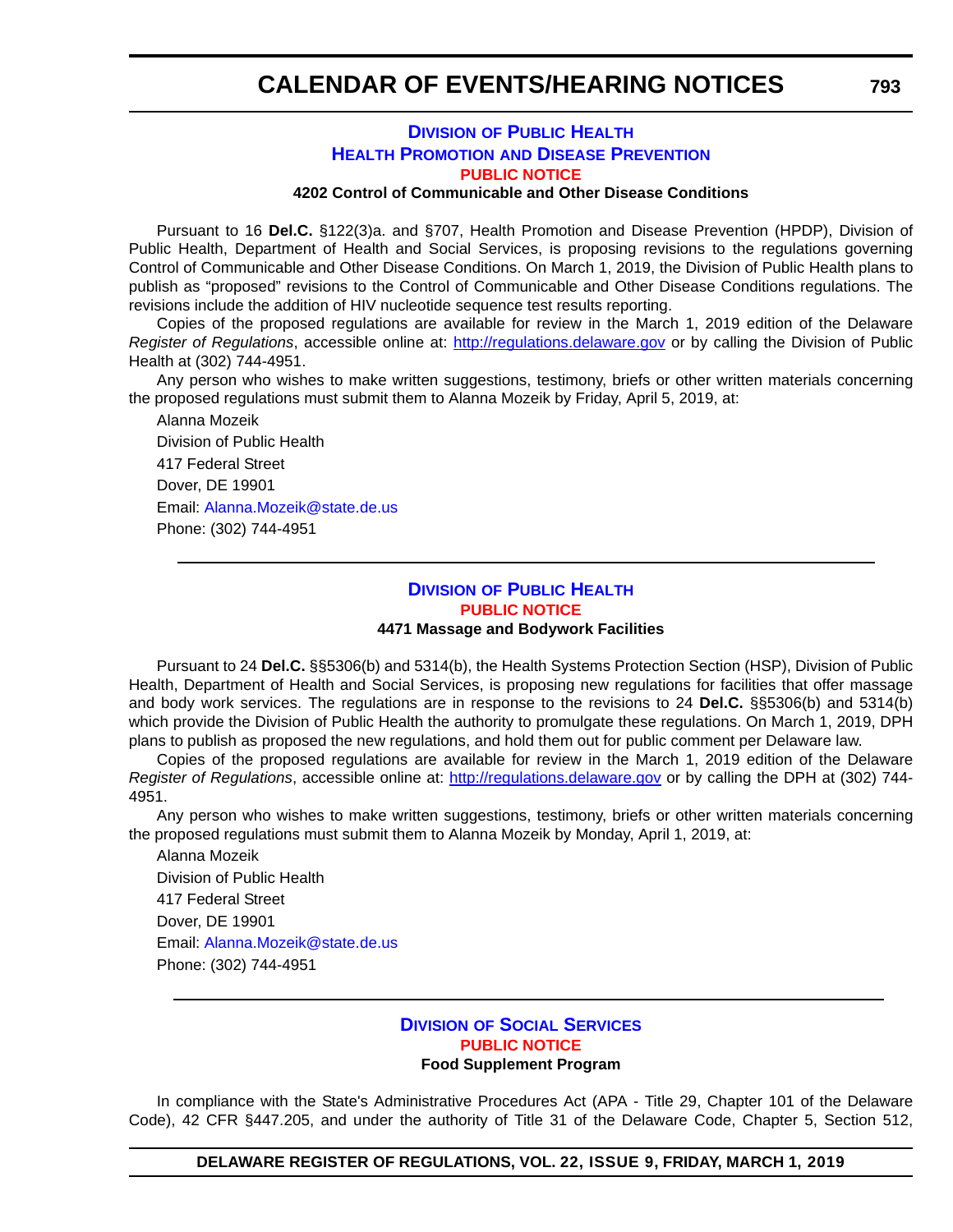## Division of Public Health

### Health Promotion and Disease Prevention

**PUBLIC NOTICE**

**4202 Control of Communicable and Other Disease Conditions**

Pursuant to 16 **Del.C.** §122(3)a. and §707, Health Promotion and Disease Prevention (HPDP), Division of Public Health, Department of Health and Social Services, is proposing revisions to the regulations governing Control of Communicable and Other Disease Conditions. On March 1, 2019, the Division of Public Health plans to publish as "proposed" revisions to the Control of Communicable and Other Disease Conditions regulations. The revisions include the addition of HIV nucleotide sequence test results reporting.

Copies of the proposed regulations are available for review in the March 1, 2019 edition of the Delaware *Register of Regulations*, accessible online at: http://regulations.delaware.gov or by calling the Division of Public Health at (302) 744-4951.

Any person who wishes to make written suggestions, testimony, briefs or other written materials concerning the proposed regulations must submit them to Alanna Mozeik by Friday, April 5, 2019, at:

Alanna Mozeik

Division of Public Health

417 Federal Street

Dover, DE 19901

Email: Alanna.Mozeik@state.de.us

Phone: (302) 744-4951

---

## Division of Public Health

**PUBLIC NOTICE**

**4471 Massage and Bodywork Facilities**

Pursuant to 24 **Del.C.** §§5306(b) and 5314(b), the Health Systems Protection Section (HSP), Division of Public Health, Department of Health and Social Services, is proposing new regulations for facilities that offer massage and body work services. The regulations are in response to the revisions to 24 **Del.C.** §§5306(b) and 5314(b) which provide the Division of Public Health the authority to promulgate these regulations. On March 1, 2019, DPH plans to publish as proposed the new regulations, and hold them out for public comment per Delaware law.

Copies of the proposed regulations are available for review in the March 1, 2019 edition of the Delaware *Register of Regulations*, accessible online at: http://regulations.delaware.gov or by calling the DPH at (302) 744-4951.

Any person who wishes to make written suggestions, testimony, briefs or other written materials concerning the proposed regulations must submit them to Alanna Mozeik by Monday, April 1, 2019, at:

Alanna Mozeik

Division of Public Health

417 Federal Street

Dover, DE 19901

Email: Alanna.Mozeik@state.de.us

Phone: (302) 744-4951

---

## Division of Social Services

**PUBLIC NOTICE**

**Food Supplement Program**

In compliance with the State's Administrative Procedures Act (APA - Title 29, Chapter 101 of the Delaware Code), 42 CFR §447.205, and under the authority of Title 31 of the Delaware Code, Chapter 5, Section 512,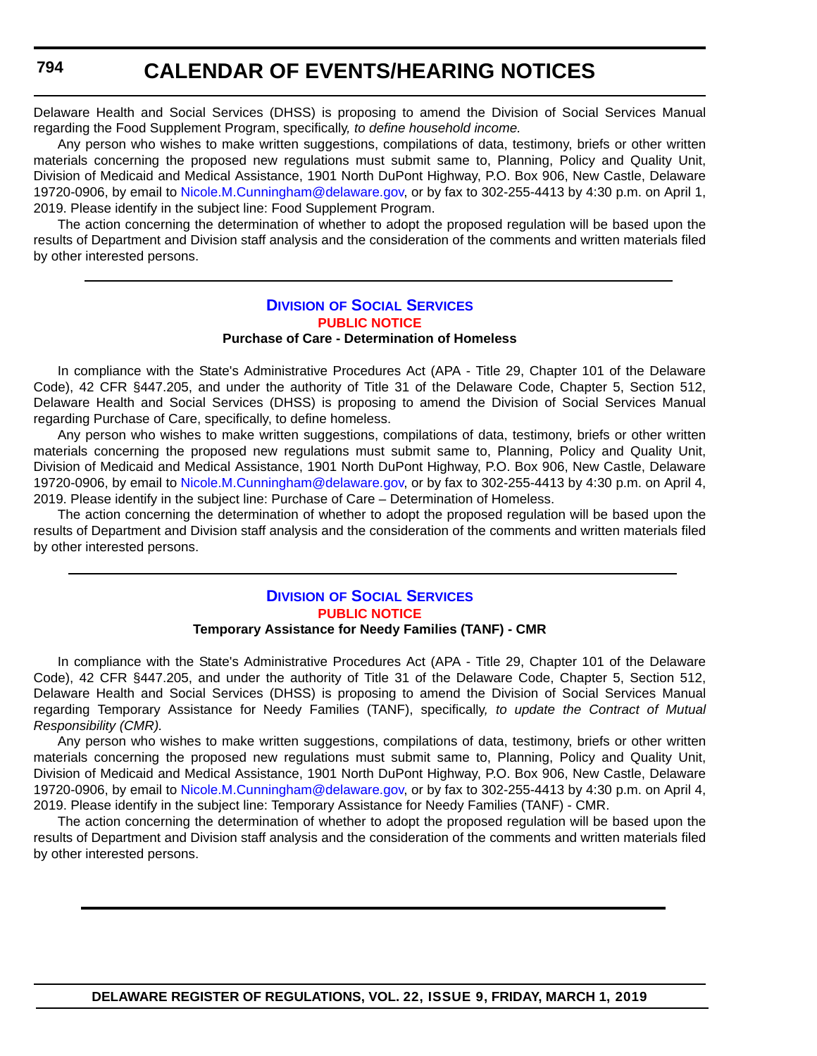Delaware Health and Social Services (DHSS) is proposing to amend the Division of Social Services Manual regarding the Food Supplement Program, specifically*, to define household income.*

Any person who wishes to make written suggestions, compilations of data, testimony, briefs or other written materials concerning the proposed new regulations must submit same to, Planning, Policy and Quality Unit, Division of Medicaid and Medical Assistance, 1901 North DuPont Highway, P.O. Box 906, New Castle, Delaware 19720-0906, by email to Nicole.M.Cunningham@delaware.gov, or by fax to 302-255-4413 by 4:30 p.m. on April 1, 2019. Please identify in the subject line: Food Supplement Program.

The action concerning the determination of whether to adopt the proposed regulation will be based upon the results of Department and Division staff analysis and the consideration of the comments and written materials filed by other interested persons.

---

## Division of Social Services

### PUBLIC NOTICE

**Purchase of Care - Determination of Homeless**

In compliance with the State's Administrative Procedures Act (APA - Title 29, Chapter 101 of the Delaware Code), 42 CFR §447.205, and under the authority of Title 31 of the Delaware Code, Chapter 5, Section 512, Delaware Health and Social Services (DHSS) is proposing to amend the Division of Social Services Manual regarding Purchase of Care, specifically, to define homeless.

Any person who wishes to make written suggestions, compilations of data, testimony, briefs or other written materials concerning the proposed new regulations must submit same to, Planning, Policy and Quality Unit, Division of Medicaid and Medical Assistance, 1901 North DuPont Highway, P.O. Box 906, New Castle, Delaware 19720-0906, by email to Nicole.M.Cunningham@delaware.gov, or by fax to 302-255-4413 by 4:30 p.m. on April 4, 2019. Please identify in the subject line: Purchase of Care – Determination of Homeless.

The action concerning the determination of whether to adopt the proposed regulation will be based upon the results of Department and Division staff analysis and the consideration of the comments and written materials filed by other interested persons.

---

## Division of Social Services

### PUBLIC NOTICE

**Temporary Assistance for Needy Families (TANF) - CMR**

In compliance with the State's Administrative Procedures Act (APA - Title 29, Chapter 101 of the Delaware Code), 42 CFR §447.205, and under the authority of Title 31 of the Delaware Code, Chapter 5, Section 512, Delaware Health and Social Services (DHSS) is proposing to amend the Division of Social Services Manual regarding Temporary Assistance for Needy Families (TANF), specifically*, to update the Contract of Mutual Responsibility (CMR).*

Any person who wishes to make written suggestions, compilations of data, testimony, briefs or other written materials concerning the proposed new regulations must submit same to, Planning, Policy and Quality Unit, Division of Medicaid and Medical Assistance, 1901 North DuPont Highway, P.O. Box 906, New Castle, Delaware 19720-0906, by email to Nicole.M.Cunningham@delaware.gov, or by fax to 302-255-4413 by 4:30 p.m. on April 4, 2019. Please identify in the subject line: Temporary Assistance for Needy Families (TANF) - CMR.

The action concerning the determination of whether to adopt the proposed regulation will be based upon the results of Department and Division staff analysis and the consideration of the comments and written materials filed by other interested persons.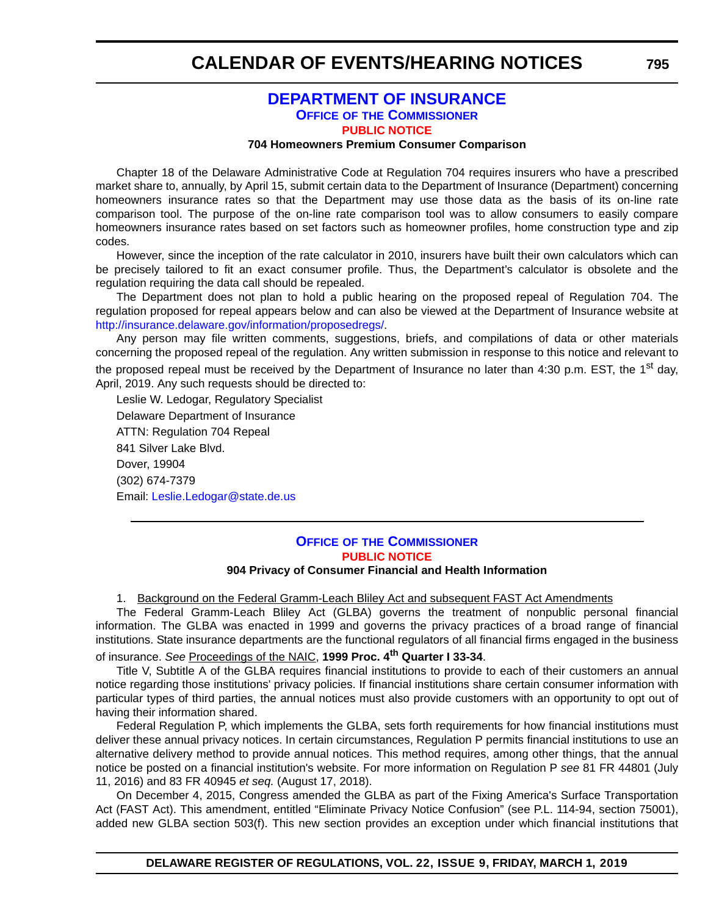# DEPARTMENT OF INSURANCE

## OFFICE OF THE COMMISSIONER

### PUBLIC NOTICE

**704 Homeowners Premium Consumer Comparison**

Chapter 18 of the Delaware Administrative Code at Regulation 704 requires insurers who have a prescribed market share to, annually, by April 15, submit certain data to the Department of Insurance (Department) concerning homeowners insurance rates so that the Department may use those data as the basis of its on-line rate comparison tool. The purpose of the on-line rate comparison tool was to allow consumers to easily compare homeowners insurance rates based on set factors such as homeowner profiles, home construction type and zip codes.

However, since the inception of the rate calculator in 2010, insurers have built their own calculators which can be precisely tailored to fit an exact consumer profile. Thus, the Department's calculator is obsolete and the regulation requiring the data call should be repealed.

The Department does not plan to hold a public hearing on the proposed repeal of Regulation 704. The regulation proposed for repeal appears below and can also be viewed at the Department of Insurance website at http://insurance.delaware.gov/information/proposedregs/.

Any person may file written comments, suggestions, briefs, and compilations of data or other materials concerning the proposed repeal of the regulation. Any written submission in response to this notice and relevant to the proposed repeal must be received by the Department of Insurance no later than 4:30 p.m. EST, the 1st day, April, 2019. Any such requests should be directed to:

Leslie W. Ledogar, Regulatory Specialist

Delaware Department of Insurance

ATTN: Regulation 704 Repeal

841 Silver Lake Blvd.

Dover, 19904

(302) 674-7379

Email: Leslie.Ledogar@state.de.us

---

## OFFICE OF THE COMMISSIONER

### PUBLIC NOTICE

**904 Privacy of Consumer Financial and Health Information**

1. Background on the Federal Gramm-Leach Bliley Act and subsequent FAST Act Amendments

The Federal Gramm-Leach Bliley Act (GLBA) governs the treatment of nonpublic personal financial information. The GLBA was enacted in 1999 and governs the privacy practices of a broad range of financial institutions. State insurance departments are the functional regulators of all financial firms engaged in the business of insurance. *See* Proceedings of the NAIC, **1999 Proc. 4th Quarter I 33-34**.

Title V, Subtitle A of the GLBA requires financial institutions to provide to each of their customers an annual notice regarding those institutions' privacy policies. If financial institutions share certain consumer information with particular types of third parties, the annual notices must also provide customers with an opportunity to opt out of having their information shared.

Federal Regulation P, which implements the GLBA, sets forth requirements for how financial institutions must deliver these annual privacy notices. In certain circumstances, Regulation P permits financial institutions to use an alternative delivery method to provide annual notices. This method requires, among other things, that the annual notice be posted on a financial institution's website. For more information on Regulation P *see* 81 FR 44801 (July 11, 2016) and 83 FR 40945 *et seq.* (August 17, 2018).

On December 4, 2015, Congress amended the GLBA as part of the Fixing America's Surface Transportation Act (FAST Act). This amendment, entitled "Eliminate Privacy Notice Confusion" (see P.L. 114-94, section 75001), added new GLBA section 503(f). This new section provides an exception under which financial institutions that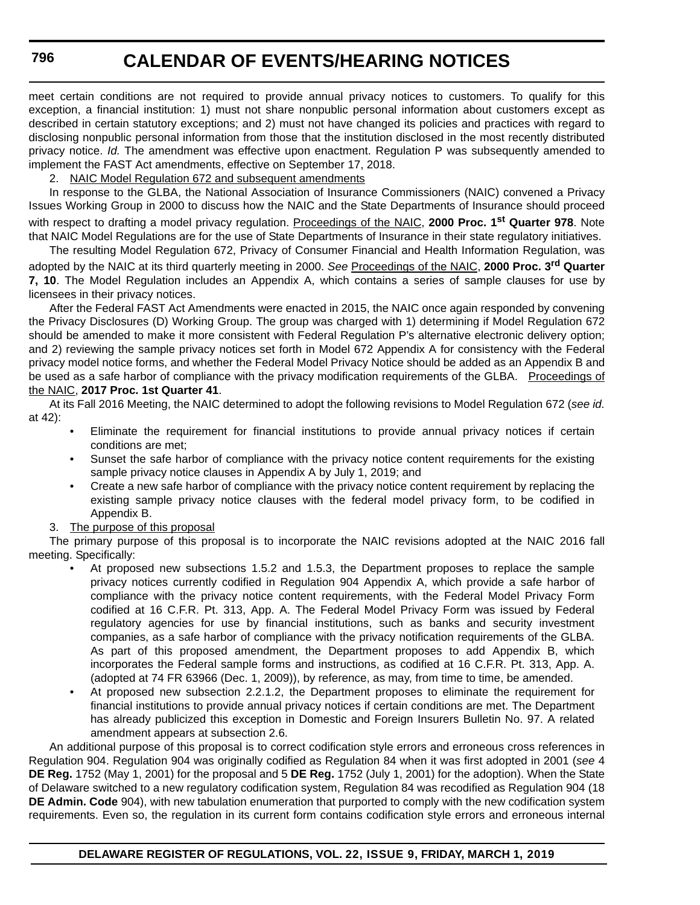meet certain conditions are not required to provide annual privacy notices to customers. To qualify for this exception, a financial institution: 1) must not share nonpublic personal information about customers except as described in certain statutory exceptions; and 2) must not have changed its policies and practices with regard to disclosing nonpublic personal information from those that the institution disclosed in the most recently distributed privacy notice. *Id.* The amendment was effective upon enactment. Regulation P was subsequently amended to implement the FAST Act amendments, effective on September 17, 2018.

2. NAIC Model Regulation 672 and subsequent amendments

In response to the GLBA, the National Association of Insurance Commissioners (NAIC) convened a Privacy Issues Working Group in 2000 to discuss how the NAIC and the State Departments of Insurance should proceed with respect to drafting a model privacy regulation. Proceedings of the NAIC, **2000 Proc. 1st Quarter 978**. Note that NAIC Model Regulations are for the use of State Departments of Insurance in their state regulatory initiatives.

The resulting Model Regulation 672, Privacy of Consumer Financial and Health Information Regulation, was adopted by the NAIC at its third quarterly meeting in 2000. *See* Proceedings of the NAIC, **2000 Proc. 3rd Quarter 7, 10**. The Model Regulation includes an Appendix A, which contains a series of sample clauses for use by licensees in their privacy notices.

After the Federal FAST Act Amendments were enacted in 2015, the NAIC once again responded by convening the Privacy Disclosures (D) Working Group. The group was charged with 1) determining if Model Regulation 672 should be amended to make it more consistent with Federal Regulation P's alternative electronic delivery option; and 2) reviewing the sample privacy notices set forth in Model 672 Appendix A for consistency with the Federal privacy model notice forms, and whether the Federal Model Privacy Notice should be added as an Appendix B and be used as a safe harbor of compliance with the privacy modification requirements of the GLBA. Proceedings of the NAIC, **2017 Proc. 1st Quarter 41**.

At its Fall 2016 Meeting, the NAIC determined to adopt the following revisions to Model Regulation 672 (*see id.* at 42):

- Eliminate the requirement for financial institutions to provide annual privacy notices if certain conditions are met;
- Sunset the safe harbor of compliance with the privacy notice content requirements for the existing sample privacy notice clauses in Appendix A by July 1, 2019; and
- Create a new safe harbor of compliance with the privacy notice content requirement by replacing the existing sample privacy notice clauses with the federal model privacy form, to be codified in Appendix B.

3. The purpose of this proposal

The primary purpose of this proposal is to incorporate the NAIC revisions adopted at the NAIC 2016 fall meeting. Specifically:

- At proposed new subsections 1.5.2 and 1.5.3, the Department proposes to replace the sample privacy notices currently codified in Regulation 904 Appendix A, which provide a safe harbor of compliance with the privacy notice content requirements, with the Federal Model Privacy Form codified at 16 C.F.R. Pt. 313, App. A. The Federal Model Privacy Form was issued by Federal regulatory agencies for use by financial institutions, such as banks and security investment companies, as a safe harbor of compliance with the privacy notification requirements of the GLBA. As part of this proposed amendment, the Department proposes to add Appendix B, which incorporates the Federal sample forms and instructions, as codified at 16 C.F.R. Pt. 313, App. A. (adopted at 74 FR 63966 (Dec. 1, 2009)), by reference, as may, from time to time, be amended.
- At proposed new subsection 2.2.1.2, the Department proposes to eliminate the requirement for financial institutions to provide annual privacy notices if certain conditions are met. The Department has already publicized this exception in Domestic and Foreign Insurers Bulletin No. 97. A related amendment appears at subsection 2.6.

An additional purpose of this proposal is to correct codification style errors and erroneous cross references in Regulation 904. Regulation 904 was originally codified as Regulation 84 when it was first adopted in 2001 (*see* 4 **DE Reg.** 1752 (May 1, 2001) for the proposal and 5 **DE Reg.** 1752 (July 1, 2001) for the adoption). When the State of Delaware switched to a new regulatory codification system, Regulation 84 was recodified as Regulation 904 (18 **DE Admin. Code** 904), with new tabulation enumeration that purported to comply with the new codification system requirements. Even so, the regulation in its current form contains codification style errors and erroneous internal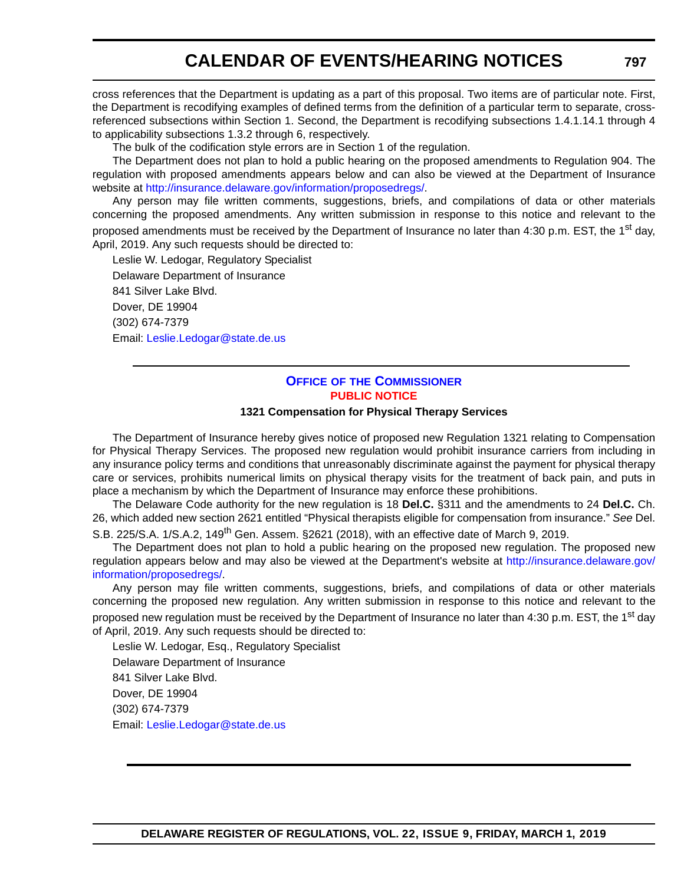cross references that the Department is updating as a part of this proposal. Two items are of particular note. First, the Department is recodifying examples of defined terms from the definition of a particular term to separate, cross-referenced subsections within Section 1. Second, the Department is recodifying subsections 1.4.1.14.1 through 4 to applicability subsections 1.3.2 through 6, respectively.

The bulk of the codification style errors are in Section 1 of the regulation.

The Department does not plan to hold a public hearing on the proposed amendments to Regulation 904. The regulation with proposed amendments appears below and can also be viewed at the Department of Insurance website at http://insurance.delaware.gov/information/proposedregs/.

Any person may file written comments, suggestions, briefs, and compilations of data or other materials concerning the proposed amendments. Any written submission in response to this notice and relevant to the proposed amendments must be received by the Department of Insurance no later than 4:30 p.m. EST, the 1st day, April, 2019. Any such requests should be directed to:

Leslie W. Ledogar, Regulatory Specialist
Delaware Department of Insurance
841 Silver Lake Blvd.
Dover, DE 19904
(302) 674-7379
Email: Leslie.Ledogar@state.de.us

---

## Office of the Commissioner

### Public Notice

#### 1321 Compensation for Physical Therapy Services

The Department of Insurance hereby gives notice of proposed new Regulation 1321 relating to Compensation for Physical Therapy Services. The proposed new regulation would prohibit insurance carriers from including in any insurance policy terms and conditions that unreasonably discriminate against the payment for physical therapy care or services, prohibits numerical limits on physical therapy visits for the treatment of back pain, and puts in place a mechanism by which the Department of Insurance may enforce these prohibitions.

The Delaware Code authority for the new regulation is 18 **Del.C.** §311 and the amendments to 24 **Del.C.** Ch. 26, which added new section 2621 entitled "Physical therapists eligible for compensation from insurance." *See* Del. S.B. 225/S.A. 1/S.A.2, 149th Gen. Assem. §2621 (2018), with an effective date of March 9, 2019.

The Department does not plan to hold a public hearing on the proposed new regulation. The proposed new regulation appears below and may also be viewed at the Department's website at http://insurance.delaware.gov/information/proposedregs/.

Any person may file written comments, suggestions, briefs, and compilations of data or other materials concerning the proposed new regulation. Any written submission in response to this notice and relevant to the proposed new regulation must be received by the Department of Insurance no later than 4:30 p.m. EST, the 1st day of April, 2019. Any such requests should be directed to:

Leslie W. Ledogar, Esq., Regulatory Specialist
Delaware Department of Insurance
841 Silver Lake Blvd.
Dover, DE 19904
(302) 674-7379
Email: Leslie.Ledogar@state.de.us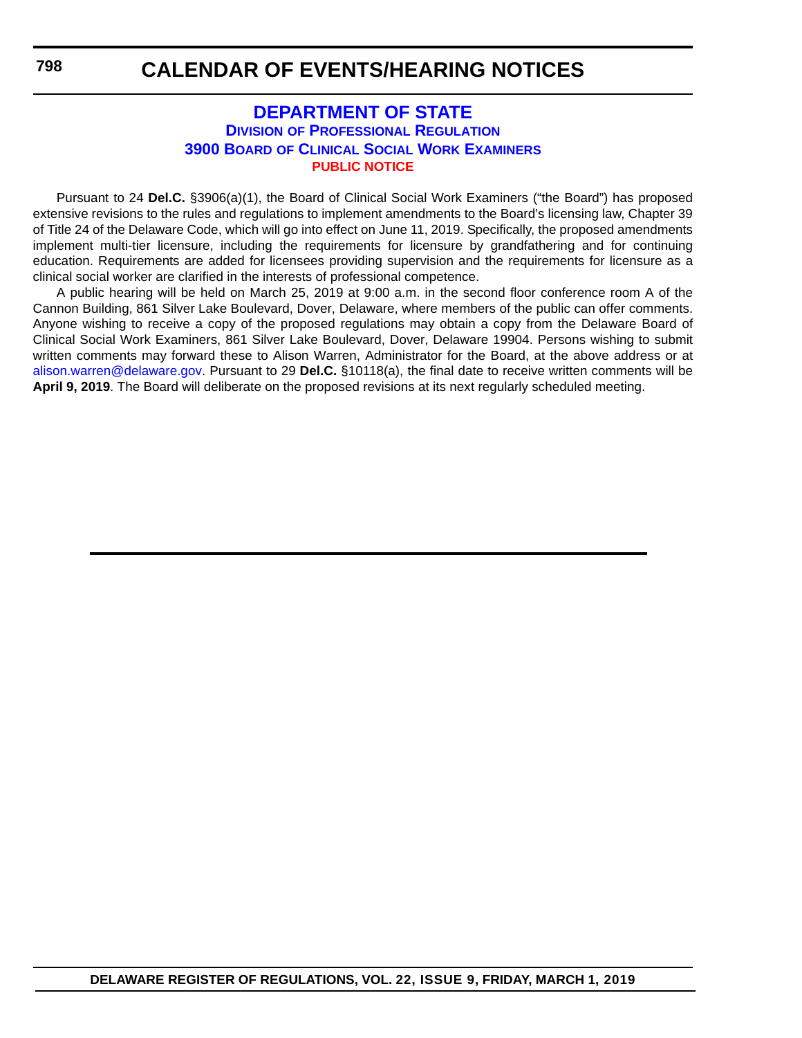# CALENDAR OF EVENTS/HEARING NOTICES

## DEPARTMENT OF STATE

### DIVISION OF PROFESSIONAL REGULATION

### 3900 BOARD OF CLINICAL SOCIAL WORK EXAMINERS

**PUBLIC NOTICE**

Pursuant to 24 **Del.C.** §3906(a)(1), the Board of Clinical Social Work Examiners ("the Board") has proposed extensive revisions to the rules and regulations to implement amendments to the Board's licensing law, Chapter 39 of Title 24 of the Delaware Code, which will go into effect on June 11, 2019. Specifically, the proposed amendments implement multi-tier licensure, including the requirements for licensure by grandfathering and for continuing education. Requirements are added for licensees providing supervision and the requirements for licensure as a clinical social worker are clarified in the interests of professional competence.

A public hearing will be held on March 25, 2019 at 9:00 a.m. in the second floor conference room A of the Cannon Building, 861 Silver Lake Boulevard, Dover, Delaware, where members of the public can offer comments. Anyone wishing to receive a copy of the proposed regulations may obtain a copy from the Delaware Board of Clinical Social Work Examiners, 861 Silver Lake Boulevard, Dover, Delaware 19904. Persons wishing to submit written comments may forward these to Alison Warren, Administrator for the Board, at the above address or at alison.warren@delaware.gov. Pursuant to 29 **Del.C.** §10118(a), the final date to receive written comments will be **April 9, 2019**. The Board will deliberate on the proposed revisions at its next regularly scheduled meeting.